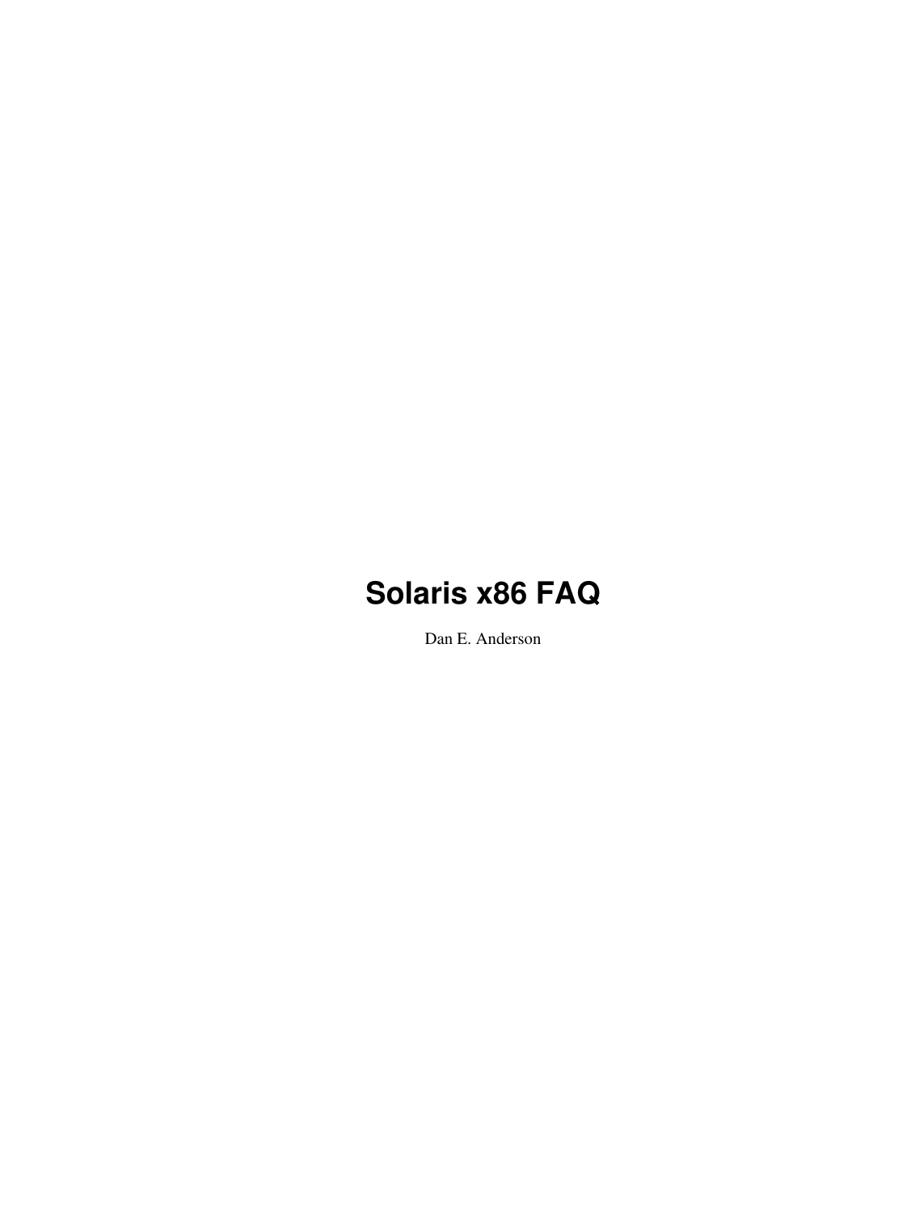# Solaris x86 FAQ

Dan E. Anderson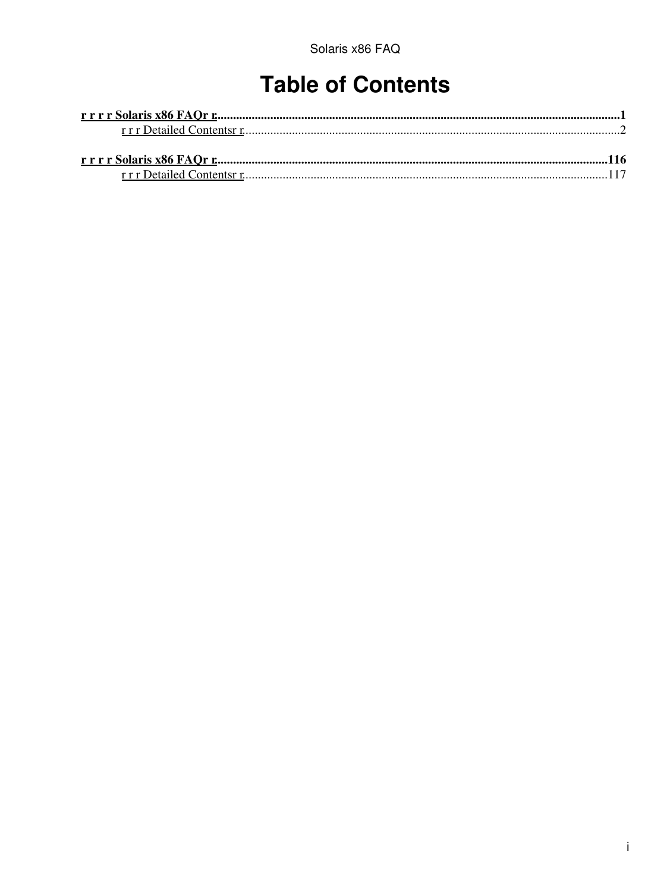# Table of Contents

**r r r r Solaris x86 FAQr r**.....................................................1

r r r Detailed Contentsr r.....................................................2

**r r r r Solaris x86 FAQr r**.....................................................116

r r r Detailed Contentsr r.....................................................117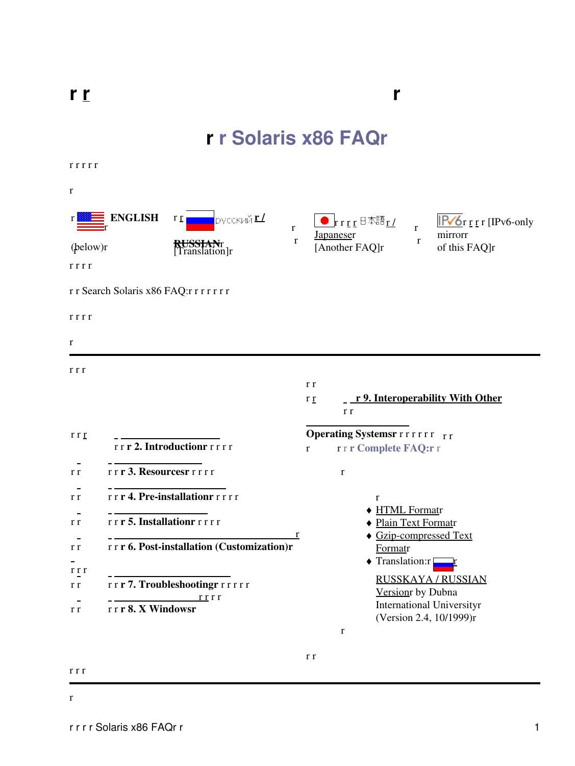# Solaris x86 FAQ

ENGLISH (below)

русский / RUSSIAN [Translation]

日本語 / Japanese [Another FAQ]

[IPv6-only mirror of this FAQ]

Search Solaris x86 FAQ:

---

- 2. Introduction
- 3. Resources
- 4. Pre-installation
- 5. Installation
- 6. Post-installation (Customization)
- 7. Troubleshooting
- 8. X Windows
- 9. Interoperability With Other Operating Systems

**Complete FAQ:**

- HTML Format
- Plain Text Format
- Gzip-compressed Text Format
- Translation: RUSSKAYA / RUSSIAN Version by Dubna International University (Version 2.4, 10/1999)

---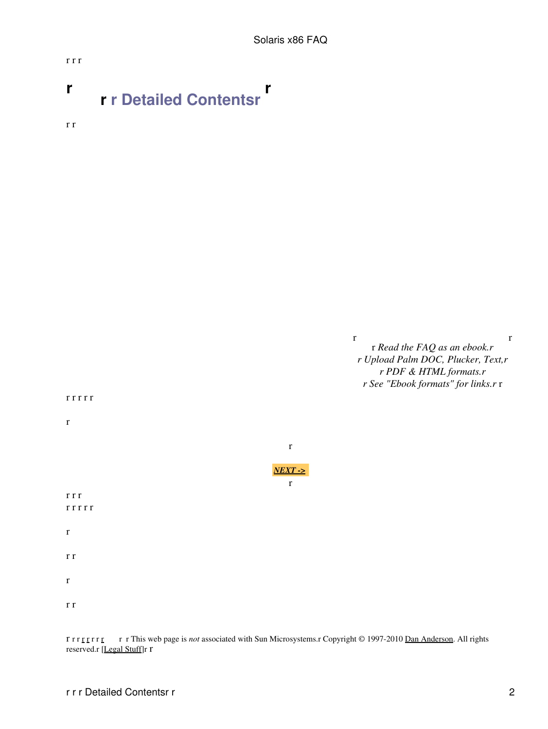r r r

# r r r Detailed Contentsr r

r r

r *Read the FAQ as an ebook.r r Upload Palm DOC, Plucker, Text,r r PDF & HTML formats.r r See "Ebook formats" for links.r* r

r r r r r

r

r

***NEXT ->***

r

r r r

r r r r r

r

r r

r

r r

r r r r r r r r r r This web page is *not* associated with Sun Microsystems.r Copyright © 1997-2010 Dan Anderson. All rights reserved.r [Legal Stuff]r r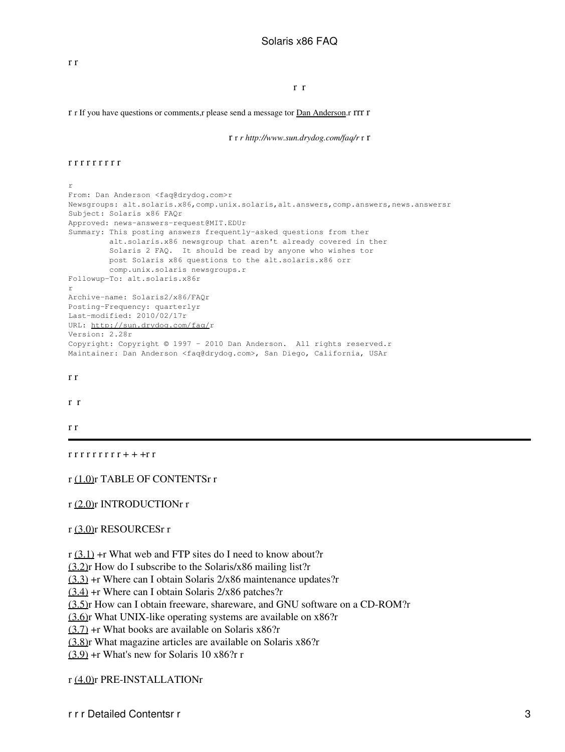r r

r r

r r If you have questions or comments,r please send a message tor Dan Anderson.r rrr r

r r *r http://www.sun.drydog.com/faq/r* r r

r r r r r r r r r

```
r
From: Dan Anderson <faq@drydog.com>r
Newsgroups: alt.solaris.x86,comp.unix.solaris,alt.answers,comp.answers,news.answersr
Subject: Solaris x86 FAQr
Approved: news-answers-request@MIT.EDUr
Summary: This posting answers frequently-asked questions from ther
         alt.solaris.x86 newsgroup that aren't already covered in ther
         Solaris 2 FAQ.  It should be read by anyone who wishes tor
         post Solaris x86 questions to the alt.solaris.x86 orr
         comp.unix.solaris newsgroups.r
Followup-To: alt.solaris.x86r
r
Archive-name: Solaris2/x86/FAQr
Posting-Frequency: quarterlyr
Last-modified: 2010/02/17r
URL: http://sun.drydog.com/faq/r
Version: 2.28r
Copyright: Copyright © 1997 - 2010 Dan Anderson.  All rights reserved.r
Maintainer: Dan Anderson <faq@drydog.com>, San Diego, California, USAr
```

r r

r r

r r

---

r r r r r r r r r + + +r r

r (1.0)r TABLE OF CONTENTSr r

r (2.0)r INTRODUCTIONr r

r (3.0)r RESOURCESr r

r (3.1) +r What web and FTP sites do I need to know about?r
(3.2)r How do I subscribe to the Solaris/x86 mailing list?r
(3.3) +r Where can I obtain Solaris 2/x86 maintenance updates?r
(3.4) +r Where can I obtain Solaris 2/x86 patches?r
(3.5)r How can I obtain freeware, shareware, and GNU software on a CD-ROM?r
(3.6)r What UNIX-like operating systems are available on x86?r
(3.7) +r What books are available on Solaris x86?r
(3.8)r What magazine articles are available on Solaris x86?r
(3.9) +r What's new for Solaris 10 x86?r r

r (4.0)r PRE-INSTALLATIONr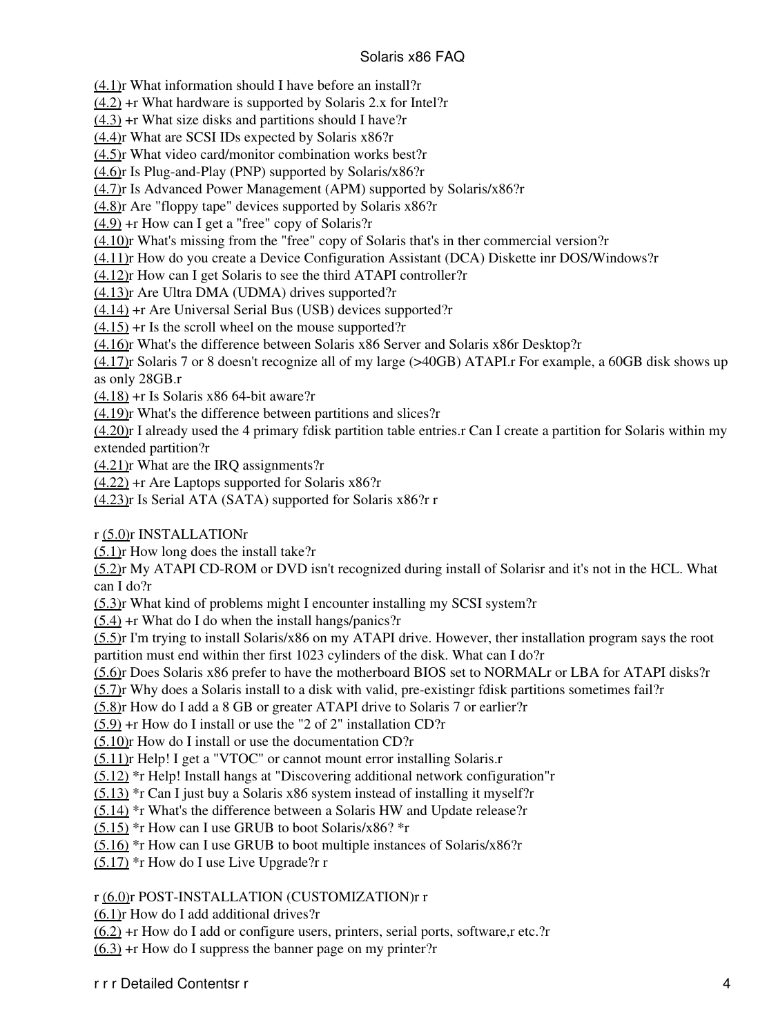(4.1)r What information should I have before an install?r
(4.2) +r What hardware is supported by Solaris 2.x for Intel?r
(4.3) +r What size disks and partitions should I have?r
(4.4)r What are SCSI IDs expected by Solaris x86?r
(4.5)r What video card/monitor combination works best?r
(4.6)r Is Plug-and-Play (PNP) supported by Solaris/x86?r
(4.7)r Is Advanced Power Management (APM) supported by Solaris/x86?r
(4.8)r Are "floppy tape" devices supported by Solaris x86?r
(4.9) +r How can I get a "free" copy of Solaris?r
(4.10)r What's missing from the "free" copy of Solaris that's in ther commercial version?r
(4.11)r How do you create a Device Configuration Assistant (DCA) Diskette inr DOS/Windows?r
(4.12)r How can I get Solaris to see the third ATAPI controller?r
(4.13)r Are Ultra DMA (UDMA) drives supported?r
(4.14) +r Are Universal Serial Bus (USB) devices supported?r
(4.15) +r Is the scroll wheel on the mouse supported?r
(4.16)r What's the difference between Solaris x86 Server and Solaris x86r Desktop?r
(4.17)r Solaris 7 or 8 doesn't recognize all of my large (>40GB) ATAPI.r For example, a 60GB disk shows up as only 28GB.r
(4.18) +r Is Solaris x86 64-bit aware?r
(4.19)r What's the difference between partitions and slices?r
(4.20)r I already used the 4 primary fdisk partition table entries.r Can I create a partition for Solaris within my extended partition?r
(4.21)r What are the IRQ assignments?r
(4.22) +r Are Laptops supported for Solaris x86?r
(4.23)r Is Serial ATA (SATA) supported for Solaris x86?r r

r (5.0)r INSTALLATIONr
(5.1)r How long does the install take?r
(5.2)r My ATAPI CD-ROM or DVD isn't recognized during install of Solarisr and it's not in the HCL. What can I do?r
(5.3)r What kind of problems might I encounter installing my SCSI system?r
(5.4) +r What do I do when the install hangs/panics?r
(5.5)r I'm trying to install Solaris/x86 on my ATAPI drive. However, ther installation program says the root partition must end within ther first 1023 cylinders of the disk. What can I do?r
(5.6)r Does Solaris x86 prefer to have the motherboard BIOS set to NORMALr or LBA for ATAPI disks?r
(5.7)r Why does a Solaris install to a disk with valid, pre-existingr fdisk partitions sometimes fail?r
(5.8)r How do I add a 8 GB or greater ATAPI drive to Solaris 7 or earlier?r
(5.9) +r How do I install or use the "2 of 2" installation CD?r
(5.10)r How do I install or use the documentation CD?r
(5.11)r Help! I get a "VTOC" or cannot mount error installing Solaris.r
(5.12) *r Help! Install hangs at "Discovering additional network configuration"r
(5.13) *r Can I just buy a Solaris x86 system instead of installing it myself?r
(5.14) *r What's the difference between a Solaris HW and Update release?r
(5.15) *r How can I use GRUB to boot Solaris/x86? *r
(5.16) *r How can I use GRUB to boot multiple instances of Solaris/x86?r
(5.17) *r How do I use Live Upgrade?r r

r (6.0)r POST-INSTALLATION (CUSTOMIZATION)r r
(6.1)r How do I add additional drives?r
(6.2) +r How do I add or configure users, printers, serial ports, software,r etc.?r
(6.3) +r How do I suppress the banner page on my printer?r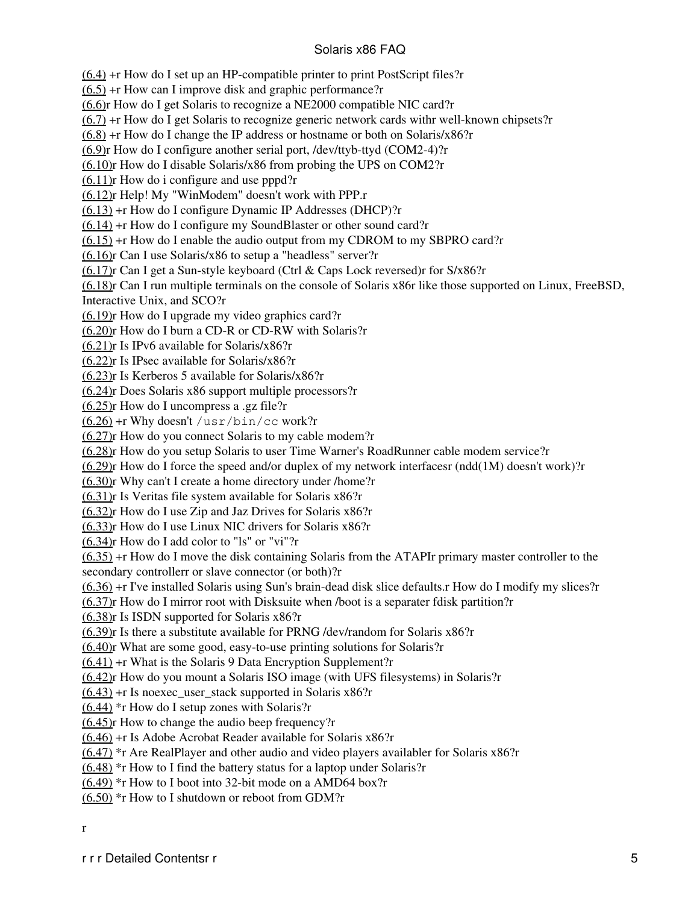(6.4) +r How do I set up an HP-compatible printer to print PostScript files?r
(6.5) +r How can I improve disk and graphic performance?r
(6.6)r How do I get Solaris to recognize a NE2000 compatible NIC card?r
(6.7) +r How do I get Solaris to recognize generic network cards withr well-known chipsets?r
(6.8) +r How do I change the IP address or hostname or both on Solaris/x86?r
(6.9)r How do I configure another serial port, /dev/ttyb-ttyd (COM2-4)?r
(6.10)r How do I disable Solaris/x86 from probing the UPS on COM2?r
(6.11)r How do i configure and use pppd?r
(6.12)r Help! My "WinModem" doesn't work with PPP.r
(6.13) +r How do I configure Dynamic IP Addresses (DHCP)?r
(6.14) +r How do I configure my SoundBlaster or other sound card?r
(6.15) +r How do I enable the audio output from my CDROM to my SBPRO card?r
(6.16)r Can I use Solaris/x86 to setup a "headless" server?r
(6.17)r Can I get a Sun-style keyboard (Ctrl & Caps Lock reversed)r for S/x86?r
(6.18)r Can I run multiple terminals on the console of Solaris x86r like those supported on Linux, FreeBSD, Interactive Unix, and SCO?r
(6.19)r How do I upgrade my video graphics card?r
(6.20)r How do I burn a CD-R or CD-RW with Solaris?r
(6.21)r Is IPv6 available for Solaris/x86?r
(6.22)r Is IPsec available for Solaris/x86?r
(6.23)r Is Kerberos 5 available for Solaris/x86?r
(6.24)r Does Solaris x86 support multiple processors?r
(6.25)r How do I uncompress a .gz file?r
(6.26) +r Why doesn't `/usr/bin/cc` work?r
(6.27)r How do you connect Solaris to my cable modem?r
(6.28)r How do you setup Solaris to user Time Warner's RoadRunner cable modem service?r
(6.29)r How do I force the speed and/or duplex of my network interfacesr (ndd(1M) doesn't work)?r
(6.30)r Why can't I create a home directory under /home?r
(6.31)r Is Veritas file system available for Solaris x86?r
(6.32)r How do I use Zip and Jaz Drives for Solaris x86?r
(6.33)r How do I use Linux NIC drivers for Solaris x86?r
(6.34)r How do I add color to "ls" or "vi"?r
(6.35) +r How do I move the disk containing Solaris from the ATAPIr primary master controller to the secondary controllerr or slave connector (or both)?r
(6.36) +r I've installed Solaris using Sun's brain-dead disk slice defaults.r How do I modify my slices?r
(6.37)r How do I mirror root with Disksuite when /boot is a separater fdisk partition?r
(6.38)r Is ISDN supported for Solaris x86?r
(6.39)r Is there a substitute available for PRNG /dev/random for Solaris x86?r
(6.40)r What are some good, easy-to-use printing solutions for Solaris?r
(6.41) +r What is the Solaris 9 Data Encryption Supplement?r
(6.42)r How do you mount a Solaris ISO image (with UFS filesystems) in Solaris?r
(6.43) +r Is noexec_user_stack supported in Solaris x86?r
(6.44) *r How do I setup zones with Solaris?r
(6.45)r How to change the audio beep frequency?r
(6.46) +r Is Adobe Acrobat Reader available for Solaris x86?r
(6.47) *r Are RealPlayer and other audio and video players availabler for Solaris x86?r
(6.48) *r How to I find the battery status for a laptop under Solaris?r
(6.49) *r How to I boot into 32-bit mode on a AMD64 box?r
(6.50) *r How to I shutdown or reboot from GDM?r

r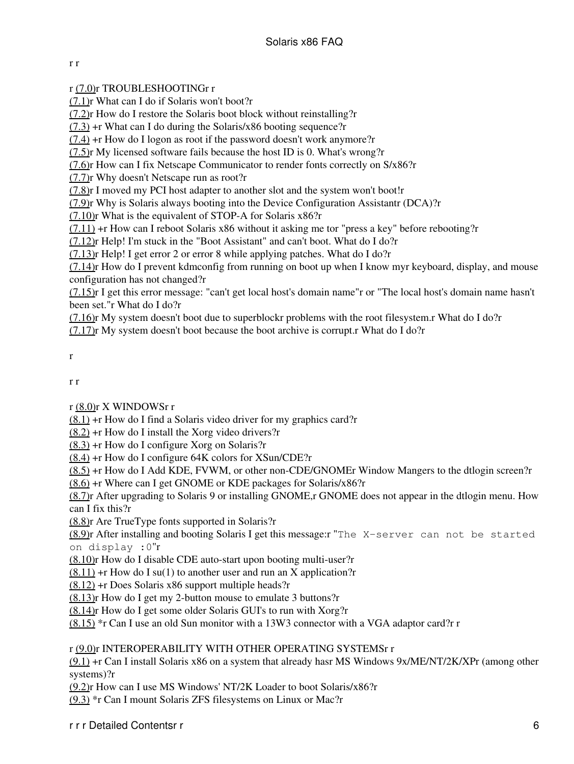r r

r (7.0)r TROUBLESHOOTINGr r

(7.1)r What can I do if Solaris won't boot?r
(7.2)r How do I restore the Solaris boot block without reinstalling?r
(7.3) +r What can I do during the Solaris/x86 booting sequence?r
(7.4) +r How do I logon as root if the password doesn't work anymore?r
(7.5)r My licensed software fails because the host ID is 0. What's wrong?r
(7.6)r How can I fix Netscape Communicator to render fonts correctly on S/x86?r
(7.7)r Why doesn't Netscape run as root?r
(7.8)r I moved my PCI host adapter to another slot and the system won't boot!r
(7.9)r Why is Solaris always booting into the Device Configuration Assistantr (DCA)?r
(7.10)r What is the equivalent of STOP-A for Solaris x86?r
(7.11) +r How can I reboot Solaris x86 without it asking me tor "press a key" before rebooting?r
(7.12)r Help! I'm stuck in the "Boot Assistant" and can't boot. What do I do?r
(7.13)r Help! I get error 2 or error 8 while applying patches. What do I do?r
(7.14)r How do I prevent kdmconfig from running on boot up when I know myr keyboard, display, and mouse configuration has not changed?r
(7.15)r I get this error message: "can't get local host's domain name"r or "The local host's domain name hasn't been set."r What do I do?r
(7.16)r My system doesn't boot due to superblockr problems with the root filesystem.r What do I do?r
(7.17)r My system doesn't boot because the boot archive is corrupt.r What do I do?r

r

r r

r (8.0)r X WINDOWSr r

(8.1) +r How do I find a Solaris video driver for my graphics card?r
(8.2) +r How do I install the Xorg video drivers?r
(8.3) +r How do I configure Xorg on Solaris?r
(8.4) +r How do I configure 64K colors for XSun/CDE?r
(8.5) +r How do I Add KDE, FVWM, or other non-CDE/GNOMEr Window Mangers to the dtlogin screen?r
(8.6) +r Where can I get GNOME or KDE packages for Solaris/x86?r
(8.7)r After upgrading to Solaris 9 or installing GNOME,r GNOME does not appear in the dtlogin menu. How can I fix this?r
(8.8)r Are TrueType fonts supported in Solaris?r
(8.9)r After installing and booting Solaris I get this message:r "`The X-server can not be started on display :0`"r
(8.10)r How do I disable CDE auto-start upon booting multi-user?r
(8.11) +r How do I su(1) to another user and run an X application?r
(8.12) +r Does Solaris x86 support multiple heads?r
(8.13)r How do I get my 2-button mouse to emulate 3 buttons?r
(8.14)r How do I get some older Solaris GUI's to run with Xorg?r
(8.15) *r Can I use an old Sun monitor with a 13W3 connector with a VGA adaptor card?r r

r (9.0)r INTEROPERABILITY WITH OTHER OPERATING SYSTEMSr r

(9.1) +r Can I install Solaris x86 on a system that already hasr MS Windows 9x/ME/NT/2K/XPr (among other systems)?r
(9.2)r How can I use MS Windows' NT/2K Loader to boot Solaris/x86?r
(9.3) *r Can I mount Solaris ZFS filesystems on Linux or Mac?r

r r r Detailed Contentsr r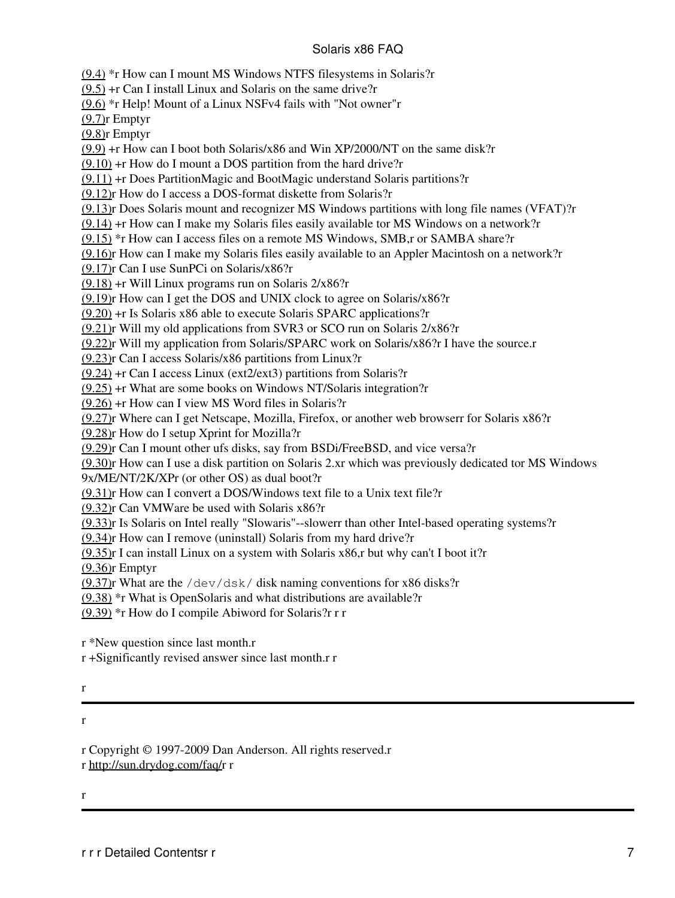(9.4) *r How can I mount MS Windows NTFS filesystems in Solaris?r
(9.5) +r Can I install Linux and Solaris on the same drive?r
(9.6) *r Help! Mount of a Linux NSFv4 fails with "Not owner"r
(9.7)r Emptyr
(9.8)r Emptyr
(9.9) +r How can I boot both Solaris/x86 and Win XP/2000/NT on the same disk?r
(9.10) +r How do I mount a DOS partition from the hard drive?r
(9.11) +r Does PartitionMagic and BootMagic understand Solaris partitions?r
(9.12)r How do I access a DOS-format diskette from Solaris?r
(9.13)r Does Solaris mount and recognizer MS Windows partitions with long file names (VFAT)?r
(9.14) +r How can I make my Solaris files easily available tor MS Windows on a network?r
(9.15) *r How can I access files on a remote MS Windows, SMB,r or SAMBA share?r
(9.16)r How can I make my Solaris files easily available to an Appler Macintosh on a network?r
(9.17)r Can I use SunPCi on Solaris/x86?r
(9.18) +r Will Linux programs run on Solaris 2/x86?r
(9.19)r How can I get the DOS and UNIX clock to agree on Solaris/x86?r
(9.20) +r Is Solaris x86 able to execute Solaris SPARC applications?r
(9.21)r Will my old applications from SVR3 or SCO run on Solaris 2/x86?r
(9.22)r Will my application from Solaris/SPARC work on Solaris/x86?r I have the source.r
(9.23)r Can I access Solaris/x86 partitions from Linux?r
(9.24) +r Can I access Linux (ext2/ext3) partitions from Solaris?r
(9.25) +r What are some books on Windows NT/Solaris integration?r
(9.26) +r How can I view MS Word files in Solaris?r
(9.27)r Where can I get Netscape, Mozilla, Firefox, or another web browserr for Solaris x86?r
(9.28)r How do I setup Xprint for Mozilla?r
(9.29)r Can I mount other ufs disks, say from BSDi/FreeBSD, and vice versa?r
(9.30)r How can I use a disk partition on Solaris 2.xr which was previously dedicated tor MS Windows 9x/ME/NT/2K/XPr (or other OS) as dual boot?r
(9.31)r How can I convert a DOS/Windows text file to a Unix text file?r
(9.32)r Can VMWare be used with Solaris x86?r
(9.33)r Is Solaris on Intel really "Slowaris"--slowerr than other Intel-based operating systems?r
(9.34)r How can I remove (uninstall) Solaris from my hard drive?r
(9.35)r I can install Linux on a system with Solaris x86,r but why can't I boot it?r
(9.36)r Emptyr
(9.37)r What are the `/dev/dsk/` disk naming conventions for x86 disks?r
(9.38) *r What is OpenSolaris and what distributions are available?r
(9.39) *r How do I compile Abiword for Solaris?r r r

r *New question since last month.r
r +Significantly revised answer since last month.r r

r

---

r

r Copyright © 1997-2009 Dan Anderson. All rights reserved.r
r http://sun.drydog.com/faq/r r

r

---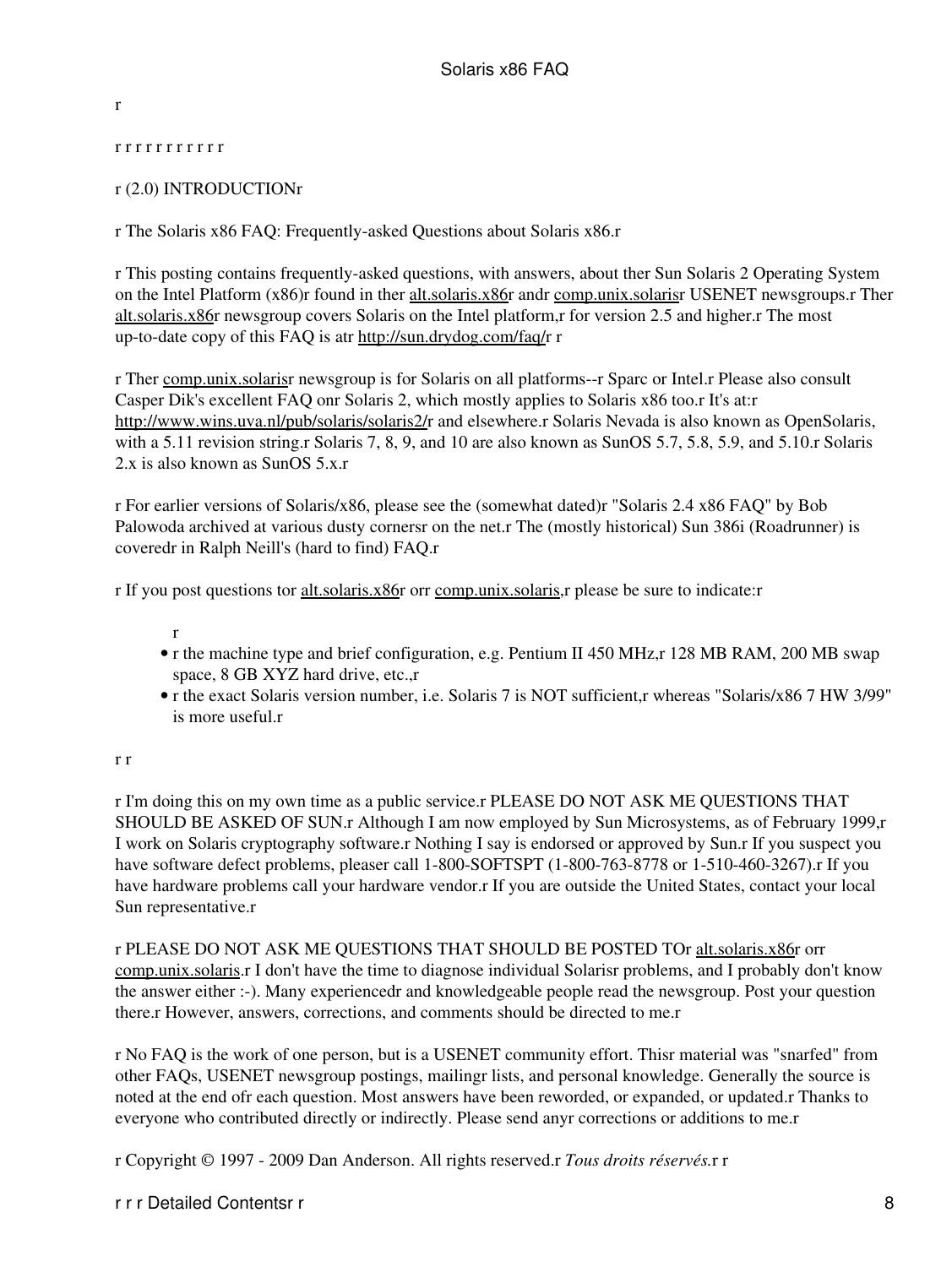r

r r r r r r r r r r r

r (2.0) INTRODUCTIONr

r The Solaris x86 FAQ: Frequently-asked Questions about Solaris x86.r

r This posting contains frequently-asked questions, with answers, about ther Sun Solaris 2 Operating System on the Intel Platform (x86)r found in ther alt.solaris.x86r andr comp.unix.solarisr USENET newsgroups.r Ther alt.solaris.x86r newsgroup covers Solaris on the Intel platform,r for version 2.5 and higher.r The most up-to-date copy of this FAQ is atr http://sun.drydog.com/faq/r r

r Ther comp.unix.solarisr newsgroup is for Solaris on all platforms--r Sparc or Intel.r Please also consult Casper Dik's excellent FAQ onr Solaris 2, which mostly applies to Solaris x86 too.r It's at:r http://www.wins.uva.nl/pub/solaris/solaris2/r and elsewhere.r Solaris Nevada is also known as OpenSolaris, with a 5.11 revision string.r Solaris 7, 8, 9, and 10 are also known as SunOS 5.7, 5.8, 5.9, and 5.10.r Solaris 2.x is also known as SunOS 5.x.r

r For earlier versions of Solaris/x86, please see the (somewhat dated)r "Solaris 2.4 x86 FAQ" by Bob Palowoda archived at various dusty cornersr on the net.r The (mostly historical) Sun 386i (Roadrunner) is coveredr in Ralph Neill's (hard to find) FAQ.r

r If you post questions tor alt.solaris.x86r orr comp.unix.solaris,r please be sure to indicate:r

r

- r the machine type and brief configuration, e.g. Pentium II 450 MHz,r 128 MB RAM, 200 MB swap space, 8 GB XYZ hard drive, etc.,r
- r the exact Solaris version number, i.e. Solaris 7 is NOT sufficient,r whereas "Solaris/x86 7 HW 3/99" is more useful.r

r r

r I'm doing this on my own time as a public service.r PLEASE DO NOT ASK ME QUESTIONS THAT SHOULD BE ASKED OF SUN.r Although I am now employed by Sun Microsystems, as of February 1999,r I work on Solaris cryptography software.r Nothing I say is endorsed or approved by Sun.r If you suspect you have software defect problems, pleaser call 1-800-SOFTSPT (1-800-763-8778 or 1-510-460-3267).r If you have hardware problems call your hardware vendor.r If you are outside the United States, contact your local Sun representative.r

r PLEASE DO NOT ASK ME QUESTIONS THAT SHOULD BE POSTED TOr alt.solaris.x86r orr comp.unix.solaris.r I don't have the time to diagnose individual Solarisr problems, and I probably don't know the answer either :-). Many experiencedr and knowledgeable people read the newsgroup. Post your question there.r However, answers, corrections, and comments should be directed to me.r

r No FAQ is the work of one person, but is a USENET community effort. Thisr material was "snarfed" from other FAQs, USENET newsgroup postings, mailingr lists, and personal knowledge. Generally the source is noted at the end ofr each question. Most answers have been reworded, or expanded, or updated.r Thanks to everyone who contributed directly or indirectly. Please send anyr corrections or additions to me.r

r Copyright © 1997 - 2009 Dan Anderson. All rights reserved.r *Tous droits réservés.*r r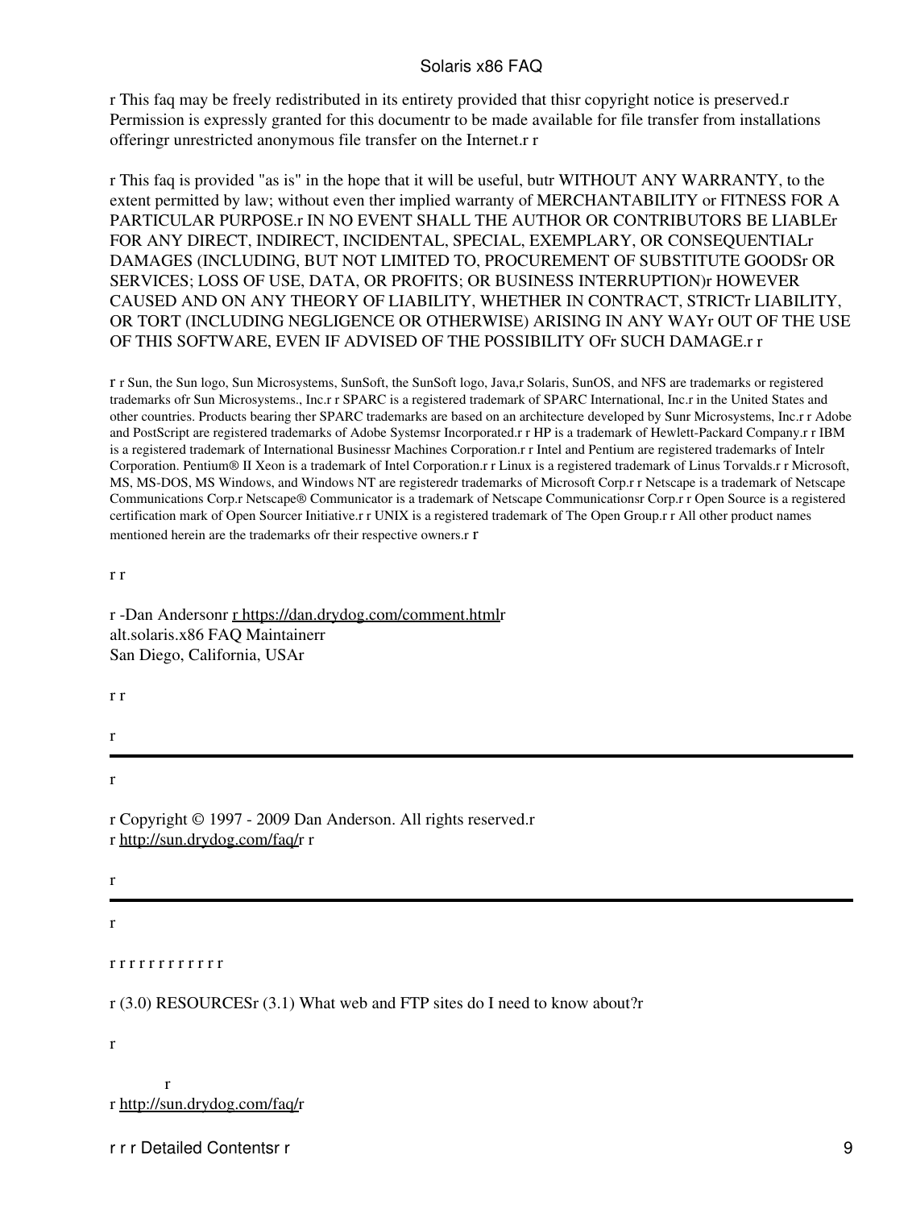r This faq may be freely redistributed in its entirety provided that thisr copyright notice is preserved.r Permission is expressly granted for this documentr to be made available for file transfer from installations offeringr unrestricted anonymous file transfer on the Internet.r r

r This faq is provided "as is" in the hope that it will be useful, butr WITHOUT ANY WARRANTY, to the extent permitted by law; without even ther implied warranty of MERCHANTABILITY or FITNESS FOR A PARTICULAR PURPOSE.r IN NO EVENT SHALL THE AUTHOR OR CONTRIBUTORS BE LIABLEr FOR ANY DIRECT, INDIRECT, INCIDENTAL, SPECIAL, EXEMPLARY, OR CONSEQUENTIALr DAMAGES (INCLUDING, BUT NOT LIMITED TO, PROCUREMENT OF SUBSTITUTE GOODSr OR SERVICES; LOSS OF USE, DATA, OR PROFITS; OR BUSINESS INTERRUPTION)r HOWEVER CAUSED AND ON ANY THEORY OF LIABILITY, WHETHER IN CONTRACT, STRICTr LIABILITY, OR TORT (INCLUDING NEGLIGENCE OR OTHERWISE) ARISING IN ANY WAYr OUT OF THE USE OF THIS SOFTWARE, EVEN IF ADVISED OF THE POSSIBILITY OFr SUCH DAMAGE.r r

r r Sun, the Sun logo, Sun Microsystems, SunSoft, the SunSoft logo, Java,r Solaris, SunOS, and NFS are trademarks or registered trademarks ofr Sun Microsystems., Inc.r r SPARC is a registered trademark of SPARC International, Inc.r in the United States and other countries. Products bearing ther SPARC trademarks are based on an architecture developed by Sunr Microsystems, Inc.r r Adobe and PostScript are registered trademarks of Adobe Systemsr Incorporated.r r HP is a trademark of Hewlett-Packard Company.r r IBM is a registered trademark of International Businessr Machines Corporation.r r Intel and Pentium are registered trademarks of Intelr Corporation. Pentium® II Xeon is a trademark of Intel Corporation.r r Linux is a registered trademark of Linus Torvalds.r r Microsoft, MS, MS-DOS, MS Windows, and Windows NT are registeredr trademarks of Microsoft Corp.r r Netscape is a trademark of Netscape Communications Corp.r Netscape® Communicator is a trademark of Netscape Communicationsr Corp.r r Open Source is a registered certification mark of Open Sourcer Initiative.r r UNIX is a registered trademark of The Open Group.r r All other product names mentioned herein are the trademarks ofr their respective owners.r r

r r

r -Dan Andersonr r https://dan.drydog.com/comment.htmlr
alt.solaris.x86 FAQ Maintainerr
San Diego, California, USAr

r r

r

---

r

r Copyright © 1997 - 2009 Dan Anderson. All rights reserved.r
r http://sun.drydog.com/faq/r r

r

---

r

r r r r r r r r r r r r

r (3.0) RESOURCESr (3.1) What web and FTP sites do I need to know about?r

r

r
r http://sun.drydog.com/faq/r

r r r Detailed Contentsr r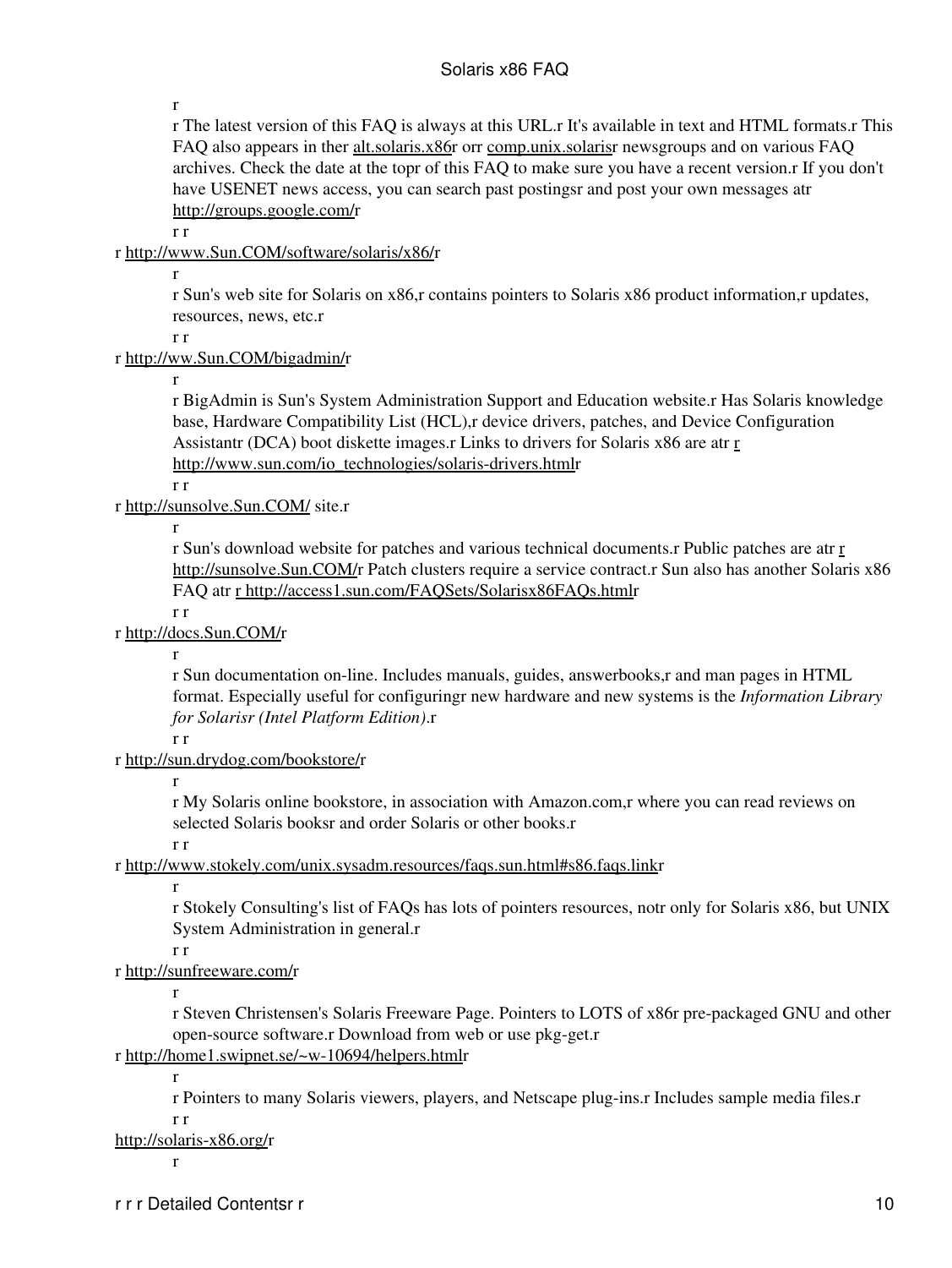r

r The latest version of this FAQ is always at this URL.r It's available in text and HTML formats.r This FAQ also appears in ther alt.solaris.x86r orr comp.unix.solarisr newsgroups and on various FAQ archives. Check the date at the topr of this FAQ to make sure you have a recent version.r If you don't have USENET news access, you can search past postingsr and post your own messages atr http://groups.google.com/r

r r

r http://www.Sun.COM/software/solaris/x86/r

r

r Sun's web site for Solaris on x86,r contains pointers to Solaris x86 product information,r updates, resources, news, etc.r

r r

r http://ww.Sun.COM/bigadmin/r

r

r BigAdmin is Sun's System Administration Support and Education website.r Has Solaris knowledge base, Hardware Compatibility List (HCL),r device drivers, patches, and Device Configuration Assistantr (DCA) boot diskette images.r Links to drivers for Solaris x86 are atr r http://www.sun.com/io_technologies/solaris-drivers.htmlr

r r

r http://sunsolve.Sun.COM/ site.r

r

r Sun's download website for patches and various technical documents.r Public patches are atr r http://sunsolve.Sun.COM/r Patch clusters require a service contract.r Sun also has another Solaris x86 FAQ atr r http://access1.sun.com/FAQSets/Solarisx86FAQs.htmlr

r r

r http://docs.Sun.COM/r

r

r Sun documentation on-line. Includes manuals, guides, answerbooks,r and man pages in HTML format. Especially useful for configuringr new hardware and new systems is the *Information Library for Solarisr (Intel Platform Edition)*.r

r r

r http://sun.drydog.com/bookstore/r

r

r My Solaris online bookstore, in association with Amazon.com,r where you can read reviews on selected Solaris booksr and order Solaris or other books.r

r r

r http://www.stokely.com/unix.sysadm.resources/faqs.sun.html#s86.faqs.linkr

r

r Stokely Consulting's list of FAQs has lots of pointers resources, notr only for Solaris x86, but UNIX System Administration in general.r

r r

r http://sunfreeware.com/r

r

r Steven Christensen's Solaris Freeware Page. Pointers to LOTS of x86r pre-packaged GNU and other open-source software.r Download from web or use pkg-get.r

r http://home1.swipnet.se/~w-10694/helpers.htmlr

r

r Pointers to many Solaris viewers, players, and Netscape plug-ins.r Includes sample media files.r

r r

http://solaris-x86.org/r

r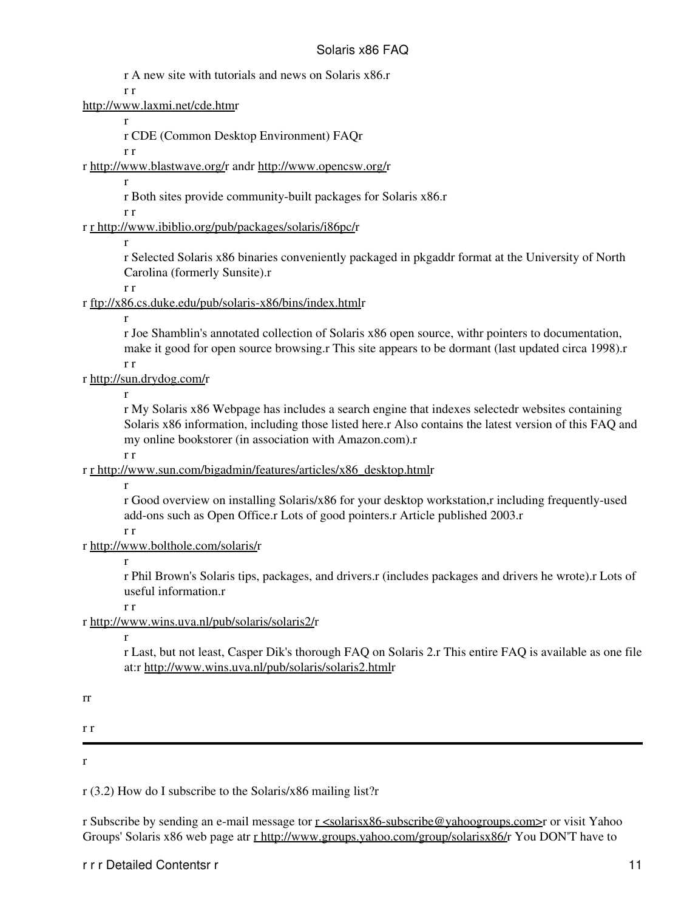r A new site with tutorials and news on Solaris x86.r

r r

http://www.laxmi.net/cde.htmr

r

r CDE (Common Desktop Environment) FAQr

r r

r http://www.blastwave.org/r andr http://www.opencsw.org/r

r

r Both sites provide community-built packages for Solaris x86.r

r r

r r http://www.ibiblio.org/pub/packages/solaris/i86pc/r

r

r Selected Solaris x86 binaries conveniently packaged in pkgaddr format at the University of North Carolina (formerly Sunsite).r

r r

r ftp://x86.cs.duke.edu/pub/solaris-x86/bins/index.htmlr

r

r Joe Shamblin's annotated collection of Solaris x86 open source, withr pointers to documentation, make it good for open source browsing.r This site appears to be dormant (last updated circa 1998).r

r r

r http://sun.drydog.com/r

r

r My Solaris x86 Webpage has includes a search engine that indexes selectedr websites containing Solaris x86 information, including those listed here.r Also contains the latest version of this FAQ and my online bookstorer (in association with Amazon.com).r

r r

r r http://www.sun.com/bigadmin/features/articles/x86_desktop.htmlr

r

r Good overview on installing Solaris/x86 for your desktop workstation,r including frequently-used add-ons such as Open Office.r Lots of good pointers.r Article published 2003.r

r r

r http://www.bolthole.com/solaris/r

r

r Phil Brown's Solaris tips, packages, and drivers.r (includes packages and drivers he wrote).r Lots of useful information.r

r r

r http://www.wins.uva.nl/pub/solaris/solaris2/r

r

r Last, but not least, Casper Dik's thorough FAQ on Solaris 2.r This entire FAQ is available as one file at:r http://www.wins.uva.nl/pub/solaris/solaris2.htmlr

rr

r r

---

r

r (3.2) How do I subscribe to the Solaris/x86 mailing list?r

r Subscribe by sending an e-mail message tor r <solarisx86-subscribe@yahoogroups.com>r or visit Yahoo Groups' Solaris x86 web page atr r http://www.groups.yahoo.com/group/solarisx86/r You DON'T have to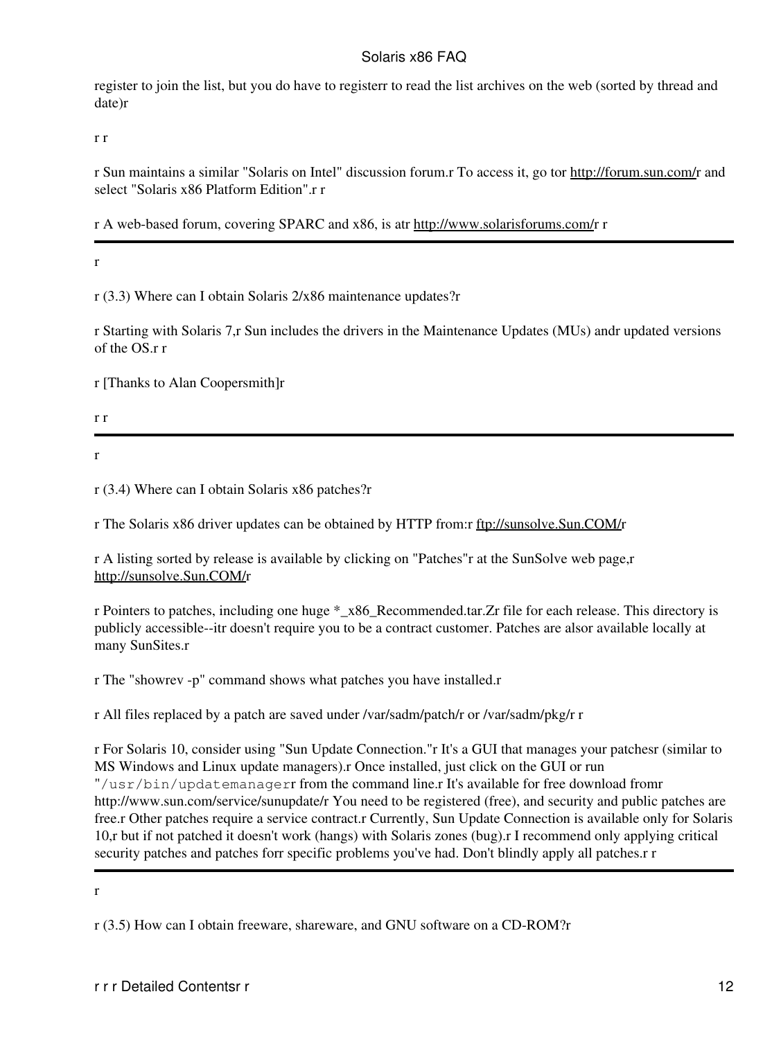register to join the list, but you do have to registerr to read the list archives on the web (sorted by thread and date)r

r r

r Sun maintains a similar "Solaris on Intel" discussion forum.r To access it, go tor http://forum.sun.com/r and select "Solaris x86 Platform Edition".r r

r A web-based forum, covering SPARC and x86, is atr http://www.solarisforums.com/r r

---

r

r (3.3) Where can I obtain Solaris 2/x86 maintenance updates?r

r Starting with Solaris 7,r Sun includes the drivers in the Maintenance Updates (MUs) andr updated versions of the OS.r r

r [Thanks to Alan Coopersmith]r

r r

---

r

r (3.4) Where can I obtain Solaris x86 patches?r

r The Solaris x86 driver updates can be obtained by HTTP from:r ftp://sunsolve.Sun.COM/r

r A listing sorted by release is available by clicking on "Patches"r at the SunSolve web page,r http://sunsolve.Sun.COM/r

r Pointers to patches, including one huge *_x86_Recommended.tar.Zr file for each release. This directory is publicly accessible--itr doesn't require you to be a contract customer. Patches are alsor available locally at many SunSites.r

r The "showrev -p" command shows what patches you have installed.r

r All files replaced by a patch are saved under /var/sadm/patch/r or /var/sadm/pkg/r r

r For Solaris 10, consider using "Sun Update Connection."r It's a GUI that manages your patchesr (similar to MS Windows and Linux update managers).r Once installed, just click on the GUI or run "`/usr/bin/updatemanager`r from the command line.r It's available for free download fromr http://www.sun.com/service/sunupdate/r You need to be registered (free), and security and public patches are free.r Other patches require a service contract.r Currently, Sun Update Connection is available only for Solaris 10,r but if not patched it doesn't work (hangs) with Solaris zones (bug).r I recommend only applying critical security patches and patches forr specific problems you've had. Don't blindly apply all patches.r r

---

r

r (3.5) How can I obtain freeware, shareware, and GNU software on a CD-ROM?r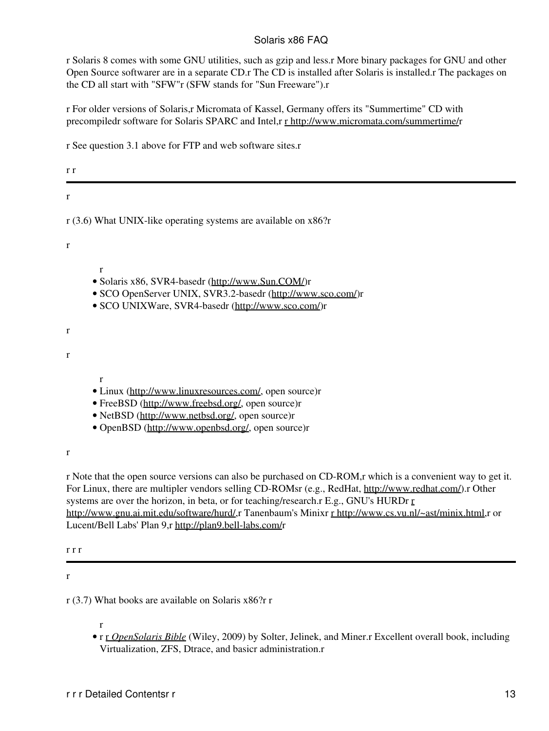r Solaris 8 comes with some GNU utilities, such as gzip and less.r More binary packages for GNU and other Open Source softwarer are in a separate CD.r The CD is installed after Solaris is installed.r The packages on the CD all start with "SFW"r (SFW stands for "Sun Freeware").r

r For older versions of Solaris,r Micromata of Kassel, Germany offers its "Summertime" CD with precompiledr software for Solaris SPARC and Intel,r r http://www.micromata.com/summertime/r

r See question 3.1 above for FTP and web software sites.r

r r

---

r

r (3.6) What UNIX-like operating systems are available on x86?r

r

r

- Solaris x86, SVR4-basedr (http://www.Sun.COM/)r
- SCO OpenServer UNIX, SVR3.2-basedr (http://www.sco.com/)r
- SCO UNIXWare, SVR4-basedr (http://www.sco.com/)r

r

r

r

- Linux (http://www.linuxresources.com/, open source)r
- FreeBSD (http://www.freebsd.org/, open source)r
- NetBSD (http://www.netbsd.org/, open source)r
- OpenBSD (http://www.openbsd.org/, open source)r

r

r Note that the open source versions can also be purchased on CD-ROM,r which is a convenient way to get it. For Linux, there are multipler vendors selling CD-ROMsr (e.g., RedHat, http://www.redhat.com/).r Other systems are over the horizon, in beta, or for teaching/research.r E.g., GNU's HURDr r http://www.gnu.ai.mit.edu/software/hurd/,r Tanenbaum's Minixr r http://www.cs.vu.nl/~ast/minix.html,r or Lucent/Bell Labs' Plan 9,r http://plan9.bell-labs.com/r

r r r

---

r

r (3.7) What books are available on Solaris x86?r r

r

- r r *OpenSolaris Bible* (Wiley, 2009) by Solter, Jelinek, and Miner.r Excellent overall book, including Virtualization, ZFS, Dtrace, and basicr administration.r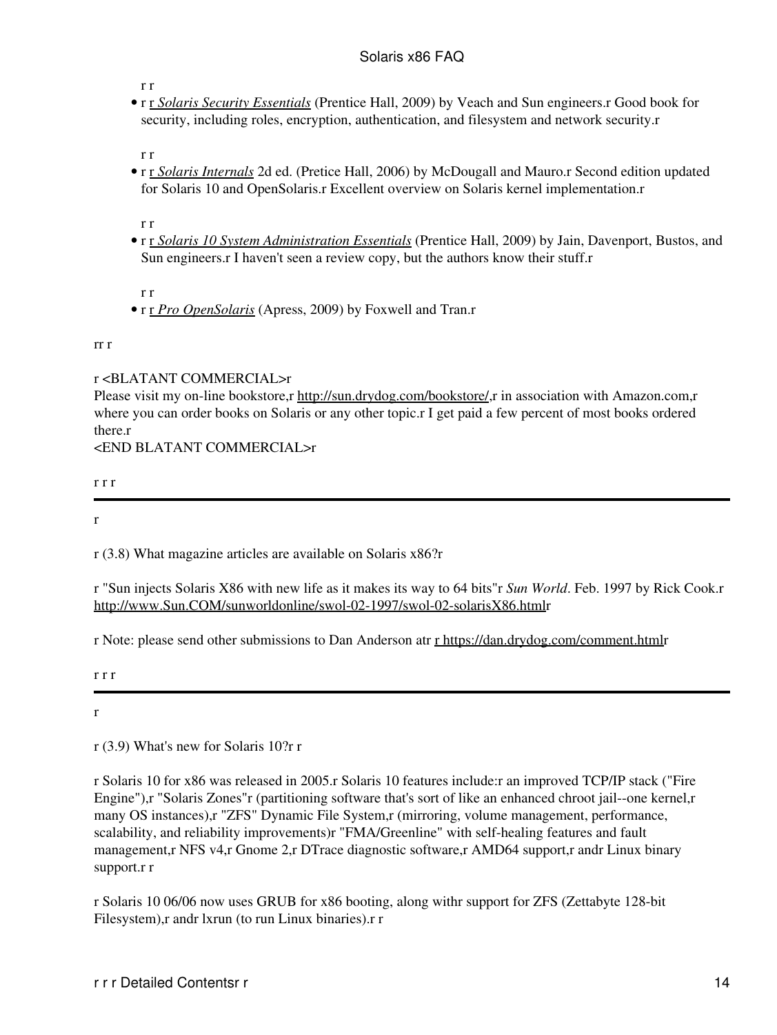r r

- r r *Solaris Security Essentials* (Prentice Hall, 2009) by Veach and Sun engineers.r Good book for security, including roles, encryption, authentication, and filesystem and network security.r

  r r
- r r *Solaris Internals* 2d ed. (Pretice Hall, 2006) by McDougall and Mauro.r Second edition updated for Solaris 10 and OpenSolaris.r Excellent overview on Solaris kernel implementation.r

  r r
- r r *Solaris 10 System Administration Essentials* (Prentice Hall, 2009) by Jain, Davenport, Bustos, and Sun engineers.r I haven't seen a review copy, but the authors know their stuff.r

  r r
- r r *Pro OpenSolaris* (Apress, 2009) by Foxwell and Tran.r

rr r

r <BLATANT COMMERCIAL>r
Please visit my on-line bookstore,r http://sun.drydog.com/bookstore/,r in association with Amazon.com,r where you can order books on Solaris or any other topic.r I get paid a few percent of most books ordered there.r
<END BLATANT COMMERCIAL>r

r r r

---

r

r (3.8) What magazine articles are available on Solaris x86?r

r "Sun injects Solaris X86 with new life as it makes its way to 64 bits"r *Sun World*. Feb. 1997 by Rick Cook.r http://www.Sun.COM/sunworldonline/swol-02-1997/swol-02-solarisX86.htmlr

r Note: please send other submissions to Dan Anderson atr r https://dan.drydog.com/comment.htmlr

r r r

---

r

r (3.9) What's new for Solaris 10?r r

r Solaris 10 for x86 was released in 2005.r Solaris 10 features include:r an improved TCP/IP stack ("Fire Engine"),r "Solaris Zones"r (partitioning software that's sort of like an enhanced chroot jail--one kernel,r many OS instances),r "ZFS" Dynamic File System,r (mirroring, volume management, performance, scalability, and reliability improvements)r "FMA/Greenline" with self-healing features and fault management,r NFS v4,r Gnome 2,r DTrace diagnostic software,r AMD64 support,r andr Linux binary support.r r

r Solaris 10 06/06 now uses GRUB for x86 booting, along withr support for ZFS (Zettabyte 128-bit Filesystem),r andr lxrun (to run Linux binaries).r r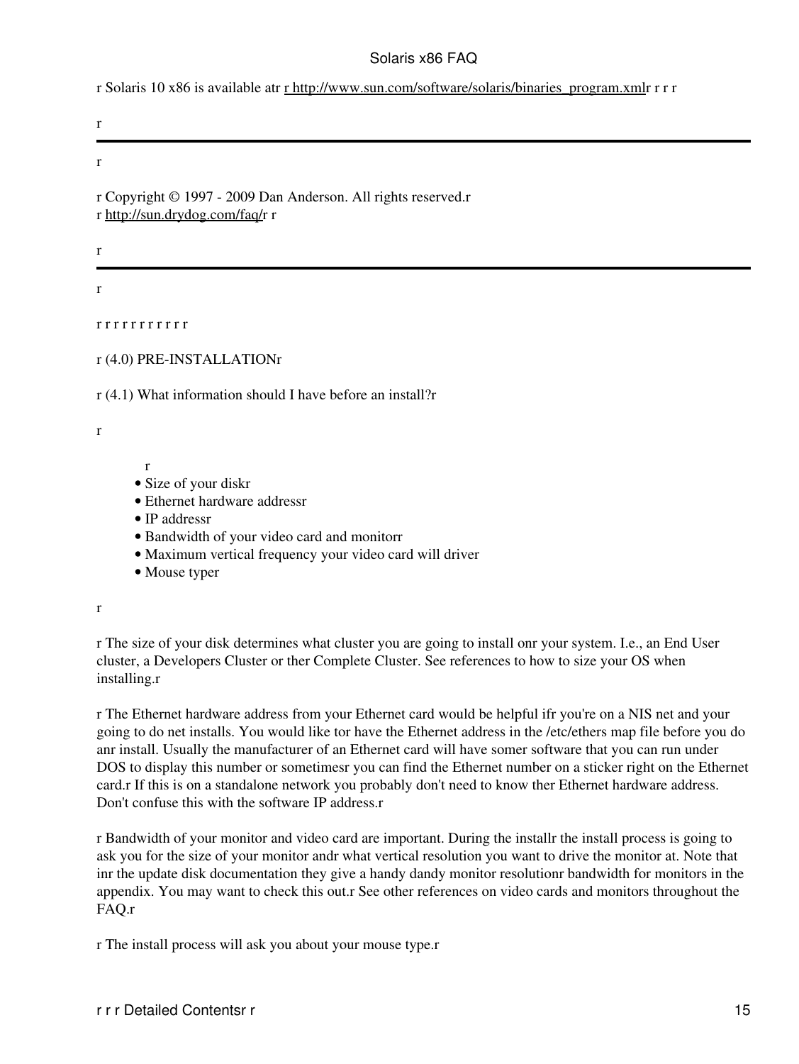r Solaris 10 x86 is available atr r http://www.sun.com/software/solaris/binaries_program.xmlr r r r

r

---

r

r Copyright © 1997 - 2009 Dan Anderson. All rights reserved.r
r http://sun.drydog.com/faq/r r

r

---

r

r r r r r r r r r r r

r (4.0) PRE-INSTALLATIONr

r (4.1) What information should I have before an install?r

r

r

- Size of your diskr
- Ethernet hardware addressr
- IP addressr
- Bandwidth of your video card and monitorr
- Maximum vertical frequency your video card will driver
- Mouse typer

r

r The size of your disk determines what cluster you are going to install onr your system. I.e., an End User cluster, a Developers Cluster or ther Complete Cluster. See references to how to size your OS when installing.r

r The Ethernet hardware address from your Ethernet card would be helpful ifr you're on a NIS net and your going to do net installs. You would like tor have the Ethernet address in the /etc/ethers map file before you do anr install. Usually the manufacturer of an Ethernet card will have somer software that you can run under DOS to display this number or sometimesr you can find the Ethernet number on a sticker right on the Ethernet card.r If this is on a standalone network you probably don't need to know ther Ethernet hardware address. Don't confuse this with the software IP address.r

r Bandwidth of your monitor and video card are important. During the installr the install process is going to ask you for the size of your monitor andr what vertical resolution you want to drive the monitor at. Note that inr the update disk documentation they give a handy dandy monitor resolutionr bandwidth for monitors in the appendix. You may want to check this out.r See other references on video cards and monitors throughout the FAQ.r

r The install process will ask you about your mouse type.r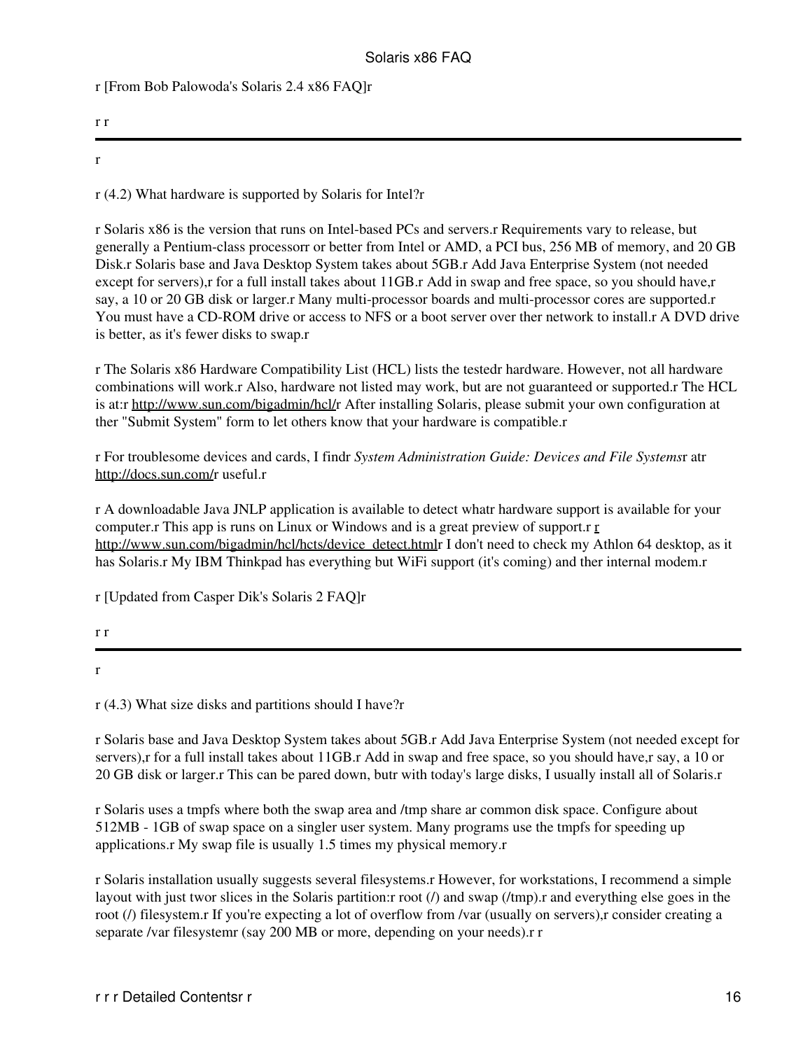r [From Bob Palowoda's Solaris 2.4 x86 FAQ]r

r r

---

r

r (4.2) What hardware is supported by Solaris for Intel?r

r Solaris x86 is the version that runs on Intel-based PCs and servers.r Requirements vary to release, but generally a Pentium-class processorr or better from Intel or AMD, a PCI bus, 256 MB of memory, and 20 GB Disk.r Solaris base and Java Desktop System takes about 5GB.r Add Java Enterprise System (not needed except for servers),r for a full install takes about 11GB.r Add in swap and free space, so you should have,r say, a 10 or 20 GB disk or larger.r Many multi-processor boards and multi-processor cores are supported.r You must have a CD-ROM drive or access to NFS or a boot server over ther network to install.r A DVD drive is better, as it's fewer disks to swap.r

r The Solaris x86 Hardware Compatibility List (HCL) lists the testedr hardware. However, not all hardware combinations will work.r Also, hardware not listed may work, but are not guaranteed or supported.r The HCL is at:r http://www.sun.com/bigadmin/hcl/r After installing Solaris, please submit your own configuration at ther "Submit System" form to let others know that your hardware is compatible.r

r For troublesome devices and cards, I findr *System Administration Guide: Devices and File Systems*r atr http://docs.sun.com/r useful.r

r A downloadable Java JNLP application is available to detect whatr hardware support is available for your computer.r This app is runs on Linux or Windows and is a great preview of support.r r http://www.sun.com/bigadmin/hcl/hcts/device_detect.htmlr I don't need to check my Athlon 64 desktop, as it has Solaris.r My IBM Thinkpad has everything but WiFi support (it's coming) and ther internal modem.r

r [Updated from Casper Dik's Solaris 2 FAQ]r

r r

---

r

r (4.3) What size disks and partitions should I have?r

r Solaris base and Java Desktop System takes about 5GB.r Add Java Enterprise System (not needed except for servers),r for a full install takes about 11GB.r Add in swap and free space, so you should have,r say, a 10 or 20 GB disk or larger.r This can be pared down, butr with today's large disks, I usually install all of Solaris.r

r Solaris uses a tmpfs where both the swap area and /tmp share ar common disk space. Configure about 512MB - 1GB of swap space on a singler user system. Many programs use the tmpfs for speeding up applications.r My swap file is usually 1.5 times my physical memory.r

r Solaris installation usually suggests several filesystems.r However, for workstations, I recommend a simple layout with just twor slices in the Solaris partition:r root (/) and swap (/tmp).r and everything else goes in the root (/) filesystem.r If you're expecting a lot of overflow from /var (usually on servers),r consider creating a separate /var filesystemr (say 200 MB or more, depending on your needs).r r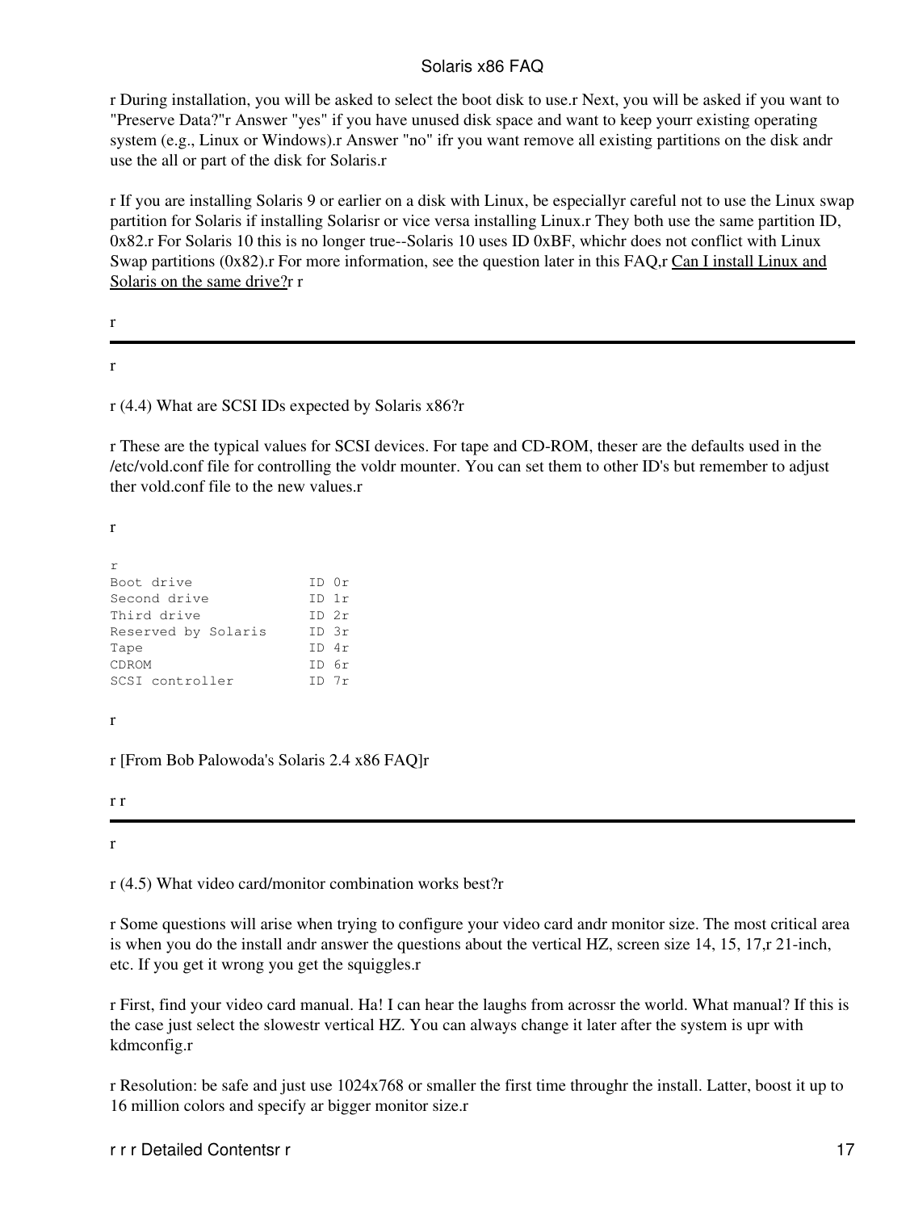r During installation, you will be asked to select the boot disk to use.r Next, you will be asked if you want to "Preserve Data?"r Answer "yes" if you have unused disk space and want to keep yourr existing operating system (e.g., Linux or Windows).r Answer "no" ifr you want remove all existing partitions on the disk andr use the all or part of the disk for Solaris.r

r If you are installing Solaris 9 or earlier on a disk with Linux, be especiallyr careful not to use the Linux swap partition for Solaris if installing Solarisr or vice versa installing Linux.r They both use the same partition ID, 0x82.r For Solaris 10 this is no longer true--Solaris 10 uses ID 0xBF, whichr does not conflict with Linux Swap partitions (0x82).r For more information, see the question later in this FAQ,r Can I install Linux and Solaris on the same drive?r r

r

---

r

r (4.4) What are SCSI IDs expected by Solaris x86?r

r These are the typical values for SCSI devices. For tape and CD-ROM, theser are the defaults used in the /etc/vold.conf file for controlling the voldr mounter. You can set them to other ID's but remember to adjust ther vold.conf file to the new values.r

r

```
r
Boot drive             ID 0r
Second drive           ID 1r
Third drive            ID 2r
Reserved by Solaris    ID 3r
Tape                   ID 4r
CDROM                  ID 6r
SCSI controller        ID 7r
```

r

r [From Bob Palowoda's Solaris 2.4 x86 FAQ]r

r r

---

r

r (4.5) What video card/monitor combination works best?r

r Some questions will arise when trying to configure your video card andr monitor size. The most critical area is when you do the install andr answer the questions about the vertical HZ, screen size 14, 15, 17,r 21-inch, etc. If you get it wrong you get the squiggles.r

r First, find your video card manual. Ha! I can hear the laughs from acrossr the world. What manual? If this is the case just select the slowestr vertical HZ. You can always change it later after the system is upr with kdmconfig.r

r Resolution: be safe and just use 1024x768 or smaller the first time throughr the install. Latter, boost it up to 16 million colors and specify ar bigger monitor size.r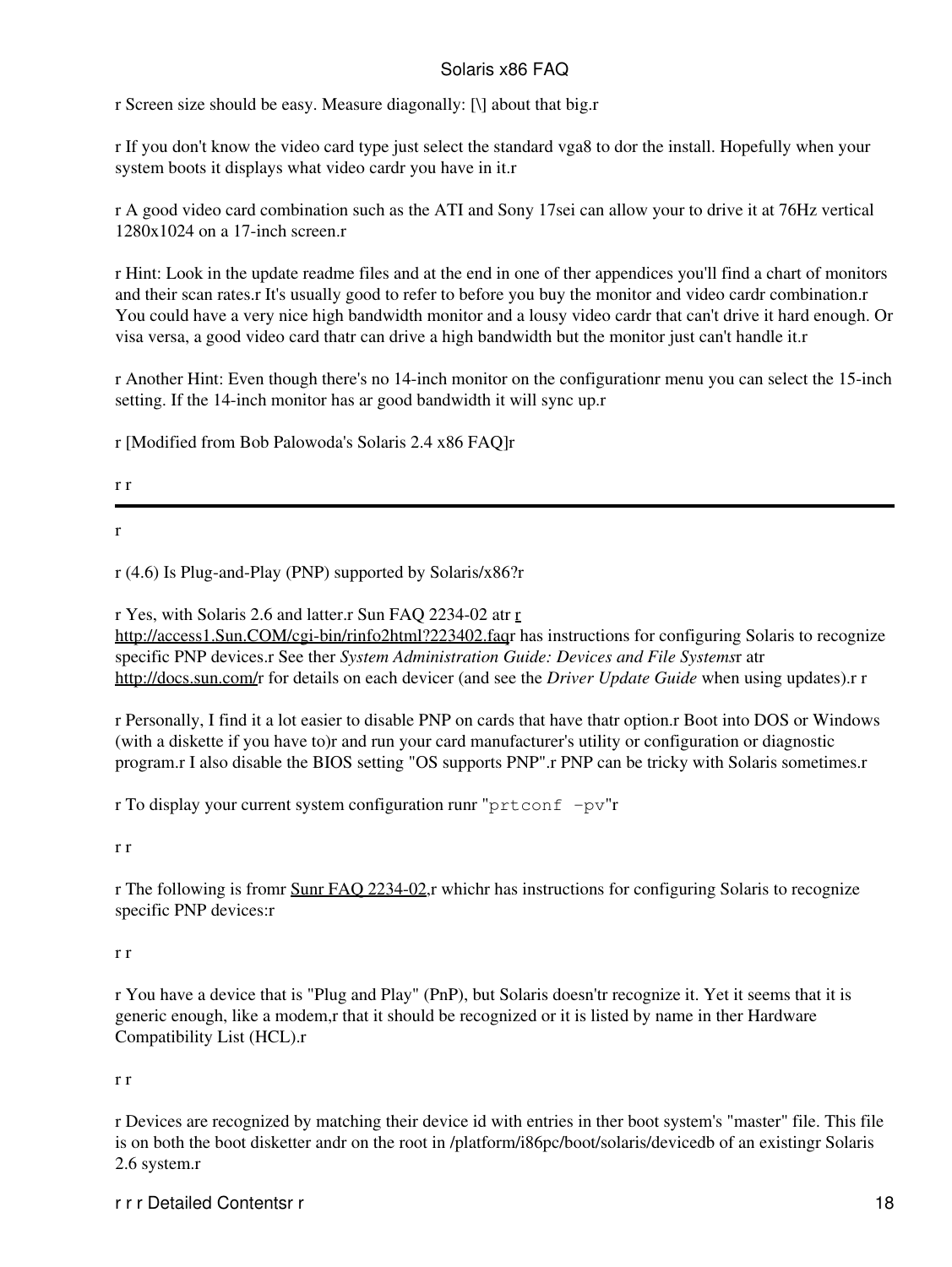r Screen size should be easy. Measure diagonally: [\] about that big.r

r If you don't know the video card type just select the standard vga8 to dor the install. Hopefully when your system boots it displays what video cardr you have in it.r

r A good video card combination such as the ATI and Sony 17sei can allow your to drive it at 76Hz vertical 1280x1024 on a 17-inch screen.r

r Hint: Look in the update readme files and at the end in one of ther appendices you'll find a chart of monitors and their scan rates.r It's usually good to refer to before you buy the monitor and video cardr combination.r You could have a very nice high bandwidth monitor and a lousy video cardr that can't drive it hard enough. Or visa versa, a good video card thatr can drive a high bandwidth but the monitor just can't handle it.r

r Another Hint: Even though there's no 14-inch monitor on the configurationr menu you can select the 15-inch setting. If the 14-inch monitor has ar good bandwidth it will sync up.r

r [Modified from Bob Palowoda's Solaris 2.4 x86 FAQ]r

r r

---

r

r (4.6) Is Plug-and-Play (PNP) supported by Solaris/x86?r

r Yes, with Solaris 2.6 and latter.r Sun FAQ 2234-02 atr r http://access1.Sun.COM/cgi-bin/rinfo2html?223402.faqr has instructions for configuring Solaris to recognize specific PNP devices.r See ther *System Administration Guide: Devices and File Systems*r atr http://docs.sun.com/r for details on each devicer (and see the *Driver Update Guide* when using updates).r r

r Personally, I find it a lot easier to disable PNP on cards that have thatr option.r Boot into DOS or Windows (with a diskette if you have to)r and run your card manufacturer's utility or configuration or diagnostic program.r I also disable the BIOS setting "OS supports PNP".r PNP can be tricky with Solaris sometimes.r

r To display your current system configuration runr "`prtconf -pv`"r

r r

r The following is fromr Sunr FAQ 2234-02,r whichr has instructions for configuring Solaris to recognize specific PNP devices:r

r r

r You have a device that is "Plug and Play" (PnP), but Solaris doesn'tr recognize it. Yet it seems that it is generic enough, like a modem,r that it should be recognized or it is listed by name in ther Hardware Compatibility List (HCL).r

r r

r Devices are recognized by matching their device id with entries in ther boot system's "master" file. This file is on both the boot disketter andr on the root in /platform/i86pc/boot/solaris/devicedb of an existingr Solaris 2.6 system.r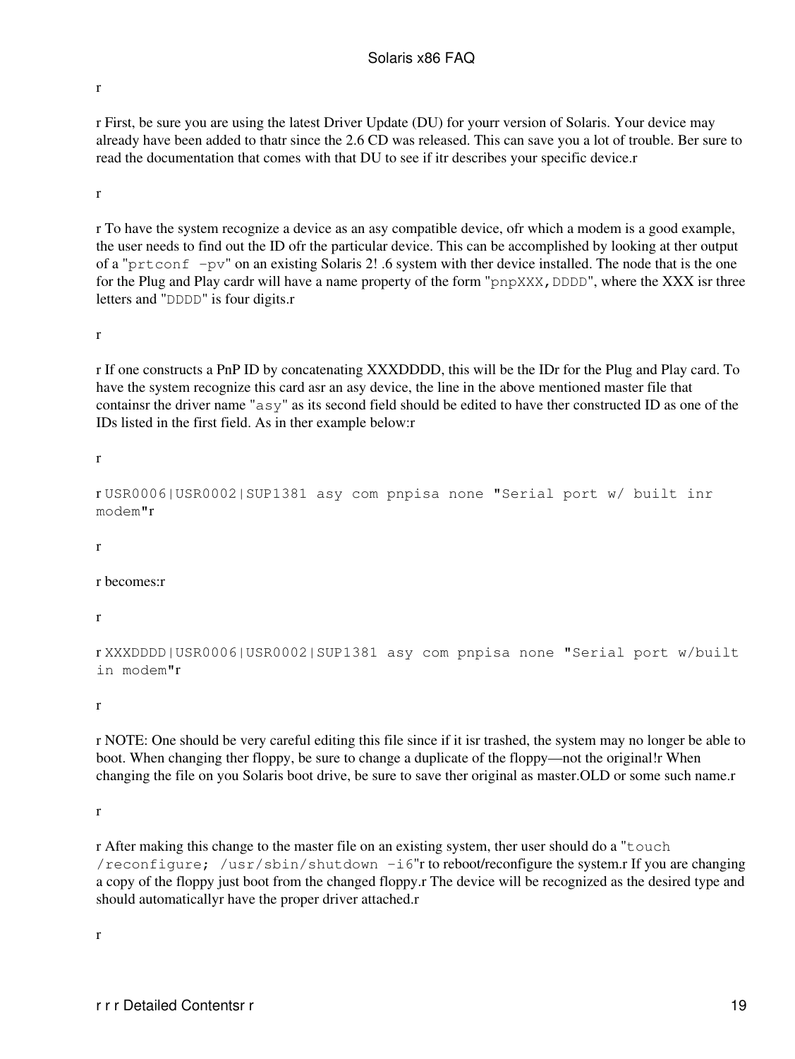r

r First, be sure you are using the latest Driver Update (DU) for yourr version of Solaris. Your device may already have been added to thatr since the 2.6 CD was released. This can save you a lot of trouble. Ber sure to read the documentation that comes with that DU to see if itr describes your specific device.r

r

r To have the system recognize a device as an asy compatible device, ofr which a modem is a good example, the user needs to find out the ID ofr the particular device. This can be accomplished by looking at ther output of a "`prtconf -pv`" on an existing Solaris 2! .6 system with ther device installed. The node that is the one for the Plug and Play cardr will have a name property of the form "`pnpXXX,DDDD`", where the XXX isr three letters and "`DDDD`" is four digits.r

r

r If one constructs a PnP ID by concatenating XXXDDDD, this will be the IDr for the Plug and Play card. To have the system recognize this card asr an asy device, the line in the above mentioned master file that containsr the driver name "`asy`" as its second field should be edited to have ther constructed ID as one of the IDs listed in the first field. As in ther example below:r

r

r
```
USR0006|USR0002|SUP1381 asy com pnpisa none "Serial port w/ built inr
modem"r
```

r

r becomes:r

r

r
```
XXXDDDD|USR0006|USR0002|SUP1381 asy com pnpisa none "Serial port w/built
in modem"r
```

r

r NOTE: One should be very careful editing this file since if it isr trashed, the system may no longer be able to boot. When changing ther floppy, be sure to change a duplicate of the floppy—not the original!r When changing the file on you Solaris boot drive, be sure to save ther original as master.OLD or some such name.r

r

r After making this change to the master file on an existing system, ther user should do a "`touch /reconfigure; /usr/sbin/shutdown -i6`"r to reboot/reconfigure the system.r If you are changing a copy of the floppy just boot from the changed floppy.r The device will be recognized as the desired type and should automaticallyr have the proper driver attached.r

r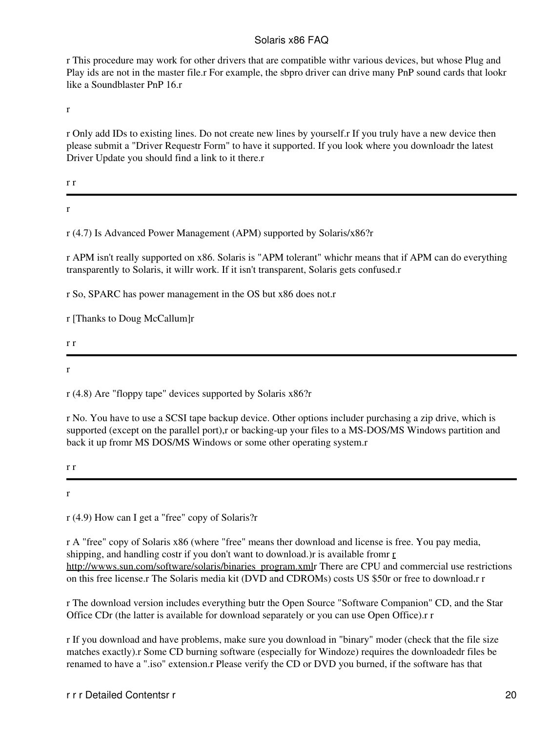r This procedure may work for other drivers that are compatible withr various devices, but whose Plug and Play ids are not in the master file.r For example, the sbpro driver can drive many PnP sound cards that lookr like a Soundblaster PnP 16.r

r

r Only add IDs to existing lines. Do not create new lines by yourself.r If you truly have a new device then please submit a "Driver Requestr Form" to have it supported. If you look where you downloadr the latest Driver Update you should find a link to it there.r

r r

---

r

r (4.7) Is Advanced Power Management (APM) supported by Solaris/x86?r

r APM isn't really supported on x86. Solaris is "APM tolerant" whichr means that if APM can do everything transparently to Solaris, it willr work. If it isn't transparent, Solaris gets confused.r

r So, SPARC has power management in the OS but x86 does not.r

r [Thanks to Doug McCallum]r

r r

---

r

r (4.8) Are "floppy tape" devices supported by Solaris x86?r

r No. You have to use a SCSI tape backup device. Other options includer purchasing a zip drive, which is supported (except on the parallel port),r or backing-up your files to a MS-DOS/MS Windows partition and back it up fromr MS DOS/MS Windows or some other operating system.r

r r

---

r

r (4.9) How can I get a "free" copy of Solaris?r

r A "free" copy of Solaris x86 (where "free" means ther download and license is free. You pay media, shipping, and handling costr if you don't want to download.)r is available fromr r http://wwws.sun.com/software/solaris/binaries_program.xmlr There are CPU and commercial use restrictions on this free license.r The Solaris media kit (DVD and CDROMs) costs US $50r or free to download.r r

r The download version includes everything butr the Open Source "Software Companion" CD, and the Star Office CDr (the latter is available for download separately or you can use Open Office).r r

r If you download and have problems, make sure you download in "binary" moder (check that the file size matches exactly).r Some CD burning software (especially for Windoze) requires the downloadedr files be renamed to have a ".iso" extension.r Please verify the CD or DVD you burned, if the software has that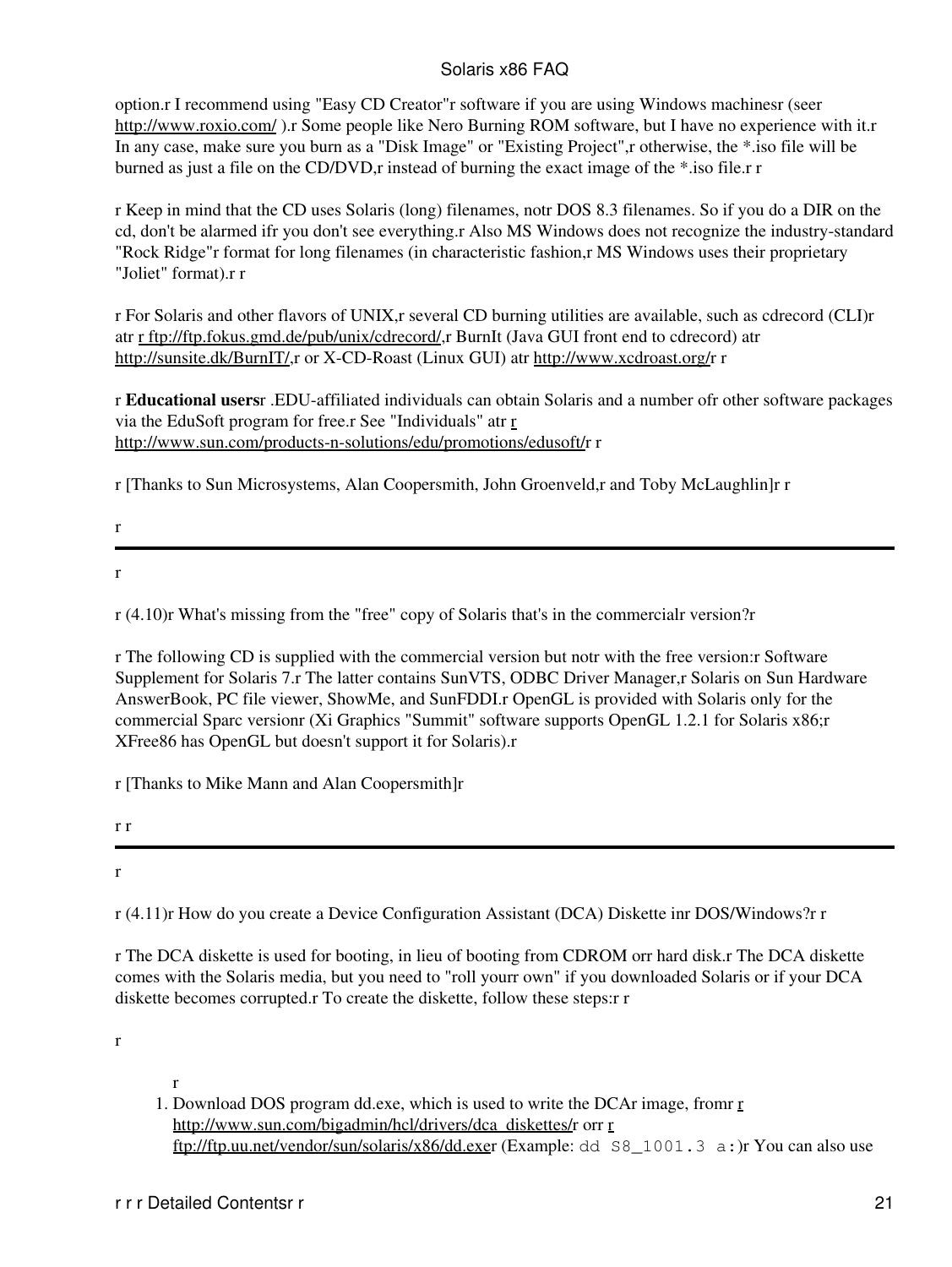option.r I recommend using "Easy CD Creator"r software if you are using Windows machinesr (seer http://www.roxio.com/ ).r Some people like Nero Burning ROM software, but I have no experience with it.r In any case, make sure you burn as a "Disk Image" or "Existing Project",r otherwise, the *.iso file will be burned as just a file on the CD/DVD,r instead of burning the exact image of the *.iso file.r r

r Keep in mind that the CD uses Solaris (long) filenames, notr DOS 8.3 filenames. So if you do a DIR on the cd, don't be alarmed ifr you don't see everything.r Also MS Windows does not recognize the industry-standard "Rock Ridge"r format for long filenames (in characteristic fashion,r MS Windows uses their proprietary "Joliet" format).r r

r For Solaris and other flavors of UNIX,r several CD burning utilities are available, such as cdrecord (CLI)r atr r ftp://ftp.fokus.gmd.de/pub/unix/cdrecord/,r BurnIt (Java GUI front end to cdrecord) atr http://sunsite.dk/BurnIT/,r or X-CD-Roast (Linux GUI) atr http://www.xcdroast.org/r r

r **Educational users**r .EDU-affiliated individuals can obtain Solaris and a number ofr other software packages via the EduSoft program for free.r See "Individuals" atr r http://www.sun.com/products-n-solutions/edu/promotions/edusoft/r r

r [Thanks to Sun Microsystems, Alan Coopersmith, John Groenveld,r and Toby McLaughlin]r r

r

---

r

r (4.10)r What's missing from the "free" copy of Solaris that's in the commercialr version?r

r The following CD is supplied with the commercial version but notr with the free version:r Software Supplement for Solaris 7.r The latter contains SunVTS, ODBC Driver Manager,r Solaris on Sun Hardware AnswerBook, PC file viewer, ShowMe, and SunFDDI.r OpenGL is provided with Solaris only for the commercial Sparc versionr (Xi Graphics "Summit" software supports OpenGL 1.2.1 for Solaris x86;r XFree86 has OpenGL but doesn't support it for Solaris).r

r [Thanks to Mike Mann and Alan Coopersmith]r

r r

---

r

r (4.11)r How do you create a Device Configuration Assistant (DCA) Diskette inr DOS/Windows?r r

r The DCA diskette is used for booting, in lieu of booting from CDROM orr hard disk.r The DCA diskette comes with the Solaris media, but you need to "roll yourr own" if you downloaded Solaris or if your DCA diskette becomes corrupted.r To create the diskette, follow these steps:r r

r

r
1. Download DOS program dd.exe, which is used to write the DCAr image, fromr r http://www.sun.com/bigadmin/hcl/drivers/dca_diskettes/r orr r ftp://ftp.uu.net/vendor/sun/solaris/x86/dd.exer (Example: `dd S8_1001.3 a:`)r You can also use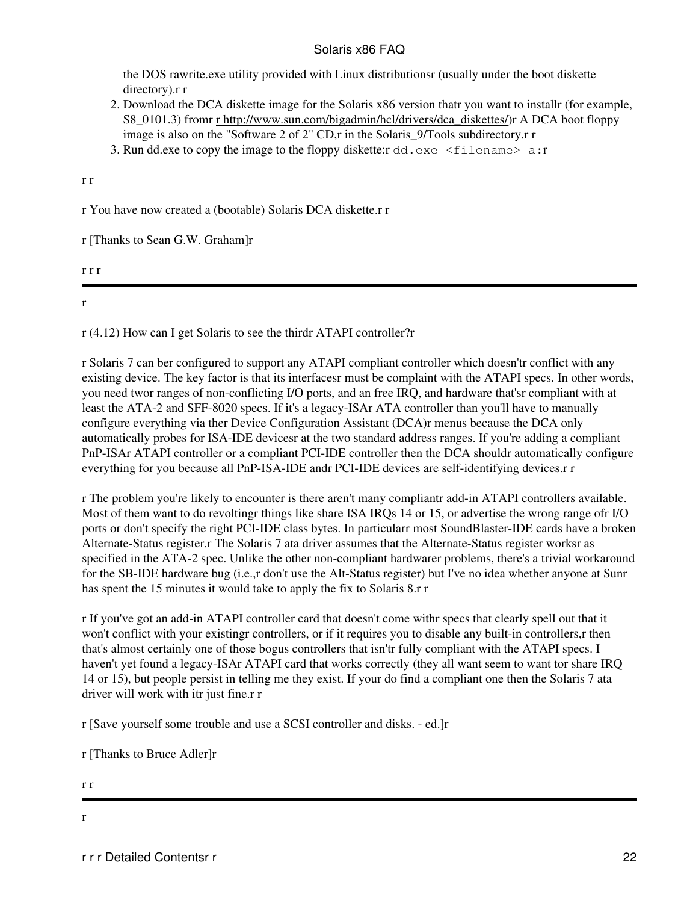the DOS rawrite.exe utility provided with Linux distributionsr (usually under the boot diskette directory).r r

2. Download the DCA diskette image for the Solaris x86 version thatr you want to installr (for example, S8_0101.3) fromr r http://www.sun.com/bigadmin/hcl/drivers/dca_diskettes/)r A DCA boot floppy image is also on the "Software 2 of 2" CD,r in the Solaris_9/Tools subdirectory.r r
3. Run dd.exe to copy the image to the floppy diskette:r `dd.exe <filename> a:r`

r r

r You have now created a (bootable) Solaris DCA diskette.r r

r [Thanks to Sean G.W. Graham]r

r r r

---

r

r (4.12) How can I get Solaris to see the thirdr ATAPI controller?r

r Solaris 7 can ber configured to support any ATAPI compliant controller which doesn'tr conflict with any existing device. The key factor is that its interfacesr must be complaint with the ATAPI specs. In other words, you need twor ranges of non-conflicting I/O ports, and an free IRQ, and hardware that'sr compliant with at least the ATA-2 and SFF-8020 specs. If it's a legacy-ISAr ATA controller than you'll have to manually configure everything via ther Device Configuration Assistant (DCA)r menus because the DCA only automatically probes for ISA-IDE devicesr at the two standard address ranges. If you're adding a compliant PnP-ISAr ATAPI controller or a compliant PCI-IDE controller then the DCA shouldr automatically configure everything for you because all PnP-ISA-IDE andr PCI-IDE devices are self-identifying devices.r r

r The problem you're likely to encounter is there aren't many compliantr add-in ATAPI controllers available. Most of them want to do revoltingr things like share ISA IRQs 14 or 15, or advertise the wrong range ofr I/O ports or don't specify the right PCI-IDE class bytes. In particularr most SoundBlaster-IDE cards have a broken Alternate-Status register.r The Solaris 7 ata driver assumes that the Alternate-Status register worksr as specified in the ATA-2 spec. Unlike the other non-compliant hardwarer problems, there's a trivial workaround for the SB-IDE hardware bug (i.e.,r don't use the Alt-Status register) but I've no idea whether anyone at Sunr has spent the 15 minutes it would take to apply the fix to Solaris 8.r r

r If you've got an add-in ATAPI controller card that doesn't come withr specs that clearly spell out that it won't conflict with your existingr controllers, or if it requires you to disable any built-in controllers,r then that's almost certainly one of those bogus controllers that isn'tr fully compliant with the ATAPI specs. I haven't yet found a legacy-ISAr ATAPI card that works correctly (they all want seem to want tor share IRQ 14 or 15), but people persist in telling me they exist. If your do find a compliant one then the Solaris 7 ata driver will work with itr just fine.r r

r [Save yourself some trouble and use a SCSI controller and disks. - ed.]r

r [Thanks to Bruce Adler]r

r r

---

r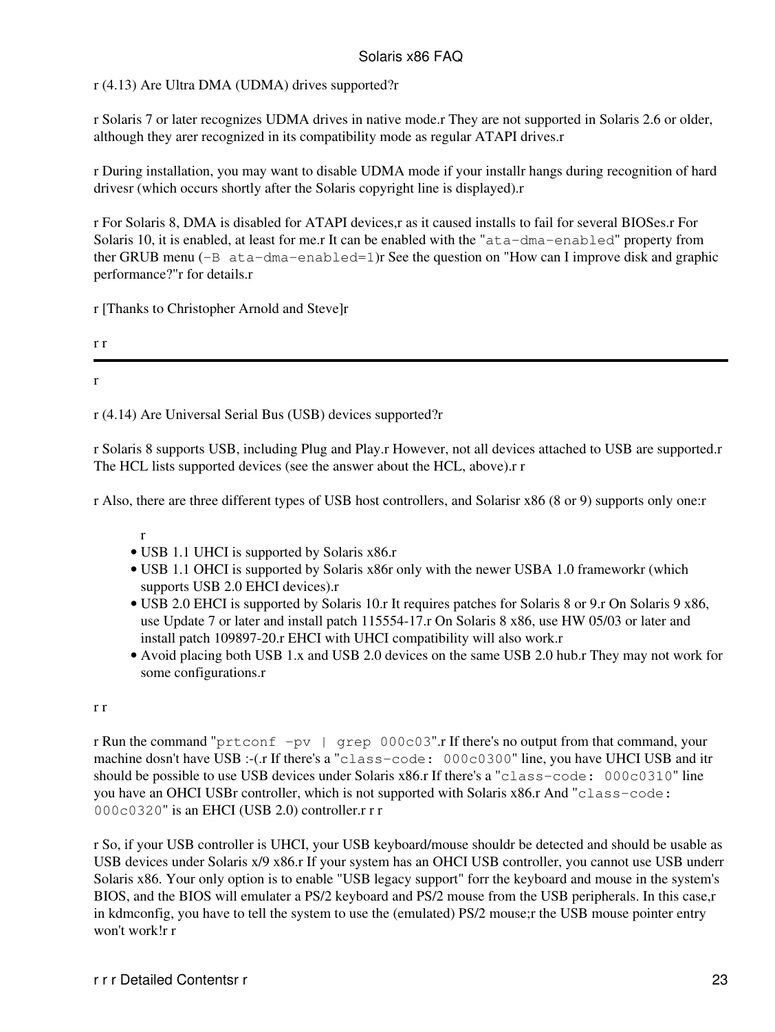r (4.13) Are Ultra DMA (UDMA) drives supported?r

r Solaris 7 or later recognizes UDMA drives in native mode.r They are not supported in Solaris 2.6 or older, although they arer recognized in its compatibility mode as regular ATAPI drives.r

r During installation, you may want to disable UDMA mode if your installr hangs during recognition of hard drivesr (which occurs shortly after the Solaris copyright line is displayed).r

r For Solaris 8, DMA is disabled for ATAPI devices,r as it caused installs to fail for several BIOSes.r For Solaris 10, it is enabled, at least for me.r It can be enabled with the "`ata-dma-enabled`" property from ther GRUB menu (`-B ata-dma-enabled=1`)r See the question on "How can I improve disk and graphic performance?"r for details.r

r [Thanks to Christopher Arnold and Steve]r

r r

---

r

r (4.14) Are Universal Serial Bus (USB) devices supported?r

r Solaris 8 supports USB, including Plug and Play.r However, not all devices attached to USB are supported.r The HCL lists supported devices (see the answer about the HCL, above).r r

r Also, there are three different types of USB host controllers, and Solarisr x86 (8 or 9) supports only one:r

r

- USB 1.1 UHCI is supported by Solaris x86.r
- USB 1.1 OHCI is supported by Solaris x86r only with the newer USBA 1.0 frameworkr (which supports USB 2.0 EHCI devices).r
- USB 2.0 EHCI is supported by Solaris 10.r It requires patches for Solaris 8 or 9.r On Solaris 9 x86, use Update 7 or later and install patch 115554-17.r On Solaris 8 x86, use HW 05/03 or later and install patch 109897-20.r EHCI with UHCI compatibility will also work.r
- Avoid placing both USB 1.x and USB 2.0 devices on the same USB 2.0 hub.r They may not work for some configurations.r

r r

r Run the command "`prtconf -pv | grep 000c03`".r If there's no output from that command, your machine dosn't have USB :-(.r If there's a "`class-code: 000c0300`" line, you have UHCI USB and itr should be possible to use USB devices under Solaris x86.r If there's a "`class-code: 000c0310`" line you have an OHCI USBr controller, which is not supported with Solaris x86.r And "`class-code: 000c0320`" is an EHCI (USB 2.0) controller.r r r

r So, if your USB controller is UHCI, your USB keyboard/mouse shouldr be detected and should be usable as USB devices under Solaris x/9 x86.r If your system has an OHCI USB controller, you cannot use USB underr Solaris x86. Your only option is to enable "USB legacy support" forr the keyboard and mouse in the system's BIOS, and the BIOS will emulater a PS/2 keyboard and PS/2 mouse from the USB peripherals. In this case,r in kdmconfig, you have to tell the system to use the (emulated) PS/2 mouse;r the USB mouse pointer entry won't work!r r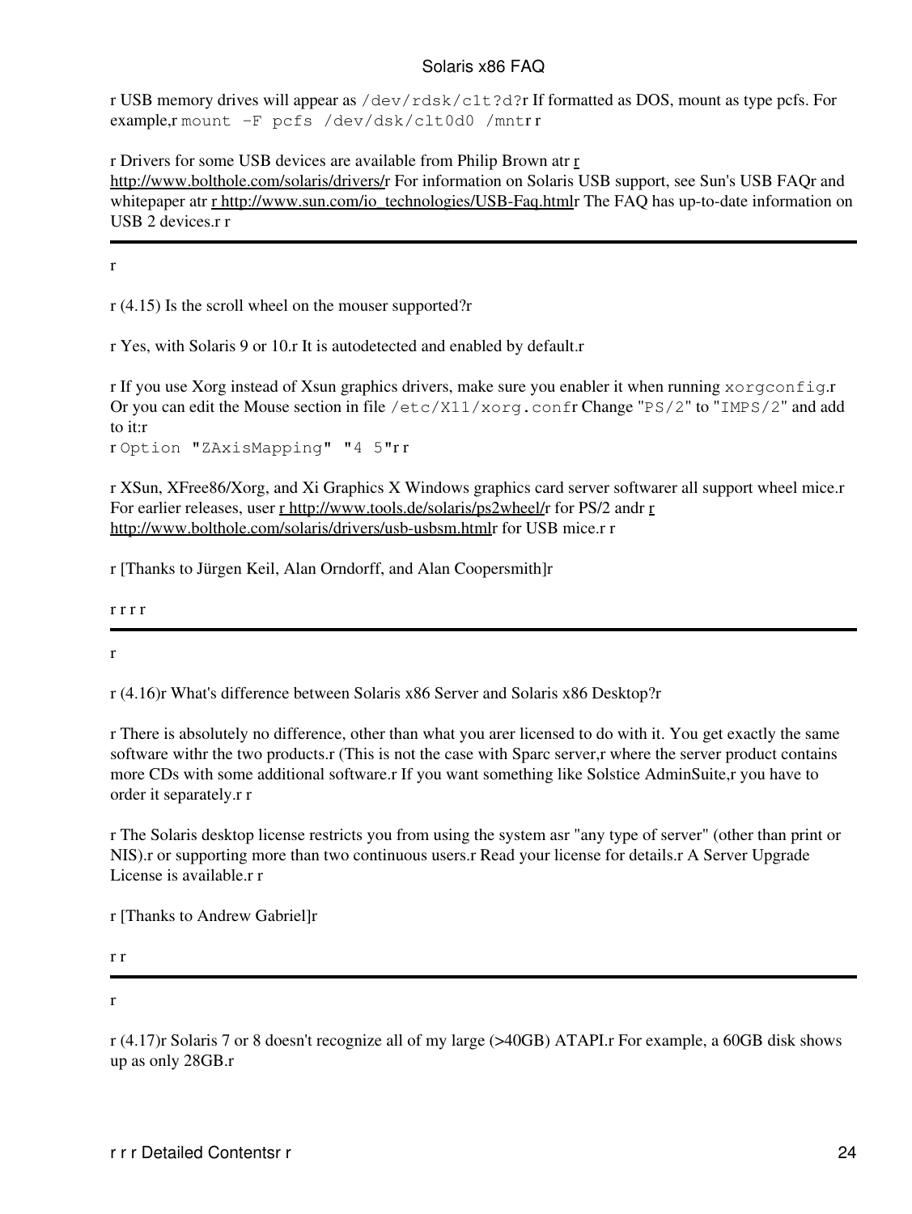r USB memory drives will appear as `/dev/rdsk/c1t?d?`r If formatted as DOS, mount as type pcfs. For example,r `mount -F pcfs /dev/dsk/c1t0d0 /mnt`r r

r Drivers for some USB devices are available from Philip Brown atr r http://www.bolthole.com/solaris/drivers/r For information on Solaris USB support, see Sun's USB FAQr and whitepaper atr r http://www.sun.com/io_technologies/USB-Faq.htmlr The FAQ has up-to-date information on USB 2 devices.r r

---

r

r (4.15) Is the scroll wheel on the mouser supported?r

r Yes, with Solaris 9 or 10.r It is autodetected and enabled by default.r

r If you use Xorg instead of Xsun graphics drivers, make sure you enabler it when running `xorgconfig`.r Or you can edit the Mouse section in file `/etc/X11/xorg.conf`r Change "`PS/2`" to "`IMPS/2`" and add to it:r
r `Option "ZAxisMapping" "4 5"`r r

r XSun, XFree86/Xorg, and Xi Graphics X Windows graphics card server softwarer all support wheel mice.r For earlier releases, user r http://www.tools.de/solaris/ps2wheel/r for PS/2 andr r http://www.bolthole.com/solaris/drivers/usb-usbsm.htmlr for USB mice.r r

r [Thanks to Jürgen Keil, Alan Orndorff, and Alan Coopersmith]r

r r r r

---

r

r (4.16)r What's difference between Solaris x86 Server and Solaris x86 Desktop?r

r There is absolutely no difference, other than what you arer licensed to do with it. You get exactly the same software withr the two products.r (This is not the case with Sparc server,r where the server product contains more CDs with some additional software.r If you want something like Solstice AdminSuite,r you have to order it separately.r r

r The Solaris desktop license restricts you from using the system asr "any type of server" (other than print or NIS).r or supporting more than two continuous users.r Read your license for details.r A Server Upgrade License is available.r r

r [Thanks to Andrew Gabriel]r

r r

---

r

r (4.17)r Solaris 7 or 8 doesn't recognize all of my large (>40GB) ATAPI.r For example, a 60GB disk shows up as only 28GB.r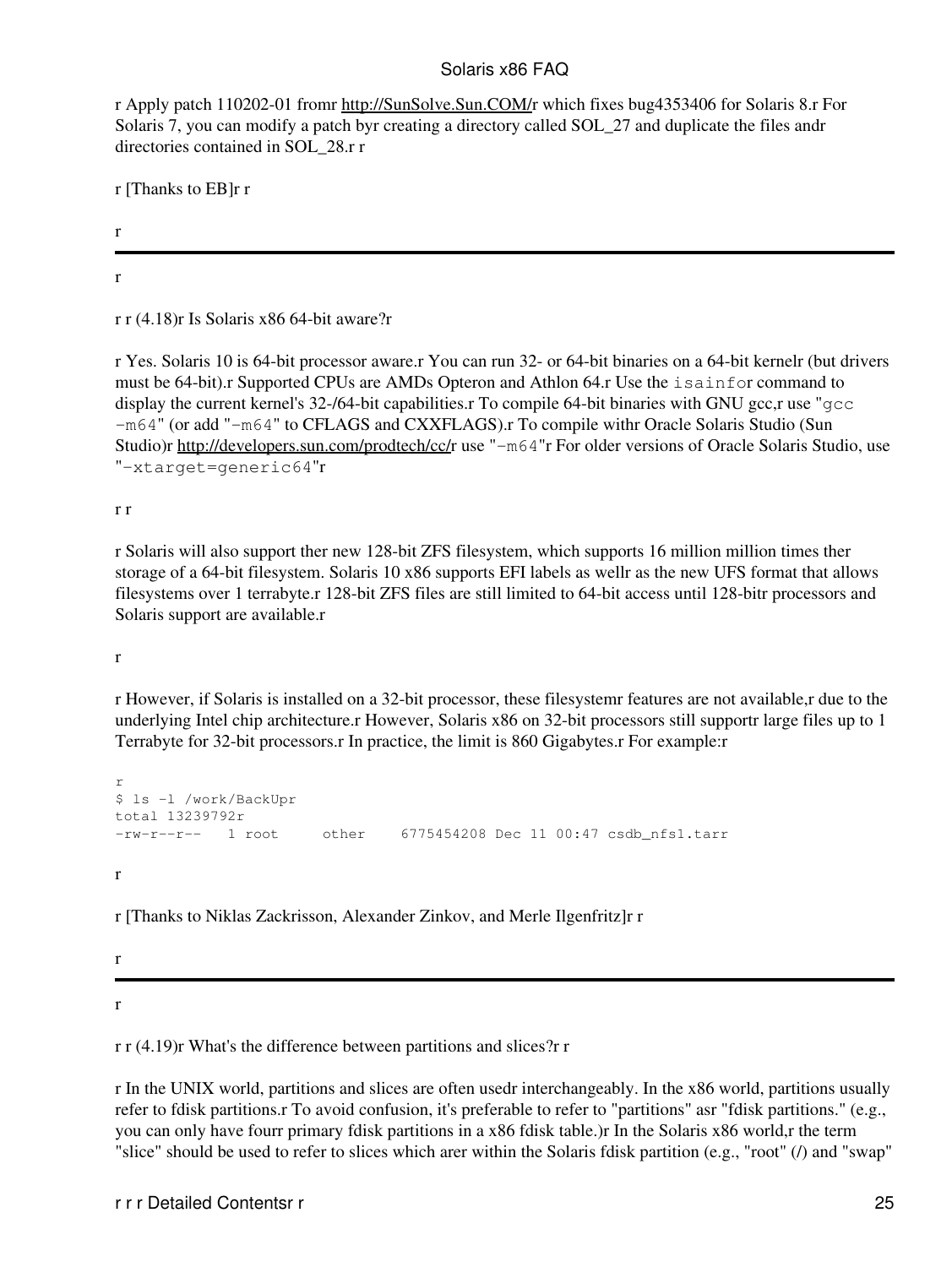r Apply patch 110202-01 fromr http://SunSolve.Sun.COM/r which fixes bug4353406 for Solaris 8.r For Solaris 7, you can modify a patch byr creating a directory called SOL_27 and duplicate the files andr directories contained in SOL_28.r r

r [Thanks to EB]r r

r

---

r

r r (4.18)r Is Solaris x86 64-bit aware?r

r Yes. Solaris 10 is 64-bit processor aware.r You can run 32- or 64-bit binaries on a 64-bit kernelr (but drivers must be 64-bit).r Supported CPUs are AMDs Opteron and Athlon 64.r Use the `isainfo`r command to display the current kernel's 32-/64-bit capabilities.r To compile 64-bit binaries with GNU gcc,r use "`gcc -m64`" (or add "`-m64`" to CFLAGS and CXXFLAGS).r To compile withr Oracle Solaris Studio (Sun Studio)r http://developers.sun.com/prodtech/cc/r use "`-m64`"r For older versions of Oracle Solaris Studio, use "`-xtarget=generic64`"r

r r

r Solaris will also support ther new 128-bit ZFS filesystem, which supports 16 million million times ther storage of a 64-bit filesystem. Solaris 10 x86 supports EFI labels as wellr as the new UFS format that allows filesystems over 1 terrabyte.r 128-bit ZFS files are still limited to 64-bit access until 128-bitr processors and Solaris support are available.r

r

r However, if Solaris is installed on a 32-bit processor, these filesystemr features are not available,r due to the underlying Intel chip architecture.r However, Solaris x86 on 32-bit processors still supportr large files up to 1 Terrabyte for 32-bit processors.r In practice, the limit is 860 Gigabytes.r For example:r

```
r
$ ls -l /work/BackUpr
total 13239792r
-rw-r--r--   1 root     other    6775454208 Dec 11 00:47 csdb_nfs1.tarr
```

r

r [Thanks to Niklas Zackrisson, Alexander Zinkov, and Merle Ilgenfritz]r r

r

---

r

r r (4.19)r What's the difference between partitions and slices?r r

r In the UNIX world, partitions and slices are often usedr interchangeably. In the x86 world, partitions usually refer to fdisk partitions.r To avoid confusion, it's preferable to refer to "partitions" asr "fdisk partitions." (e.g., you can only have fourr primary fdisk partitions in a x86 fdisk table.)r In the Solaris x86 world,r the term "slice" should be used to refer to slices which arer within the Solaris fdisk partition (e.g., "root" (/) and "swap"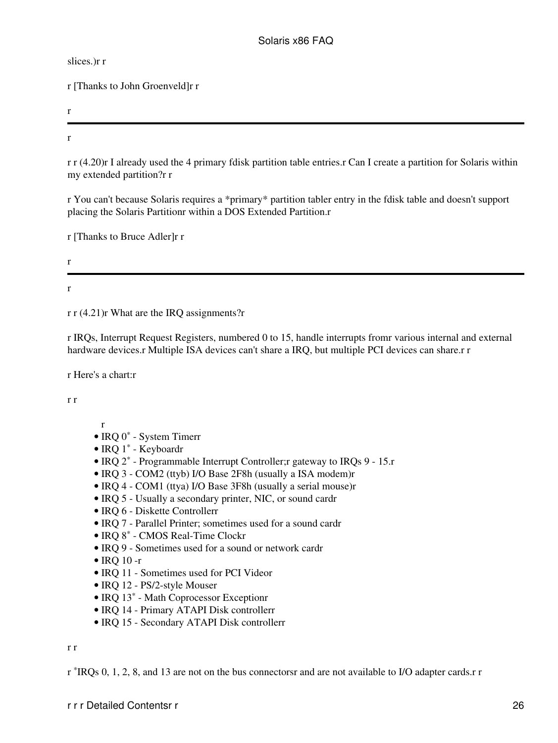slices.)r r

r [Thanks to John Groenveld]r r

r

---

r

r r (4.20)r I already used the 4 primary fdisk partition table entries.r Can I create a partition for Solaris within my extended partition?r r

r You can't because Solaris requires a *primary* partition tabler entry in the fdisk table and doesn't support placing the Solaris Partitionr within a DOS Extended Partition.r

r [Thanks to Bruce Adler]r r

r

---

r

r r (4.21)r What are the IRQ assignments?r

r IRQs, Interrupt Request Registers, numbered 0 to 15, handle interrupts fromr various internal and external hardware devices.r Multiple ISA devices can't share a IRQ, but multiple PCI devices can share.r r

r Here's a chart:r

r r

r

- IRQ 0* - System Timerr
- IRQ 1* - Keyboardr
- IRQ 2* - Programmable Interrupt Controller;r gateway to IRQs 9 - 15.r
- IRQ 3 - COM2 (ttyb) I/O Base 2F8h (usually a ISA modem)r
- IRQ 4 - COM1 (ttya) I/O Base 3F8h (usually a serial mouse)r
- IRQ 5 - Usually a secondary printer, NIC, or sound cardr
- IRQ 6 - Diskette Controllerr
- IRQ 7 - Parallel Printer; sometimes used for a sound cardr
- IRQ 8* - CMOS Real-Time Clockr
- IRQ 9 - Sometimes used for a sound or network cardr
- IRQ 10 -r
- IRQ 11 - Sometimes used for PCI Videor
- IRQ 12 - PS/2-style Mouser
- IRQ 13* - Math Coprocessor Exceptionr
- IRQ 14 - Primary ATAPI Disk controllerr
- IRQ 15 - Secondary ATAPI Disk controllerr

r r

r *IRQs 0, 1, 2, 8, and 13 are not on the bus connectorsr and are not available to I/O adapter cards.r r

r r r Detailed Contentsr r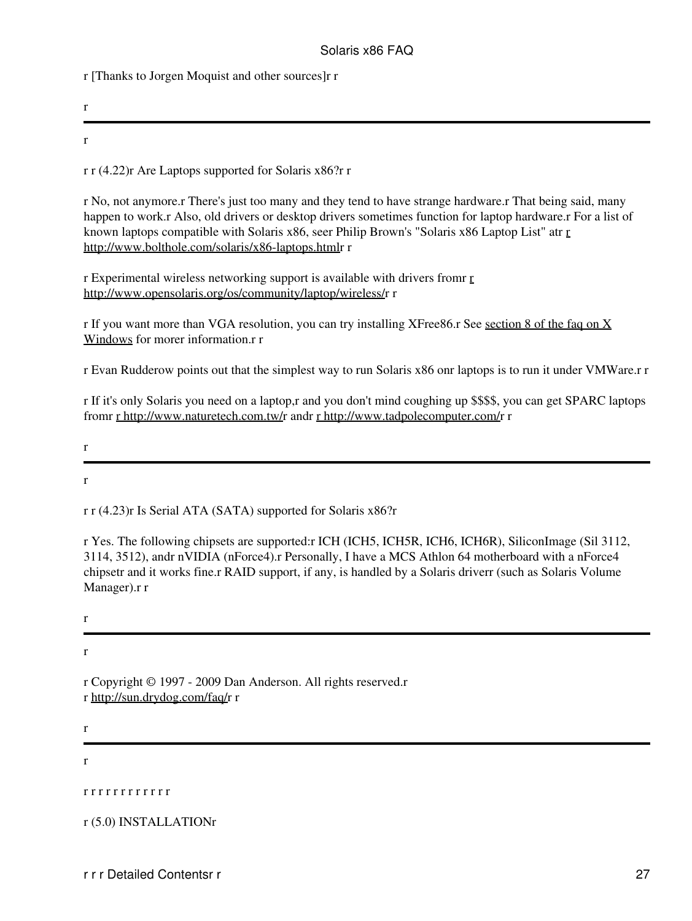r [Thanks to Jorgen Moquist and other sources]r r

r

---

r

r r (4.22)r Are Laptops supported for Solaris x86?r r

r No, not anymore.r There's just too many and they tend to have strange hardware.r That being said, many happen to work.r Also, old drivers or desktop drivers sometimes function for laptop hardware.r For a list of known laptops compatible with Solaris x86, seer Philip Brown's "Solaris x86 Laptop List" atr r http://www.bolthole.com/solaris/x86-laptops.htmlr r

r Experimental wireless networking support is available with drivers fromr r http://www.opensolaris.org/os/community/laptop/wireless/r r

r If you want more than VGA resolution, you can try installing XFree86.r See section 8 of the faq on X Windows for morer information.r r

r Evan Rudderow points out that the simplest way to run Solaris x86 onr laptops is to run it under VMWare.r r

r If it's only Solaris you need on a laptop,r and you don't mind coughing up $$$$, you can get SPARC laptops fromr r http://www.naturetech.com.tw/r andr r http://www.tadpolecomputer.com/r r

r

---

r

r r (4.23)r Is Serial ATA (SATA) supported for Solaris x86?r

r Yes. The following chipsets are supported:r ICH (ICH5, ICH5R, ICH6, ICH6R), SiliconImage (Sil 3112, 3114, 3512), andr nVIDIA (nForce4).r Personally, I have a MCS Athlon 64 motherboard with a nForce4 chipsetr and it works fine.r RAID support, if any, is handled by a Solaris driverr (such as Solaris Volume Manager).r r

r

---

r

r Copyright © 1997 - 2009 Dan Anderson. All rights reserved.r
r http://sun.drydog.com/faq/r r

r

---

r

r r r r r r r r r r r r

r (5.0) INSTALLATIONr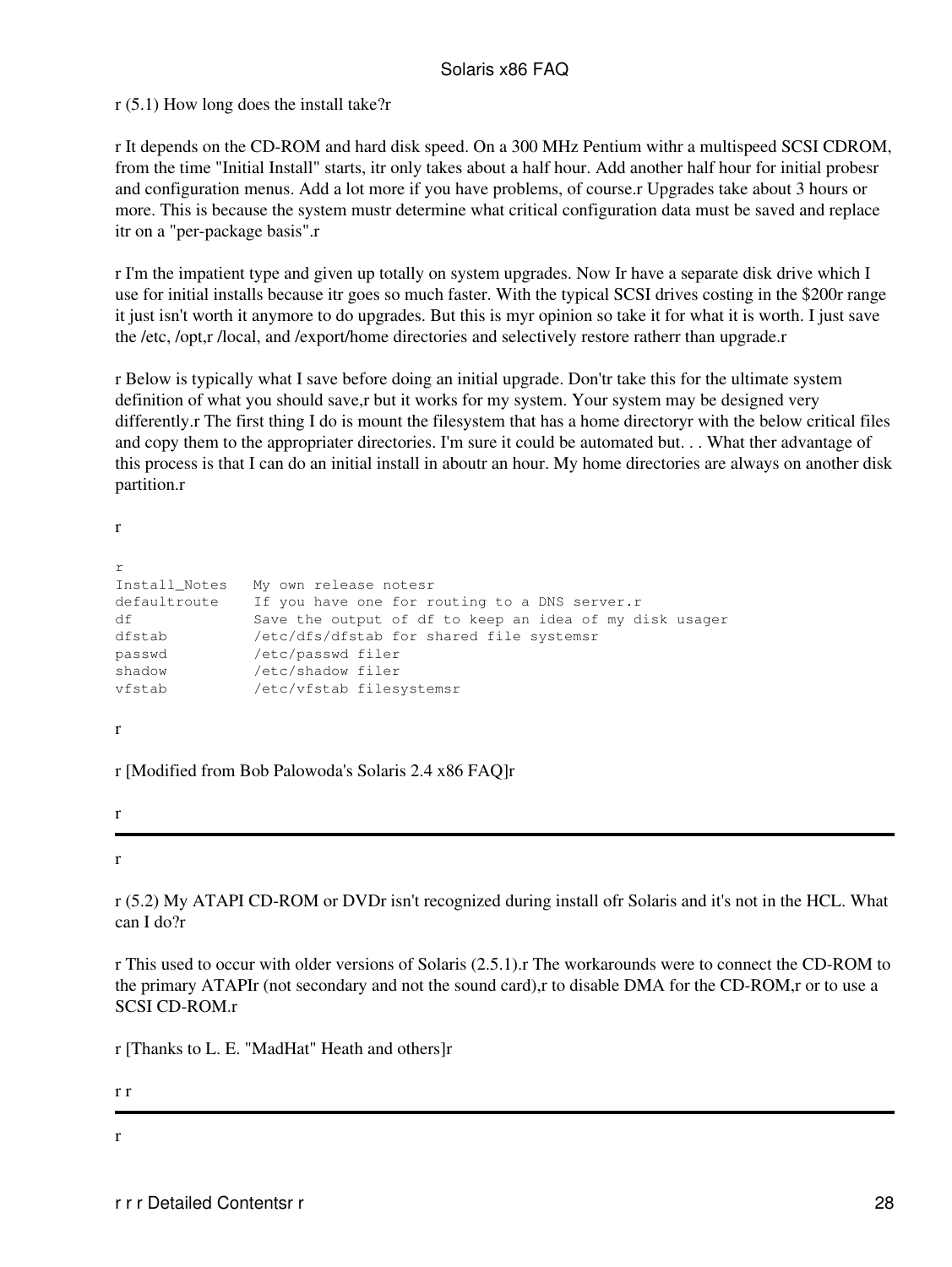r (5.1) How long does the install take?r

r It depends on the CD-ROM and hard disk speed. On a 300 MHz Pentium withr a multispeed SCSI CDROM, from the time "Initial Install" starts, itr only takes about a half hour. Add another half hour for initial probesr and configuration menus. Add a lot more if you have problems, of course.r Upgrades take about 3 hours or more. This is because the system mustr determine what critical configuration data must be saved and replace itr on a "per-package basis".r

r I'm the impatient type and given up totally on system upgrades. Now Ir have a separate disk drive which I use for initial installs because itr goes so much faster. With the typical SCSI drives costing in the $200r range it just isn't worth it anymore to do upgrades. But this is myr opinion so take it for what it is worth. I just save the /etc, /opt,r /local, and /export/home directories and selectively restore ratherr than upgrade.r

r Below is typically what I save before doing an initial upgrade. Don'tr take this for the ultimate system definition of what you should save,r but it works for my system. Your system may be designed very differently.r The first thing I do is mount the filesystem that has a home directoryr with the below critical files and copy them to the appropriater directories. I'm sure it could be automated but. . . What ther advantage of this process is that I can do an initial install in aboutr an hour. My home directories are always on another disk partition.r

r

```
r
Install_Notes   My own release notesr
defaultroute    If you have one for routing to a DNS server.r
df              Save the output of df to keep an idea of my disk usager
dfstab          /etc/dfs/dfstab for shared file systemsr
passwd          /etc/passwd filer
shadow          /etc/shadow filer
vfstab          /etc/vfstab filesystemsr
```

r

r [Modified from Bob Palowoda's Solaris 2.4 x86 FAQ]r

r

---

r

r (5.2) My ATAPI CD-ROM or DVDr isn't recognized during install ofr Solaris and it's not in the HCL. What can I do?r

r This used to occur with older versions of Solaris (2.5.1).r The workarounds were to connect the CD-ROM to the primary ATAPIr (not secondary and not the sound card),r to disable DMA for the CD-ROM,r or to use a SCSI CD-ROM.r

r [Thanks to L. E. "MadHat" Heath and others]r

r r

---

r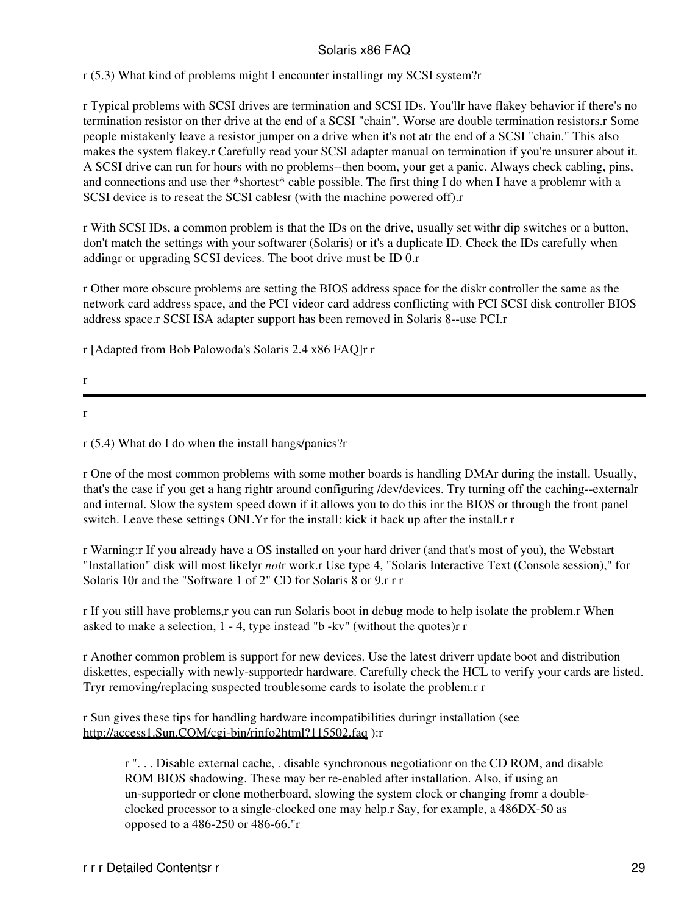r (5.3) What kind of problems might I encounter installingr my SCSI system?r

r Typical problems with SCSI drives are termination and SCSI IDs. You'llr have flakey behavior if there's no termination resistor on ther drive at the end of a SCSI "chain". Worse are double termination resistors.r Some people mistakenly leave a resistor jumper on a drive when it's not atr the end of a SCSI "chain." This also makes the system flakey.r Carefully read your SCSI adapter manual on termination if you're unsurer about it. A SCSI drive can run for hours with no problems--then boom, your get a panic. Always check cabling, pins, and connections and use ther *shortest* cable possible. The first thing I do when I have a problemr with a SCSI device is to reseat the SCSI cablesr (with the machine powered off).r

r With SCSI IDs, a common problem is that the IDs on the drive, usually set withr dip switches or a button, don't match the settings with your softwarer (Solaris) or it's a duplicate ID. Check the IDs carefully when addingr or upgrading SCSI devices. The boot drive must be ID 0.r

r Other more obscure problems are setting the BIOS address space for the diskr controller the same as the network card address space, and the PCI videor card address conflicting with PCI SCSI disk controller BIOS address space.r SCSI ISA adapter support has been removed in Solaris 8--use PCI.r

r [Adapted from Bob Palowoda's Solaris 2.4 x86 FAQ]r r

r

---

r

r (5.4) What do I do when the install hangs/panics?r

r One of the most common problems with some mother boards is handling DMAr during the install. Usually, that's the case if you get a hang rightr around configuring /dev/devices. Try turning off the caching--externalr and internal. Slow the system speed down if it allows you to do this inr the BIOS or through the front panel switch. Leave these settings ONLYr for the install: kick it back up after the install.r r

r Warning:r If you already have a OS installed on your hard driver (and that's most of you), the Webstart "Installation" disk will most likelyr *not*r work.r Use type 4, "Solaris Interactive Text (Console session)," for Solaris 10r and the "Software 1 of 2" CD for Solaris 8 or 9.r r r

r If you still have problems,r you can run Solaris boot in debug mode to help isolate the problem.r When asked to make a selection, 1 - 4, type instead "b -kv" (without the quotes)r r

r Another common problem is support for new devices. Use the latest driverr update boot and distribution diskettes, especially with newly-supportedr hardware. Carefully check the HCL to verify your cards are listed. Tryr removing/replacing suspected troublesome cards to isolate the problem.r r

r Sun gives these tips for handling hardware incompatibilities duringr installation (see http://access1.Sun.COM/cgi-bin/rinfo2html?115502.faq ):r

> r ". . . Disable external cache, . disable synchronous negotiationr on the CD ROM, and disable ROM BIOS shadowing. These may ber re-enabled after installation. Also, if using an un-supportedr or clone motherboard, slowing the system clock or changing fromr a double-clocked processor to a single-clocked one may help.r Say, for example, a 486DX-50 as opposed to a 486-250 or 486-66."r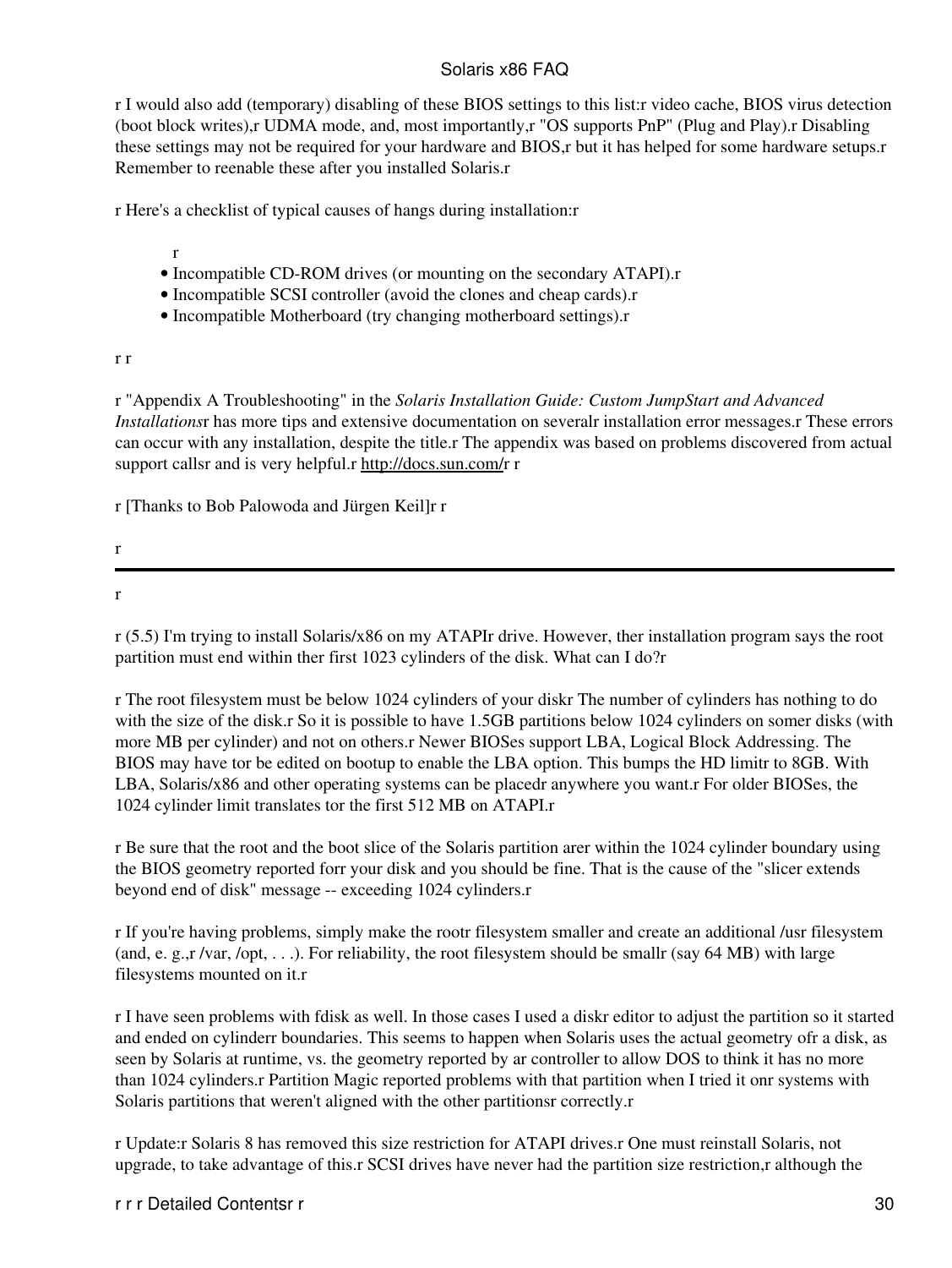r I would also add (temporary) disabling of these BIOS settings to this list:r video cache, BIOS virus detection (boot block writes),r UDMA mode, and, most importantly,r "OS supports PnP" (Plug and Play).r Disabling these settings may not be required for your hardware and BIOS,r but it has helped for some hardware setups.r Remember to reenable these after you installed Solaris.r

r Here's a checklist of typical causes of hangs during installation:r

r

- Incompatible CD-ROM drives (or mounting on the secondary ATAPI).r
- Incompatible SCSI controller (avoid the clones and cheap cards).r
- Incompatible Motherboard (try changing motherboard settings).r

r r

r "Appendix A Troubleshooting" in the *Solaris Installation Guide: Custom JumpStart and Advanced Installations*r has more tips and extensive documentation on severalr installation error messages.r These errors can occur with any installation, despite the title.r The appendix was based on problems discovered from actual support callsr and is very helpful.r http://docs.sun.com/r r

r [Thanks to Bob Palowoda and Jürgen Keil]r r

r

---

r

r (5.5) I'm trying to install Solaris/x86 on my ATAPIr drive. However, ther installation program says the root partition must end within ther first 1023 cylinders of the disk. What can I do?r

r The root filesystem must be below 1024 cylinders of your diskr The number of cylinders has nothing to do with the size of the disk.r So it is possible to have 1.5GB partitions below 1024 cylinders on somer disks (with more MB per cylinder) and not on others.r Newer BIOSes support LBA, Logical Block Addressing. The BIOS may have tor be edited on bootup to enable the LBA option. This bumps the HD limitr to 8GB. With LBA, Solaris/x86 and other operating systems can be placedr anywhere you want.r For older BIOSes, the 1024 cylinder limit translates tor the first 512 MB on ATAPI.r

r Be sure that the root and the boot slice of the Solaris partition arer within the 1024 cylinder boundary using the BIOS geometry reported forr your disk and you should be fine. That is the cause of the "slicer extends beyond end of disk" message -- exceeding 1024 cylinders.r

r If you're having problems, simply make the rootr filesystem smaller and create an additional /usr filesystem (and, e. g.,r /var, /opt, . . .). For reliability, the root filesystem should be smallr (say 64 MB) with large filesystems mounted on it.r

r I have seen problems with fdisk as well. In those cases I used a diskr editor to adjust the partition so it started and ended on cylinderr boundaries. This seems to happen when Solaris uses the actual geometry ofr a disk, as seen by Solaris at runtime, vs. the geometry reported by ar controller to allow DOS to think it has no more than 1024 cylinders.r Partition Magic reported problems with that partition when I tried it onr systems with Solaris partitions that weren't aligned with the other partitionsr correctly.r

r Update:r Solaris 8 has removed this size restriction for ATAPI drives.r One must reinstall Solaris, not upgrade, to take advantage of this.r SCSI drives have never had the partition size restriction,r although the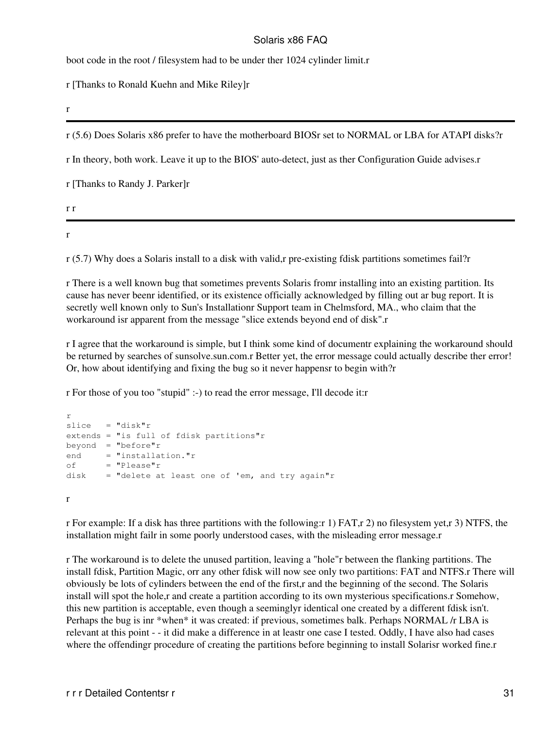boot code in the root / filesystem had to be under ther 1024 cylinder limit.r

r [Thanks to Ronald Kuehn and Mike Riley]r

r

---

r (5.6) Does Solaris x86 prefer to have the motherboard BIOSr set to NORMAL or LBA for ATAPI disks?r

r In theory, both work. Leave it up to the BIOS' auto-detect, just as ther Configuration Guide advises.r

r [Thanks to Randy J. Parker]r

r r

---

r

r (5.7) Why does a Solaris install to a disk with valid,r pre-existing fdisk partitions sometimes fail?r

r There is a well known bug that sometimes prevents Solaris fromr installing into an existing partition. Its cause has never beenr identified, or its existence officially acknowledged by filling out ar bug report. It is secretly well known only to Sun's Installationr Support team in Chelmsford, MA., who claim that the workaround isr apparent from the message "slice extends beyond end of disk".r

r I agree that the workaround is simple, but I think some kind of documentr explaining the workaround should be returned by searches of sunsolve.sun.com.r Better yet, the error message could actually describe ther error! Or, how about identifying and fixing the bug so it never happensr to begin with?r

r For those of you too "stupid" :-) to read the error message, I'll decode it:r

```
r
slice   = "disk"r
extends = "is full of fdisk partitions"r
beyond  = "before"r
end     = "installation."r
of      = "Please"r
disk    = "delete at least one of 'em, and try again"r
```

r

r For example: If a disk has three partitions with the following:r 1) FAT,r 2) no filesystem yet,r 3) NTFS, the installation might failr in some poorly understood cases, with the misleading error message.r

r The workaround is to delete the unused partition, leaving a "hole"r between the flanking partitions. The install fdisk, Partition Magic, orr any other fdisk will now see only two partitions: FAT and NTFS.r There will obviously be lots of cylinders between the end of the first,r and the beginning of the second. The Solaris install will spot the hole,r and create a partition according to its own mysterious specifications.r Somehow, this new partition is acceptable, even though a seeminglyr identical one created by a different fdisk isn't. Perhaps the bug is inr *when* it was created: if previous, sometimes balk. Perhaps NORMAL /r LBA is relevant at this point - - it did make a difference in at leastr one case I tested. Oddly, I have also had cases where the offendingr procedure of creating the partitions before beginning to install Solarisr worked fine.r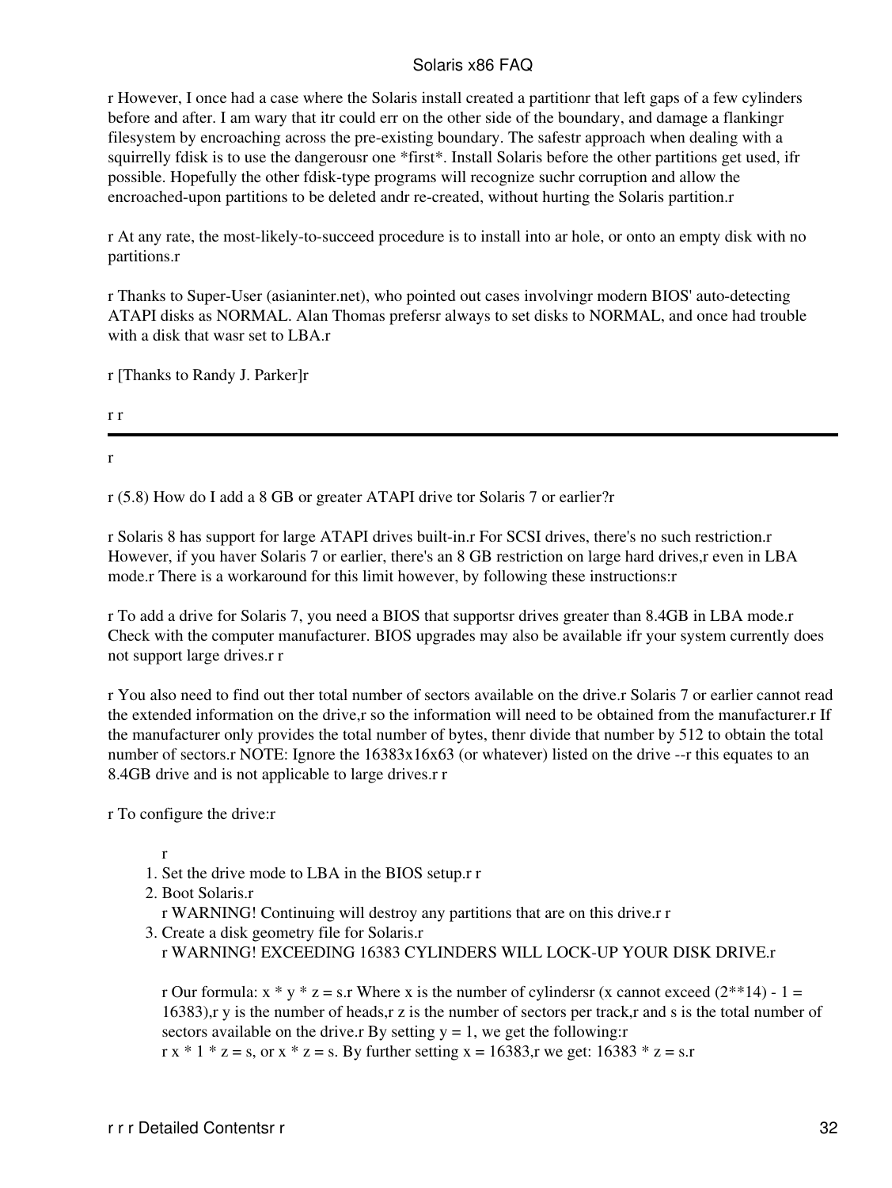r However, I once had a case where the Solaris install created a partitionr that left gaps of a few cylinders before and after. I am wary that itr could err on the other side of the boundary, and damage a flankingr filesystem by encroaching across the pre-existing boundary. The safestr approach when dealing with a squirrelly fdisk is to use the dangerousr one *first*. Install Solaris before the other partitions get used, ifr possible. Hopefully the other fdisk-type programs will recognize suchr corruption and allow the encroached-upon partitions to be deleted andr re-created, without hurting the Solaris partition.r

r At any rate, the most-likely-to-succeed procedure is to install into ar hole, or onto an empty disk with no partitions.r

r Thanks to Super-User (asianinter.net), who pointed out cases involvingr modern BIOS' auto-detecting ATAPI disks as NORMAL. Alan Thomas prefersr always to set disks to NORMAL, and once had trouble with a disk that wasr set to LBA.r

r [Thanks to Randy J. Parker]r

r r

---

r

r (5.8) How do I add a 8 GB or greater ATAPI drive tor Solaris 7 or earlier?r

r Solaris 8 has support for large ATAPI drives built-in.r For SCSI drives, there's no such restriction.r However, if you haver Solaris 7 or earlier, there's an 8 GB restriction on large hard drives,r even in LBA mode.r There is a workaround for this limit however, by following these instructions:r

r To add a drive for Solaris 7, you need a BIOS that supportsr drives greater than 8.4GB in LBA mode.r Check with the computer manufacturer. BIOS upgrades may also be available ifr your system currently does not support large drives.r r

r You also need to find out ther total number of sectors available on the drive.r Solaris 7 or earlier cannot read the extended information on the drive,r so the information will need to be obtained from the manufacturer.r If the manufacturer only provides the total number of bytes, thenr divide that number by 512 to obtain the total number of sectors.r NOTE: Ignore the 16383x16x63 (or whatever) listed on the drive --r this equates to an 8.4GB drive and is not applicable to large drives.r r

r To configure the drive:r

r

1. Set the drive mode to LBA in the BIOS setup.r r
2. Boot Solaris.r
   r WARNING! Continuing will destroy any partitions that are on this drive.r r
3. Create a disk geometry file for Solaris.r
   r WARNING! EXCEEDING 16383 CYLINDERS WILL LOCK-UP YOUR DISK DRIVE.r

   r Our formula: x * y * z = s.r Where x is the number of cylindersr (x cannot exceed (2**14) - 1 = 16383),r y is the number of heads,r z is the number of sectors per track,r and s is the total number of sectors available on the drive.r By setting y = 1, we get the following:r
   r x * 1 * z = s, or x * z = s. By further setting x = 16383,r we get: 16383 * z = s.r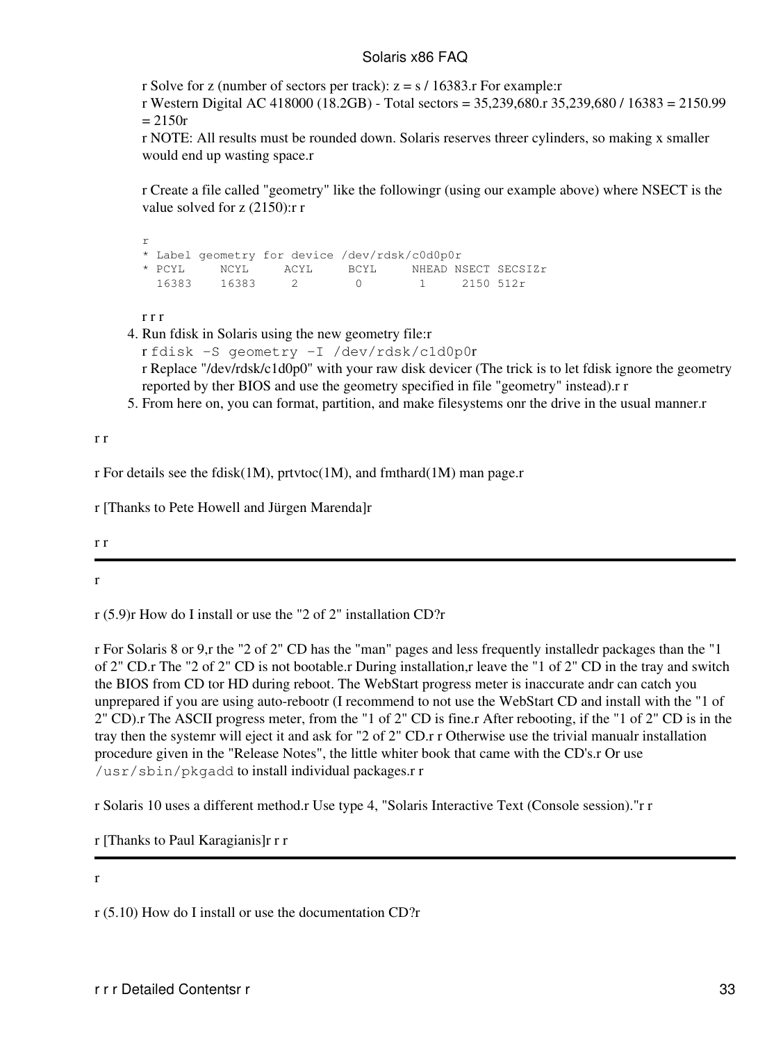r Solve for z (number of sectors per track): z = s / 16383.r For example:r
r Western Digital AC 418000 (18.2GB) - Total sectors = 35,239,680.r 35,239,680 / 16383 = 2150.99 = 2150r
r NOTE: All results must be rounded down. Solaris reserves threer cylinders, so making x smaller would end up wasting space.r

r Create a file called "geometry" like the followingr (using our example above) where NSECT is the value solved for z (2150):r r

```
r
* Label geometry for device /dev/rdsk/c0d0p0r
* PCYL     NCYL     ACYL     BCYL     NHEAD NSECT SECSIZr
  16383    16383     2        0        1     2150 512r
```

r r r

4. Run fdisk in Solaris using the new geometry file:r
   r `fdisk -S geometry -I /dev/rdsk/c1d0p0`r
   r Replace "/dev/rdsk/c1d0p0" with your raw disk devicer (The trick is to let fdisk ignore the geometry reported by ther BIOS and use the geometry specified in file "geometry" instead).r r
5. From here on, you can format, partition, and make filesystems onr the drive in the usual manner.r

r r

r For details see the fdisk(1M), prtvtoc(1M), and fmthard(1M) man page.r

r [Thanks to Pete Howell and Jürgen Marenda]r

r r

---

r

r (5.9)r How do I install or use the "2 of 2" installation CD?r

r For Solaris 8 or 9,r the "2 of 2" CD has the "man" pages and less frequently installedr packages than the "1 of 2" CD.r The "2 of 2" CD is not bootable.r During installation,r leave the "1 of 2" CD in the tray and switch the BIOS from CD tor HD during reboot. The WebStart progress meter is inaccurate andr can catch you unprepared if you are using auto-rebootr (I recommend to not use the WebStart CD and install with the "1 of 2" CD).r The ASCII progress meter, from the "1 of 2" CD is fine.r After rebooting, if the "1 of 2" CD is in the tray then the systemr will eject it and ask for "2 of 2" CD.r r Otherwise use the trivial manualr installation procedure given in the "Release Notes", the little whiter book that came with the CD's.r Or use `/usr/sbin/pkgadd` to install individual packages.r r

r Solaris 10 uses a different method.r Use type 4, "Solaris Interactive Text (Console session)."r r

r [Thanks to Paul Karagianis]r r r

---

r

r (5.10) How do I install or use the documentation CD?r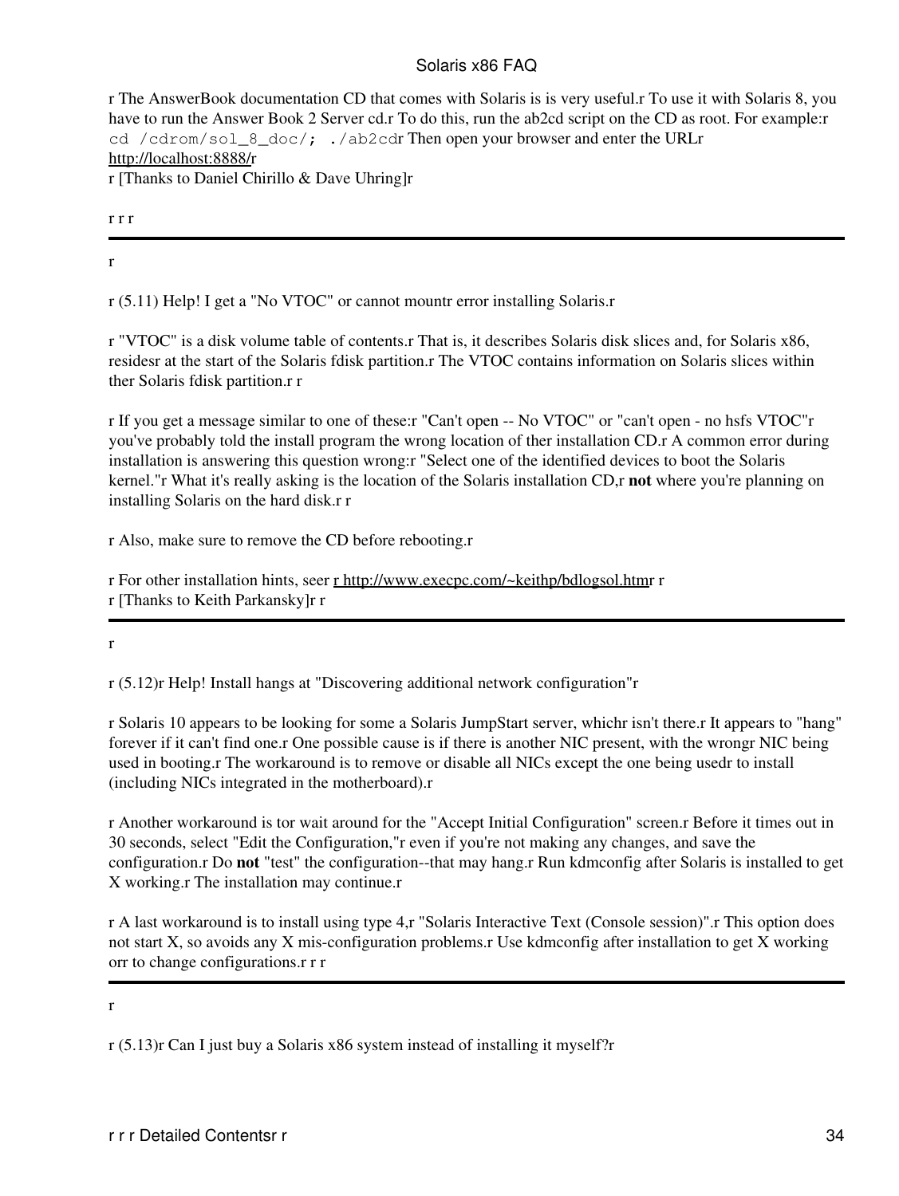r The AnswerBook documentation CD that comes with Solaris is is very useful.r To use it with Solaris 8, you have to run the Answer Book 2 Server cd.r To do this, run the ab2cd script on the CD as root. For example:r `cd /cdrom/sol_8_doc/; ./ab2cd`r Then open your browser and enter the URLr http://localhost:8888/r
r [Thanks to Daniel Chirillo & Dave Uhring]r

r r r

---

r

r (5.11) Help! I get a "No VTOC" or cannot mountr error installing Solaris.r

r "VTOC" is a disk volume table of contents.r That is, it describes Solaris disk slices and, for Solaris x86, residesr at the start of the Solaris fdisk partition.r The VTOC contains information on Solaris slices within ther Solaris fdisk partition.r r

r If you get a message similar to one of these:r "Can't open -- No VTOC" or "can't open - no hsfs VTOC"r you've probably told the install program the wrong location of ther installation CD.r A common error during installation is answering this question wrong:r "Select one of the identified devices to boot the Solaris kernel."r What it's really asking is the location of the Solaris installation CD,r **not** where you're planning on installing Solaris on the hard disk.r r

r Also, make sure to remove the CD before rebooting.r

r For other installation hints, seer r http://www.execpc.com/~keithp/bdlogsol.htmr r
r [Thanks to Keith Parkansky]r r

---

r

r (5.12)r Help! Install hangs at "Discovering additional network configuration"r

r Solaris 10 appears to be looking for some a Solaris JumpStart server, whichr isn't there.r It appears to "hang" forever if it can't find one.r One possible cause is if there is another NIC present, with the wrongr NIC being used in booting.r The workaround is to remove or disable all NICs except the one being usedr to install (including NICs integrated in the motherboard).r

r Another workaround is tor wait around for the "Accept Initial Configuration" screen.r Before it times out in 30 seconds, select "Edit the Configuration,"r even if you're not making any changes, and save the configuration.r Do **not** "test" the configuration--that may hang.r Run kdmconfig after Solaris is installed to get X working.r The installation may continue.r

r A last workaround is to install using type 4,r "Solaris Interactive Text (Console session)".r This option does not start X, so avoids any X mis-configuration problems.r Use kdmconfig after installation to get X working orr to change configurations.r r r

---

r

r (5.13)r Can I just buy a Solaris x86 system instead of installing it myself?r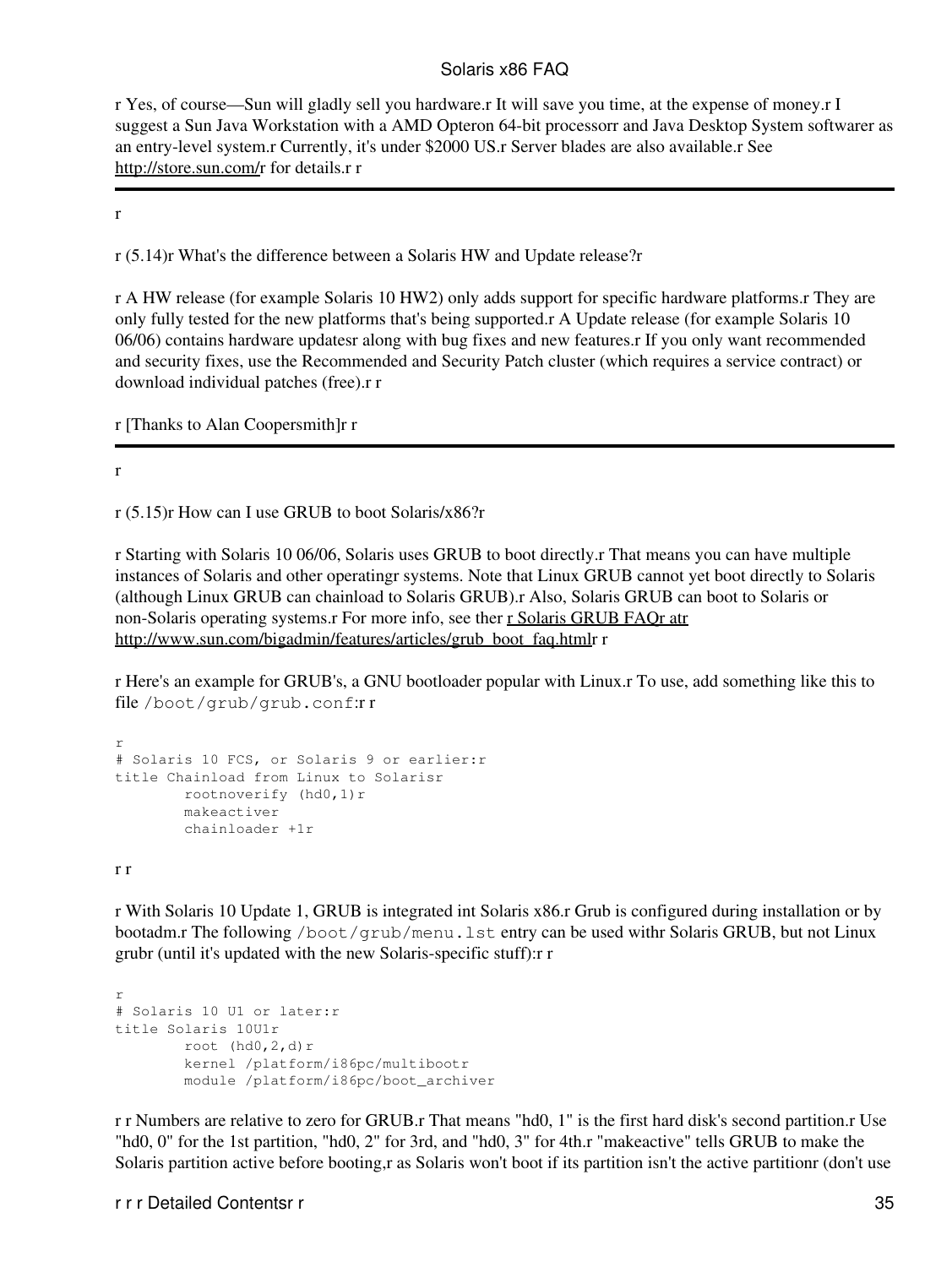r Yes, of course—Sun will gladly sell you hardware.r It will save you time, at the expense of money.r I suggest a Sun Java Workstation with a AMD Opteron 64-bit processorr and Java Desktop System softwarer as an entry-level system.r Currently, it's under $2000 US.r Server blades are also available.r See http://store.sun.com/r for details.r r

---

r

r (5.14)r What's the difference between a Solaris HW and Update release?r

r A HW release (for example Solaris 10 HW2) only adds support for specific hardware platforms.r They are only fully tested for the new platforms that's being supported.r A Update release (for example Solaris 10 06/06) contains hardware updatesr along with bug fixes and new features.r If you only want recommended and security fixes, use the Recommended and Security Patch cluster (which requires a service contract) or download individual patches (free).r r

r [Thanks to Alan Coopersmith]r r

---

r

r (5.15)r How can I use GRUB to boot Solaris/x86?r

r Starting with Solaris 10 06/06, Solaris uses GRUB to boot directly.r That means you can have multiple instances of Solaris and other operatingr systems. Note that Linux GRUB cannot yet boot directly to Solaris (although Linux GRUB can chainload to Solaris GRUB).r Also, Solaris GRUB can boot to Solaris or non-Solaris operating systems.r For more info, see ther r Solaris GRUB FAQr atr http://www.sun.com/bigadmin/features/articles/grub_boot_faq.htmlr r

r Here's an example for GRUB's, a GNU bootloader popular with Linux.r To use, add something like this to file `/boot/grub/grub.conf`:r r

```
r
# Solaris 10 FCS, or Solaris 9 or earlier:r
title Chainload from Linux to Solarisr
        rootnoverify (hd0,1)r
        makeactiver
        chainloader +1r
```

r r

r With Solaris 10 Update 1, GRUB is integrated int Solaris x86.r Grub is configured during installation or by bootadm.r The following `/boot/grub/menu.lst` entry can be used withr Solaris GRUB, but not Linux grubr (until it's updated with the new Solaris-specific stuff):r r

```
r
# Solaris 10 U1 or later:r
title Solaris 10U1r
        root (hd0,2,d)r
        kernel /platform/i86pc/multibootr
        module /platform/i86pc/boot_archiver
```

r r Numbers are relative to zero for GRUB.r That means "hd0, 1" is the first hard disk's second partition.r Use "hd0, 0" for the 1st partition, "hd0, 2" for 3rd, and "hd0, 3" for 4th.r "makeactive" tells GRUB to make the Solaris partition active before booting,r as Solaris won't boot if its partition isn't the active partitionr (don't use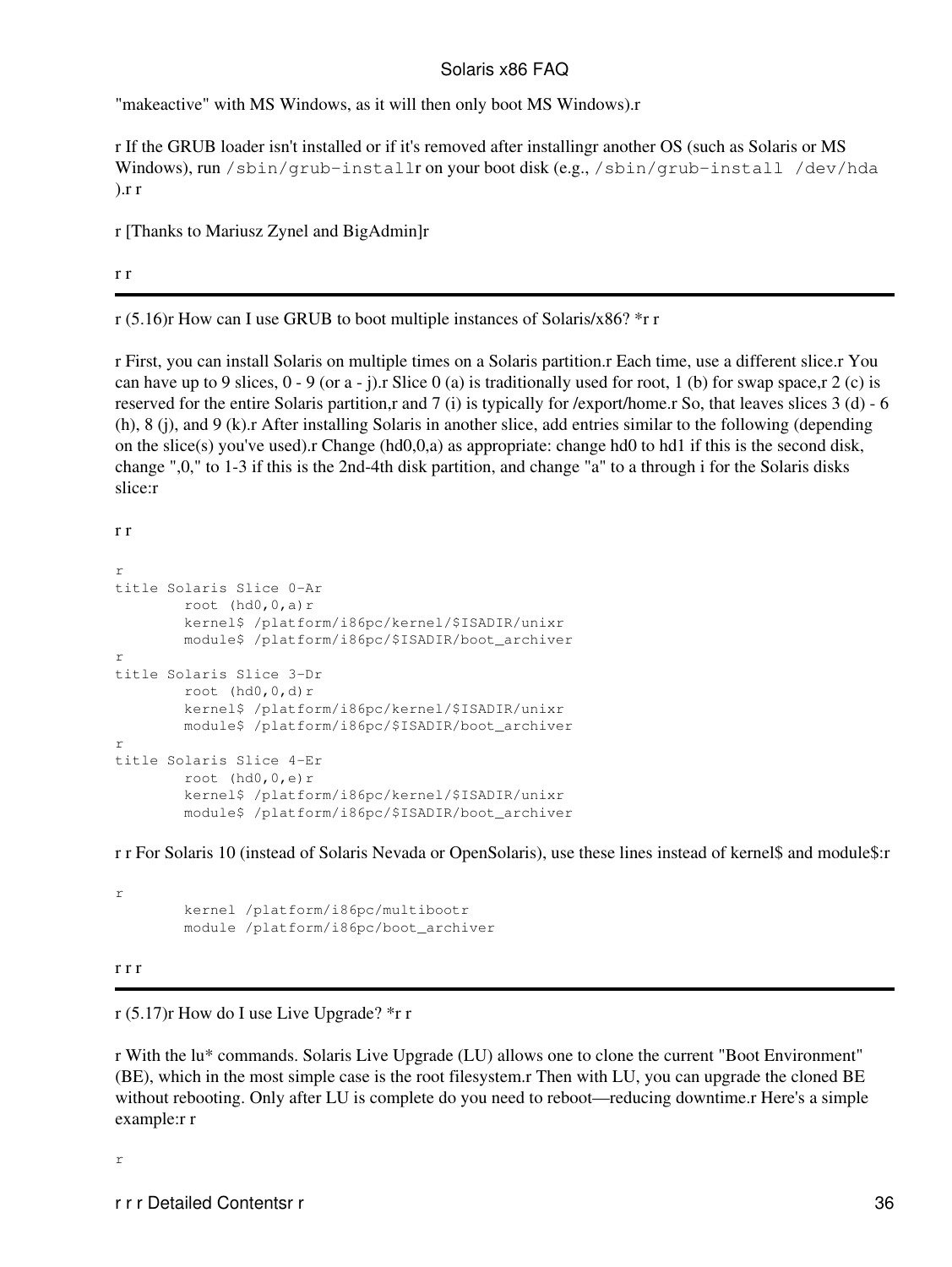"makeactive" with MS Windows, as it will then only boot MS Windows).r

r If the GRUB loader isn't installed or if it's removed after installingr another OS (such as Solaris or MS Windows), run `/sbin/grub-install`r on your boot disk (e.g., `/sbin/grub-install /dev/hda` ).r r

r [Thanks to Mariusz Zynel and BigAdmin]r

r r

---

r (5.16)r How can I use GRUB to boot multiple instances of Solaris/x86? *r r

r First, you can install Solaris on multiple times on a Solaris partition.r Each time, use a different slice.r You can have up to 9 slices, 0 - 9 (or a - j).r Slice 0 (a) is traditionally used for root, 1 (b) for swap space,r 2 (c) is reserved for the entire Solaris partition,r and 7 (i) is typically for /export/home.r So, that leaves slices 3 (d) - 6 (h), 8 (j), and 9 (k).r After installing Solaris in another slice, add entries similar to the following (depending on the slice(s) you've used).r Change (hd0,0,a) as appropriate: change hd0 to hd1 if this is the second disk, change ",0," to 1-3 if this is the 2nd-4th disk partition, and change "a" to a through i for the Solaris disks slice:r

r r

```
r
title Solaris Slice 0-Ar
        root (hd0,0,a)r
        kernel$ /platform/i86pc/kernel/$ISADIR/unixr
        module$ /platform/i86pc/$ISADIR/boot_archiver
r
title Solaris Slice 3-Dr
        root (hd0,0,d)r
        kernel$ /platform/i86pc/kernel/$ISADIR/unixr
        module$ /platform/i86pc/$ISADIR/boot_archiver
r
title Solaris Slice 4-Er
        root (hd0,0,e)r
        kernel$ /platform/i86pc/kernel/$ISADIR/unixr
        module$ /platform/i86pc/$ISADIR/boot_archiver
```

r r For Solaris 10 (instead of Solaris Nevada or OpenSolaris), use these lines instead of kernel$ and module$:r

```
r
        kernel /platform/i86pc/multibootr
        module /platform/i86pc/boot_archiver
```

r r r

---

r (5.17)r How do I use Live Upgrade? *r r

r With the lu* commands. Solaris Live Upgrade (LU) allows one to clone the current "Boot Environment" (BE), which in the most simple case is the root filesystem.r Then with LU, you can upgrade the cloned BE without rebooting. Only after LU is complete do you need to reboot—reducing downtime.r Here's a simple example:r r

```
r
```

r r r Detailed Contentsr r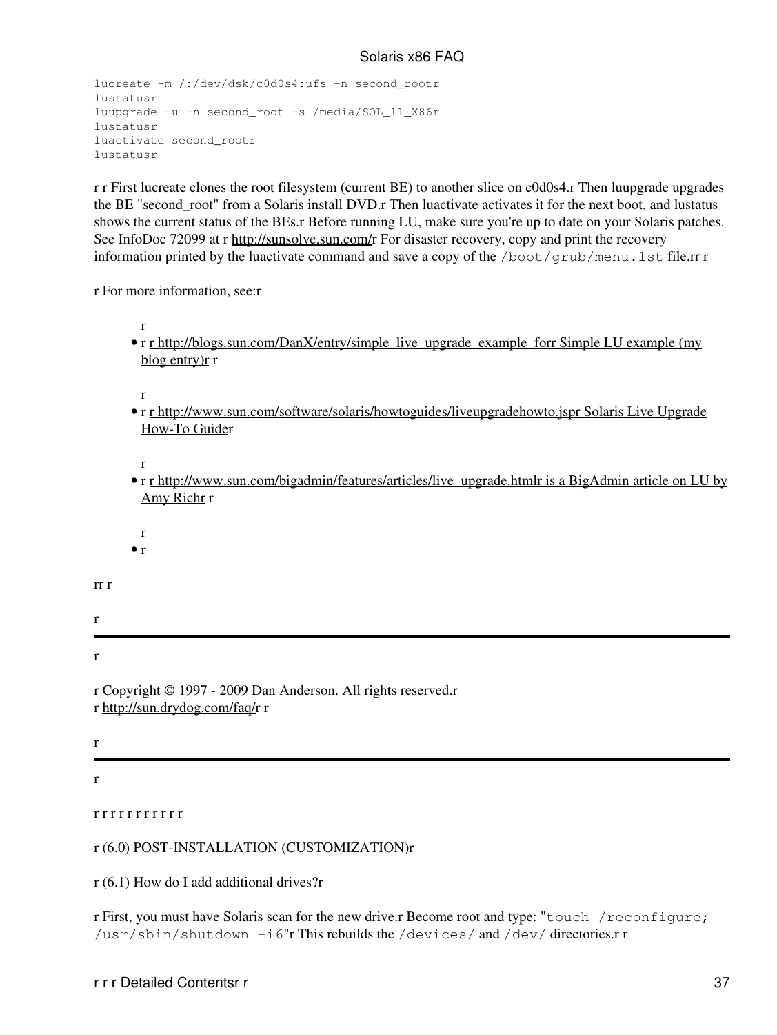```
lucreate -m /:/dev/dsk/c0d0s4:ufs -n second_rootr
lustatusr
luupgrade -u -n second_root -s /media/SOL_11_X86r
lustatusr
luactivate second_rootr
lustatusr
```

r r First lucreate clones the root filesystem (current BE) to another slice on c0d0s4.r Then luupgrade upgrades the BE "second_root" from a Solaris install DVD.r Then luactivate activates it for the next boot, and lustatus shows the current status of the BEs.r Before running LU, make sure you're up to date on your Solaris patches. See InfoDoc 72099 at r http://sunsolve.sun.com/r For disaster recovery, copy and print the recovery information printed by the luactivate command and save a copy of the `/boot/grub/menu.lst` file.rr r

r For more information, see:r

r

- r r http://blogs.sun.com/DanX/entry/simple_live_upgrade_example_forr Simple LU example (my blog entry)r r

  r

- r r http://www.sun.com/software/solaris/howtoguides/liveupgradehowto.jspr Solaris Live Upgrade How-To Guider

  r

- r r http://www.sun.com/bigadmin/features/articles/live_upgrade.htmlr is a BigAdmin article on LU by Amy Richr r

  r

- r

rr r

r

---

r

r Copyright © 1997 - 2009 Dan Anderson. All rights reserved.r
r http://sun.drydog.com/faq/r r

r

---

r

r r r r r r r r r r r

r (6.0) POST-INSTALLATION (CUSTOMIZATION)r

r (6.1) How do I add additional drives?r

r First, you must have Solaris scan for the new drive.r Become root and type: "`touch /reconfigure; /usr/sbin/shutdown -i6`"r This rebuilds the `/devices/` and `/dev/` directories.r r

r r r Detailed Contentsr r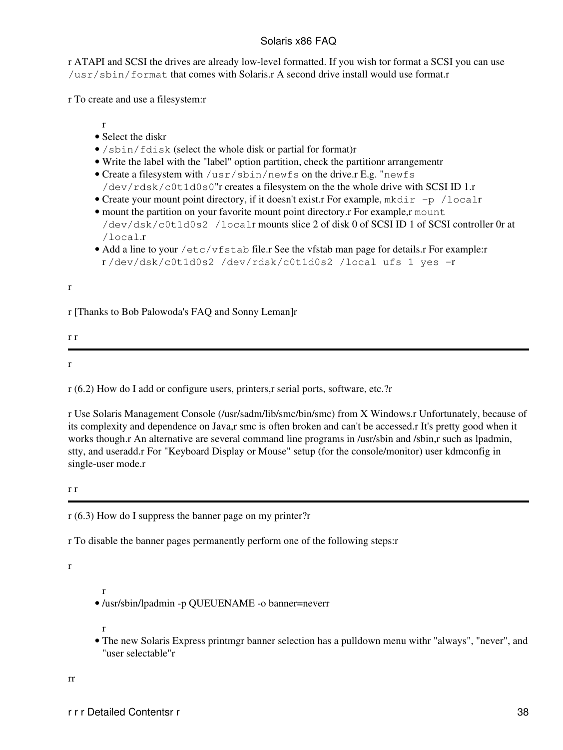r ATAPI and SCSI the drives are already low-level formatted. If you wish tor format a SCSI you can use `/usr/sbin/format` that comes with Solaris.r A second drive install would use format.r

r To create and use a filesystem:r

r

- Select the diskr
- `/sbin/fdisk` (select the whole disk or partial for format)r
- Write the label with the "label" option partition, check the partitionr arrangementr
- Create a filesystem with `/usr/sbin/newfs` on the drive.r E.g. "`newfs /dev/rdsk/c0t1d0s0`"r creates a filesystem on the the whole drive with SCSI ID 1.r
- Create your mount point directory, if it doesn't exist.r For example, `mkdir -p /local`r
- mount the partition on your favorite mount point directory.r For example,r `mount /dev/dsk/c0t1d0s2 /local`r mounts slice 2 of disk 0 of SCSI ID 1 of SCSI controller 0r at `/local`.r
- Add a line to your `/etc/vfstab` file.r See the vfstab man page for details.r For example:r r `/dev/dsk/c0t1d0s2 /dev/rdsk/c0t1d0s2 /local ufs 1 yes -`r

r

r [Thanks to Bob Palowoda's FAQ and Sonny Leman]r

r r

---

r

r (6.2) How do I add or configure users, printers,r serial ports, software, etc.?r

r Use Solaris Management Console (/usr/sadm/lib/smc/bin/smc) from X Windows.r Unfortunately, because of its complexity and dependence on Java,r smc is often broken and can't be accessed.r It's pretty good when it works though.r An alternative are several command line programs in /usr/sbin and /sbin,r such as lpadmin, stty, and useradd.r For "Keyboard Display or Mouse" setup (for the console/monitor) user kdmconfig in single-user mode.r

r r

---

r (6.3) How do I suppress the banner page on my printer?r

r To disable the banner pages permanently perform one of the following steps:r

r

r

- /usr/sbin/lpadmin -p QUEUENAME -o banner=neverr

r

- The new Solaris Express printmgr banner selection has a pulldown menu withr "always", "never", and "user selectable"r

rr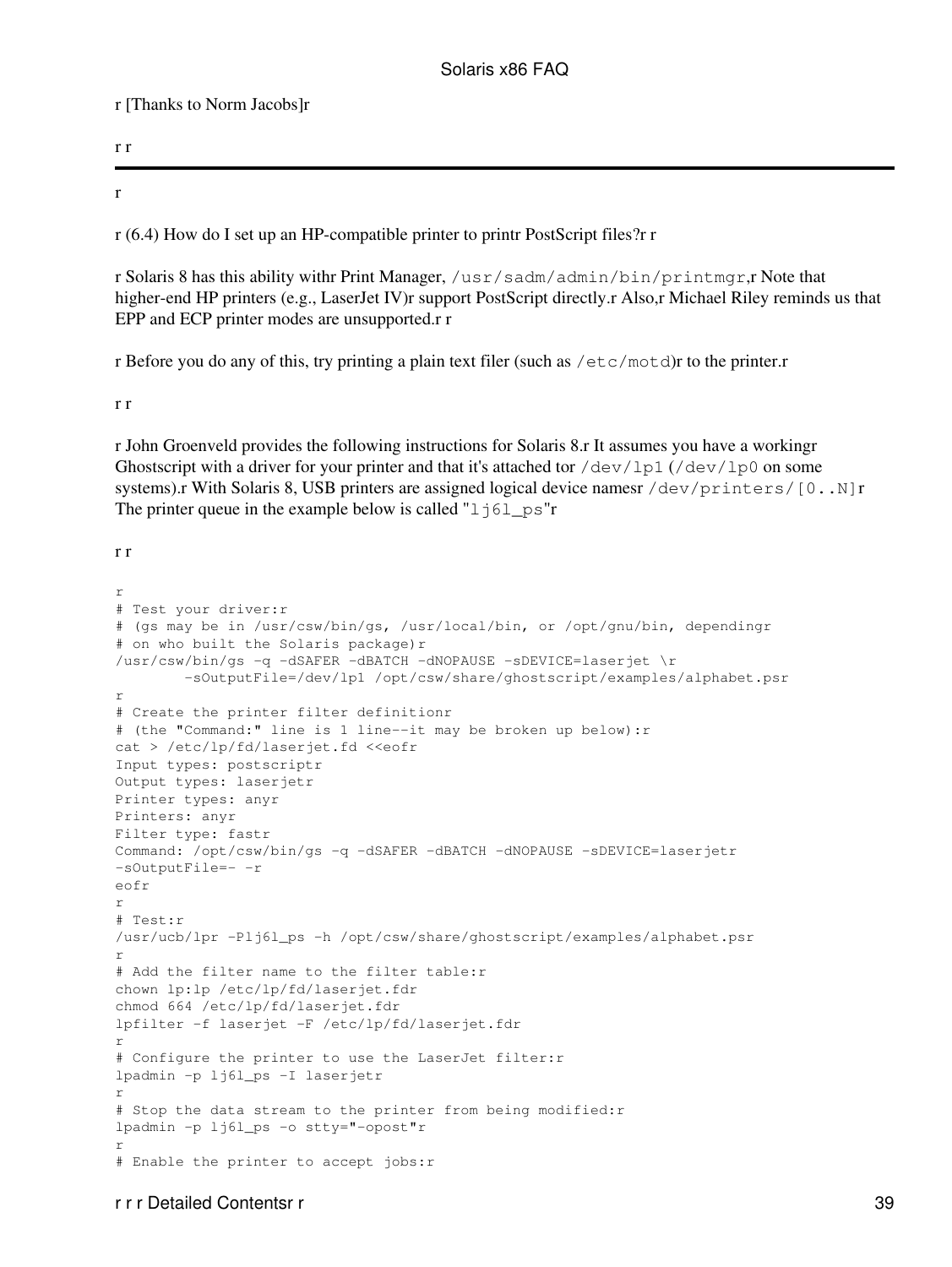r [Thanks to Norm Jacobs]r

r r

---

r

r (6.4) How do I set up an HP-compatible printer to printr PostScript files?r r

r Solaris 8 has this ability withr Print Manager, `/usr/sadm/admin/bin/printmgr`,r Note that higher-end HP printers (e.g., LaserJet IV)r support PostScript directly.r Also,r Michael Riley reminds us that EPP and ECP printer modes are unsupported.r r

r Before you do any of this, try printing a plain text filer (such as `/etc/motd`)r to the printer.r

r r

r John Groenveld provides the following instructions for Solaris 8.r It assumes you have a workingr Ghostscript with a driver for your printer and that it's attached tor `/dev/lp1` (`/dev/lp0` on some systems).r With Solaris 8, USB printers are assigned logical device namesr `/dev/printers/[0..N]`r The printer queue in the example below is called "`lj6l_ps`"r

r r

```
r
# Test your driver:r
# (gs may be in /usr/csw/bin/gs, /usr/local/bin, or /opt/gnu/bin, dependingr
# on who built the Solaris package)r
/usr/csw/bin/gs -q -dSAFER -dBATCH -dNOPAUSE -sDEVICE=laserjet \r
        -sOutputFile=/dev/lp1 /opt/csw/share/ghostscript/examples/alphabet.psr
r
# Create the printer filter definitionr
# (the "Command:" line is 1 line--it may be broken up below):r
cat > /etc/lp/fd/laserjet.fd <<eofr
Input types: postscriptr
Output types: laserjetr
Printer types: anyr
Printers: anyr
Filter type: fastr
Command: /opt/csw/bin/gs -q -dSAFER -dBATCH -dNOPAUSE -sDEVICE=laserjetr
-sOutputFile=- -r
eofr
r
# Test:r
/usr/ucb/lpr -Plj6l_ps -h /opt/csw/share/ghostscript/examples/alphabet.psr
r
# Add the filter name to the filter table:r
chown lp:lp /etc/lp/fd/laserjet.fdr
chmod 664 /etc/lp/fd/laserjet.fdr
lpfilter -f laserjet -F /etc/lp/fd/laserjet.fdr
r
# Configure the printer to use the LaserJet filter:r
lpadmin -p lj6l_ps -I laserjetr
r
# Stop the data stream to the printer from being modified:r
lpadmin -p lj6l_ps -o stty="-opost"r
r
# Enable the printer to accept jobs:r
```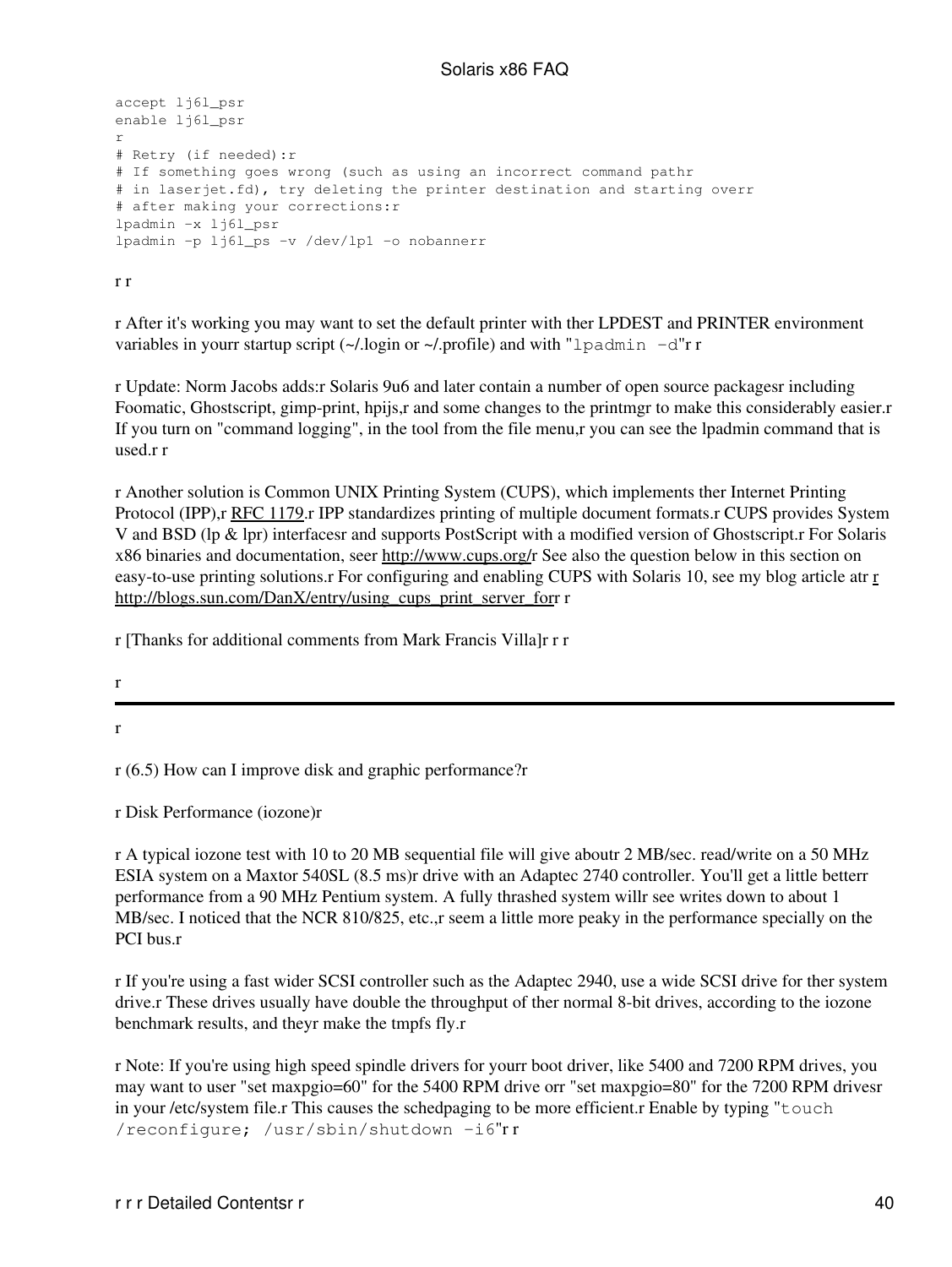```
accept lj6l_psr
enable lj6l_psr
r
# Retry (if needed):r
# If something goes wrong (such as using an incorrect command pathr
# in laserjet.fd), try deleting the printer destination and starting overr
# after making your corrections:r
lpadmin -x lj6l_psr
lpadmin -p lj6l_ps -v /dev/lp1 -o nobannerr
```

r r

r After it's working you may want to set the default printer with ther LPDEST and PRINTER environment variables in yourr startup script (~/.login or ~/.profile) and with "`lpadmin -d`"r r

r Update: Norm Jacobs adds:r Solaris 9u6 and later contain a number of open source packagesr including Foomatic, Ghostscript, gimp-print, hpijs,r and some changes to the printmgr to make this considerably easier.r If you turn on "command logging", in the tool from the file menu,r you can see the lpadmin command that is used.r r

r Another solution is Common UNIX Printing System (CUPS), which implements ther Internet Printing Protocol (IPP),r RFC 1179.r IPP standardizes printing of multiple document formats.r CUPS provides System V and BSD (lp & lpr) interfacesr and supports PostScript with a modified version of Ghostscript.r For Solaris x86 binaries and documentation, seer http://www.cups.org/r See also the question below in this section on easy-to-use printing solutions.r For configuring and enabling CUPS with Solaris 10, see my blog article atr r http://blogs.sun.com/DanX/entry/using_cups_print_server_forr r

r [Thanks for additional comments from Mark Francis Villa]r r r

r

---

r

r (6.5) How can I improve disk and graphic performance?r

r Disk Performance (iozone)r

r A typical iozone test with 10 to 20 MB sequential file will give aboutr 2 MB/sec. read/write on a 50 MHz ESIA system on a Maxtor 540SL (8.5 ms)r drive with an Adaptec 2740 controller. You'll get a little betterr performance from a 90 MHz Pentium system. A fully thrashed system willr see writes down to about 1 MB/sec. I noticed that the NCR 810/825, etc.,r seem a little more peaky in the performance specially on the PCI bus.r

r If you're using a fast wider SCSI controller such as the Adaptec 2940, use a wide SCSI drive for ther system drive.r These drives usually have double the throughput of ther normal 8-bit drives, according to the iozone benchmark results, and theyr make the tmpfs fly.r

r Note: If you're using high speed spindle drivers for yourr boot driver, like 5400 and 7200 RPM drives, you may want to user "set maxpgio=60" for the 5400 RPM drive orr "set maxpgio=80" for the 7200 RPM drivesr in your /etc/system file.r This causes the schedpaging to be more efficient.r Enable by typing "`touch /reconfigure; /usr/sbin/shutdown -i6`"r r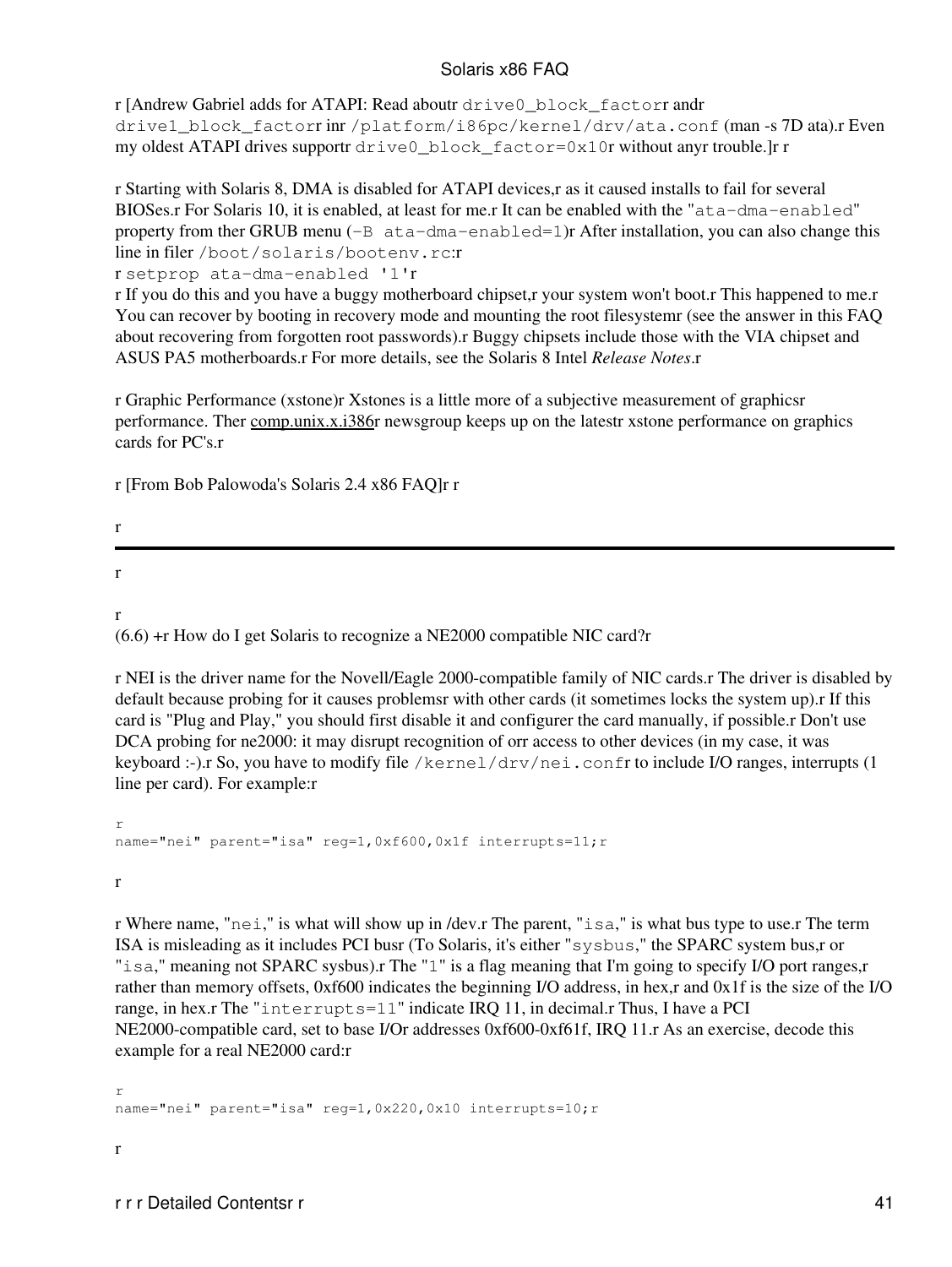[Andrew Gabriel adds for ATAPI: Read about `drive0_block_factor` and `drive1_block_factor` in `/platform/i86pc/kernel/drv/ata.conf` (man -s 7D ata). Even my oldest ATAPI drives support `drive0_block_factor=0x10` without any trouble.]

Starting with Solaris 8, DMA is disabled for ATAPI devices, as it caused installs to fail for several BIOSes. For Solaris 10, it is enabled, at least for me. It can be enabled with the "`ata-dma-enabled`" property from the GRUB menu (`-B ata-dma-enabled=1`) After installation, you can also change this line in file `/boot/solaris/bootenv.rc`:
`setprop ata-dma-enabled '1'`
If you do this and you have a buggy motherboard chipset, your system won't boot. This happened to me. You can recover by booting in recovery mode and mounting the root filesystem (see the answer in this FAQ about recovering from forgotten root passwords). Buggy chipsets include those with the VIA chipset and ASUS PA5 motherboards. For more details, see the Solaris 8 Intel *Release Notes*.

Graphic Performance (xstone) Xstones is a little more of a subjective measurement of graphics performance. The comp.unix.x.i386 newsgroup keeps up on the latest xstone performance on graphics cards for PC's.

[From Bob Palowoda's Solaris 2.4 x86 FAQ]

---

(6.6) + How do I get Solaris to recognize a NE2000 compatible NIC card?

NEI is the driver name for the Novell/Eagle 2000-compatible family of NIC cards. The driver is disabled by default because probing for it causes problems with other cards (it sometimes locks the system up). If this card is "Plug and Play," you should first disable it and configure the card manually, if possible. Don't use DCA probing for ne2000: it may disrupt recognition of or access to other devices (in my case, it was keyboard :-). So, you have to modify file `/kernel/drv/nei.conf` to include I/O ranges, interrupts (1 line per card). For example:

```
name="nei" parent="isa" reg=1,0xf600,0x1f interrupts=11;
```

Where name, "`nei`," is what will show up in /dev. The parent, "`isa`," is what bus type to use. The term ISA is misleading as it includes PCI bus (To Solaris, it's either "`sysbus`," the SPARC system bus, or "`isa`," meaning not SPARC sysbus). The "`1`" is a flag meaning that I'm going to specify I/O port ranges, rather than memory offsets, 0xf600 indicates the beginning I/O address, in hex, and 0x1f is the size of the I/O range, in hex. The "`interrupts=11`" indicate IRQ 11, in decimal. Thus, I have a PCI NE2000-compatible card, set to base I/O addresses 0xf600-0xf61f, IRQ 11. As an exercise, decode this example for a real NE2000 card:

```
name="nei" parent="isa" reg=1,0x220,0x10 interrupts=10;
```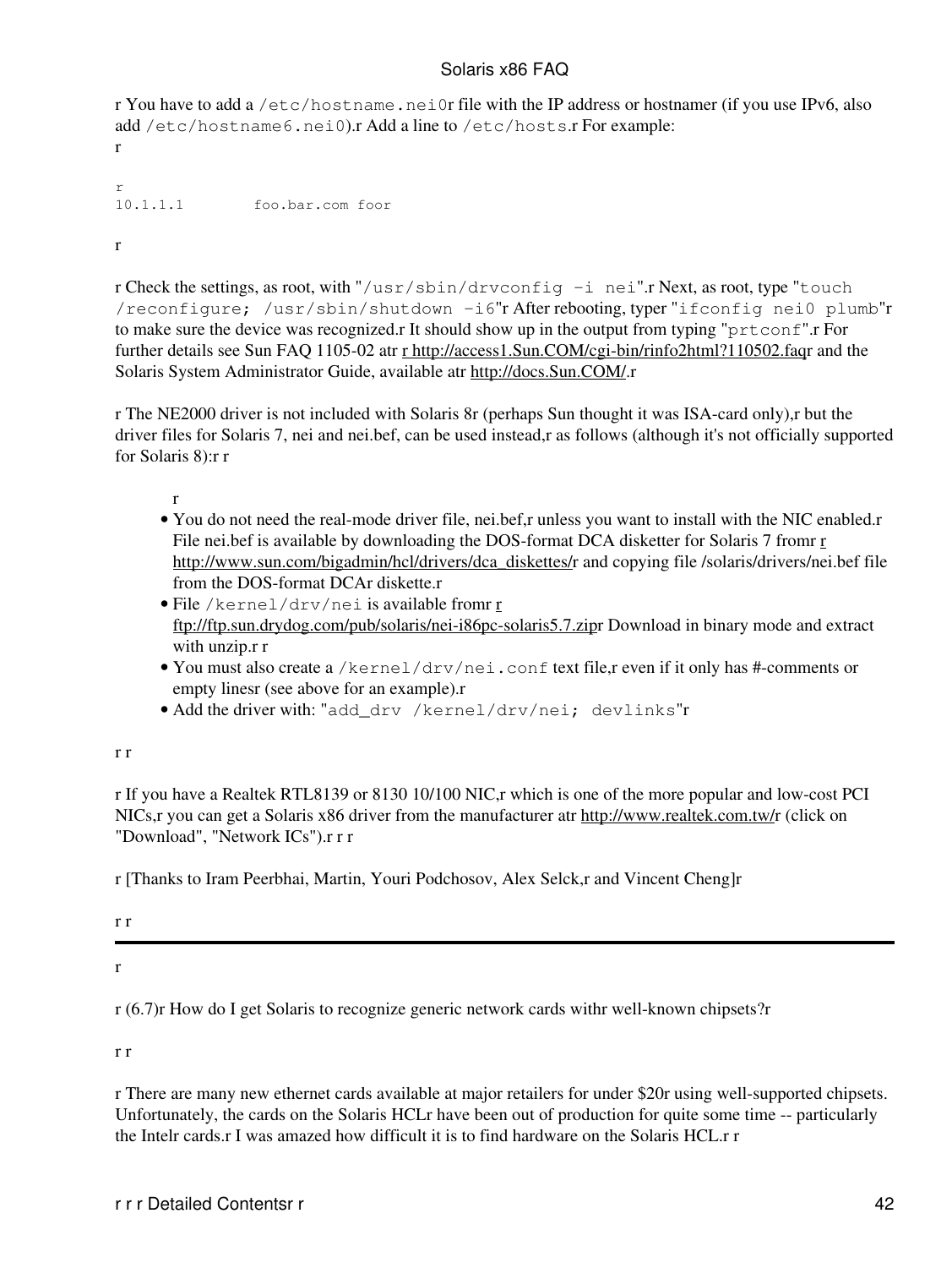r You have to add a `/etc/hostname.nei0`r file with the IP address or hostnamer (if you use IPv6, also add `/etc/hostname6.nei0`).r Add a line to `/etc/hosts`.r For example:
r

```
r
10.1.1.1        foo.bar.com foor
```

r

r Check the settings, as root, with "`/usr/sbin/drvconfig -i nei`".r Next, as root, type "`touch /reconfigure; /usr/sbin/shutdown -i6`"r After rebooting, typer "`ifconfig nei0 plumb`"r to make sure the device was recognized.r It should show up in the output from typing "`prtconf`".r For further details see Sun FAQ 1105-02 atr r http://access1.Sun.COM/cgi-bin/rinfo2html?110502.faqr and the Solaris System Administrator Guide, available atr http://docs.Sun.COM/.r

r The NE2000 driver is not included with Solaris 8r (perhaps Sun thought it was ISA-card only),r but the driver files for Solaris 7, nei and nei.bef, can be used instead,r as follows (although it's not officially supported for Solaris 8):r r

r

- You do not need the real-mode driver file, nei.bef,r unless you want to install with the NIC enabled.r File nei.bef is available by downloading the DOS-format DCA disketter for Solaris 7 fromr r http://www.sun.com/bigadmin/hcl/drivers/dca_diskettes/r and copying file /solaris/drivers/nei.bef file from the DOS-format DCAr diskette.r
- File `/kernel/drv/nei` is available fromr r ftp://ftp.sun.drydog.com/pub/solaris/nei-i86pc-solaris5.7.zipr Download in binary mode and extract with unzip.r r
- You must also create a `/kernel/drv/nei.conf` text file,r even if it only has #-comments or empty linesr (see above for an example).r
- Add the driver with: "`add_drv /kernel/drv/nei; devlinks`"r

r r

r If you have a Realtek RTL8139 or 8130 10/100 NIC,r which is one of the more popular and low-cost PCI NICs,r you can get a Solaris x86 driver from the manufacturer atr http://www.realtek.com.tw/r (click on "Download", "Network ICs").r r r

r [Thanks to Iram Peerbhai, Martin, Youri Podchosov, Alex Selck,r and Vincent Cheng]r

r r

---

r

r (6.7)r How do I get Solaris to recognize generic network cards withr well-known chipsets?r

r r

r There are many new ethernet cards available at major retailers for under $20r using well-supported chipsets. Unfortunately, the cards on the Solaris HCLr have been out of production for quite some time -- particularly the Intelr cards.r I was amazed how difficult it is to find hardware on the Solaris HCL.r r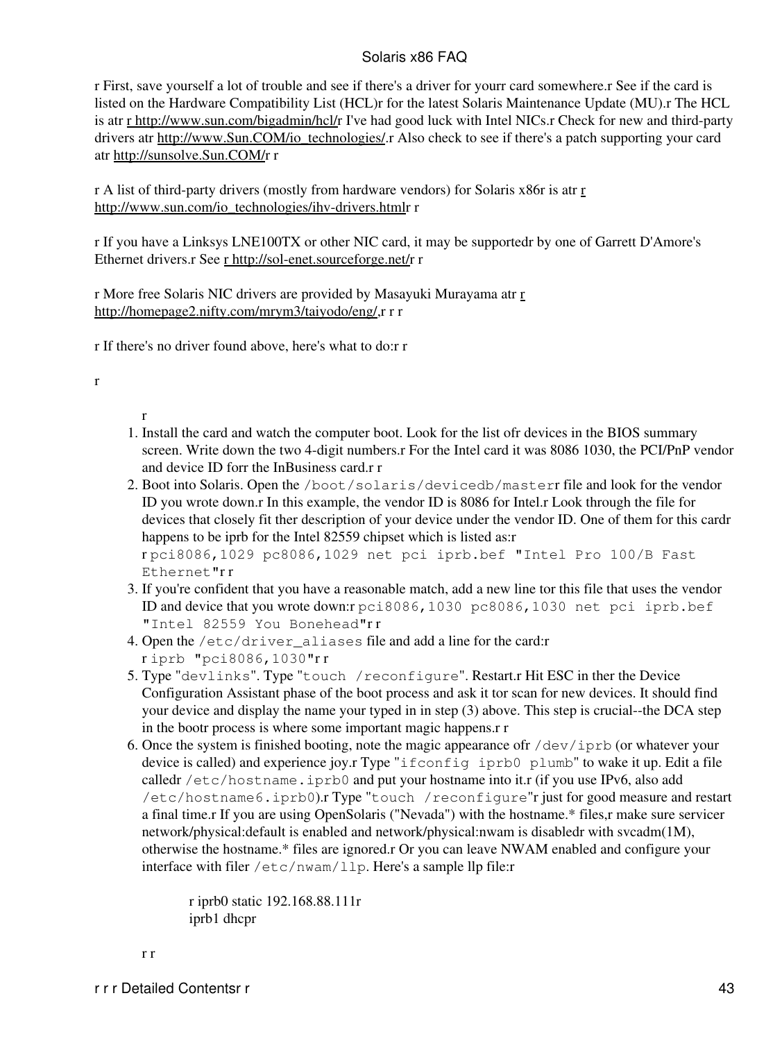r First, save yourself a lot of trouble and see if there's a driver for yourr card somewhere.r See if the card is listed on the Hardware Compatibility List (HCL)r for the latest Solaris Maintenance Update (MU).r The HCL is atr r http://www.sun.com/bigadmin/hcl/r I've had good luck with Intel NICs.r Check for new and third-party drivers atr http://www.Sun.COM/io_technologies/.r Also check to see if there's a patch supporting your card atr http://sunsolve.Sun.COM/r r

r A list of third-party drivers (mostly from hardware vendors) for Solaris x86r is atr r http://www.sun.com/io_technologies/ihv-drivers.htmlr r

r If you have a Linksys LNE100TX or other NIC card, it may be supportedr by one of Garrett D'Amore's Ethernet drivers.r See r http://sol-enet.sourceforge.net/r r

r More free Solaris NIC drivers are provided by Masayuki Murayama atr r http://homepage2.nifty.com/mrym3/taiyodo/eng/,r r r

r If there's no driver found above, here's what to do:r r

r

r

1. Install the card and watch the computer boot. Look for the list ofr devices in the BIOS summary screen. Write down the two 4-digit numbers.r For the Intel card it was 8086 1030, the PCI/PnP vendor and device ID forr the InBusiness card.r r
2. Boot into Solaris. Open the `/boot/solaris/devicedb/master`r file and look for the vendor ID you wrote down.r In this example, the vendor ID is 8086 for Intel.r Look through the file for devices that closely fit ther description of your device under the vendor ID. One of them for this cardr happens to be iprb for the Intel 82559 chipset which is listed as:r
   r `pci8086,1029 pc8086,1029 net pci iprb.bef "Intel Pro 100/B Fast Ethernet"`r r
3. If you're confident that you have a reasonable match, add a new line tor this file that uses the vendor ID and device that you wrote down:r `pci8086,1030 pc8086,1030 net pci iprb.bef "Intel 82559 You Bonehead"`r r
4. Open the `/etc/driver_aliases` file and add a line for the card:r
   r `iprb "pci8086,1030"`r r
5. Type "`devlinks`". Type "`touch /reconfigure`". Restart.r Hit ESC in ther the Device Configuration Assistant phase of the boot process and ask it tor scan for new devices. It should find your device and display the name your typed in in step (3) above. This step is crucial--the DCA step in the bootr process is where some important magic happens.r r
6. Once the system is finished booting, note the magic appearance ofr `/dev/iprb` (or whatever your device is called) and experience joy.r Type "`ifconfig iprb0 plumb`" to wake it up. Edit a file calledr `/etc/hostname.iprb0` and put your hostname into it.r (if you use IPv6, also add `/etc/hostname6.iprb0`).r Type "`touch /reconfigure`"r just for good measure and restart a final time.r If you are using OpenSolaris ("Nevada") with the hostname.* files,r make sure servicer network/physical:default is enabled and network/physical:nwam is disabledr with svcadm(1M), otherwise the hostname.* files are ignored.r Or you can leave NWAM enabled and configure your interface with filer `/etc/nwam/llp`. Here's a sample llp file:r

   ```
   r iprb0 static 192.168.88.111r
   iprb1 dhcpr
   ```

r r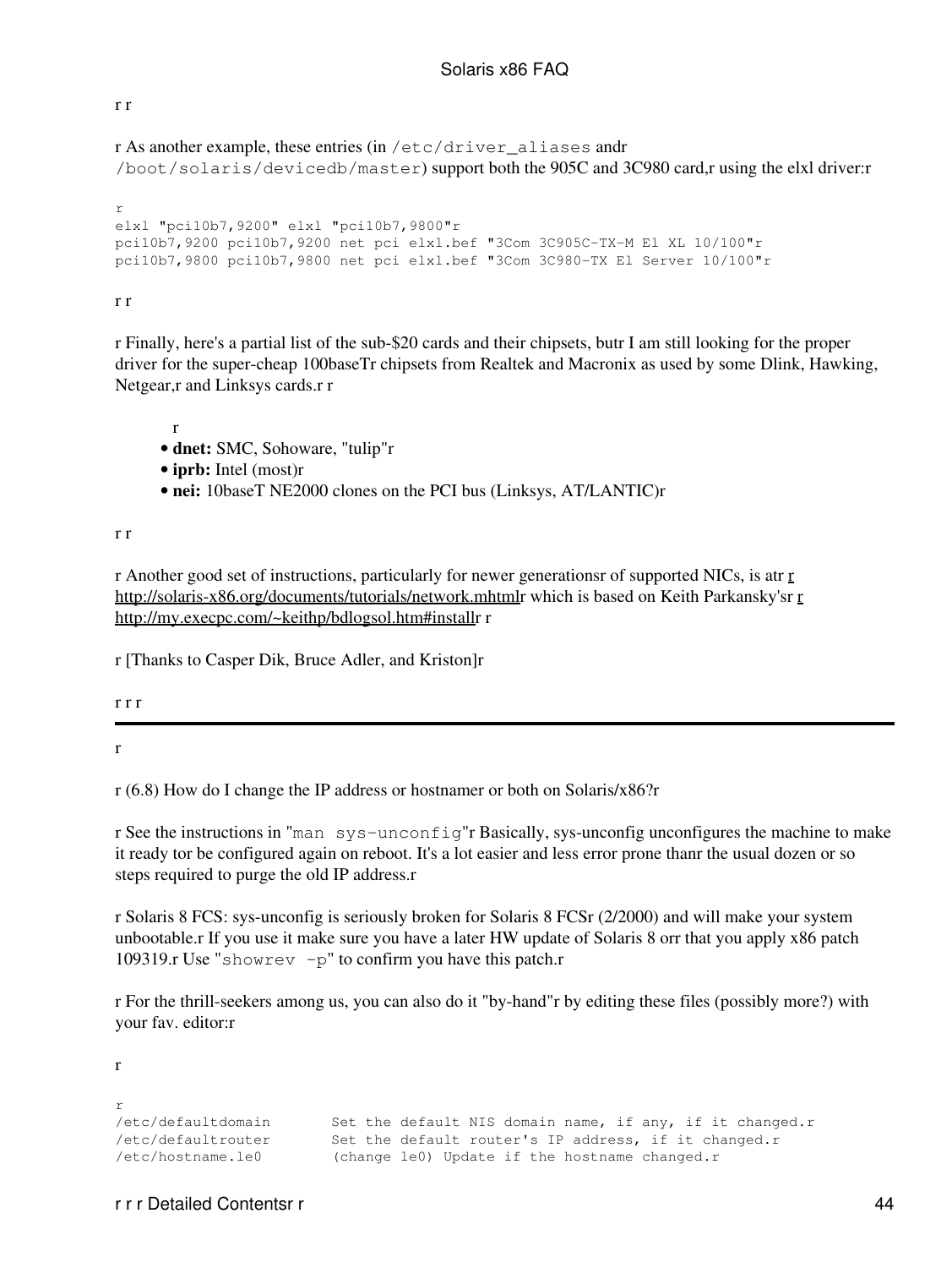r r

r As another example, these entries (in `/etc/driver_aliases` andr `/boot/solaris/devicedb/master`) support both the 905C and 3C980 card,r using the elxl driver:r

```
r
elxl "pci10b7,9200" elxl "pci10b7,9800"r
pci10b7,9200 pci10b7,9200 net pci elxl.bef "3Com 3C905C-TX-M El XL 10/100"r
pci10b7,9800 pci10b7,9800 net pci elxl.bef "3Com 3C980-TX El Server 10/100"r
```

r r

r Finally, here's a partial list of the sub-$20 cards and their chipsets, butr I am still looking for the proper driver for the super-cheap 100baseTr chipsets from Realtek and Macronix as used by some Dlink, Hawking, Netgear,r and Linksys cards.r r

r

- **dnet:** SMC, Sohoware, "tulip"r
- **iprb:** Intel (most)r
- **nei:** 10baseT NE2000 clones on the PCI bus (Linksys, AT/LANTIC)r

r r

r Another good set of instructions, particularly for newer generationsr of supported NICs, is atr r http://solaris-x86.org/documents/tutorials/network.mhtmlr which is based on Keith Parkansky'sr r http://my.execpc.com/~keithp/bdlogsol.htm#installr r

r [Thanks to Casper Dik, Bruce Adler, and Kriston]r

r r r

---

r

r (6.8) How do I change the IP address or hostnamer or both on Solaris/x86?r

r See the instructions in "`man sys-unconfig`"r Basically, sys-unconfig unconfigures the machine to make it ready tor be configured again on reboot. It's a lot easier and less error prone thanr the usual dozen or so steps required to purge the old IP address.r

r Solaris 8 FCS: sys-unconfig is seriously broken for Solaris 8 FCSr (2/2000) and will make your system unbootable.r If you use it make sure you have a later HW update of Solaris 8 orr that you apply x86 patch 109319.r Use "`showrev -p`" to confirm you have this patch.r

r For the thrill-seekers among us, you can also do it "by-hand"r by editing these files (possibly more?) with your fav. editor:r

r

```
r
/etc/defaultdomain       Set the default NIS domain name, if any, if it changed.r
/etc/defaultrouter       Set the default router's IP address, if it changed.r
/etc/hostname.le0        (change le0) Update if the hostname changed.r
```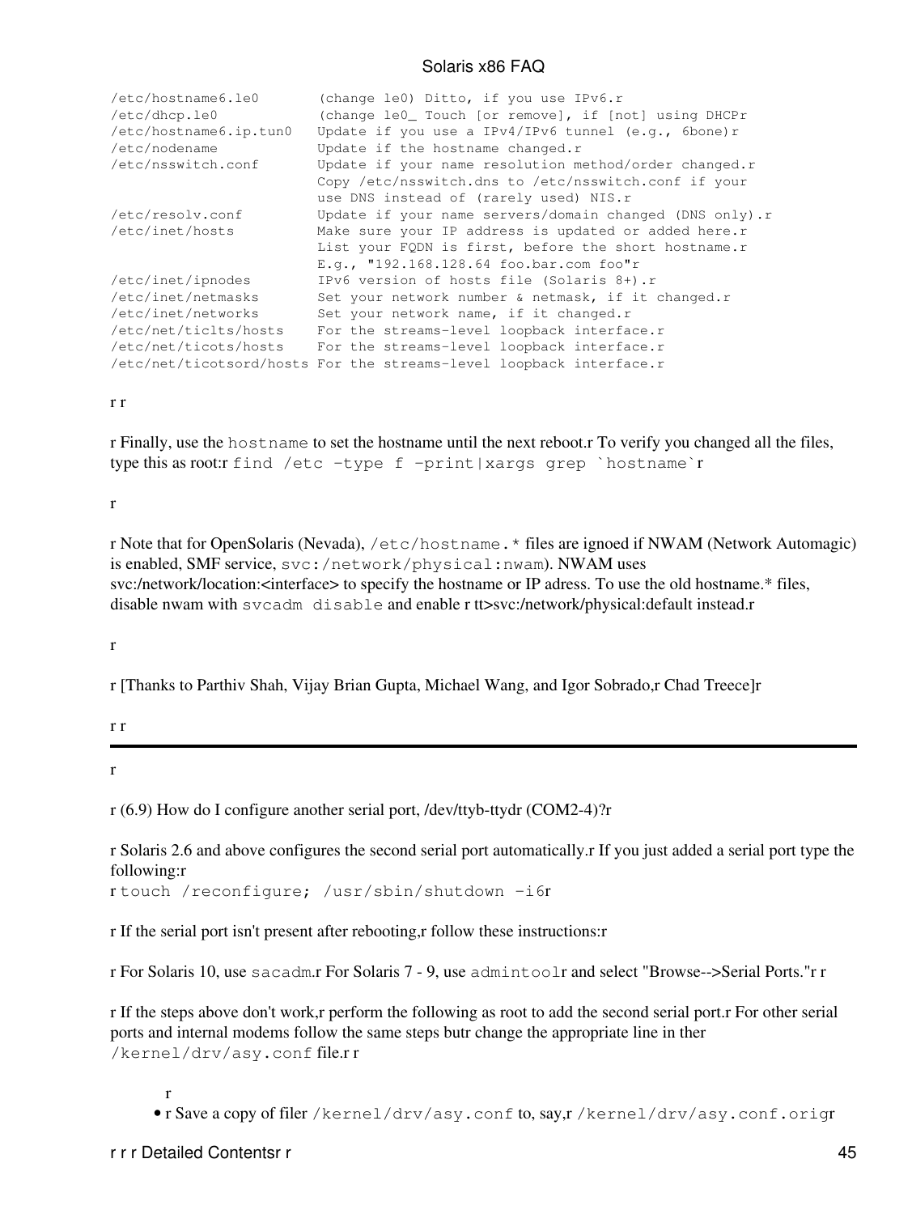```
/etc/hostname6.le0       (change le0) Ditto, if you use IPv6.r
/etc/dhcp.le0            (change le0_ Touch [or remove], if [not] using DHCPr
/etc/hostname6.ip.tun0   Update if you use a IPv4/IPv6 tunnel (e.g., 6bone)r
/etc/nodename            Update if the hostname changed.r
/etc/nsswitch.conf       Update if your name resolution method/order changed.r
                         Copy /etc/nsswitch.dns to /etc/nsswitch.conf if your
                         use DNS instead of (rarely used) NIS.r
/etc/resolv.conf         Update if your name servers/domain changed (DNS only).r
/etc/inet/hosts          Make sure your IP address is updated or added here.r
                         List your FQDN is first, before the short hostname.r
                         E.g., "192.168.128.64 foo.bar.com foo"r
/etc/inet/ipnodes        IPv6 version of hosts file (Solaris 8+).r
/etc/inet/netmasks       Set your network number & netmask, if it changed.r
/etc/inet/networks       Set your network name, if it changed.r
/etc/net/ticlts/hosts    For the streams-level loopback interface.r
/etc/net/ticots/hosts    For the streams-level loopback interface.r
/etc/net/ticotsord/hosts For the streams-level loopback interface.r
```

r r

r Finally, use the `hostname` to set the hostname until the next reboot.r To verify you changed all the files, type this as root:r `find /etc -type f -print|xargs grep `hostname``r

r

r Note that for OpenSolaris (Nevada), `/etc/hostname.*` files are ignoed if NWAM (Network Automagic) is enabled, SMF service, `svc:/network/physical:nwam`). NWAM uses svc:/network/location:<interface> to specify the hostname or IP adress. To use the old hostname.* files, disable nwam with `svcadm disable` and enable r tt>svc:/network/physical:default instead.r

r

r [Thanks to Parthiv Shah, Vijay Brian Gupta, Michael Wang, and Igor Sobrado,r Chad Treece]r

r r

---

r

r (6.9) How do I configure another serial port, /dev/ttyb-ttydr (COM2-4)?r

r Solaris 2.6 and above configures the second serial port automatically.r If you just added a serial port type the following:r
r `touch /reconfigure; /usr/sbin/shutdown -i6`r

r If the serial port isn't present after rebooting,r follow these instructions:r

r For Solaris 10, use `sacadm`.r For Solaris 7 - 9, use `admintool`r and select "Browse-->Serial Ports."r r

r If the steps above don't work,r perform the following as root to add the second serial port.r For other serial ports and internal modems follow the same steps butr change the appropriate line in ther `/kernel/drv/asy.conf` file.r r

r
- r Save a copy of filer `/kernel/drv/asy.conf` to, say,r `/kernel/drv/asy.conf.orig`r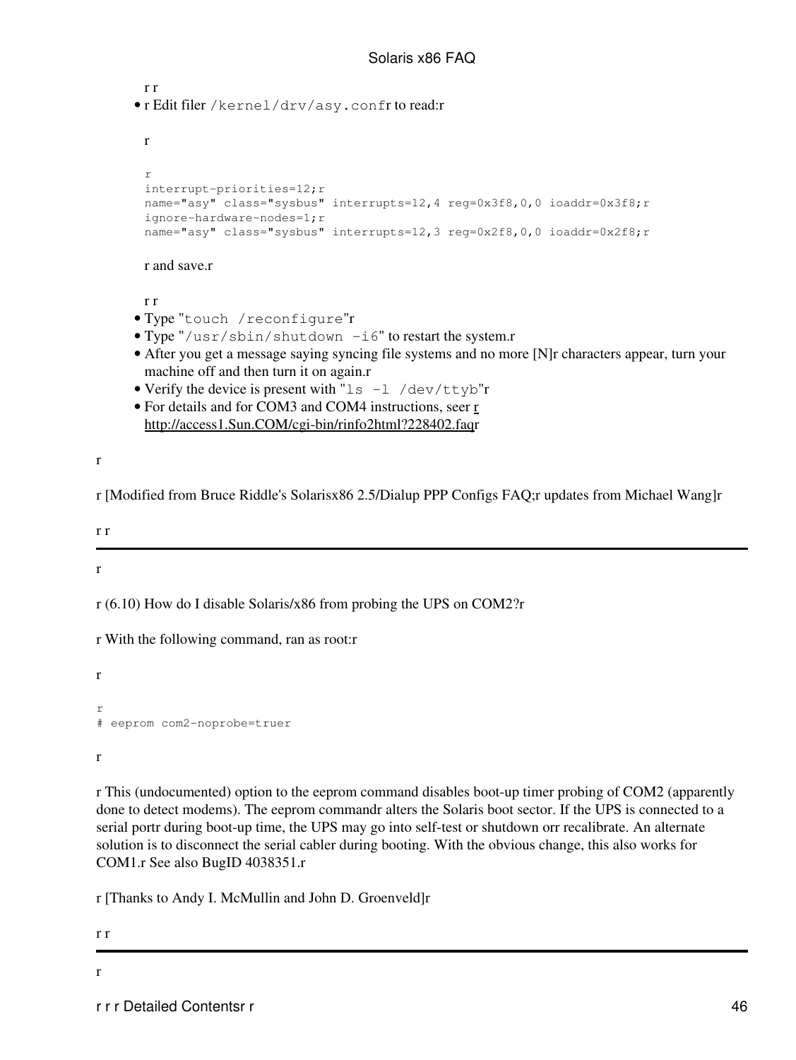r r

- r Edit filer `/kernel/drv/asy.conf`r to read:r

  r

  ```
  r
  interrupt-priorities=12;r
  name="asy" class="sysbus" interrupts=12,4 reg=0x3f8,0,0 ioaddr=0x3f8;r
  ignore-hardware-nodes=1;r
  name="asy" class="sysbus" interrupts=12,3 reg=0x2f8,0,0 ioaddr=0x2f8;r
  ```

  r and save.r

  r r
- Type "`touch /reconfigure`"r
- Type "`/usr/sbin/shutdown -i6`" to restart the system.r
- After you get a message saying syncing file systems and no more [N]r characters appear, turn your machine off and then turn it on again.r
- Verify the device is present with "`ls -l /dev/ttyb`"r
- For details and for COM3 and COM4 instructions, seer r http://access1.Sun.COM/cgi-bin/rinfo2html?228402.faqr

r

r [Modified from Bruce Riddle's Solarisx86 2.5/Dialup PPP Configs FAQ;r updates from Michael Wang]r

r r

---

r

r (6.10) How do I disable Solaris/x86 from probing the UPS on COM2?r

r With the following command, ran as root:r

r

```
r
# eeprom com2-noprobe=truer
```

r

r This (undocumented) option to the eeprom command disables boot-up timer probing of COM2 (apparently done to detect modems). The eeprom commandr alters the Solaris boot sector. If the UPS is connected to a serial portr during boot-up time, the UPS may go into self-test or shutdown orr recalibrate. An alternate solution is to disconnect the serial cabler during booting. With the obvious change, this also works for COM1.r See also BugID 4038351.r

r [Thanks to Andy I. McMullin and John D. Groenveld]r

r r

---

r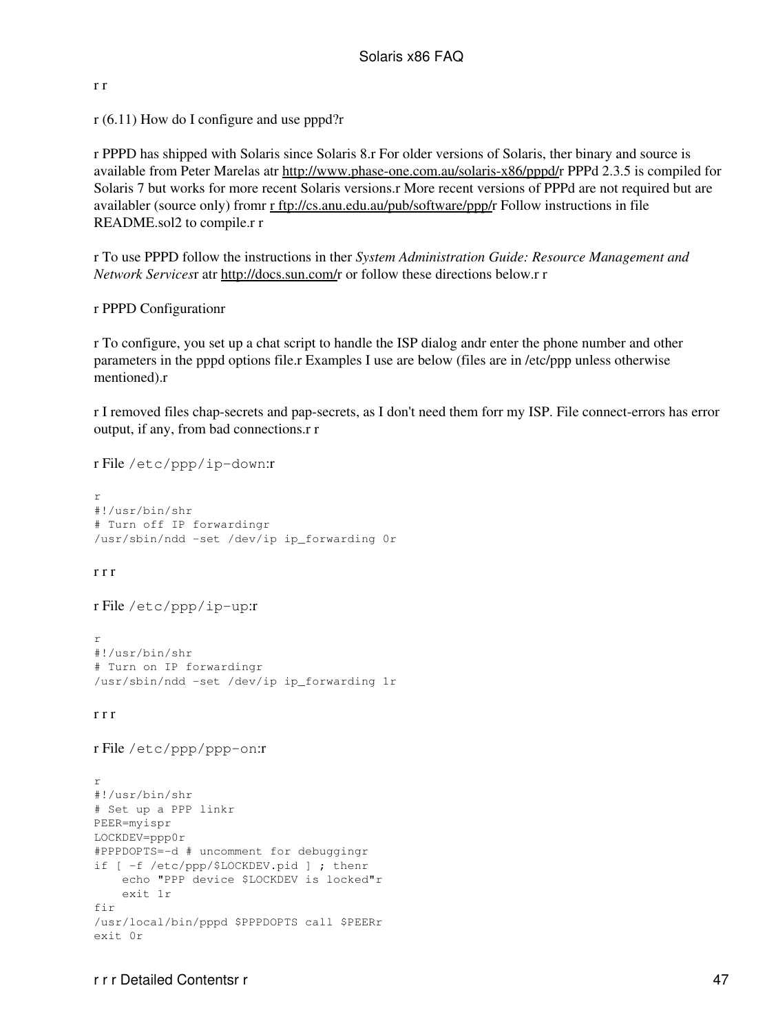r r

r (6.11) How do I configure and use pppd?r

r PPPD has shipped with Solaris since Solaris 8.r For older versions of Solaris, ther binary and source is available from Peter Marelas atr http://www.phase-one.com.au/solaris-x86/pppd/r PPPd 2.3.5 is compiled for Solaris 7 but works for more recent Solaris versions.r More recent versions of PPPd are not required but are availabler (source only) fromr r ftp://cs.anu.edu.au/pub/software/ppp/r Follow instructions in file README.sol2 to compile.r r

r To use PPPD follow the instructions in ther *System Administration Guide: Resource Management and Network Services*r atr http://docs.sun.com/r or follow these directions below.r r

r PPPD Configurationr

r To configure, you set up a chat script to handle the ISP dialog andr enter the phone number and other parameters in the pppd options file.r Examples I use are below (files are in /etc/ppp unless otherwise mentioned).r

r I removed files chap-secrets and pap-secrets, as I don't need them forr my ISP. File connect-errors has error output, if any, from bad connections.r r

r File `/etc/ppp/ip-down`:r

```
r
#!/usr/bin/shr
# Turn off IP forwardingr
/usr/sbin/ndd -set /dev/ip ip_forwarding 0r
```

r r r

r File `/etc/ppp/ip-up`:r

```
r
#!/usr/bin/shr
# Turn on IP forwardingr
/usr/sbin/ndd -set /dev/ip ip_forwarding 1r
```

r r r

r File `/etc/ppp/ppp-on`:r

```
r
#!/usr/bin/shr
# Set up a PPP linkr
PEER=myispr
LOCKDEV=ppp0r
#PPPDOPTS=-d # uncomment for debuggingr
if [ -f /etc/ppp/$LOCKDEV.pid ] ; thenr
    echo "PPP device $LOCKDEV is locked"r
    exit 1r
fir
/usr/local/bin/pppd $PPPDOPTS call $PEERr
exit 0r
```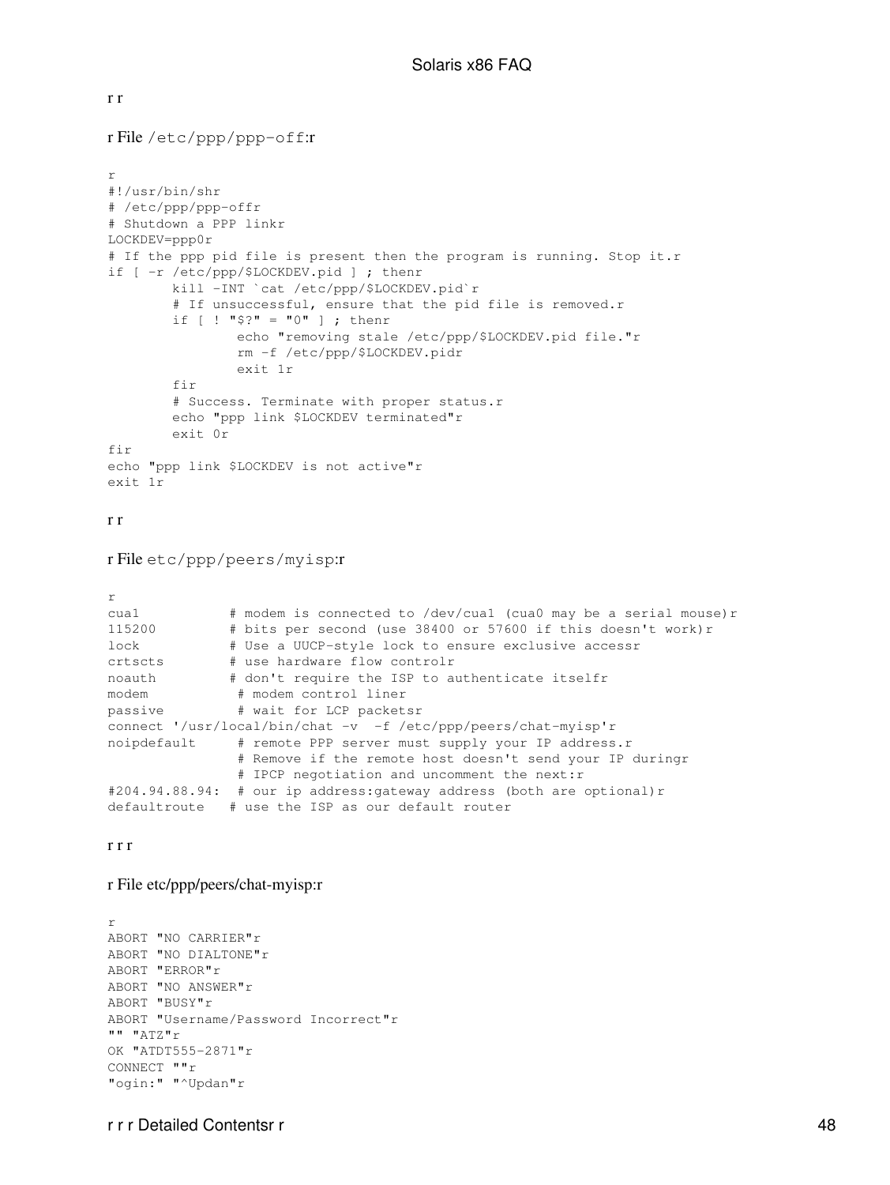r r

r File `/etc/ppp/ppp-off`:r

```
r
#!/usr/bin/shr
# /etc/ppp/ppp-offr
# Shutdown a PPP linkr
LOCKDEV=ppp0r
# If the ppp pid file is present then the program is running. Stop it.r
if [ -r /etc/ppp/$LOCKDEV.pid ] ; thenr
        kill -INT `cat /etc/ppp/$LOCKDEV.pid`r
        # If unsuccessful, ensure that the pid file is removed.r
        if [ ! "$?" = "0" ] ; thenr
                echo "removing stale /etc/ppp/$LOCKDEV.pid file."r
                rm -f /etc/ppp/$LOCKDEV.pidr
                exit 1r
        fir
        # Success. Terminate with proper status.r
        echo "ppp link $LOCKDEV terminated"r
        exit 0r
fir
echo "ppp link $LOCKDEV is not active"r
exit 1r
```

r r

r File `etc/ppp/peers/myisp`:r

```
r
cua1           # modem is connected to /dev/cua1 (cua0 may be a serial mouse)r
115200         # bits per second (use 38400 or 57600 if this doesn't work)r
lock           # Use a UUCP-style lock to ensure exclusive accessr
crtscts        # use hardware flow controlr
noauth         # don't require the ISP to authenticate itselfr
modem           # modem control liner
passive         # wait for LCP packetsr
connect '/usr/local/bin/chat -v  -f /etc/ppp/peers/chat-myisp'r
noipdefault     # remote PPP server must supply your IP address.r
                # Remove if the remote host doesn't send your IP duringr
                # IPCP negotiation and uncomment the next:r
#204.94.88.94:  # our ip address:gateway address (both are optional)r
defaultroute   # use the ISP as our default router
```

r r r

r File etc/ppp/peers/chat-myisp:r

```
r
ABORT "NO CARRIER"r
ABORT "NO DIALTONE"r
ABORT "ERROR"r
ABORT "NO ANSWER"r
ABORT "BUSY"r
ABORT "Username/Password Incorrect"r
"" "ATZ"r
OK "ATDT555-2871"r
CONNECT ""r
"ogin:" "^Updan"r
```

r r r Detailed Contentsr r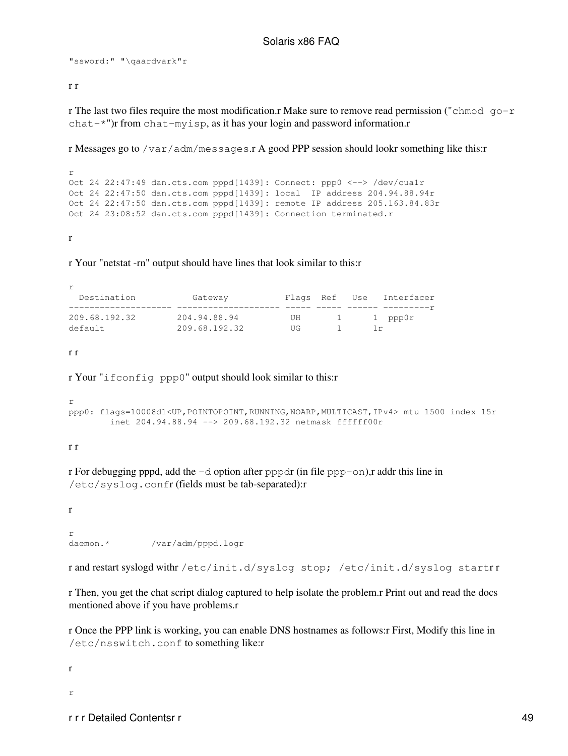```
"ssword:" "\qaardvark"r
```

r r

r The last two files require the most modification.r Make sure to remove read permission ("`chmod go-r chat-*`")r from `chat-myisp`, as it has your login and password information.r

r Messages go to `/var/adm/messages`.r A good PPP session should lookr something like this:r

```
r
Oct 24 22:47:49 dan.cts.com pppd[1439]: Connect: ppp0 <--> /dev/cua1r
Oct 24 22:47:50 dan.cts.com pppd[1439]: local  IP address 204.94.88.94r
Oct 24 22:47:50 dan.cts.com pppd[1439]: remote IP address 205.163.84.83r
Oct 24 23:08:52 dan.cts.com pppd[1439]: Connection terminated.r
```

r

r Your "netstat -rn" output should have lines that look similar to this:r

```
r
  Destination           Gateway           Flags  Ref   Use   Interfacer
-------------------- -------------------- ----- ----- ------ ---------r
209.68.192.32        204.94.88.94          UH       1      1  ppp0r
default              209.68.192.32         UG       1      1r
```

r r

r Your "`ifconfig ppp0`" output should look similar to this:r

```
r
ppp0: flags=10008d1<UP,POINTOPOINT,RUNNING,NOARP,MULTICAST,IPv4> mtu 1500 index 15r
        inet 204.94.88.94 --> 209.68.192.32 netmask ffffff00r
```

r r

r For debugging pppd, add the `-d` option after `pppd`r (in file `ppp-on`),r addr this line in `/etc/syslog.conf`r (fields must be tab-separated):r

r

```
r
daemon.*        /var/adm/pppd.logr
```

r and restart syslogd withr `/etc/init.d/syslog stop; /etc/init.d/syslog start`r r

r Then, you get the chat script dialog captured to help isolate the problem.r Print out and read the docs mentioned above if you have problems.r

r Once the PPP link is working, you can enable DNS hostnames as follows:r First, Modify this line in `/etc/nsswitch.conf` to something like:r

r

r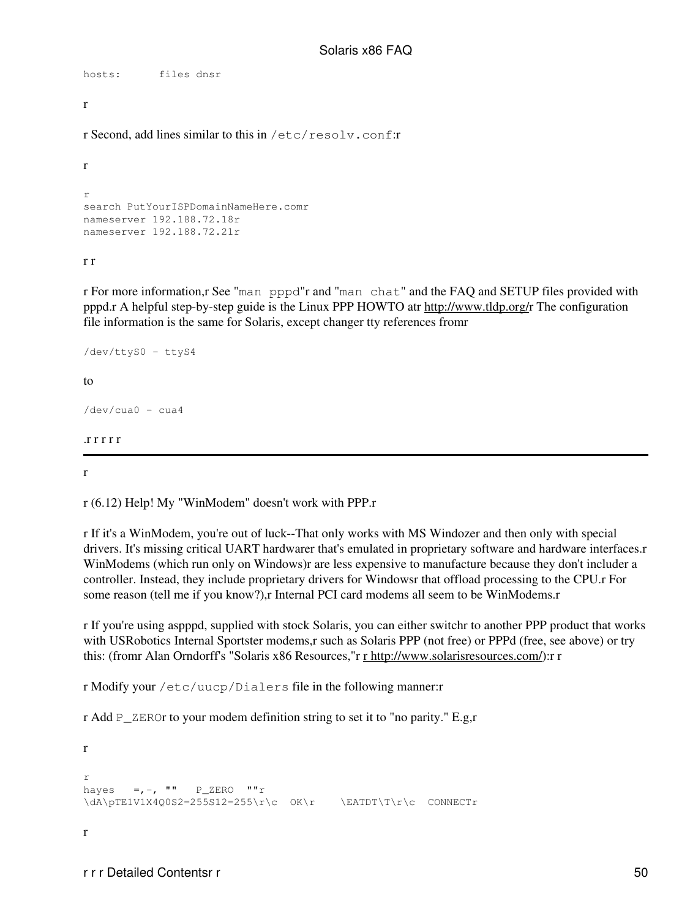```
hosts:      files dnsr
```

r

r Second, add lines similar to this in `/etc/resolv.conf`:r

r

```
r
search PutYourISPDomainNameHere.comr
nameserver 192.188.72.18r
nameserver 192.188.72.21r
```

r r

r For more information,r See "`man pppd`"r and "`man chat`" and the FAQ and SETUP files provided with pppd.r A helpful step-by-step guide is the Linux PPP HOWTO atr http://www.tldp.org/r The configuration file information is the same for Solaris, except changer tty references fromr

```
/dev/ttyS0 - ttyS4
```

to

```
/dev/cua0 - cua4
```

.r r r r r

---

r

r (6.12) Help! My "WinModem" doesn't work with PPP.r

r If it's a WinModem, you're out of luck--That only works with MS Windozer and then only with special drivers. It's missing critical UART hardwarer that's emulated in proprietary software and hardware interfaces.r WinModems (which run only on Windows)r are less expensive to manufacture because they don't includer a controller. Instead, they include proprietary drivers for Windowsr that offload processing to the CPU.r For some reason (tell me if you know?),r Internal PCI card modems all seem to be WinModems.r

r If you're using aspppd, supplied with stock Solaris, you can either switchr to another PPP product that works with USRobotics Internal Sportster modems,r such as Solaris PPP (not free) or PPPd (free, see above) or try this: (fromr Alan Orndorff's "Solaris x86 Resources,"r r http://www.solarisresources.com/):r r

r Modify your `/etc/uucp/Dialers` file in the following manner:r

r Add `P_ZERO`r to your modem definition string to set it to "no parity." E.g,r

r

```
r
hayes   =,-, ""   P_ZERO  ""r
\dA\pTE1V1X4Q0S2=255S12=255\r\c  OK\r    \EATDT\T\r\c  CONNECTr
```

r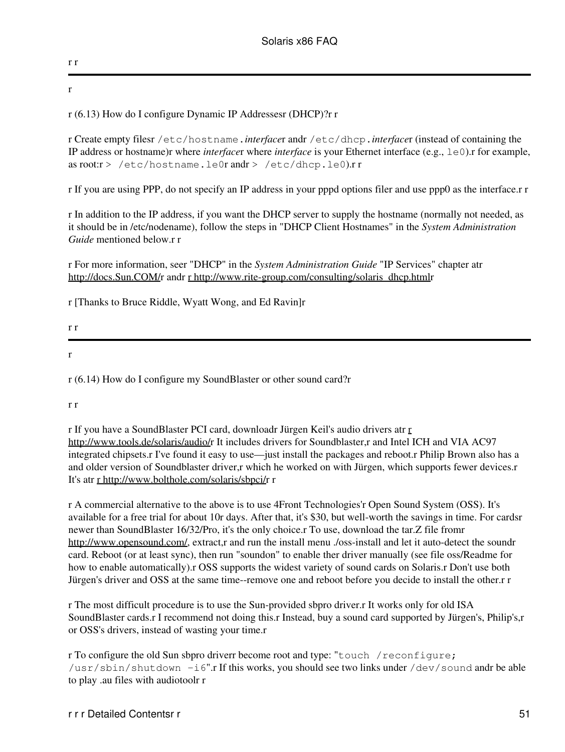r r

---

r

r (6.13) How do I configure Dynamic IP Addressesr (DHCP)?r r

r Create empty filesr `/etc/hostname.`*interface*r andr `/etc/dhcp.`*interface*r (instead of containing the IP address or hostname)r where *interface*r where *interface* is your Ethernet interface (e.g., `le0`).r for example, as root:r `> /etc/hostname.le0`r andr `> /etc/dhcp.le0`).r r

r If you are using PPP, do not specify an IP address in your pppd options filer and use ppp0 as the interface.r r

r In addition to the IP address, if you want the DHCP server to supply the hostname (normally not needed, as it should be in /etc/nodename), follow the steps in "DHCP Client Hostnames" in the *System Administration Guide* mentioned below.r r

r For more information, seer "DHCP" in the *System Administration Guide* "IP Services" chapter atr http://docs.Sun.COM/r andr r http://www.rite-group.com/consulting/solaris_dhcp.htmlr

r [Thanks to Bruce Riddle, Wyatt Wong, and Ed Ravin]r

r r

---

r

r (6.14) How do I configure my SoundBlaster or other sound card?r

r r

r If you have a SoundBlaster PCI card, downloadr Jürgen Keil's audio drivers atr r http://www.tools.de/solaris/audio/r It includes drivers for Soundblaster,r and Intel ICH and VIA AC97 integrated chipsets.r I've found it easy to use—just install the packages and reboot.r Philip Brown also has a and older version of Soundblaster driver,r which he worked on with Jürgen, which supports fewer devices.r It's atr r http://www.bolthole.com/solaris/sbpci/r r

r A commercial alternative to the above is to use 4Front Technologies'r Open Sound System (OSS). It's available for a free trial for about 10r days. After that, it's $30, but well-worth the savings in time. For cardsr newer than SoundBlaster 16/32/Pro, it's the only choice.r To use, download the tar.Z file fromr http://www.opensound.com/, extract,r and run the install menu ./oss-install and let it auto-detect the soundr card. Reboot (or at least sync), then run "soundon" to enable ther driver manually (see file oss/Readme for how to enable automatically).r OSS supports the widest variety of sound cards on Solaris.r Don't use both Jürgen's driver and OSS at the same time--remove one and reboot before you decide to install the other.r r

r The most difficult procedure is to use the Sun-provided sbpro driver.r It works only for old ISA SoundBlaster cards.r I recommend not doing this.r Instead, buy a sound card supported by Jürgen's, Philip's,r or OSS's drivers, instead of wasting your time.r

r To configure the old Sun sbpro driverr become root and type: "`touch /reconfigure; /usr/sbin/shutdown -i6`".r If this works, you should see two links under `/dev/sound` andr be able to play .au files with audiotoolr r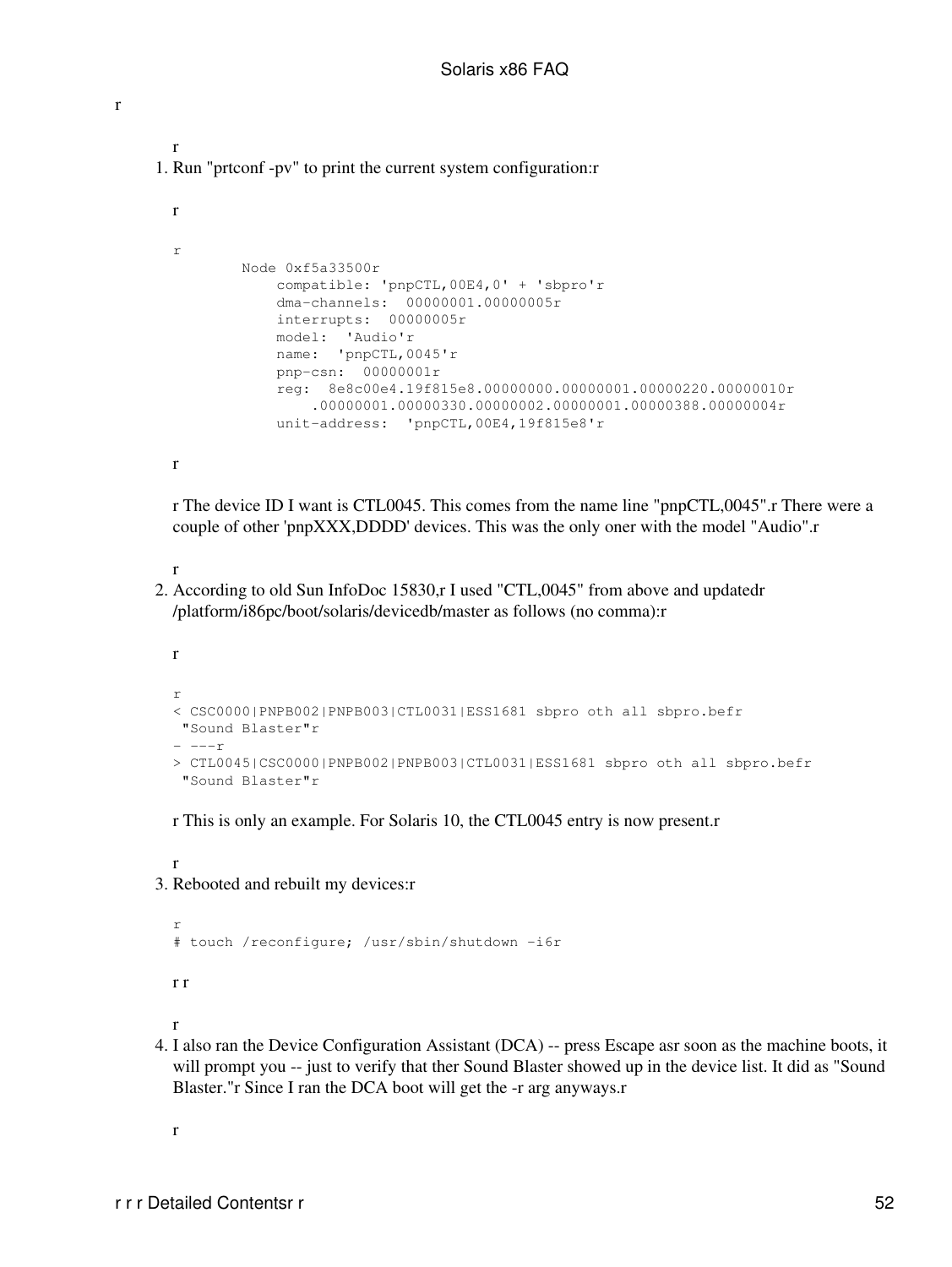1. Run "prtconf -pv" to print the current system configuration:

   ```
           Node 0xf5a33500
               compatible: 'pnpCTL,00E4,0' + 'sbpro'
               dma-channels:  00000001.00000005
               interrupts:  00000005
               model:  'Audio'
               name:  'pnpCTL,0045'
               pnp-csn:  00000001
               reg:  8e8c00e4.19f815e8.00000000.00000001.00000220.00000010
                   .00000001.00000330.00000002.00000001.00000388.00000004
               unit-address:  'pnpCTL,00E4,19f815e8'
   ```

   The device ID I want is CTL0045. This comes from the name line "pnpCTL,0045". There were a couple of other 'pnpXXX,DDDD' devices. This was the only oner with the model "Audio".

2. According to old Sun InfoDoc 15830, I used "CTL,0045" from above and updated /platform/i86pc/boot/solaris/devicedb/master as follows (no comma):

   ```
   < CSC0000|PNPB002|PNPB003|CTL0031|ESS1681 sbpro oth all sbpro.bef
    "Sound Blaster"
   - ---
   > CTL0045|CSC0000|PNPB002|PNPB003|CTL0031|ESS1681 sbpro oth all sbpro.bef
    "Sound Blaster"
   ```

   This is only an example. For Solaris 10, the CTL0045 entry is now present.

3. Rebooted and rebuilt my devices:

   ```
   # touch /reconfigure; /usr/sbin/shutdown -i6
   ```

4. I also ran the Device Configuration Assistant (DCA) -- press Escape as soon as the machine boots, it will prompt you -- just to verify that the Sound Blaster showed up in the device list. It did as "Sound Blaster." Since I ran the DCA boot will get the -r arg anyways.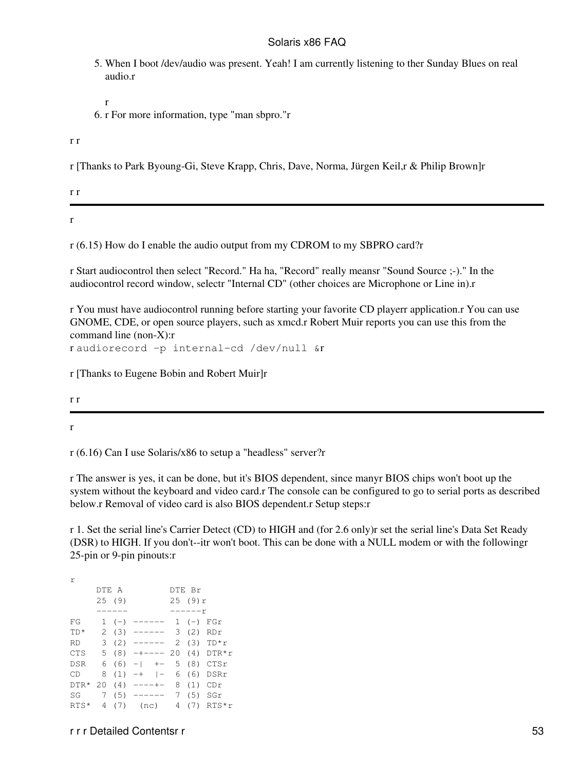5. When I boot /dev/audio was present. Yeah! I am currently listening to ther Sunday Blues on real audio.r

   r
6. r For more information, type "man sbpro."r

r r

r [Thanks to Park Byoung-Gi, Steve Krapp, Chris, Dave, Norma, Jürgen Keil,r & Philip Brown]r

r r

---

r

r (6.15) How do I enable the audio output from my CDROM to my SBPRO card?r

r Start audiocontrol then select "Record." Ha ha, "Record" really meansr "Sound Source ;-)." In the audiocontrol record window, selectr "Internal CD" (other choices are Microphone or Line in).r

r You must have audiocontrol running before starting your favorite CD playerr application.r You can use GNOME, CDE, or open source players, such as xmcd.r Robert Muir reports you can use this from the command line (non-X):r
r `audiorecord -p internal-cd /dev/null &`r

r [Thanks to Eugene Bobin and Robert Muir]r

r r

---

r

r (6.16) Can I use Solaris/x86 to setup a "headless" server?r

r The answer is yes, it can be done, but it's BIOS dependent, since manyr BIOS chips won't boot up the system without the keyboard and video card.r The console can be configured to go to serial ports as described below.r Removal of video card is also BIOS dependent.r Setup steps:r

r 1. Set the serial line's Carrier Detect (CD) to HIGH and (for 2.6 only)r set the serial line's Data Set Ready (DSR) to HIGH. If you don't--itr won't boot. This can be done with a NULL modem or with the followingr 25-pin or 9-pin pinouts:r

```
r
     DTE A          DTE Br
     25 (9)         25 (9)r
     ------         ------r
FG    1 (-) ------  1 (-) FGr
TD*   2 (3) ------  3 (2) RDr
RD    3 (2) ------  2 (3) TD*r
CTS   5 (8) -+---- 20 (4) DTR*r
DSR   6 (6) -|  +-  5 (8) CTSr
CD    8 (1) -+  |-  6 (6) DSRr
DTR* 20 (4) ----+-  8 (1) CDr
SG    7 (5) ------  7 (5) SGr
RTS*  4 (7)  (nc)   4 (7) RTS*r
```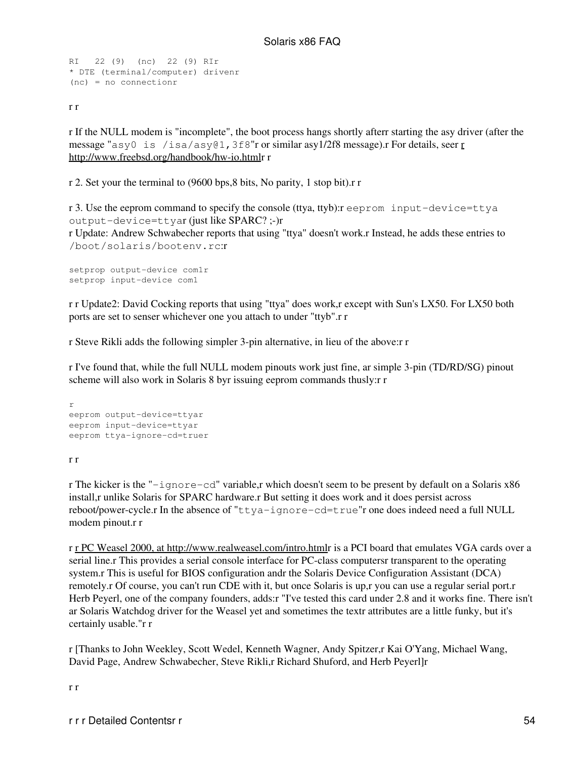```
RI   22 (9)  (nc)  22 (9) RIr
* DTE (terminal/computer) drivenr
(nc) = no connectionr
```

r r

r If the NULL modem is "incomplete", the boot process hangs shortly afterr starting the asy driver (after the message "`asy0 is /isa/asy@1,3f8`"r or similar asy1/2f8 message).r For details, seer r http://www.freebsd.org/handbook/hw-io.htmlr r

r 2. Set your the terminal to (9600 bps,8 bits, No parity, 1 stop bit).r r

r 3. Use the eeprom command to specify the console (ttya, ttyb):r `eeprom input-device=ttya output-device=ttya`r (just like SPARC? ;-)r
r Update: Andrew Schwabecher reports that using "ttya" doesn't work.r Instead, he adds these entries to `/boot/solaris/bootenv.rc`:r

```
setprop output-device com1r
setprop input-device com1
```

r r Update2: David Cocking reports that using "ttya" does work,r except with Sun's LX50. For LX50 both ports are set to senser whichever one you attach to under "ttyb".r r

r Steve Rikli adds the following simpler 3-pin alternative, in lieu of the above:r r

r I've found that, while the full NULL modem pinouts work just fine, ar simple 3-pin (TD/RD/SG) pinout scheme will also work in Solaris 8 byr issuing eeprom commands thusly:r r

```
r
eeprom output-device=ttyar
eeprom input-device=ttyar
eeprom ttya-ignore-cd=truer
```

r r

r The kicker is the "`-ignore-cd`" variable,r which doesn't seem to be present by default on a Solaris x86 install,r unlike Solaris for SPARC hardware.r But setting it does work and it does persist across reboot/power-cycle.r In the absence of "`ttya-ignore-cd=true`"r one does indeed need a full NULL modem pinout.r r

r r PC Weasel 2000, at http://www.realweasel.com/intro.htmlr is a PCI board that emulates VGA cards over a serial line.r This provides a serial console interface for PC-class computersr transparent to the operating system.r This is useful for BIOS configuration andr the Solaris Device Configuration Assistant (DCA) remotely.r Of course, you can't run CDE with it, but once Solaris is up,r you can use a regular serial port.r Herb Peyerl, one of the company founders, adds:r "I've tested this card under 2.8 and it works fine. There isn't ar Solaris Watchdog driver for the Weasel yet and sometimes the textr attributes are a little funky, but it's certainly usable."r r

r [Thanks to John Weekley, Scott Wedel, Kenneth Wagner, Andy Spitzer,r Kai O'Yang, Michael Wang, David Page, Andrew Schwabecher, Steve Rikli,r Richard Shuford, and Herb Peyerl]r

r r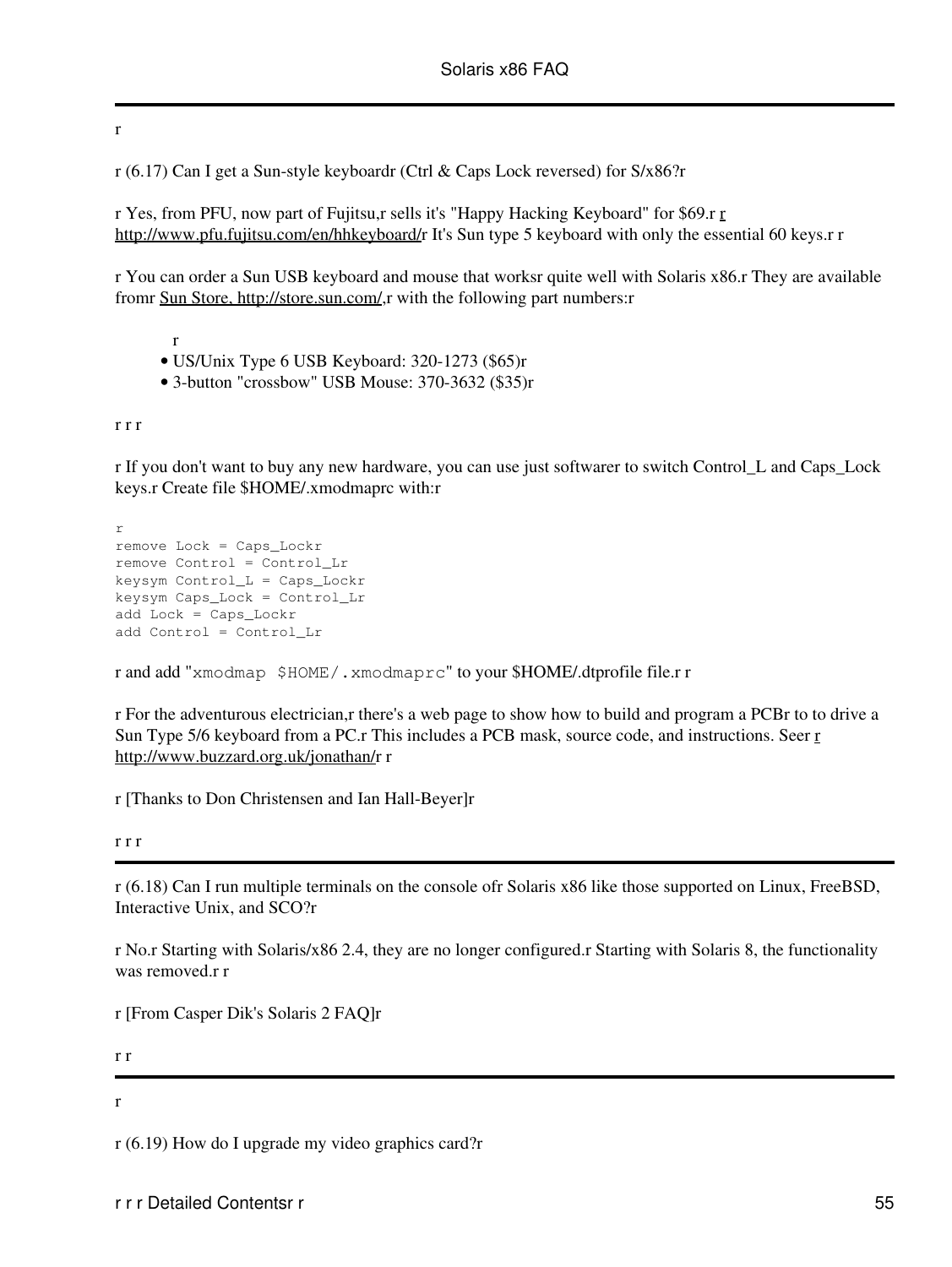r

r (6.17) Can I get a Sun-style keyboardr (Ctrl & Caps Lock reversed) for S/x86?r

r Yes, from PFU, now part of Fujitsu,r sells it's "Happy Hacking Keyboard" for $69.r r http://www.pfu.fujitsu.com/en/hhkeyboard/r It's Sun type 5 keyboard with only the essential 60 keys.r r

r You can order a Sun USB keyboard and mouse that worksr quite well with Solaris x86.r They are available fromr Sun Store, http://store.sun.com/,r with the following part numbers:r

r

- US/Unix Type 6 USB Keyboard: 320-1273 ($65)r
- 3-button "crossbow" USB Mouse: 370-3632 ($35)r

r r r

r If you don't want to buy any new hardware, you can use just softwarer to switch Control_L and Caps_Lock keys.r Create file $HOME/.xmodmaprc with:r

```
r
remove Lock = Caps_Lockr
remove Control = Control_Lr
keysym Control_L = Caps_Lockr
keysym Caps_Lock = Control_Lr
add Lock = Caps_Lockr
add Control = Control_Lr
```

r and add "`xmodmap $HOME/.xmodmaprc`" to your $HOME/.dtprofile file.r r

r For the adventurous electrician,r there's a web page to show how to build and program a PCBr to to drive a Sun Type 5/6 keyboard from a PC.r This includes a PCB mask, source code, and instructions. Seer r http://www.buzzard.org.uk/jonathan/r r

r [Thanks to Don Christensen and Ian Hall-Beyer]r

r r r

---

r (6.18) Can I run multiple terminals on the console ofr Solaris x86 like those supported on Linux, FreeBSD, Interactive Unix, and SCO?r

r No.r Starting with Solaris/x86 2.4, they are no longer configured.r Starting with Solaris 8, the functionality was removed.r r

r [From Casper Dik's Solaris 2 FAQ]r

r r

---

r

r (6.19) How do I upgrade my video graphics card?r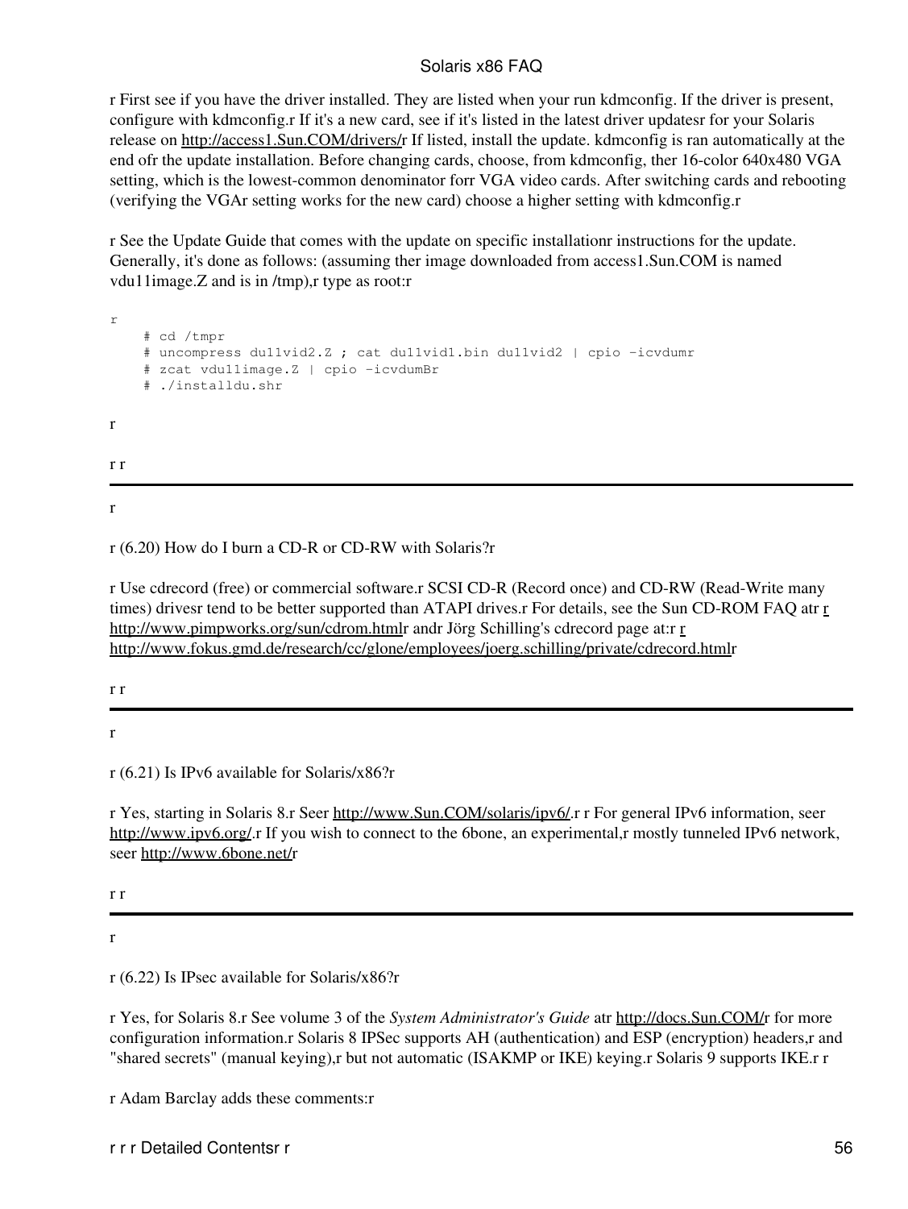r First see if you have the driver installed. They are listed when your run kdmconfig. If the driver is present, configure with kdmconfig.r If it's a new card, see if it's listed in the latest driver updatesr for your Solaris release on http://access1.Sun.COM/drivers/r If listed, install the update. kdmconfig is ran automatically at the end ofr the update installation. Before changing cards, choose, from kdmconfig, ther 16-color 640x480 VGA setting, which is the lowest-common denominator forr VGA video cards. After switching cards and rebooting (verifying the VGAr setting works for the new card) choose a higher setting with kdmconfig.r

r See the Update Guide that comes with the update on specific installationr instructions for the update. Generally, it's done as follows: (assuming ther image downloaded from access1.Sun.COM is named vdu11image.Z and is in /tmp),r type as root:r

```
r
    # cd /tmpr
    # uncompress du11vid2.Z ; cat du11vid1.bin du11vid2 | cpio -icvdumr
    # zcat vdu11image.Z | cpio -icvdumBr
    # ./installdu.shr
```

r

r r

---

r

r (6.20) How do I burn a CD-R or CD-RW with Solaris?r

r Use cdrecord (free) or commercial software.r SCSI CD-R (Record once) and CD-RW (Read-Write many times) drivesr tend to be better supported than ATAPI drives.r For details, see the Sun CD-ROM FAQ atr r http://www.pimpworks.org/sun/cdrom.htmlr andr Jörg Schilling's cdrecord page at:r r http://www.fokus.gmd.de/research/cc/glone/employees/joerg.schilling/private/cdrecord.htmlr

r r

---

r

r (6.21) Is IPv6 available for Solaris/x86?r

r Yes, starting in Solaris 8.r Seer http://www.Sun.COM/solaris/ipv6/.r r For general IPv6 information, seer http://www.ipv6.org/.r If you wish to connect to the 6bone, an experimental,r mostly tunneled IPv6 network, seer http://www.6bone.net/r

r r

---

r

r (6.22) Is IPsec available for Solaris/x86?r

r Yes, for Solaris 8.r See volume 3 of the *System Administrator's Guide* atr http://docs.Sun.COM/r for more configuration information.r Solaris 8 IPSec supports AH (authentication) and ESP (encryption) headers,r and "shared secrets" (manual keying),r but not automatic (ISAKMP or IKE) keying.r Solaris 9 supports IKE.r r

r Adam Barclay adds these comments:r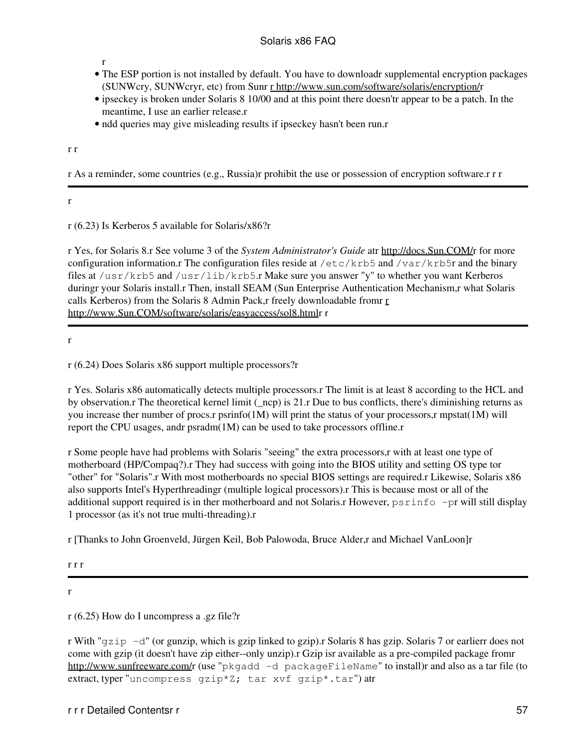r

- The ESP portion is not installed by default. You have to downloadr supplemental encryption packages (SUNWcry, SUNWcryr, etc) from Sunr r http://www.sun.com/software/solaris/encryption/r
- ipseckey is broken under Solaris 8 10/00 and at this point there doesn'tr appear to be a patch. In the meantime, I use an earlier release.r
- ndd queries may give misleading results if ipseckey hasn't been run.r

r r

r As a reminder, some countries (e.g., Russia)r prohibit the use or possession of encryption software.r r r

---

r

r (6.23) Is Kerberos 5 available for Solaris/x86?r

r Yes, for Solaris 8.r See volume 3 of the *System Administrator's Guide* atr http://docs.Sun.COM/r for more configuration information.r The configuration files reside at `/etc/krb5` and `/var/krb5`r and the binary files at `/usr/krb5` and `/usr/lib/krb5`.r Make sure you answer "y" to whether you want Kerberos duringr your Solaris install.r Then, install SEAM (Sun Enterprise Authentication Mechanism,r what Solaris calls Kerberos) from the Solaris 8 Admin Pack,r freely downloadable fromr r http://www.Sun.COM/software/solaris/easyaccess/sol8.htmlr r

---

r

r (6.24) Does Solaris x86 support multiple processors?r

r Yes. Solaris x86 automatically detects multiple processors.r The limit is at least 8 according to the HCL and by observation.r The theoretical kernel limit (_ncp) is 21.r Due to bus conflicts, there's diminishing returns as you increase ther number of procs.r psrinfo(1M) will print the status of your processors,r mpstat(1M) will report the CPU usages, andr psradm(1M) can be used to take processors offline.r

r Some people have had problems with Solaris "seeing" the extra processors,r with at least one type of motherboard (HP/Compaq?).r They had success with going into the BIOS utility and setting OS type tor "other" for "Solaris".r With most motherboards no special BIOS settings are required.r Likewise, Solaris x86 also supports Intel's Hyperthreadingr (multiple logical processors).r This is because most or all of the additional support required is in ther motherboard and not Solaris.r However, `psrinfo -p`r will still display 1 processor (as it's not true multi-threading).r

r [Thanks to John Groenveld, Jürgen Keil, Bob Palowoda, Bruce Alder,r and Michael VanLoon]r

r r r

---

r

r (6.25) How do I uncompress a .gz file?r

r With "`gzip -d`" (or gunzip, which is gzip linked to gzip).r Solaris 8 has gzip. Solaris 7 or earlierr does not come with gzip (it doesn't have zip either--only unzip).r Gzip isr available as a pre-compiled package fromr http://www.sunfreeware.com/r (use "`pkgadd -d packageFileName`" to install)r and also as a tar file (to extract, typer "`uncompress gzip*Z; tar xvf gzip*.tar`") atr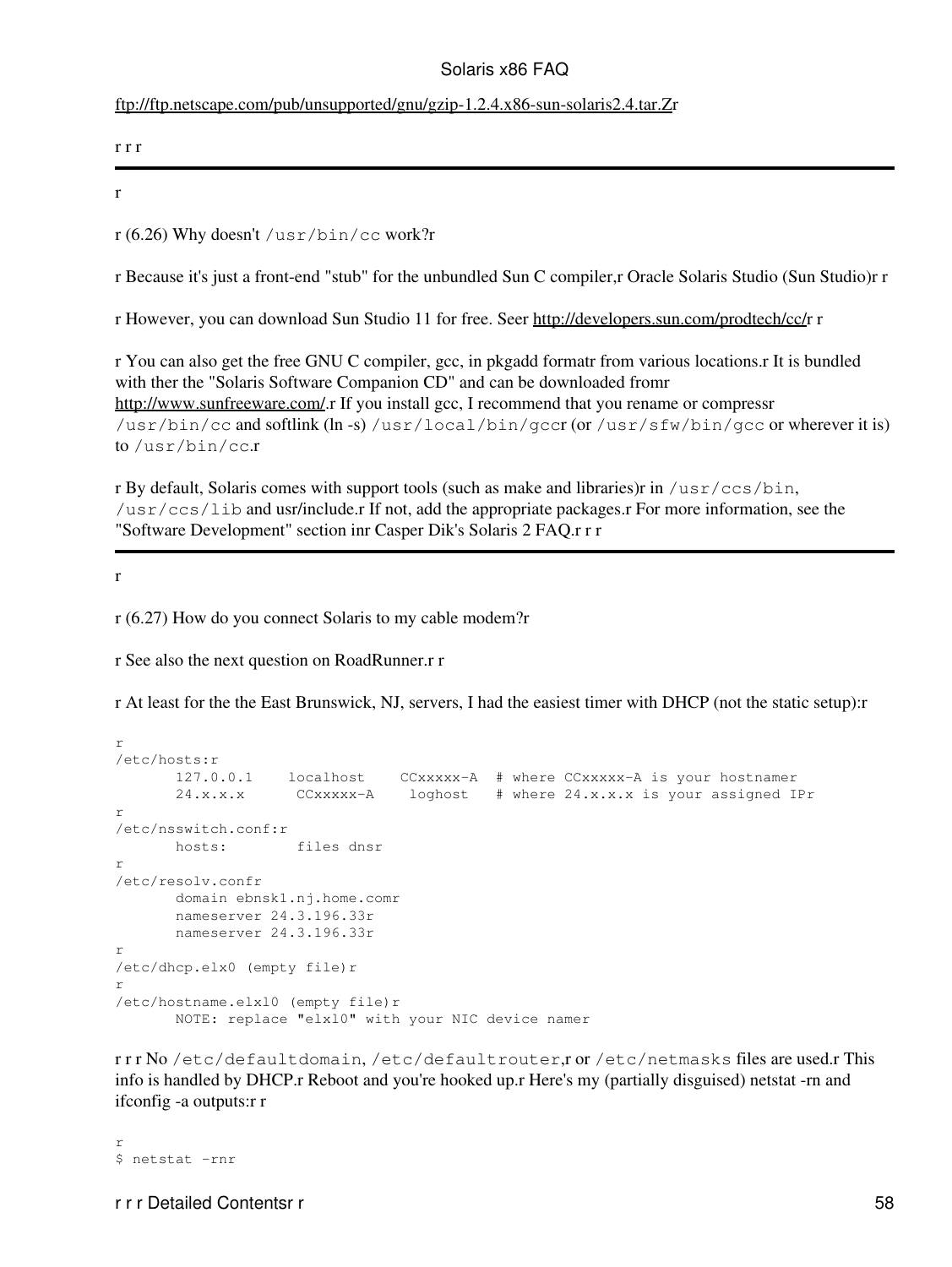ftp://ftp.netscape.com/pub/unsupported/gnu/gzip-1.2.4.x86-sun-solaris2.4.tar.Zr

r r r

---

r

r (6.26) Why doesn't `/usr/bin/cc` work?r

r Because it's just a front-end "stub" for the unbundled Sun C compiler,r Oracle Solaris Studio (Sun Studio)r r

r However, you can download Sun Studio 11 for free. Seer http://developers.sun.com/prodtech/cc/r r

r You can also get the free GNU C compiler, gcc, in pkgadd formatr from various locations.r It is bundled with ther the "Solaris Software Companion CD" and can be downloaded fromr http://www.sunfreeware.com/.r If you install gcc, I recommend that you rename or compressr `/usr/bin/cc` and softlink (ln -s) `/usr/local/bin/gcc`r (or `/usr/sfw/bin/gcc` or wherever it is) to `/usr/bin/cc`.r

r By default, Solaris comes with support tools (such as make and libraries)r in `/usr/ccs/bin`, `/usr/ccs/lib` and usr/include.r If not, add the appropriate packages.r For more information, see the "Software Development" section inr Casper Dik's Solaris 2 FAQ.r r r

---

r

r (6.27) How do you connect Solaris to my cable modem?r

r See also the next question on RoadRunner.r r

r At least for the the East Brunswick, NJ, servers, I had the easiest timer with DHCP (not the static setup):r

```
r
/etc/hosts:r
       127.0.0.1    localhost    CCxxxxx-A  # where CCxxxxx-A is your hostnamer
       24.x.x.x      CCxxxxx-A    loghost   # where 24.x.x.x is your assigned IPr
r
/etc/nsswitch.conf:r
       hosts:        files dnsr
r
/etc/resolv.confr
       domain ebnsk1.nj.home.comr
       nameserver 24.3.196.33r
       nameserver 24.3.196.33r
r
/etc/dhcp.elx0 (empty file)r
r
/etc/hostname.elxl0 (empty file)r
       NOTE: replace "elxl0" with your NIC device namer
```

r r r No `/etc/defaultdomain`, `/etc/defaultrouter`,r or `/etc/netmasks` files are used.r This info is handled by DHCP.r Reboot and you're hooked up.r Here's my (partially disguised) netstat -rn and ifconfig -a outputs:r r

```
r
$ netstat -rnr
```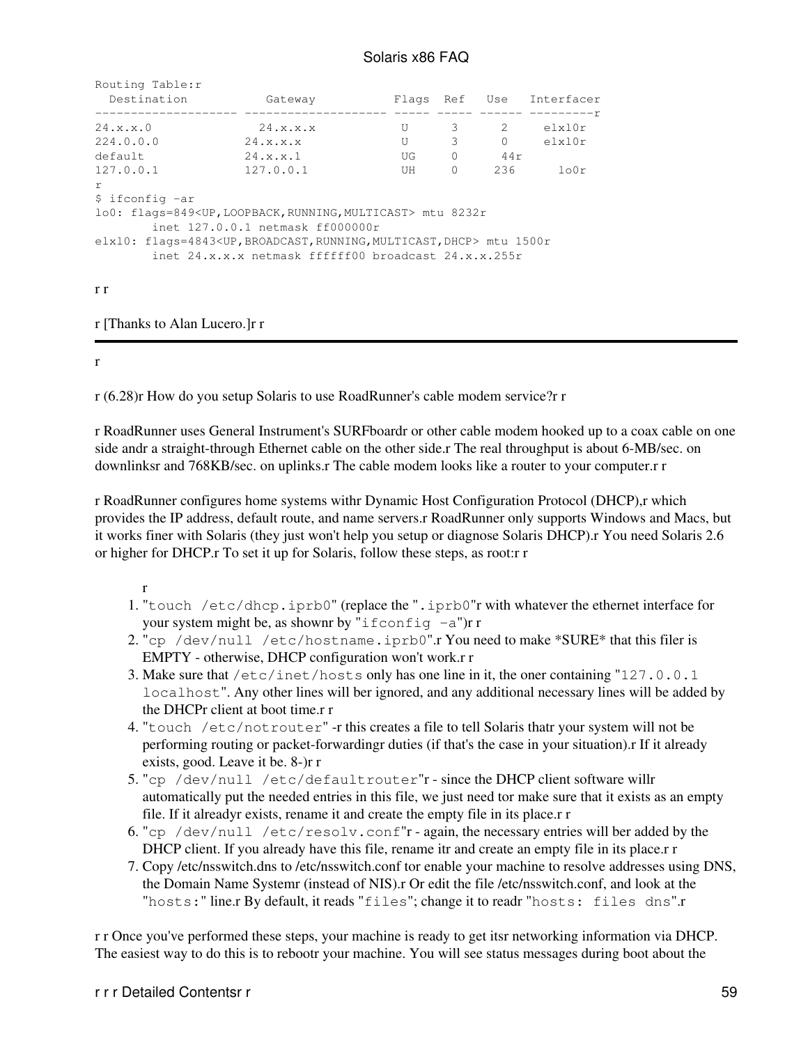```
Routing Table:r
  Destination           Gateway           Flags  Ref   Use   Interfacer
-------------------- -------------------- ----- ----- ------ ---------r
24.x.x.0               24.x.x.x           U      3      2     elxl0r
224.0.0.0            24.x.x.x             U      3      0     elxl0r
default              24.x.x.1             UG     0      44r
127.0.0.1            127.0.0.1            UH     0     236      lo0r
r
$ ifconfig -ar
lo0: flags=849<UP,LOOPBACK,RUNNING,MULTICAST> mtu 8232r
        inet 127.0.0.1 netmask ff000000r
elxl0: flags=4843<UP,BROADCAST,RUNNING,MULTICAST,DHCP> mtu 1500r
        inet 24.x.x.x netmask ffffff00 broadcast 24.x.x.255r
```

r r

r [Thanks to Alan Lucero.]r r

---

r

r (6.28)r How do you setup Solaris to use RoadRunner's cable modem service?r r

r RoadRunner uses General Instrument's SURFboardr or other cable modem hooked up to a coax cable on one side andr a straight-through Ethernet cable on the other side.r The real throughput is about 6-MB/sec. on downlinksr and 768KB/sec. on uplinks.r The cable modem looks like a router to your computer.r r

r RoadRunner configures home systems withr Dynamic Host Configuration Protocol (DHCP),r which provides the IP address, default route, and name servers.r RoadRunner only supports Windows and Macs, but it works finer with Solaris (they just won't help you setup or diagnose Solaris DHCP).r You need Solaris 2.6 or higher for DHCP.r To set it up for Solaris, follow these steps, as root:r r

r

1. "`touch /etc/dhcp.iprb0`" (replace the "`.iprb0`"r with whatever the ethernet interface for your system might be, as shownr by "`ifconfig -a`")r r
2. "`cp /dev/null /etc/hostname.iprb0`".r You need to make *SURE* that this filer is EMPTY - otherwise, DHCP configuration won't work.r r
3. Make sure that `/etc/inet/hosts` only has one line in it, the oner containing "`127.0.0.1 localhost`". Any other lines will ber ignored, and any additional necessary lines will be added by the DHCPr client at boot time.r r
4. "`touch /etc/notrouter`" -r this creates a file to tell Solaris thatr your system will not be performing routing or packet-forwardingr duties (if that's the case in your situation).r If it already exists, good. Leave it be. 8-)r r
5. "`cp /dev/null /etc/defaultrouter`"r - since the DHCP client software willr automatically put the needed entries in this file, we just need tor make sure that it exists as an empty file. If it alreadyr exists, rename it and create the empty file in its place.r r
6. "`cp /dev/null /etc/resolv.conf`"r - again, the necessary entries will ber added by the DHCP client. If you already have this file, rename itr and create an empty file in its place.r r
7. Copy /etc/nsswitch.dns to /etc/nsswitch.conf tor enable your machine to resolve addresses using DNS, the Domain Name Systemr (instead of NIS).r Or edit the file /etc/nsswitch.conf, and look at the "`hosts:`" line.r By default, it reads "`files`"; change it to readr "`hosts: files dns`".r

r r Once you've performed these steps, your machine is ready to get itsr networking information via DHCP. The easiest way to do this is to rebootr your machine. You will see status messages during boot about the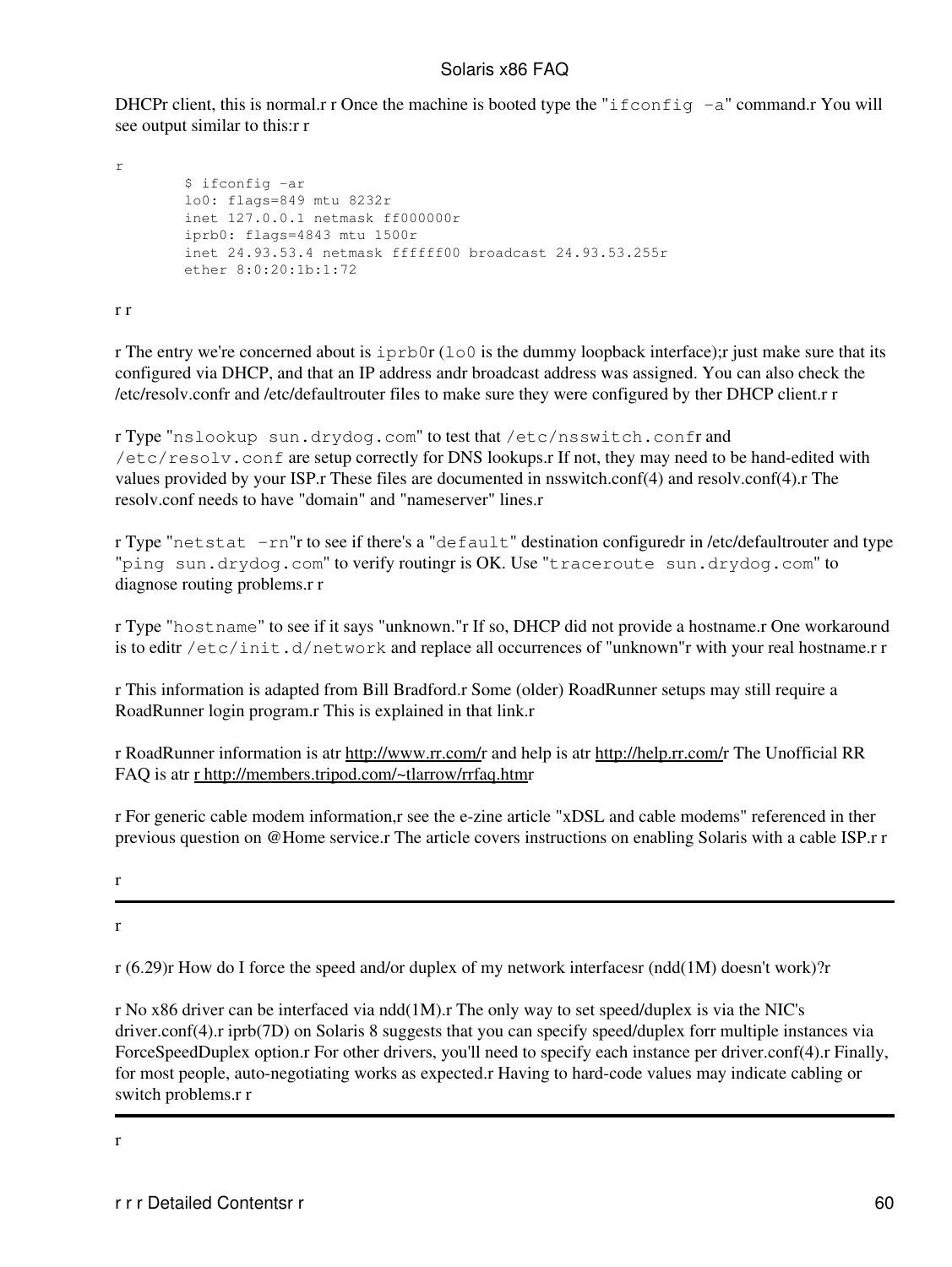DHCPr client, this is normal.r r Once the machine is booted type the "`ifconfig -a`" command.r You will see output similar to this:r r

r

```
$ ifconfig -ar
lo0: flags=849 mtu 8232r
inet 127.0.0.1 netmask ff000000r
iprb0: flags=4843 mtu 1500r
inet 24.93.53.4 netmask ffffff00 broadcast 24.93.53.255r
ether 8:0:20:1b:1:72
```

r r

r The entry we're concerned about is `iprb0`r (`lo0` is the dummy loopback interface);r just make sure that its configured via DHCP, and that an IP address andr broadcast address was assigned. You can also check the /etc/resolv.confr and /etc/defaultrouter files to make sure they were configured by ther DHCP client.r r

r Type "`nslookup sun.drydog.com`" to test that `/etc/nsswitch.conf`r and `/etc/resolv.conf` are setup correctly for DNS lookups.r If not, they may need to be hand-edited with values provided by your ISP.r These files are documented in nsswitch.conf(4) and resolv.conf(4).r The resolv.conf needs to have "domain" and "nameserver" lines.r

r Type "`netstat -rn`"r to see if there's a "`default`" destination configuredr in /etc/defaultrouter and type "`ping sun.drydog.com`" to verify routingr is OK. Use "`traceroute sun.drydog.com`" to diagnose routing problems.r r

r Type "`hostname`" to see if it says "unknown."r If so, DHCP did not provide a hostname.r One workaround is to editr `/etc/init.d/network` and replace all occurrences of "unknown"r with your real hostname.r r

r This information is adapted from Bill Bradford.r Some (older) RoadRunner setups may still require a RoadRunner login program.r This is explained in that link.r

r RoadRunner information is atr http://www.rr.com/r and help is atr http://help.rr.com/r The Unofficial RR FAQ is atr r http://members.tripod.com/~tlarrow/rrfaq.htmr

r For generic cable modem information,r see the e-zine article "xDSL and cable modems" referenced in ther previous question on @Home service.r The article covers instructions on enabling Solaris with a cable ISP.r r

r

---

r

r (6.29)r How do I force the speed and/or duplex of my network interfacesr (ndd(1M) doesn't work)?r

r No x86 driver can be interfaced via ndd(1M).r The only way to set speed/duplex is via the NIC's driver.conf(4).r iprb(7D) on Solaris 8 suggests that you can specify speed/duplex forr multiple instances via ForceSpeedDuplex option.r For other drivers, you'll need to specify each instance per driver.conf(4).r Finally, for most people, auto-negotiating works as expected.r Having to hard-code values may indicate cabling or switch problems.r r

---

r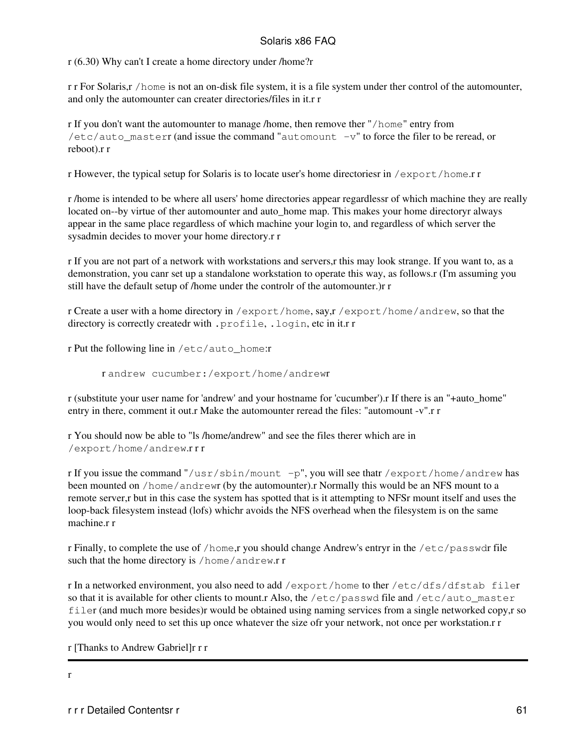r (6.30) Why can't I create a home directory under /home?r

r r For Solaris,r `/home` is not an on-disk file system, it is a file system under ther control of the automounter, and only the automounter can creater directories/files in it.r r

r If you don't want the automounter to manage /home, then remove ther "`/home`" entry from `/etc/auto_master`r (and issue the command "`automount -v`" to force the filer to be reread, or reboot).r r

r However, the typical setup for Solaris is to locate user's home directoriesr in `/export/home`.r r

r /home is intended to be where all users' home directories appear regardlessr of which machine they are really located on--by virtue of ther automounter and auto_home map. This makes your home directoryr always appear in the same place regardless of which machine your login to, and regardless of which server the sysadmin decides to mover your home directory.r r

r If you are not part of a network with workstations and servers,r this may look strange. If you want to, as a demonstration, you canr set up a standalone workstation to operate this way, as follows.r (I'm assuming you still have the default setup of /home under the controlr of the automounter.)r r

r Create a user with a home directory in `/export/home`, say,r `/export/home/andrew`, so that the directory is correctly createdr with `.profile`, `.login`, etc in it.r r

r Put the following line in `/etc/auto_home`:r

```
r andrew cucumber:/export/home/andrewr
```

r (substitute your user name for 'andrew' and your hostname for 'cucumber').r If there is an "+auto_home" entry in there, comment it out.r Make the automounter reread the files: "automount -v".r r

r You should now be able to "ls /home/andrew" and see the files therer which are in `/export/home/andrew`.r r r

r If you issue the command "`/usr/sbin/mount -p`", you will see thatr `/export/home/andrew` has been mounted on `/home/andrew`r (by the automounter).r Normally this would be an NFS mount to a remote server,r but in this case the system has spotted that is it attempting to NFSr mount itself and uses the loop-back filesystem instead (lofs) whichr avoids the NFS overhead when the filesystem is on the same machine.r r

r Finally, to complete the use of `/home`,r you should change Andrew's entryr in the `/etc/passwd`r file such that the home directory is `/home/andrew`.r r

r In a networked environment, you also need to add `/export/home` to ther `/etc/dfs/dfstab file`r so that it is available for other clients to mount.r Also, the `/etc/passwd` file and `/etc/auto_master file`r (and much more besides)r would be obtained using naming services from a single networked copy,r so you would only need to set this up once whatever the size ofr your network, not once per workstation.r r

r [Thanks to Andrew Gabriel]r r r

---

r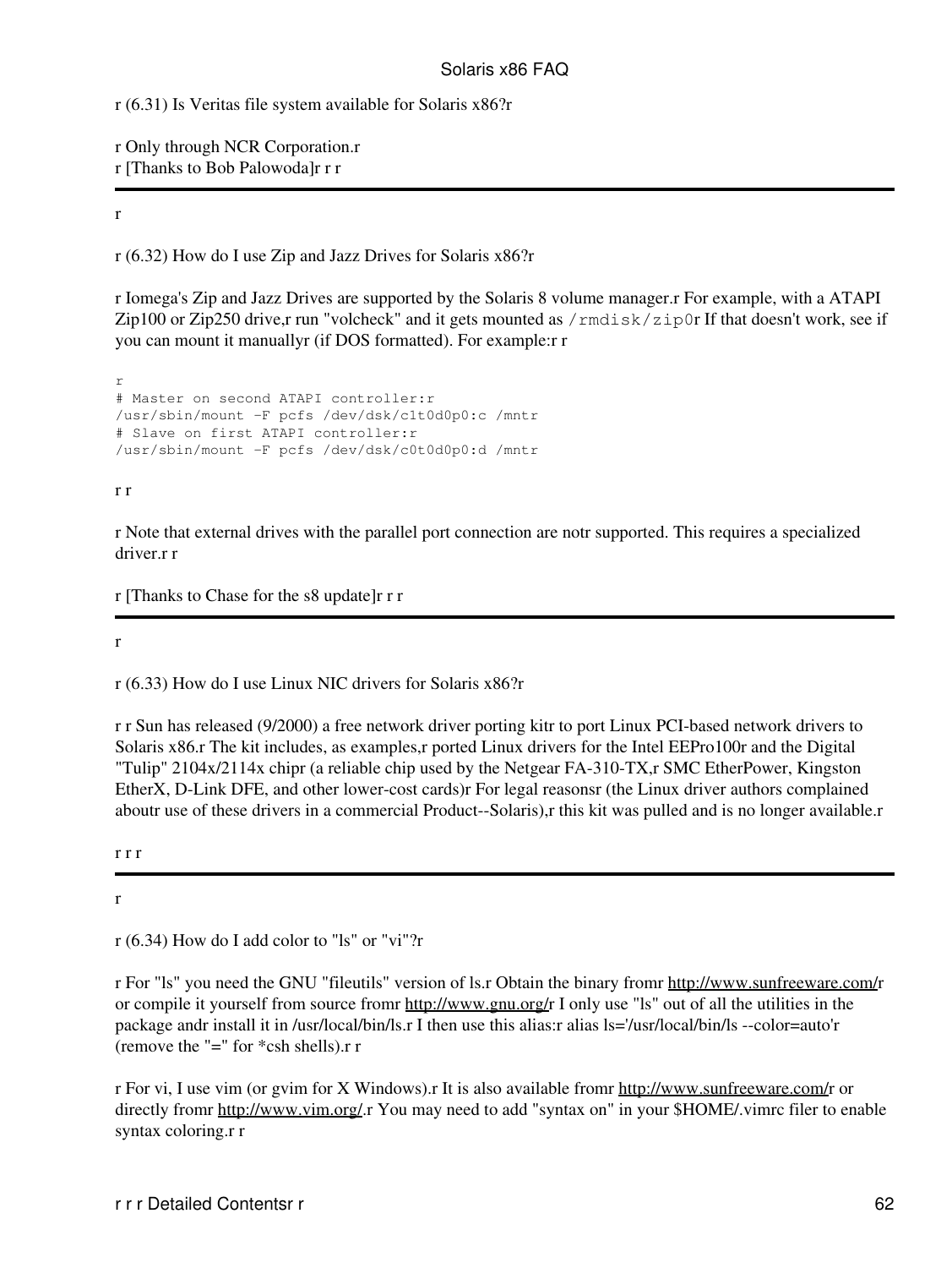r (6.31) Is Veritas file system available for Solaris x86?r

r Only through NCR Corporation.r
r [Thanks to Bob Palowoda]r r r

---

r

r (6.32) How do I use Zip and Jazz Drives for Solaris x86?r

r Iomega's Zip and Jazz Drives are supported by the Solaris 8 volume manager.r For example, with a ATAPI Zip100 or Zip250 drive,r run "volcheck" and it gets mounted as `/rmdisk/zip0`r If that doesn't work, see if you can mount it manuallyr (if DOS formatted). For example:r r

```
r
# Master on second ATAPI controller:r
/usr/sbin/mount -F pcfs /dev/dsk/c1t0d0p0:c /mntr
# Slave on first ATAPI controller:r
/usr/sbin/mount -F pcfs /dev/dsk/c0t0d0p0:d /mntr
```

r r

r Note that external drives with the parallel port connection are notr supported. This requires a specialized driver.r r

r [Thanks to Chase for the s8 update]r r r

---

r

r (6.33) How do I use Linux NIC drivers for Solaris x86?r

r r Sun has released (9/2000) a free network driver porting kitr to port Linux PCI-based network drivers to Solaris x86.r The kit includes, as examples,r ported Linux drivers for the Intel EEPro100r and the Digital "Tulip" 2104x/2114x chipr (a reliable chip used by the Netgear FA-310-TX,r SMC EtherPower, Kingston EtherX, D-Link DFE, and other lower-cost cards)r For legal reasonsr (the Linux driver authors complained aboutr use of these drivers in a commercial Product--Solaris),r this kit was pulled and is no longer available.r

r r r

---

r

r (6.34) How do I add color to "ls" or "vi"?r

r For "ls" you need the GNU "fileutils" version of ls.r Obtain the binary fromr http://www.sunfreeware.com/r or compile it yourself from source fromr http://www.gnu.org/r I only use "ls" out of all the utilities in the package andr install it in /usr/local/bin/ls.r I then use this alias:r alias ls='/usr/local/bin/ls --color=auto'r (remove the "=" for *csh shells).r r

r For vi, I use vim (or gvim for X Windows).r It is also available fromr http://www.sunfreeware.com/r or directly fromr http://www.vim.org/.r You may need to add "syntax on" in your $HOME/.vimrc filer to enable syntax coloring.r r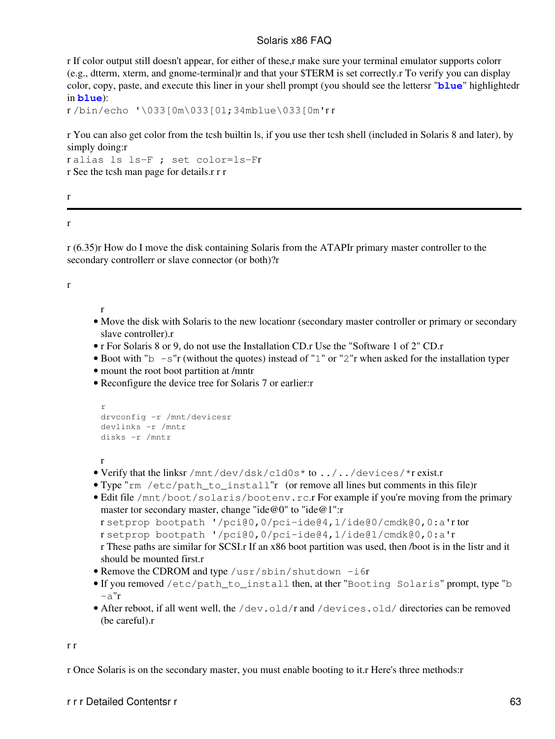r If color output still doesn't appear, for either of these,r make sure your terminal emulator supports colorr (e.g., dtterm, xterm, and gnome-terminal)r and that your $TERM is set correctly.r To verify you can display color, copy, paste, and execute this liner in your shell prompt (you should see the lettersr "**blue**" highlightedr in **blue**):

r `/bin/echo '\033[0m\033[01;34mblue\033[0m'` r r

r You can also get color from the tcsh builtin ls, if you use ther tcsh shell (included in Solaris 8 and later), by simply doing:r

r `alias ls ls-F ; set color=ls-F` r

r See the tcsh man page for details.r r r

r

---

r

r (6.35)r How do I move the disk containing Solaris from the ATAPIr primary master controller to the secondary controllerr or slave connector (or both)?r

r

r

- Move the disk with Solaris to the new locationr (secondary master controller or primary or secondary slave controller).r
- r For Solaris 8 or 9, do not use the Installation CD.r Use the "Software 1 of 2" CD.r
- Boot with "`b -s`"r (without the quotes) instead of "`1`" or "`2`"r when asked for the installation typer
- mount the root boot partition at /mntr
- Reconfigure the device tree for Solaris 7 or earlier:r

```
r
drvconfig -r /mnt/devicesr
devlinks -r /mntr
disks -r /mntr
```

r

- Verify that the linksr `/mnt/dev/dsk/c1d0s*` to `../../devices/*`r exist.r
- Type "`rm /etc/path_to_install`"r (or remove all lines but comments in this file)r
- Edit file `/mnt/boot/solaris/bootenv.rc`.r For example if you're moving from the primary master tor secondary master, change "ide@0" to "ide@1":r
  r `setprop bootpath '/pci@0,0/pci-ide@4,1/ide@0/cmdk@0,0:a'` r tor
  r `setprop bootpath '/pci@0,0/pci-ide@4,1/ide@1/cmdk@0,0:a'` r
  r These paths are similar for SCSI.r If an x86 boot partition was used, then /boot is in the listr and it should be mounted first.r
- Remove the CDROM and type `/usr/sbin/shutdown -i6`r
- If you removed `/etc/path_to_install` then, at ther "`Booting Solaris`" prompt, type "`b -a`"r
- After reboot, if all went well, the `/dev.old/`r and `/devices.old/` directories can be removed (be careful).r

r r

r Once Solaris is on the secondary master, you must enable booting to it.r Here's three methods:r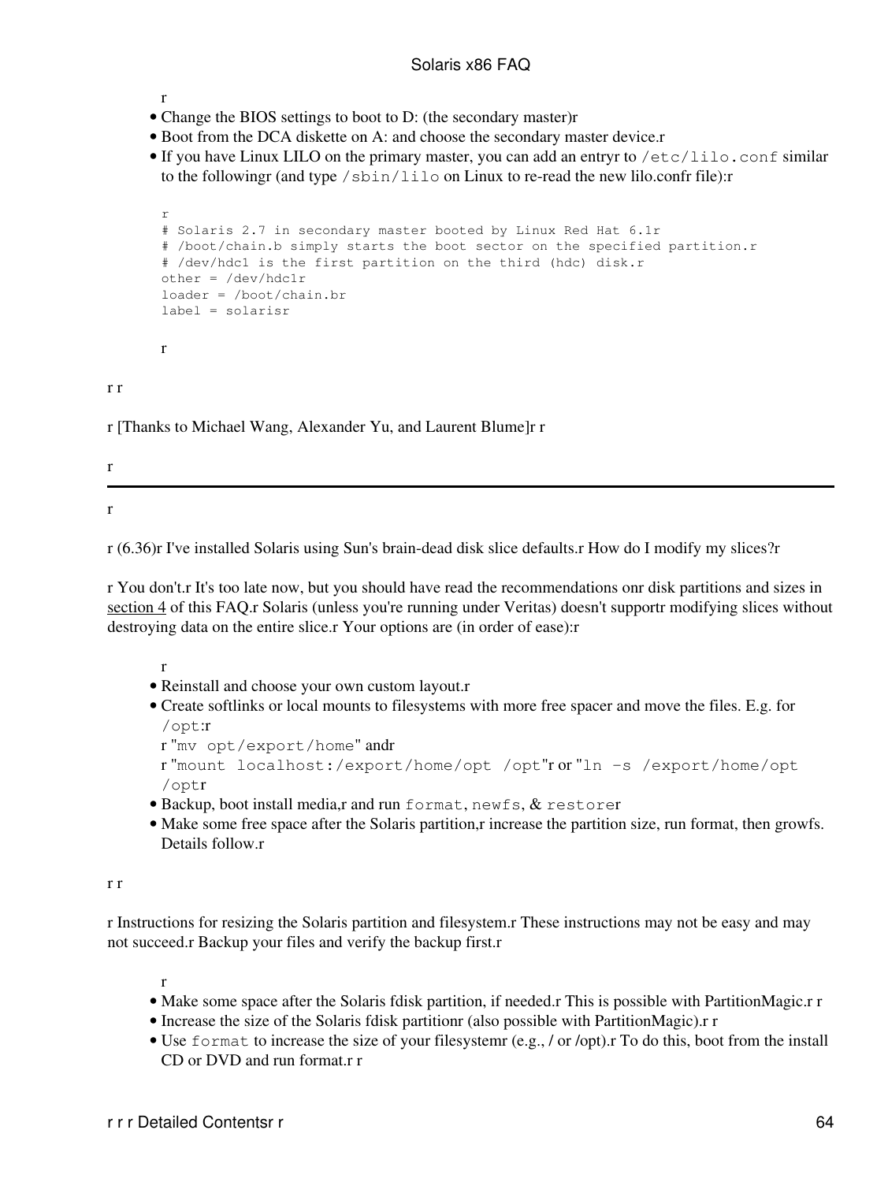r

- Change the BIOS settings to boot to D: (the secondary master)r
- Boot from the DCA diskette on A: and choose the secondary master device.r
- If you have Linux LILO on the primary master, you can add an entryr to `/etc/lilo.conf` similar to the followingr (and type `/sbin/lilo` on Linux to re-read the new lilo.confr file):r

```
r
# Solaris 2.7 in secondary master booted by Linux Red Hat 6.1r
# /boot/chain.b simply starts the boot sector on the specified partition.r
# /dev/hdc1 is the first partition on the third (hdc) disk.r
other = /dev/hdc1r
loader = /boot/chain.br
label = solarisr
```

r

r r

r [Thanks to Michael Wang, Alexander Yu, and Laurent Blume]r r

r

---

r

r (6.36)r I've installed Solaris using Sun's brain-dead disk slice defaults.r How do I modify my slices?r

r You don't.r It's too late now, but you should have read the recommendations onr disk partitions and sizes in section 4 of this FAQ.r Solaris (unless you're running under Veritas) doesn't supportr modifying slices without destroying data on the entire slice.r Your options are (in order of ease):r

r

- Reinstall and choose your own custom layout.r
- Create softlinks or local mounts to filesystems with more free spacer and move the files. E.g. for `/opt`:r
  r "`mv opt/export/home`" andr
  r "`mount localhost:/export/home/opt /opt`"r or "`ln -s /export/home/opt /opt`r
- Backup, boot install media,r and run `format`, `newfs`, & `restore`r
- Make some free space after the Solaris partition,r increase the partition size, run format, then growfs. Details follow.r

r r

r Instructions for resizing the Solaris partition and filesystem.r These instructions may not be easy and may not succeed.r Backup your files and verify the backup first.r

r

- Make some space after the Solaris fdisk partition, if needed.r This is possible with PartitionMagic.r r
- Increase the size of the Solaris fdisk partitionr (also possible with PartitionMagic).r r
- Use `format` to increase the size of your filesystemr (e.g., / or /opt).r To do this, boot from the install CD or DVD and run format.r r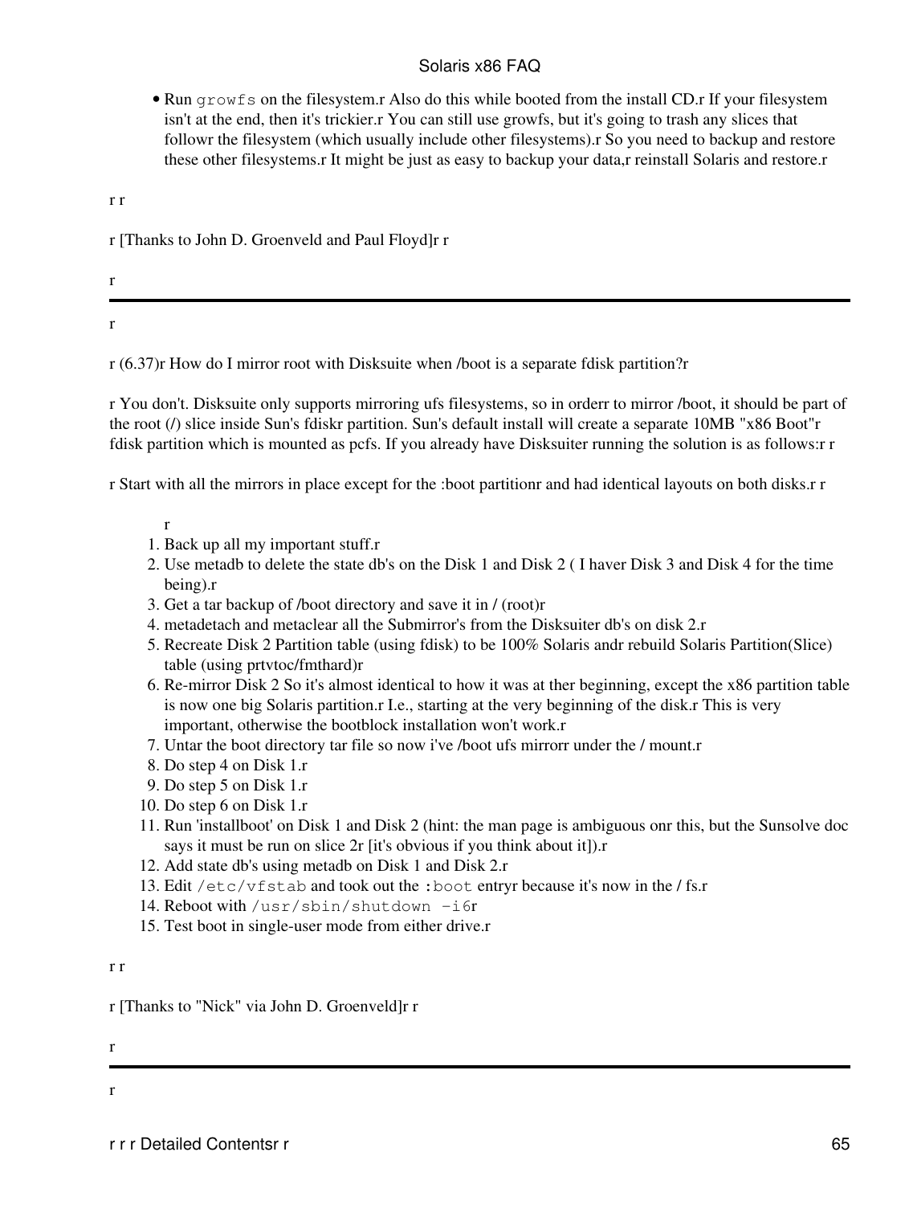* Run `growfs` on the filesystem.r Also do this while booted from the install CD.r If your filesystem isn't at the end, then it's trickier.r You can still use growfs, but it's going to trash any slices that followr the filesystem (which usually include other filesystems).r So you need to backup and restore these other filesystems.r It might be just as easy to backup your data,r reinstall Solaris and restore.r

r r

r [Thanks to John D. Groenveld and Paul Floyd]r r

r

---

r

r (6.37)r How do I mirror root with Disksuite when /boot is a separate fdisk partition?r

r You don't. Disksuite only supports mirroring ufs filesystems, so in orderr to mirror /boot, it should be part of the root (/) slice inside Sun's fdiskr partition. Sun's default install will create a separate 10MB "x86 Boot"r fdisk partition which is mounted as pcfs. If you already have Disksuiter running the solution is as follows:r r

r Start with all the mirrors in place except for the :boot partitionr and had identical layouts on both disks.r r

r

1. Back up all my important stuff.r
2. Use metadb to delete the state db's on the Disk 1 and Disk 2 ( I haver Disk 3 and Disk 4 for the time being).r
3. Get a tar backup of /boot directory and save it in / (root)r
4. metadetach and metaclear all the Submirror's from the Disksuiter db's on disk 2.r
5. Recreate Disk 2 Partition table (using fdisk) to be 100% Solaris andr rebuild Solaris Partition(Slice) table (using prtvtoc/fmthard)r
6. Re-mirror Disk 2 So it's almost identical to how it was at ther beginning, except the x86 partition table is now one big Solaris partition.r I.e., starting at the very beginning of the disk.r This is very important, otherwise the bootblock installation won't work.r
7. Untar the boot directory tar file so now i've /boot ufs mirrorr under the / mount.r
8. Do step 4 on Disk 1.r
9. Do step 5 on Disk 1.r
10. Do step 6 on Disk 1.r
11. Run 'installboot' on Disk 1 and Disk 2 (hint: the man page is ambiguous onr this, but the Sunsolve doc says it must be run on slice 2r [it's obvious if you think about it]).r
12. Add state db's using metadb on Disk 1 and Disk 2.r
13. Edit `/etc/vfstab` and took out the `:boot` entryr because it's now in the / fs.r
14. Reboot with `/usr/sbin/shutdown -i6`r
15. Test boot in single-user mode from either drive.r

r r

r [Thanks to "Nick" via John D. Groenveld]r r

r

---

r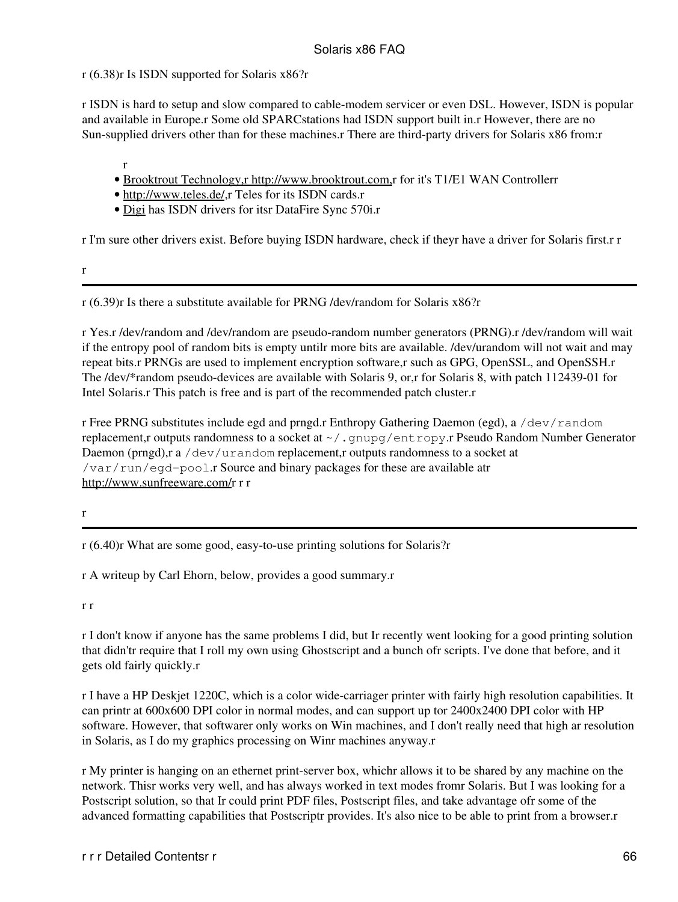r (6.38)r Is ISDN supported for Solaris x86?r

r ISDN is hard to setup and slow compared to cable-modem servicer or even DSL. However, ISDN is popular and available in Europe.r Some old SPARCstations had ISDN support built in.r However, there are no Sun-supplied drivers other than for these machines.r There are third-party drivers for Solaris x86 from:r

r

- Brooktrout Technology,r http://www.brooktrout.com,r for it's T1/E1 WAN Controllerr
- http://www.teles.de/,r Teles for its ISDN cards.r
- Digi has ISDN drivers for itsr DataFire Sync 570i.r

r I'm sure other drivers exist. Before buying ISDN hardware, check if theyr have a driver for Solaris first.r r

r

---

r (6.39)r Is there a substitute available for PRNG /dev/random for Solaris x86?r

r Yes.r /dev/random and /dev/random are pseudo-random number generators (PRNG).r /dev/random will wait if the entropy pool of random bits is empty untilr more bits are available. /dev/urandom will not wait and may repeat bits.r PRNGs are used to implement encryption software,r such as GPG, OpenSSL, and OpenSSH.r The /dev/*random pseudo-devices are available with Solaris 9, or,r for Solaris 8, with patch 112439-01 for Intel Solaris.r This patch is free and is part of the recommended patch cluster.r

r Free PRNG substitutes include egd and prngd.r Enthropy Gathering Daemon (egd), a `/dev/random` replacement,r outputs randomness to a socket at `~/.gnupg/entropy`.r Pseudo Random Number Generator Daemon (prngd),r a `/dev/urandom` replacement,r outputs randomness to a socket at `/var/run/egd-pool`.r Source and binary packages for these are available atr http://www.sunfreeware.com/r r r

r

---

r (6.40)r What are some good, easy-to-use printing solutions for Solaris?r

r A writeup by Carl Ehorn, below, provides a good summary.r

r r

r I don't know if anyone has the same problems I did, but Ir recently went looking for a good printing solution that didn'tr require that I roll my own using Ghostscript and a bunch ofr scripts. I've done that before, and it gets old fairly quickly.r

r I have a HP Deskjet 1220C, which is a color wide-carriager printer with fairly high resolution capabilities. It can printr at 600x600 DPI color in normal modes, and can support up tor 2400x2400 DPI color with HP software. However, that softwarer only works on Win machines, and I don't really need that high ar resolution in Solaris, as I do my graphics processing on Winr machines anyway.r

r My printer is hanging on an ethernet print-server box, whichr allows it to be shared by any machine on the network. Thisr works very well, and has always worked in text modes fromr Solaris. But I was looking for a Postscript solution, so that Ir could print PDF files, Postscript files, and take advantage ofr some of the advanced formatting capabilities that Postscriptr provides. It's also nice to be able to print from a browser.r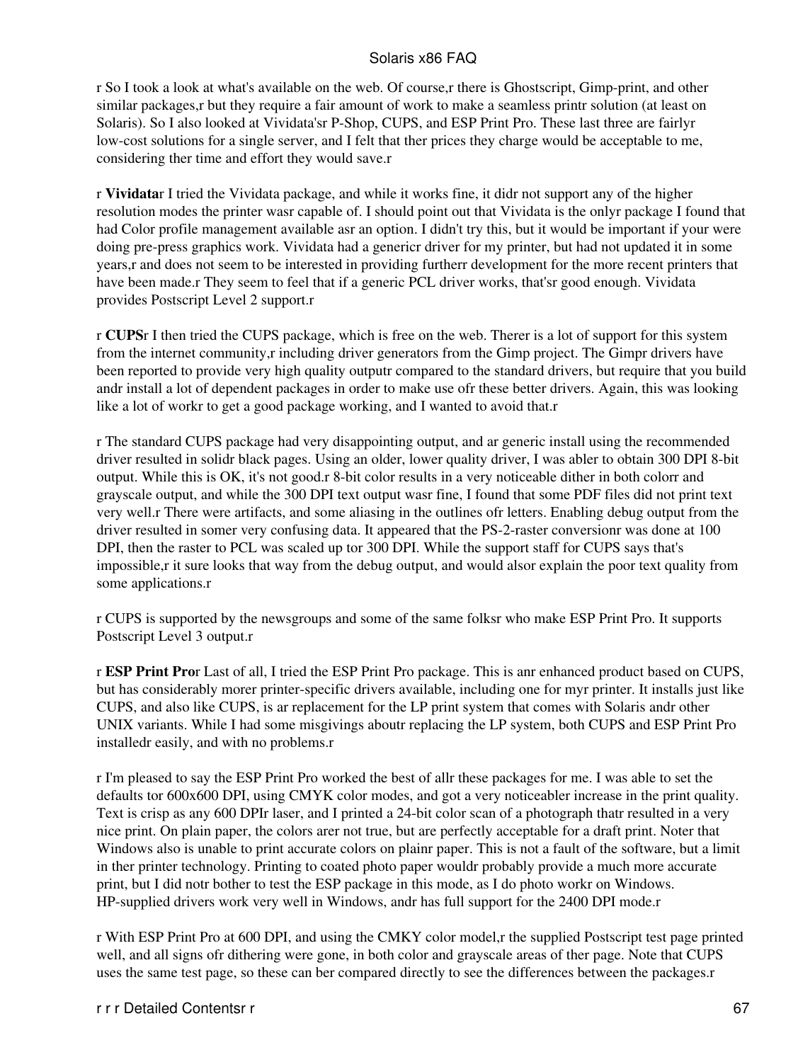r So I took a look at what's available on the web. Of course,r there is Ghostscript, Gimp-print, and other similar packages,r but they require a fair amount of work to make a seamless printr solution (at least on Solaris). So I also looked at Vividata'sr P-Shop, CUPS, and ESP Print Pro. These last three are fairlyr low-cost solutions for a single server, and I felt that ther prices they charge would be acceptable to me, considering ther time and effort they would save.r

r **Vividata**r I tried the Vividata package, and while it works fine, it didr not support any of the higher resolution modes the printer wasr capable of. I should point out that Vividata is the onlyr package I found that had Color profile management available asr an option. I didn't try this, but it would be important if your were doing pre-press graphics work. Vividata had a genericr driver for my printer, but had not updated it in some years,r and does not seem to be interested in providing furtherr development for the more recent printers that have been made.r They seem to feel that if a generic PCL driver works, that'sr good enough. Vividata provides Postscript Level 2 support.r

r **CUPS**r I then tried the CUPS package, which is free on the web. Therer is a lot of support for this system from the internet community,r including driver generators from the Gimp project. The Gimpr drivers have been reported to provide very high quality outputr compared to the standard drivers, but require that you build andr install a lot of dependent packages in order to make use ofr these better drivers. Again, this was looking like a lot of workr to get a good package working, and I wanted to avoid that.r

r The standard CUPS package had very disappointing output, and ar generic install using the recommended driver resulted in solidr black pages. Using an older, lower quality driver, I was abler to obtain 300 DPI 8-bit output. While this is OK, it's not good.r 8-bit color results in a very noticeable dither in both colorr and grayscale output, and while the 300 DPI text output wasr fine, I found that some PDF files did not print text very well.r There were artifacts, and some aliasing in the outlines ofr letters. Enabling debug output from the driver resulted in somer very confusing data. It appeared that the PS-2-raster conversionr was done at 100 DPI, then the raster to PCL was scaled up tor 300 DPI. While the support staff for CUPS says that's impossible,r it sure looks that way from the debug output, and would alsor explain the poor text quality from some applications.r

r CUPS is supported by the newsgroups and some of the same folksr who make ESP Print Pro. It supports Postscript Level 3 output.r

r **ESP Print Pro**r Last of all, I tried the ESP Print Pro package. This is anr enhanced product based on CUPS, but has considerably morer printer-specific drivers available, including one for myr printer. It installs just like CUPS, and also like CUPS, is ar replacement for the LP print system that comes with Solaris andr other UNIX variants. While I had some misgivings aboutr replacing the LP system, both CUPS and ESP Print Pro installedr easily, and with no problems.r

r I'm pleased to say the ESP Print Pro worked the best of allr these packages for me. I was able to set the defaults tor 600x600 DPI, using CMYK color modes, and got a very noticeabler increase in the print quality. Text is crisp as any 600 DPIr laser, and I printed a 24-bit color scan of a photograph thatr resulted in a very nice print. On plain paper, the colors arer not true, but are perfectly acceptable for a draft print. Noter that Windows also is unable to print accurate colors on plainr paper. This is not a fault of the software, but a limit in ther printer technology. Printing to coated photo paper wouldr probably provide a much more accurate print, but I did notr bother to test the ESP package in this mode, as I do photo workr on Windows. HP-supplied drivers work very well in Windows, andr has full support for the 2400 DPI mode.r

r With ESP Print Pro at 600 DPI, and using the CMKY color model,r the supplied Postscript test page printed well, and all signs ofr dithering were gone, in both color and grayscale areas of ther page. Note that CUPS uses the same test page, so these can ber compared directly to see the differences between the packages.r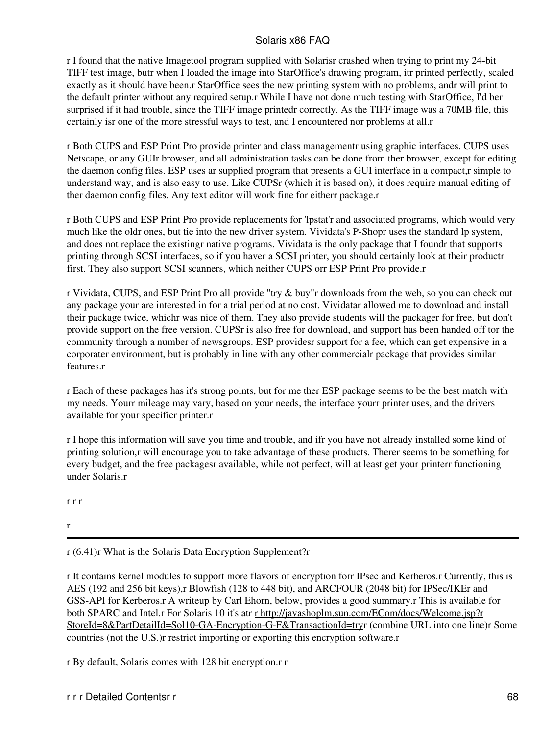r I found that the native Imagetool program supplied with Solarisr crashed when trying to print my 24-bit TIFF test image, butr when I loaded the image into StarOffice's drawing program, itr printed perfectly, scaled exactly as it should have been.r StarOffice sees the new printing system with no problems, andr will print to the default printer without any required setup.r While I have not done much testing with StarOffice, I'd ber surprised if it had trouble, since the TIFF image printedr correctly. As the TIFF image was a 70MB file, this certainly isr one of the more stressful ways to test, and I encountered nor problems at all.r

r Both CUPS and ESP Print Pro provide printer and class managementr using graphic interfaces. CUPS uses Netscape, or any GUIr browser, and all administration tasks can be done from ther browser, except for editing the daemon config files. ESP uses ar supplied program that presents a GUI interface in a compact,r simple to understand way, and is also easy to use. Like CUPSr (which it is based on), it does require manual editing of ther daemon config files. Any text editor will work fine for eitherr package.r

r Both CUPS and ESP Print Pro provide replacements for 'lpstat'r and associated programs, which would very much like the oldr ones, but tie into the new driver system. Vividata's P-Shopr uses the standard lp system, and does not replace the existingr native programs. Vividata is the only package that I foundr that supports printing through SCSI interfaces, so if you haver a SCSI printer, you should certainly look at their productr first. They also support SCSI scanners, which neither CUPS orr ESP Print Pro provide.r

r Vividata, CUPS, and ESP Print Pro all provide "try & buy"r downloads from the web, so you can check out any package your are interested in for a trial period at no cost. Vividatar allowed me to download and install their package twice, whichr was nice of them. They also provide students will the packager for free, but don't provide support on the free version. CUPSr is also free for download, and support has been handed off tor the community through a number of newsgroups. ESP providesr support for a fee, which can get expensive in a corporater environment, but is probably in line with any other commercialr package that provides similar features.r

r Each of these packages has it's strong points, but for me ther ESP package seems to be the best match with my needs. Yourr mileage may vary, based on your needs, the interface yourr printer uses, and the drivers available for your specificr printer.r

r I hope this information will save you time and trouble, and ifr you have not already installed some kind of printing solution,r will encourage you to take advantage of these products. Therer seems to be something for every budget, and the free packagesr available, while not perfect, will at least get your printerr functioning under Solaris.r

r r r

r

---

r (6.41)r What is the Solaris Data Encryption Supplement?r

r It contains kernel modules to support more flavors of encryption forr IPsec and Kerberos.r Currently, this is AES (192 and 256 bit keys),r Blowfish (128 to 448 bit), and ARCFOUR (2048 bit) for IPSec/IKEr and GSS-API for Kerberos.r A writeup by Carl Ehorn, below, provides a good summary.r This is available for both SPARC and Intel.r For Solaris 10 it's atr r http://javashoplm.sun.com/ECom/docs/Welcome.jsp?r StoreId=8&PartDetailId=Sol10-GA-Encryption-G-F&TransactionId=tryr (combine URL into one line)r Some countries (not the U.S.)r restrict importing or exporting this encryption software.r

r By default, Solaris comes with 128 bit encryption.r r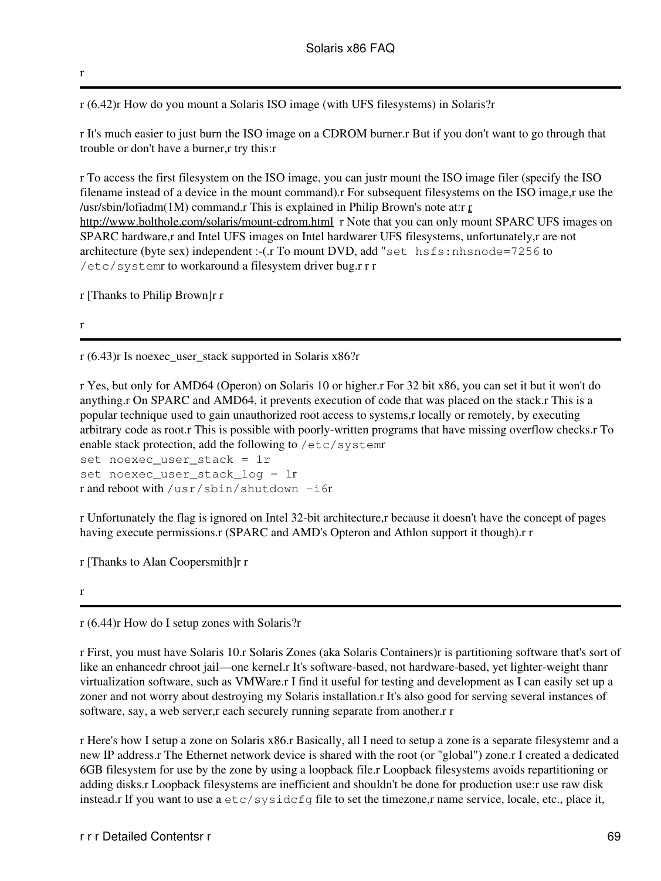r

---

r (6.42)r How do you mount a Solaris ISO image (with UFS filesystems) in Solaris?r

r It's much easier to just burn the ISO image on a CDROM burner.r But if you don't want to go through that trouble or don't have a burner,r try this:r

r To access the first filesystem on the ISO image, you can justr mount the ISO image filer (specify the ISO filename instead of a device in the mount command).r For subsequent filesystems on the ISO image,r use the /usr/sbin/lofiadm(1M) command.r This is explained in Philip Brown's note at:r r http://www.bolthole.com/solaris/mount-cdrom.html r Note that you can only mount SPARC UFS images on SPARC hardware,r and Intel UFS images on Intel hardwarer UFS filesystems, unfortunately,r are not architecture (byte sex) independent :-(.r To mount DVD, add "`set hsfs:nhsnode=7256` to `/etc/system`r to workaround a filesystem driver bug.r r r

r [Thanks to Philip Brown]r r

r

---

r (6.43)r Is noexec_user_stack supported in Solaris x86?r

r Yes, but only for AMD64 (Operon) on Solaris 10 or higher.r For 32 bit x86, you can set it but it won't do anything.r On SPARC and AMD64, it prevents execution of code that was placed on the stack.r This is a popular technique used to gain unauthorized root access to systems,r locally or remotely, by executing arbitrary code as root.r This is possible with poorly-written programs that have missing overflow checks.r To enable stack protection, add the following to `/etc/system`r

```
set noexec_user_stack = 1r
set noexec_user_stack_log = 1r
```

r and reboot with `/usr/sbin/shutdown -i6`r

r Unfortunately the flag is ignored on Intel 32-bit architecture,r because it doesn't have the concept of pages having execute permissions.r (SPARC and AMD's Opteron and Athlon support it though).r r

r [Thanks to Alan Coopersmith]r r

r

---

r (6.44)r How do I setup zones with Solaris?r

r First, you must have Solaris 10.r Solaris Zones (aka Solaris Containers)r is partitioning software that's sort of like an enhancedr chroot jail—one kernel.r It's software-based, not hardware-based, yet lighter-weight thanr virtualization software, such as VMWare.r I find it useful for testing and development as I can easily set up a zoner and not worry about destroying my Solaris installation.r It's also good for serving several instances of software, say, a web server,r each securely running separate from another.r r

r Here's how I setup a zone on Solaris x86.r Basically, all I need to setup a zone is a separate filesystemr and a new IP address.r The Ethernet network device is shared with the root (or "global") zone.r I created a dedicated 6GB filesystem for use by the zone by using a loopback file.r Loopback filesystems avoids repartitioning or adding disks.r Loopback filesystems are inefficient and shouldn't be done for production use:r use raw disk instead.r If you want to use a `etc/sysidcfg` file to set the timezone,r name service, locale, etc., place it,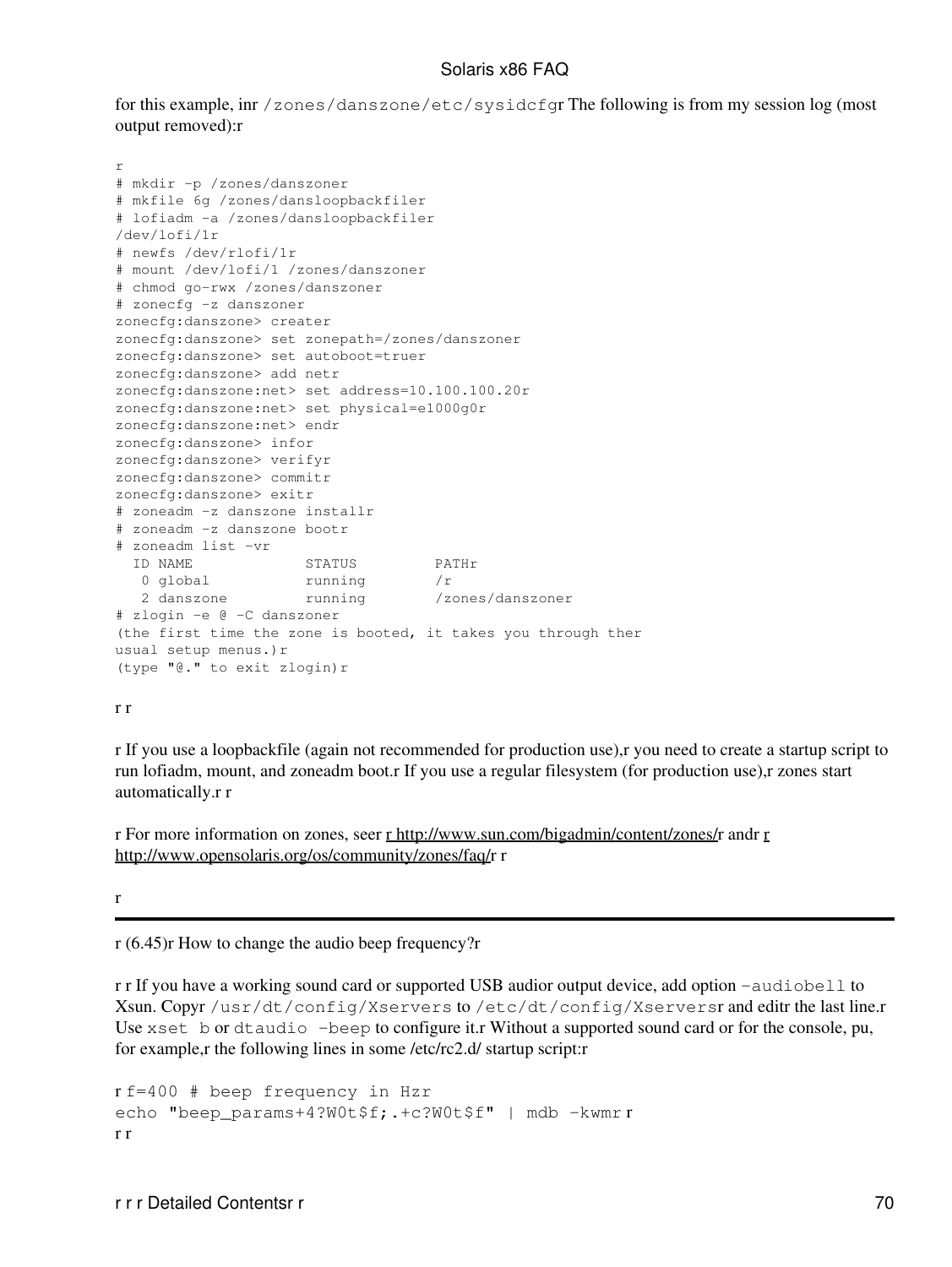for this example, inr `/zones/danszone/etc/sysidcfg`r The following is from my session log (most output removed):r

```
r
# mkdir -p /zones/danszoner
# mkfile 6g /zones/dansloopbackfiler
# lofiadm -a /zones/dansloopbackfiler
/dev/lofi/1r
# newfs /dev/rlofi/1r
# mount /dev/lofi/1 /zones/danszoner
# chmod go-rwx /zones/danszoner
# zonecfg -z danszoner
zonecfg:danszone> creater
zonecfg:danszone> set zonepath=/zones/danszoner
zonecfg:danszone> set autoboot=truer
zonecfg:danszone> add netr
zonecfg:danszone:net> set address=10.100.100.20r
zonecfg:danszone:net> set physical=e1000g0r
zonecfg:danszone:net> endr
zonecfg:danszone> infor
zonecfg:danszone> verifyr
zonecfg:danszone> commitr
zonecfg:danszone> exitr
# zoneadm -z danszone installr
# zoneadm -z danszone bootr
# zoneadm list -vr
  ID NAME             STATUS         PATHr
   0 global           running        /r
   2 danszone         running        /zones/danszoner
# zlogin -e @ -C danszoner
(the first time the zone is booted, it takes you through ther
usual setup menus.)r
(type "@." to exit zlogin)r
```

r r

r If you use a loopbackfile (again not recommended for production use),r you need to create a startup script to run lofiadm, mount, and zoneadm boot.r If you use a regular filesystem (for production use),r zones start automatically.r r

r For more information on zones, seer r http://www.sun.com/bigadmin/content/zones/r andr r http://www.opensolaris.org/os/community/zones/faq/r r

r

---

r (6.45)r How to change the audio beep frequency?r

r r If you have a working sound card or supported USB audior output device, add option `-audiobell` to Xsun. Copyr `/usr/dt/config/Xservers` to `/etc/dt/config/Xservers`r and editr the last line.r Use `xset b` or `dtaudio -beep` to configure it.r Without a supported sound card or for the console, pu, for example,r the following lines in some /etc/rc2.d/ startup script:r

```
r f=400 # beep frequency in Hzr
echo "beep_params+4?W0t$f;.+c?W0t$f" | mdb -kwmr r
r r
```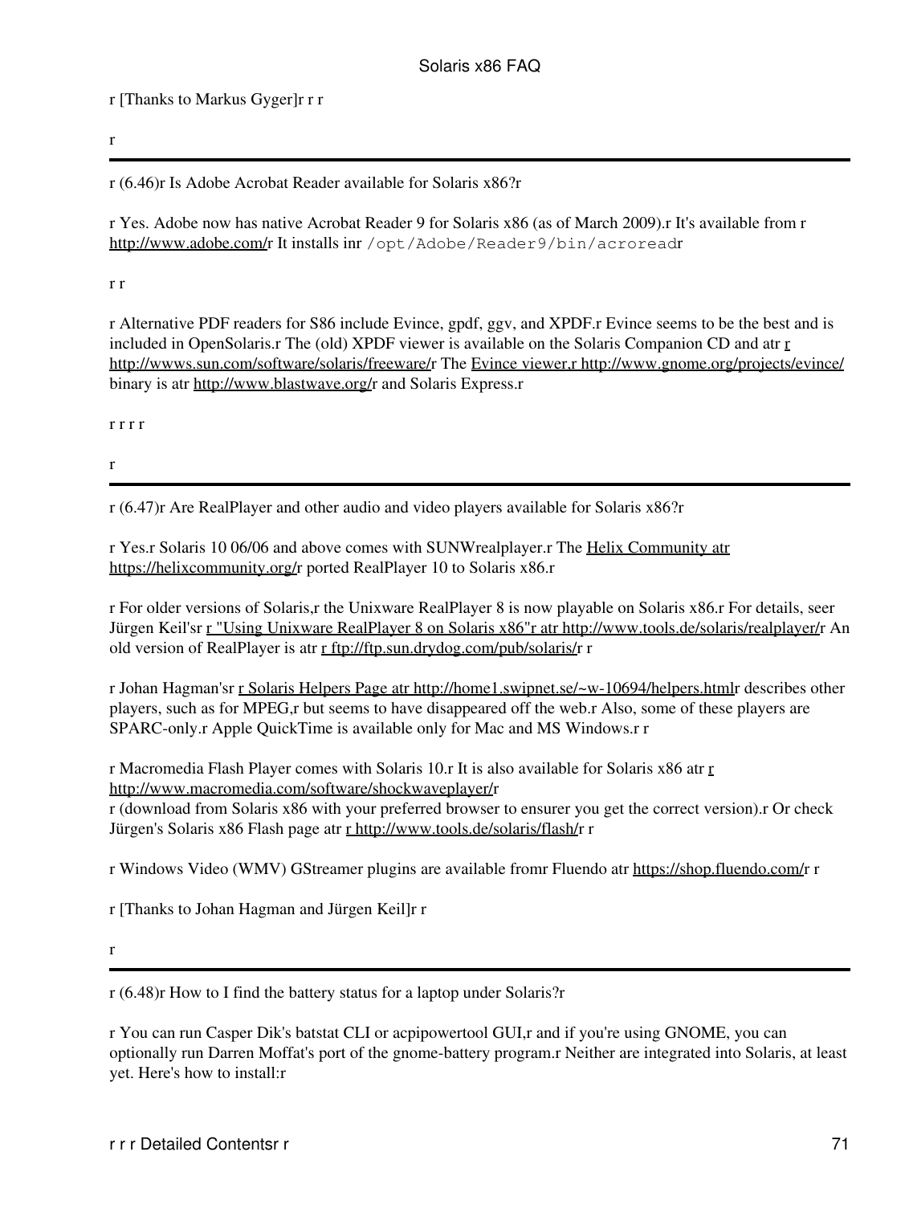r [Thanks to Markus Gyger]r r r

r

---

r (6.46)r Is Adobe Acrobat Reader available for Solaris x86?r

r Yes. Adobe now has native Acrobat Reader 9 for Solaris x86 (as of March 2009).r It's available from r http://www.adobe.com/r It installs inr `/opt/Adobe/Reader9/bin/acroread`r

r r

r Alternative PDF readers for S86 include Evince, gpdf, ggv, and XPDF.r Evince seems to be the best and is included in OpenSolaris.r The (old) XPDF viewer is available on the Solaris Companion CD and atr r http://wwws.sun.com/software/solaris/freeware/r The Evince viewer,r http://www.gnome.org/projects/evince/ binary is atr http://www.blastwave.org/r and Solaris Express.r

r r r r

r

---

r (6.47)r Are RealPlayer and other audio and video players available for Solaris x86?r

r Yes.r Solaris 10 06/06 and above comes with SUNWrealplayer.r The Helix Community atr https://helixcommunity.org/r ported RealPlayer 10 to Solaris x86.r

r For older versions of Solaris,r the Unixware RealPlayer 8 is now playable on Solaris x86.r For details, seer Jürgen Keil'sr r "Using Unixware RealPlayer 8 on Solaris x86"r atr http://www.tools.de/solaris/realplayer/r An old version of RealPlayer is atr r ftp://ftp.sun.drydog.com/pub/solaris/r r

r Johan Hagman'sr r Solaris Helpers Page atr http://home1.swipnet.se/~w-10694/helpers.htmlr describes other players, such as for MPEG,r but seems to have disappeared off the web.r Also, some of these players are SPARC-only.r Apple QuickTime is available only for Mac and MS Windows.r r

r Macromedia Flash Player comes with Solaris 10.r It is also available for Solaris x86 atr r http://www.macromedia.com/software/shockwaveplayer/r
r (download from Solaris x86 with your preferred browser to ensurer you get the correct version).r Or check Jürgen's Solaris x86 Flash page atr r http://www.tools.de/solaris/flash/r r

r Windows Video (WMV) GStreamer plugins are available fromr Fluendo atr https://shop.fluendo.com/r r

r [Thanks to Johan Hagman and Jürgen Keil]r r

r

---

r (6.48)r How to I find the battery status for a laptop under Solaris?r

r You can run Casper Dik's batstat CLI or acpipowertool GUI,r and if you're using GNOME, you can optionally run Darren Moffat's port of the gnome-battery program.r Neither are integrated into Solaris, at least yet. Here's how to install:r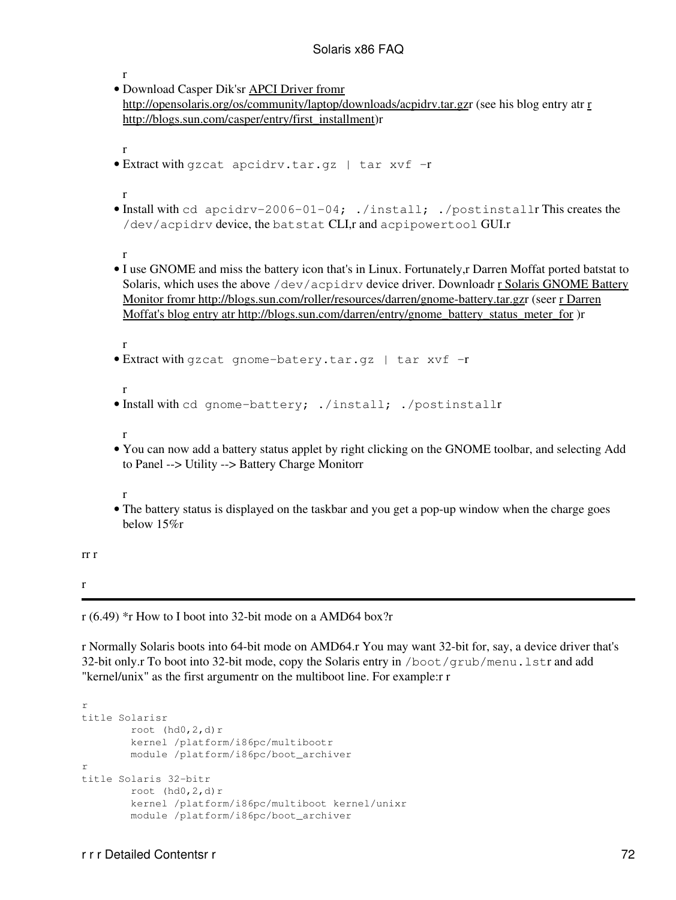r

- Download Casper Dik'sr APCI Driver fromr http://opensolaris.org/os/community/laptop/downloads/acpidrv.tar.gzr (see his blog entry atr r http://blogs.sun.com/casper/entry/first_installment)r

  r
- Extract with `gzcat apcidrv.tar.gz | tar xvf -`r

  r
- Install with `cd apcidrv-2006-01-04; ./install; ./postinstall`r This creates the `/dev/acpidrv` device, the `batstat` CLI,r and `acpipowertool` GUI.r

  r
- I use GNOME and miss the battery icon that's in Linux. Fortunately,r Darren Moffat ported batstat to Solaris, which uses the above `/dev/acpidrv` device driver. Downloadr r Solaris GNOME Battery Monitor fromr http://blogs.sun.com/roller/resources/darren/gnome-battery.tar.gzr (seer r Darren Moffat's blog entry atr http://blogs.sun.com/darren/entry/gnome_battery_status_meter_for )r

  r
- Extract with `gzcat gnome-batery.tar.gz | tar xvf -`r

  r
- Install with `cd gnome-battery; ./install; ./postinstall`r

  r
- You can now add a battery status applet by right clicking on the GNOME toolbar, and selecting Add to Panel --> Utility --> Battery Charge Monitorr

  r
- The battery status is displayed on the taskbar and you get a pop-up window when the charge goes below 15%r

rr r

r

---

r (6.49) *r How to I boot into 32-bit mode on a AMD64 box?r

r Normally Solaris boots into 64-bit mode on AMD64.r You may want 32-bit for, say, a device driver that's 32-bit only.r To boot into 32-bit mode, copy the Solaris entry in `/boot/grub/menu.lst`r and add "kernel/unix" as the first argumentr on the multiboot line. For example:r r

```
r
title Solarisr
        root (hd0,2,d)r
        kernel /platform/i86pc/multibootr
        module /platform/i86pc/boot_archiver
r
title Solaris 32-bitr
        root (hd0,2,d)r
        kernel /platform/i86pc/multiboot kernel/unixr
        module /platform/i86pc/boot_archiver
```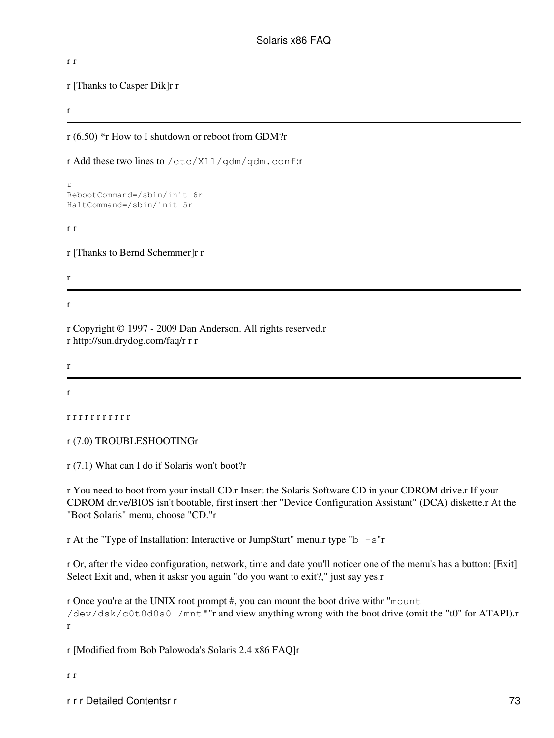r r

r [Thanks to Casper Dik]r r

r

---

r (6.50) *r How to I shutdown or reboot from GDM?r

r Add these two lines to `/etc/X11/gdm/gdm.conf`:r

```
r
RebootCommand=/sbin/init 6r
HaltCommand=/sbin/init 5r
```

r r

r [Thanks to Bernd Schemmer]r r

r

---

r

r Copyright © 1997 - 2009 Dan Anderson. All rights reserved.r
r http://sun.drydog.com/faq/r r r

r

---

r

r r r r r r r r r r r

r (7.0) TROUBLESHOOTINGr

r (7.1) What can I do if Solaris won't boot?r

r You need to boot from your install CD.r Insert the Solaris Software CD in your CDROM drive.r If your CDROM drive/BIOS isn't bootable, first insert ther "Device Configuration Assistant" (DCA) diskette.r At the "Boot Solaris" menu, choose "CD."r

r At the "Type of Installation: Interactive or JumpStart" menu,r type "`b -s`"r

r Or, after the video configuration, network, time and date you'll noticer one of the menu's has a button: [Exit] Select Exit and, when it asksr you again "do you want to exit?," just say yes.r

r Once you're at the UNIX root prompt #, you can mount the boot drive withr "`mount /dev/dsk/c0t0d0s0 /mnt`""r and view anything wrong with the boot drive (omit the "t0" for ATAPI).r r

r [Modified from Bob Palowoda's Solaris 2.4 x86 FAQ]r

r r

r r r Detailed Contentsr r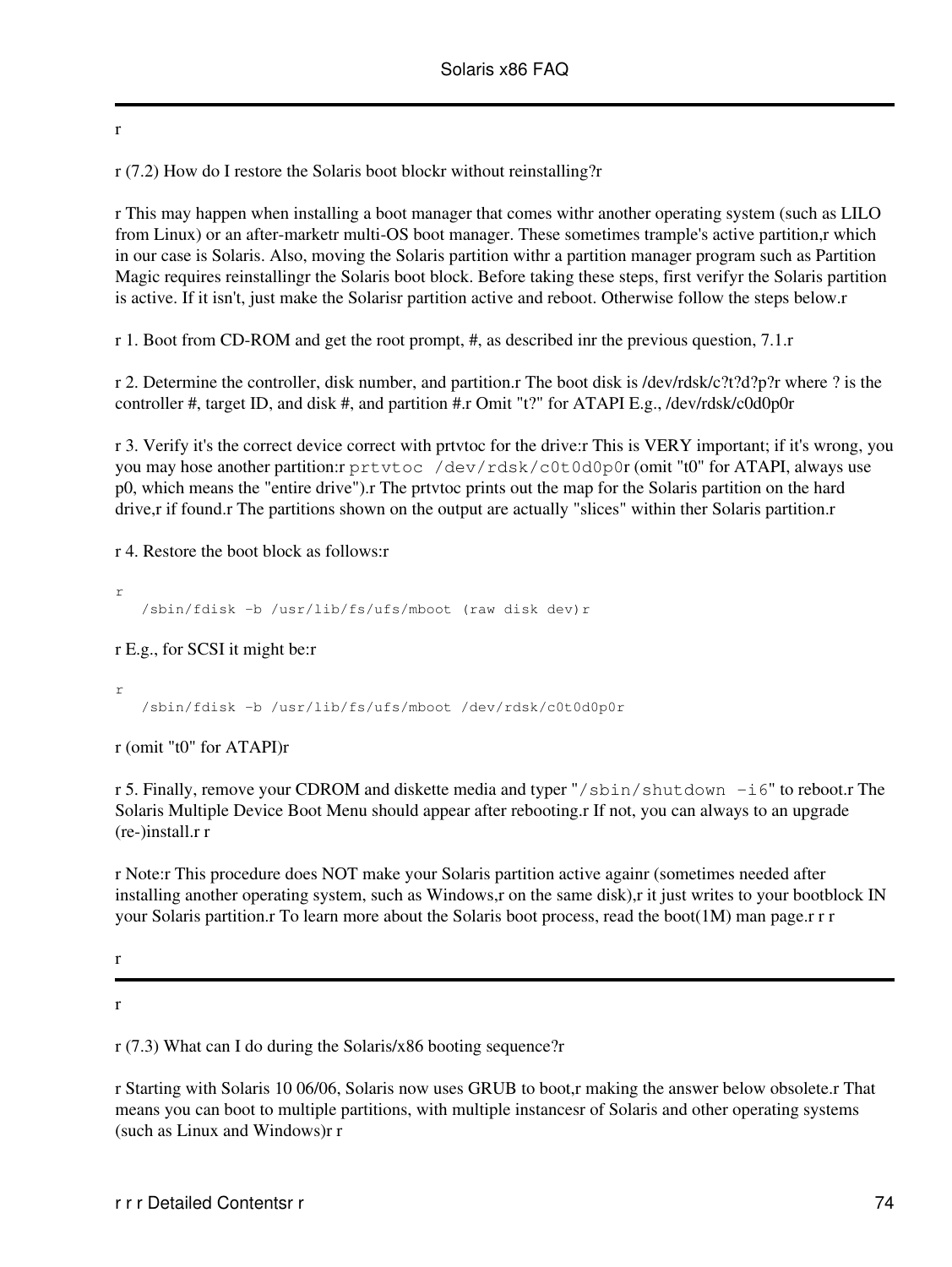r

r (7.2) How do I restore the Solaris boot blockr without reinstalling?r

r This may happen when installing a boot manager that comes withr another operating system (such as LILO from Linux) or an after-marketr multi-OS boot manager. These sometimes trample's active partition,r which in our case is Solaris. Also, moving the Solaris partition withr a partition manager program such as Partition Magic requires reinstallingr the Solaris boot block. Before taking these steps, first verifyr the Solaris partition is active. If it isn't, just make the Solarisr partition active and reboot. Otherwise follow the steps below.r

r 1. Boot from CD-ROM and get the root prompt, #, as described inr the previous question, 7.1.r

r 2. Determine the controller, disk number, and partition.r The boot disk is /dev/rdsk/c?t?d?p?r where ? is the controller #, target ID, and disk #, and partition #.r Omit "t?" for ATAPI E.g., /dev/rdsk/c0d0p0r

r 3. Verify it's the correct device correct with prtvtoc for the drive:r This is VERY important; if it's wrong, you you may hose another partition:r `prtvtoc /dev/rdsk/c0t0d0p0`r (omit "t0" for ATAPI, always use p0, which means the "entire drive").r The prtvtoc prints out the map for the Solaris partition on the hard drive,r if found.r The partitions shown on the output are actually "slices" within ther Solaris partition.r

r 4. Restore the boot block as follows:r

```
r
   /sbin/fdisk -b /usr/lib/fs/ufs/mboot (raw disk dev)r
```

r E.g., for SCSI it might be:r

```
r
   /sbin/fdisk -b /usr/lib/fs/ufs/mboot /dev/rdsk/c0t0d0p0r
```

r (omit "t0" for ATAPI)r

r 5. Finally, remove your CDROM and diskette media and typer "`/sbin/shutdown -i6`" to reboot.r The Solaris Multiple Device Boot Menu should appear after rebooting.r If not, you can always to an upgrade (re-)install.r r

r Note:r This procedure does NOT make your Solaris partition active againr (sometimes needed after installing another operating system, such as Windows,r on the same disk),r it just writes to your bootblock IN your Solaris partition.r To learn more about the Solaris boot process, read the boot(1M) man page.r r r

r

---

r

r (7.3) What can I do during the Solaris/x86 booting sequence?r

r Starting with Solaris 10 06/06, Solaris now uses GRUB to boot,r making the answer below obsolete.r That means you can boot to multiple partitions, with multiple instancesr of Solaris and other operating systems (such as Linux and Windows)r r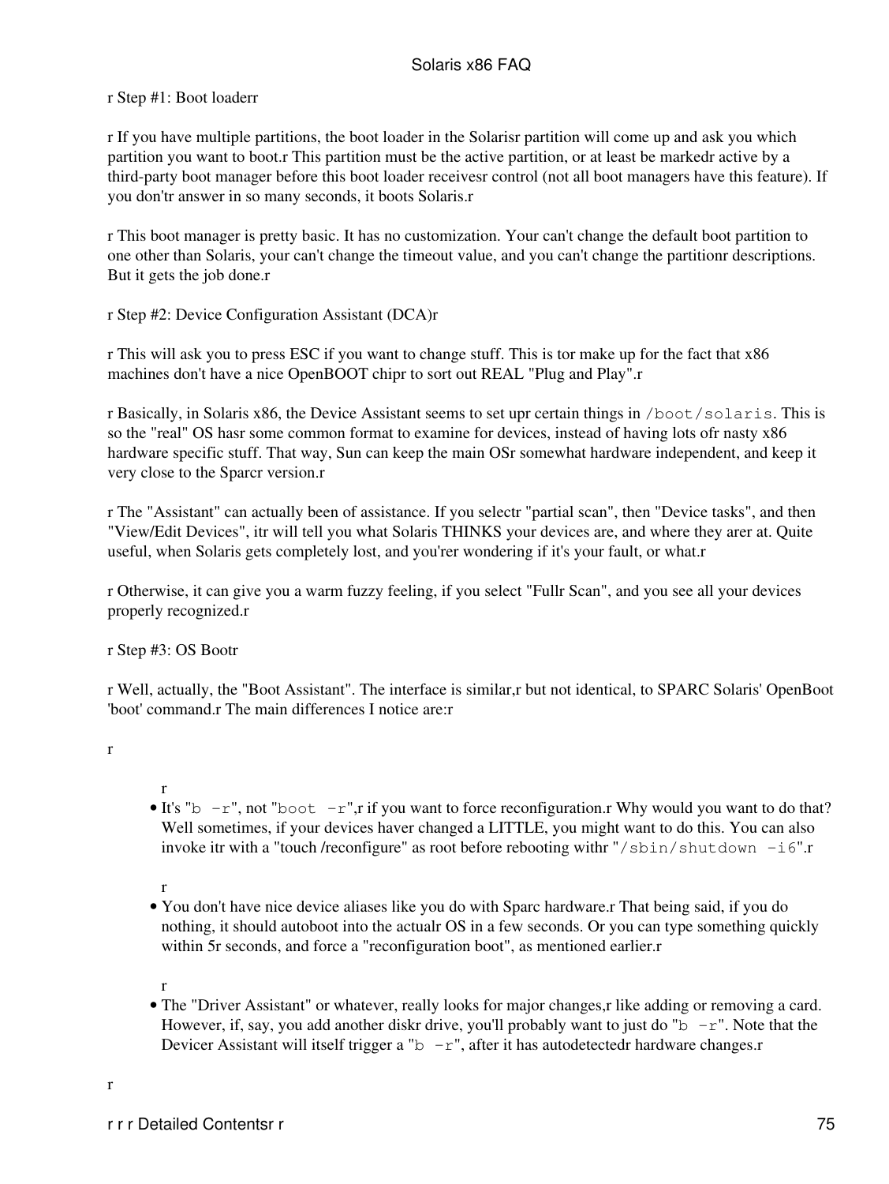r Step #1: Boot loaderr

r If you have multiple partitions, the boot loader in the Solarisr partition will come up and ask you which partition you want to boot.r This partition must be the active partition, or at least be markedr active by a third-party boot manager before this boot loader receivesr control (not all boot managers have this feature). If you don'tr answer in so many seconds, it boots Solaris.r

r This boot manager is pretty basic. It has no customization. Your can't change the default boot partition to one other than Solaris, your can't change the timeout value, and you can't change the partitionr descriptions. But it gets the job done.r

r Step #2: Device Configuration Assistant (DCA)r

r This will ask you to press ESC if you want to change stuff. This is tor make up for the fact that x86 machines don't have a nice OpenBOOT chipr to sort out REAL "Plug and Play".r

r Basically, in Solaris x86, the Device Assistant seems to set upr certain things in `/boot/solaris`. This is so the "real" OS hasr some common format to examine for devices, instead of having lots ofr nasty x86 hardware specific stuff. That way, Sun can keep the main OSr somewhat hardware independent, and keep it very close to the Sparcr version.r

r The "Assistant" can actually been of assistance. If you selectr "partial scan", then "Device tasks", and then "View/Edit Devices", itr will tell you what Solaris THINKS your devices are, and where they arer at. Quite useful, when Solaris gets completely lost, and you'rer wondering if it's your fault, or what.r

r Otherwise, it can give you a warm fuzzy feeling, if you select "Fullr Scan", and you see all your devices properly recognized.r

r Step #3: OS Bootr

r Well, actually, the "Boot Assistant". The interface is similar,r but not identical, to SPARC Solaris' OpenBoot 'boot' command.r The main differences I notice are:r

r

r

- It's "`b -r`", not "`boot -r`",r if you want to force reconfiguration.r Why would you want to do that? Well sometimes, if your devices haver changed a LITTLE, you might want to do this. You can also invoke itr with a "touch /reconfigure" as root before rebooting withr "`/sbin/shutdown -i6`".r

r

- You don't have nice device aliases like you do with Sparc hardware.r That being said, if you do nothing, it should autoboot into the actualr OS in a few seconds. Or you can type something quickly within 5r seconds, and force a "reconfiguration boot", as mentioned earlier.r

r

- The "Driver Assistant" or whatever, really looks for major changes,r like adding or removing a card. However, if, say, you add another diskr drive, you'll probably want to just do "`b -r`". Note that the Devicer Assistant will itself trigger a "`b -r`", after it has autodetectedr hardware changes.r

r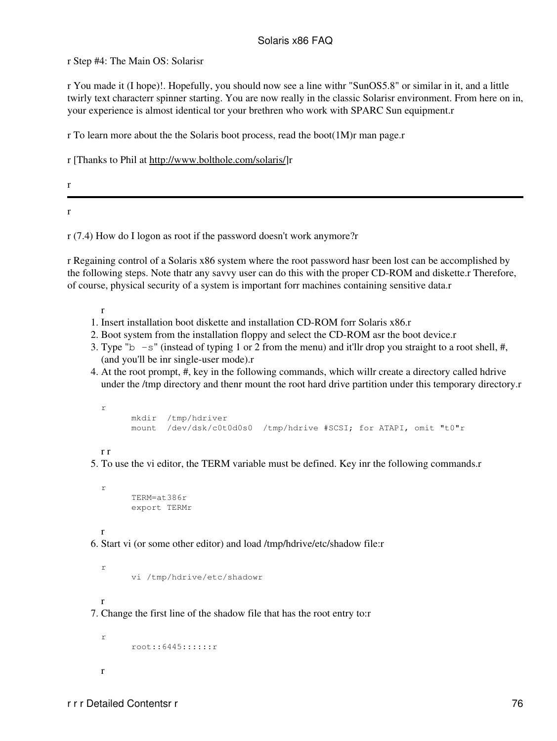r Step #4: The Main OS: Solarisr

r You made it (I hope)!. Hopefully, you should now see a line withr "SunOS5.8" or similar in it, and a little twirly text characterr spinner starting. You are now really in the classic Solarisr environment. From here on in, your experience is almost identical tor your brethren who work with SPARC Sun equipment.r

r To learn more about the the Solaris boot process, read the boot(1M)r man page.r

r [Thanks to Phil at http://www.bolthole.com/solaris/]r

r

---

r

r (7.4) How do I logon as root if the password doesn't work anymore?r

r Regaining control of a Solaris x86 system where the root password hasr been lost can be accomplished by the following steps. Note thatr any savvy user can do this with the proper CD-ROM and diskette.r Therefore, of course, physical security of a system is important forr machines containing sensitive data.r

r

1. Insert installation boot diskette and installation CD-ROM forr Solaris x86.r
2. Boot system from the installation floppy and select the CD-ROM asr the boot device.r
3. Type "`b -s`" (instead of typing 1 or 2 from the menu) and it'llr drop you straight to a root shell, #, (and you'll be inr single-user mode).r
4. At the root prompt, #, key in the following commands, which willr create a directory called hdrive under the /tmp directory and thenr mount the root hard drive partition under this temporary directory.r

   ```
   r
         mkdir  /tmp/hdriver
         mount  /dev/dsk/c0t0d0s0  /tmp/hdrive #SCSI; for ATAPI, omit "t0"r
   ```

   r r
5. To use the vi editor, the TERM variable must be defined. Key inr the following commands.r

   ```
   r
         TERM=at386r
         export TERMr
   ```

   r
6. Start vi (or some other editor) and load /tmp/hdrive/etc/shadow file:r

   ```
   r
         vi /tmp/hdrive/etc/shadowr
   ```

   r
7. Change the first line of the shadow file that has the root entry to:r

   ```
   r
         root::6445::::::r
   ```

   r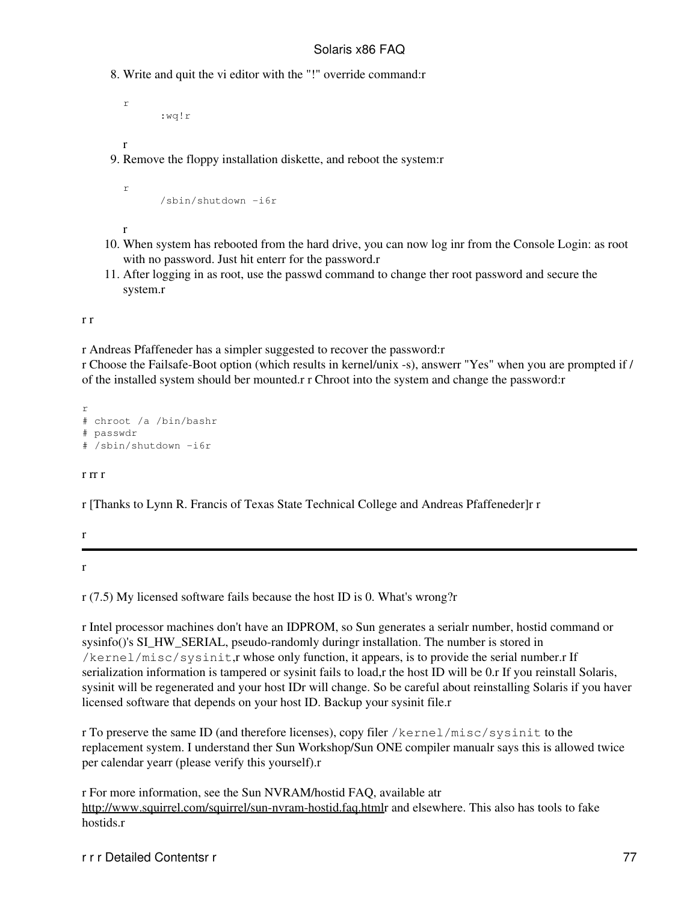8. Write and quit the vi editor with the "!" override command:r

   ```
   r
          :wq!r
   ```

   r
9. Remove the floppy installation diskette, and reboot the system:r

   ```
   r
          /sbin/shutdown -i6r
   ```

   r
10. When system has rebooted from the hard drive, you can now log inr from the Console Login: as root with no password. Just hit enterr for the password.r
11. After logging in as root, use the passwd command to change ther root password and secure the system.r

r r

r Andreas Pfaffeneder has a simpler suggested to recover the password:r
r Choose the Failsafe-Boot option (which results in kernel/unix -s), answerr "Yes" when you are prompted if / of the installed system should ber mounted.r r Chroot into the system and change the password:r

```
r
# chroot /a /bin/bashr
# passwdr
# /sbin/shutdown -i6r
```

r rr r

r [Thanks to Lynn R. Francis of Texas State Technical College and Andreas Pfaffeneder]r r

r

---

r

r (7.5) My licensed software fails because the host ID is 0. What's wrong?r

r Intel processor machines don't have an IDPROM, so Sun generates a serialr number, hostid command or sysinfo()'s SI_HW_SERIAL, pseudo-randomly duringr installation. The number is stored in `/kernel/misc/sysinit`,r whose only function, it appears, is to provide the serial number.r If serialization information is tampered or sysinit fails to load,r the host ID will be 0.r If you reinstall Solaris, sysinit will be regenerated and your host IDr will change. So be careful about reinstalling Solaris if you haver licensed software that depends on your host ID. Backup your sysinit file.r

r To preserve the same ID (and therefore licenses), copy filer `/kernel/misc/sysinit` to the replacement system. I understand ther Sun Workshop/Sun ONE compiler manualr says this is allowed twice per calendar yearr (please verify this yourself).r

r For more information, see the Sun NVRAM/hostid FAQ, available atr http://www.squirrel.com/squirrel/sun-nvram-hostid.faq.htmlr and elsewhere. This also has tools to fake hostids.r

r r r Detailed Contentsr r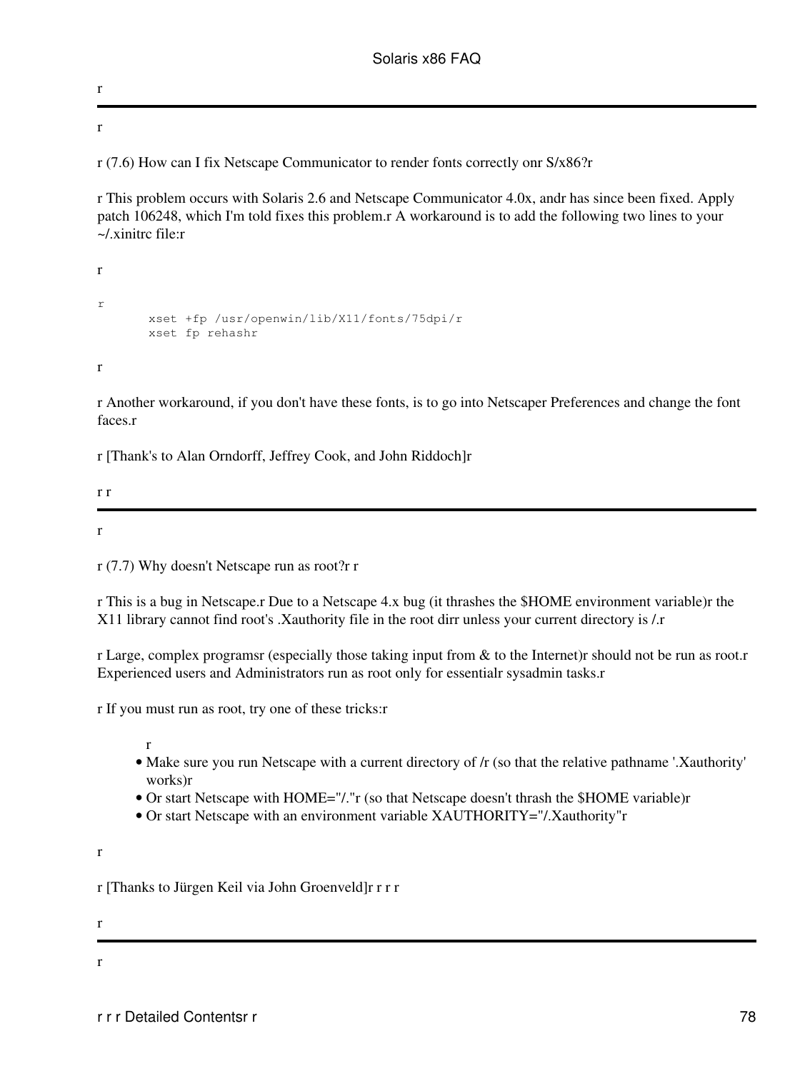r

---

r

r (7.6) How can I fix Netscape Communicator to render fonts correctly onr S/x86?r

r This problem occurs with Solaris 2.6 and Netscape Communicator 4.0x, andr has since been fixed. Apply patch 106248, which I'm told fixes this problem.r A workaround is to add the following two lines to your ~/.xinitrc file:r

r

```
r
        xset +fp /usr/openwin/lib/X11/fonts/75dpi/r
        xset fp rehashr
```

r

r Another workaround, if you don't have these fonts, is to go into Netscaper Preferences and change the font faces.r

r [Thank's to Alan Orndorff, Jeffrey Cook, and John Riddoch]r

r r

---

r

r (7.7) Why doesn't Netscape run as root?r r

r This is a bug in Netscape.r Due to a Netscape 4.x bug (it thrashes the $HOME environment variable)r the X11 library cannot find root's .Xauthority file in the root dirr unless your current directory is /.r

r Large, complex programsr (especially those taking input from & to the Internet)r should not be run as root.r Experienced users and Administrators run as root only for essentialr sysadmin tasks.r

r If you must run as root, try one of these tricks:r

r

- Make sure you run Netscape with a current directory of /r (so that the relative pathname '.Xauthority' works)r
- Or start Netscape with HOME="/."r (so that Netscape doesn't thrash the $HOME variable)r
- Or start Netscape with an environment variable XAUTHORITY="/.Xauthority"r

r

r [Thanks to Jürgen Keil via John Groenveld]r r r r

r

---

r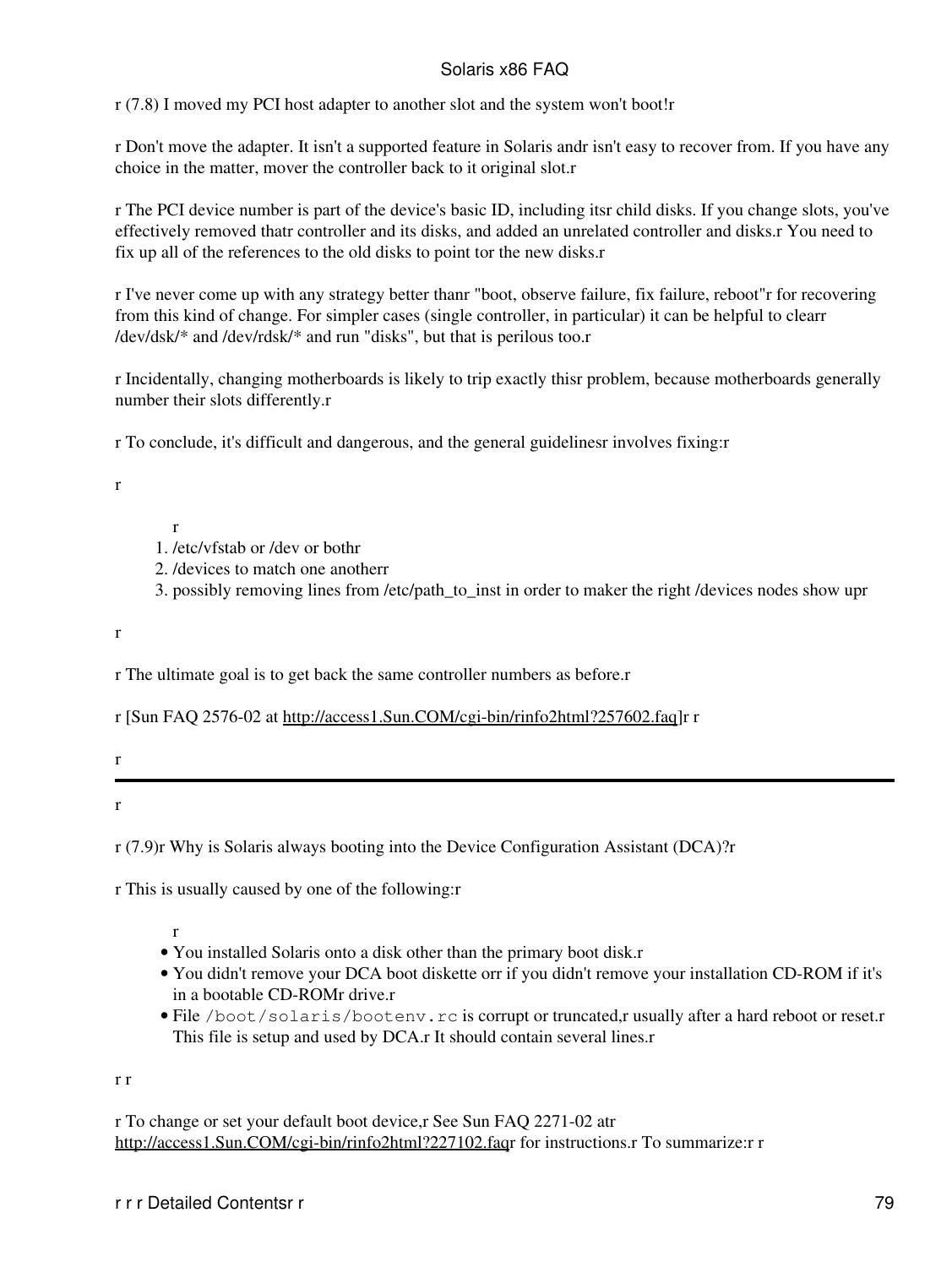r (7.8) I moved my PCI host adapter to another slot and the system won't boot!r

r Don't move the adapter. It isn't a supported feature in Solaris andr isn't easy to recover from. If you have any choice in the matter, mover the controller back to it original slot.r

r The PCI device number is part of the device's basic ID, including itsr child disks. If you change slots, you've effectively removed thatr controller and its disks, and added an unrelated controller and disks.r You need to fix up all of the references to the old disks to point tor the new disks.r

r I've never come up with any strategy better thanr "boot, observe failure, fix failure, reboot"r for recovering from this kind of change. For simpler cases (single controller, in particular) it can be helpful to clearr /dev/dsk/* and /dev/rdsk/* and run "disks", but that is perilous too.r

r Incidentally, changing motherboards is likely to trip exactly thisr problem, because motherboards generally number their slots differently.r

r To conclude, it's difficult and dangerous, and the general guidelinesr involves fixing:r

r

r
1. /etc/vfstab or /dev or bothr
2. /devices to match one anotherr
3. possibly removing lines from /etc/path_to_inst in order to maker the right /devices nodes show upr

r

r The ultimate goal is to get back the same controller numbers as before.r

r [Sun FAQ 2576-02 at http://access1.Sun.COM/cgi-bin/rinfo2html?257602.faq]r r

r

---

r

r (7.9)r Why is Solaris always booting into the Device Configuration Assistant (DCA)?r

r This is usually caused by one of the following:r

r
- You installed Solaris onto a disk other than the primary boot disk.r
- You didn't remove your DCA boot diskette orr if you didn't remove your installation CD-ROM if it's in a bootable CD-ROMr drive.r
- File `/boot/solaris/bootenv.rc` is corrupt or truncated,r usually after a hard reboot or reset.r This file is setup and used by DCA.r It should contain several lines.r

r r

r To change or set your default boot device,r See Sun FAQ 2271-02 atr http://access1.Sun.COM/cgi-bin/rinfo2html?227102.faqr for instructions.r To summarize:r r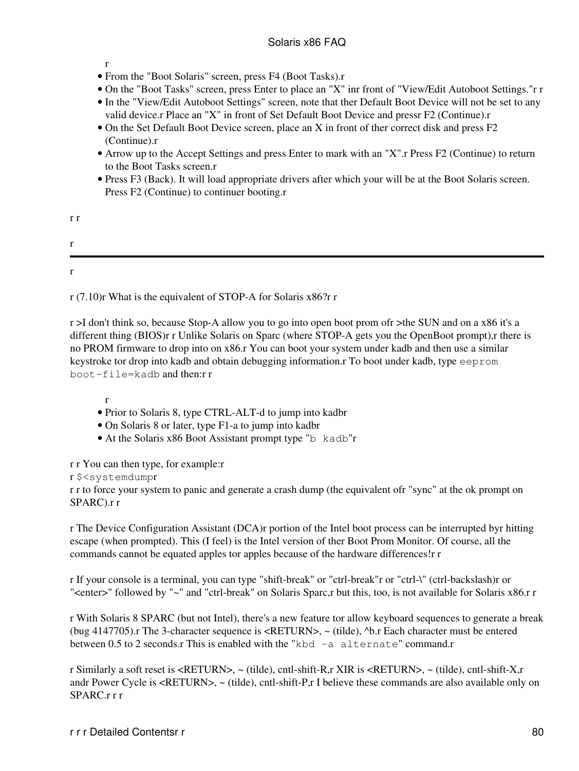r

- From the "Boot Solaris" screen, press F4 (Boot Tasks).r
- On the "Boot Tasks" screen, press Enter to place an "X" inr front of "View/Edit Autoboot Settings."r r
- In the "View/Edit Autoboot Settings" screen, note that ther Default Boot Device will not be set to any valid device.r Place an "X" in front of Set Default Boot Device and pressr F2 (Continue).r
- On the Set Default Boot Device screen, place an X in front of ther correct disk and press F2 (Continue).r
- Arrow up to the Accept Settings and press Enter to mark with an "X".r Press F2 (Continue) to return to the Boot Tasks screen.r
- Press F3 (Back). It will load appropriate drivers after which your will be at the Boot Solaris screen. Press F2 (Continue) to continuer booting.r

r r

r

---

r

r (7.10)r What is the equivalent of STOP-A for Solaris x86?r r

r >I don't think so, because Stop-A allow you to go into open boot prom ofr >the SUN and on a x86 it's a different thing (BIOS)r r Unlike Solaris on Sparc (where STOP-A gets you the OpenBoot prompt),r there is no PROM firmware to drop into on x86.r You can boot your system under kadb and then use a similar keystroke tor drop into kadb and obtain debugging information.r To boot under kadb, type `eeprom boot-file=kadb` and then:r r

r

- Prior to Solaris 8, type CTRL-ALT-d to jump into kadbr
- On Solaris 8 or later, type F1-a to jump into kadbr
- At the Solaris x86 Boot Assistant prompt type "`b kadb`"r

r r You can then type, for example:r
r `$<systemdump`r
r r to force your system to panic and generate a crash dump (the equivalent ofr "sync" at the ok prompt on SPARC).r r

r The Device Configuration Assistant (DCA)r portion of the Intel boot process can be interrupted byr hitting escape (when prompted). This (I feel) is the Intel version of ther Boot Prom Monitor. Of course, all the commands cannot be equated apples tor apples because of the hardware differences!r r

r If your console is a terminal, you can type "shift-break" or "ctrl-break"r or "ctrl-\" (ctrl-backslash)r or "<enter>" followed by "~" and "ctrl-break" on Solaris Sparc,r but this, too, is not available for Solaris x86.r r

r With Solaris 8 SPARC (but not Intel), there's a new feature tor allow keyboard sequences to generate a break (bug 4147705).r The 3-character sequence is <RETURN>, ~ (tilde), ^b.r Each character must be entered between 0.5 to 2 seconds.r This is enabled with the "`kbd -a alternate`" command.r

r Similarly a soft reset is <RETURN>, ~ (tilde), cntl-shift-R,r XIR is <RETURN>, ~ (tilde), cntl-shift-X,r andr Power Cycle is <RETURN>, ~ (tilde), cntl-shift-P,r I believe these commands are also available only on SPARC.r r r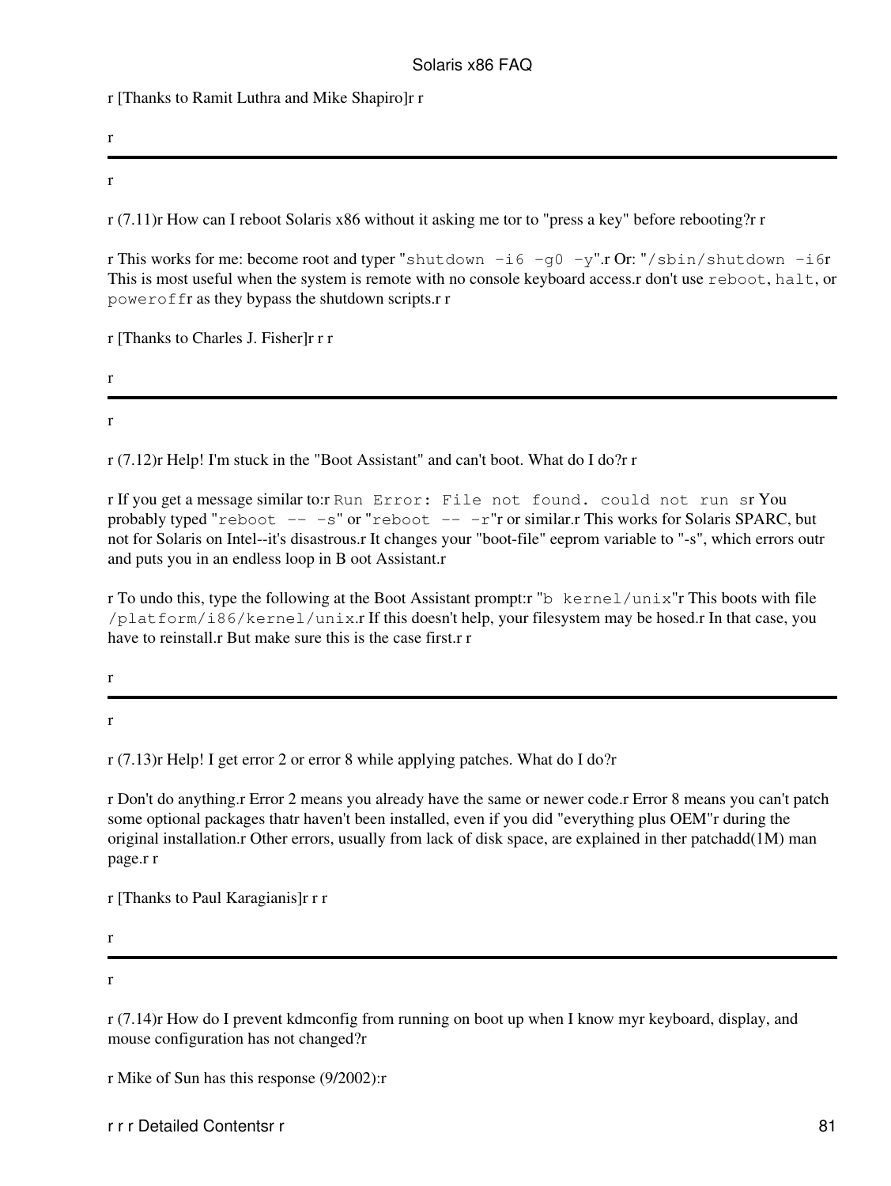r [Thanks to Ramit Luthra and Mike Shapiro]r r

r

---

r

r (7.11)r How can I reboot Solaris x86 without it asking me tor to "press a key" before rebooting?r r

r This works for me: become root and typer "`shutdown -i6 -g0 -y`".r Or: "`/sbin/shutdown -i6`r This is most useful when the system is remote with no console keyboard access.r don't use `reboot`, `halt`, or `poweroff`r as they bypass the shutdown scripts.r r

r [Thanks to Charles J. Fisher]r r r

r

---

r

r (7.12)r Help! I'm stuck in the "Boot Assistant" and can't boot. What do I do?r r

r If you get a message similar to:r `Run Error: File not found. could not run s`r You probably typed "`reboot -- -s`" or "`reboot -- -r`"r or similar.r This works for Solaris SPARC, but not for Solaris on Intel--it's disastrous.r It changes your "boot-file" eeprom variable to "-s", which errors outr and puts you in an endless loop in B oot Assistant.r

r To undo this, type the following at the Boot Assistant prompt:r "`b kernel/unix`"r This boots with file `/platform/i86/kernel/unix`.r If this doesn't help, your filesystem may be hosed.r In that case, you have to reinstall.r But make sure this is the case first.r r

r

---

r

r (7.13)r Help! I get error 2 or error 8 while applying patches. What do I do?r

r Don't do anything.r Error 2 means you already have the same or newer code.r Error 8 means you can't patch some optional packages thatr haven't been installed, even if you did "everything plus OEM"r during the original installation.r Other errors, usually from lack of disk space, are explained in ther patchadd(1M) man page.r r

r [Thanks to Paul Karagianis]r r r

r

---

r

r (7.14)r How do I prevent kdmconfig from running on boot up when I know myr keyboard, display, and mouse configuration has not changed?r

r Mike of Sun has this response (9/2002):r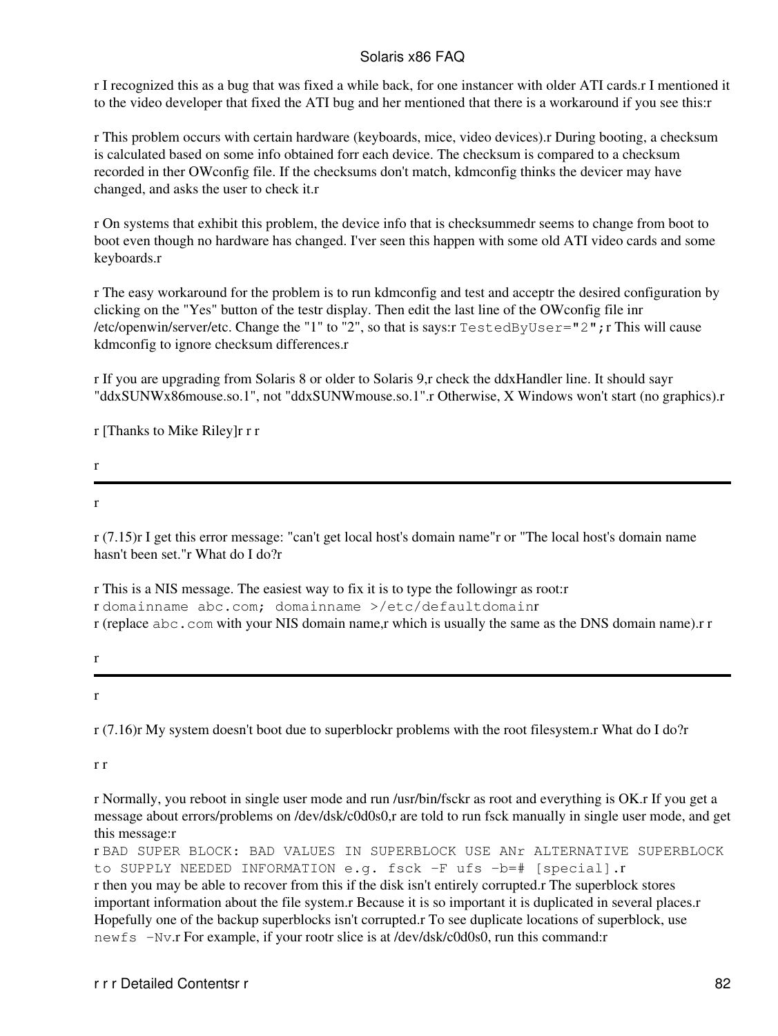r I recognized this as a bug that was fixed a while back, for one instancer with older ATI cards.r I mentioned it to the video developer that fixed the ATI bug and her mentioned that there is a workaround if you see this:r

r This problem occurs with certain hardware (keyboards, mice, video devices).r During booting, a checksum is calculated based on some info obtained forr each device. The checksum is compared to a checksum recorded in ther OWconfig file. If the checksums don't match, kdmconfig thinks the devicer may have changed, and asks the user to check it.r

r On systems that exhibit this problem, the device info that is checksummedr seems to change from boot to boot even though no hardware has changed. I'ver seen this happen with some old ATI video cards and some keyboards.r

r The easy workaround for the problem is to run kdmconfig and test and acceptr the desired configuration by clicking on the "Yes" button of the testr display. Then edit the last line of the OWconfig file inr /etc/openwin/server/etc. Change the "1" to "2", so that is says:r `TestedByUser="2";`r This will cause kdmconfig to ignore checksum differences.r

r If you are upgrading from Solaris 8 or older to Solaris 9,r check the ddxHandler line. It should sayr "ddxSUNWx86mouse.so.1", not "ddxSUNWmouse.so.1".r Otherwise, X Windows won't start (no graphics).r

r [Thanks to Mike Riley]r r r

r

---

r

r (7.15)r I get this error message: "can't get local host's domain name"r or "The local host's domain name hasn't been set."r What do I do?r

r This is a NIS message. The easiest way to fix it is to type the followingr as root:r
r `domainname abc.com; domainname >/etc/defaultdomain`r
r (replace `abc.com` with your NIS domain name,r which is usually the same as the DNS domain name).r r

r

---

r

r (7.16)r My system doesn't boot due to superblockr problems with the root filesystem.r What do I do?r

r r

r Normally, you reboot in single user mode and run /usr/bin/fsckr as root and everything is OK.r If you get a message about errors/problems on /dev/dsk/c0d0s0,r are told to run fsck manually in single user mode, and get this message:r
r `BAD SUPER BLOCK: BAD VALUES IN SUPERBLOCK USE ANr ALTERNATIVE SUPERBLOCK to SUPPLY NEEDED INFORMATION e.g. fsck -F ufs -b=# [special].`r
r then you may be able to recover from this if the disk isn't entirely corrupted.r The superblock stores important information about the file system.r Because it is so important it is duplicated in several places.r Hopefully one of the backup superblocks isn't corrupted.r To see duplicate locations of superblock, use `newfs -Nv`.r For example, if your rootr slice is at /dev/dsk/c0d0s0, run this command:r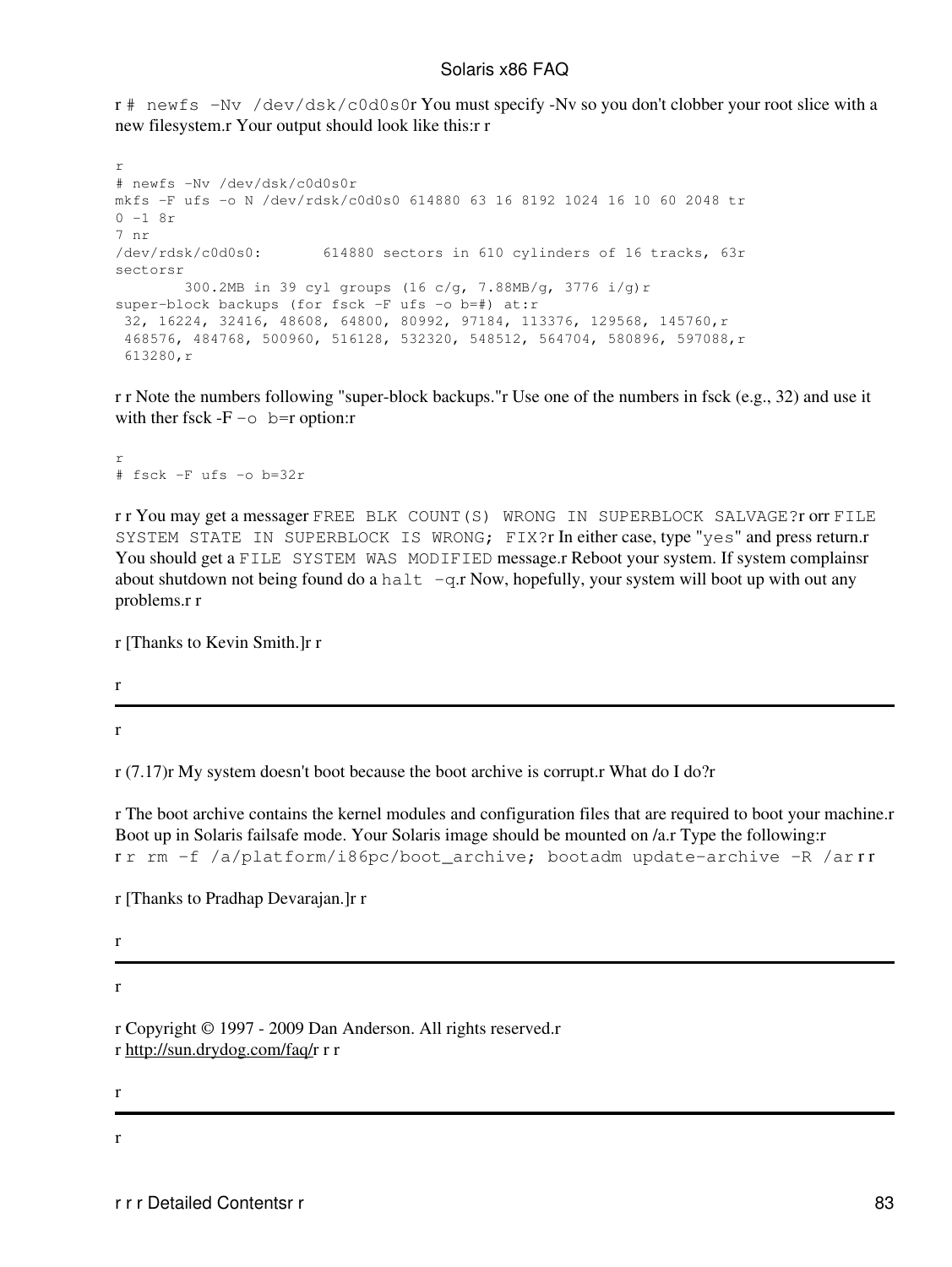r # newfs -Nv /dev/dsk/c0d0s0r You must specify -Nv so you don't clobber your root slice with a new filesystem.r Your output should look like this:r r

```
r
# newfs -Nv /dev/dsk/c0d0s0r
mkfs -F ufs -o N /dev/rdsk/c0d0s0 614880 63 16 8192 1024 16 10 60 2048 tr
0 -1 8r
7 nr
/dev/rdsk/c0d0s0:       614880 sectors in 610 cylinders of 16 tracks, 63r
sectorsr
        300.2MB in 39 cyl groups (16 c/g, 7.88MB/g, 3776 i/g)r
super-block backups (for fsck -F ufs -o b=#) at:r
 32, 16224, 32416, 48608, 64800, 80992, 97184, 113376, 129568, 145760,r
 468576, 484768, 500960, 516128, 532320, 548512, 564704, 580896, 597088,r
 613280,r
```

r r Note the numbers following "super-block backups."r Use one of the numbers in fsck (e.g., 32) and use it with ther fsck -F -o b=r option:r

```
r
# fsck -F ufs -o b=32r
```

r r You may get a messager FREE BLK COUNT(S) WRONG IN SUPERBLOCK SALVAGE?r orr FILE SYSTEM STATE IN SUPERBLOCK IS WRONG; FIX?r In either case, type "yes" and press return.r You should get a FILE SYSTEM WAS MODIFIED message.r Reboot your system. If system complainsr about shutdown not being found do a halt -q.r Now, hopefully, your system will boot up with out any problems.r r

r [Thanks to Kevin Smith.]r r

r

---

r

r (7.17)r My system doesn't boot because the boot archive is corrupt.r What do I do?r

r The boot archive contains the kernel modules and configuration files that are required to boot your machine.r Boot up in Solaris failsafe mode. Your Solaris image should be mounted on /a.r Type the following:r
r r rm -f /a/platform/i86pc/boot_archive; bootadm update-archive -R /ar r r

r [Thanks to Pradhap Devarajan.]r r

r

---

r

r Copyright © 1997 - 2009 Dan Anderson. All rights reserved.r
r http://sun.drydog.com/faq/r r r

r

---

r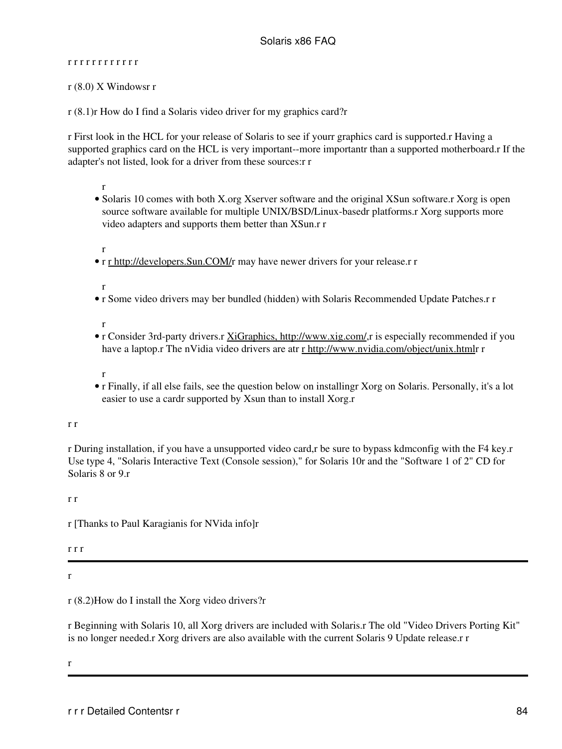r r r r r r r r r r r r

## r (8.0) X Windowsr r

### r (8.1)r How do I find a Solaris video driver for my graphics card?r

r First look in the HCL for your release of Solaris to see if yourr graphics card is supported.r Having a supported graphics card on the HCL is very important--more importantr than a supported motherboard.r If the adapter's not listed, look for a driver from these sources:r r

r

- Solaris 10 comes with both X.org Xserver software and the original XSun software.r Xorg is open source software available for multiple UNIX/BSD/Linux-basedr platforms.r Xorg supports more video adapters and supports them better than XSun.r r

r

- r r http://developers.Sun.COM/r may have newer drivers for your release.r r

r

- r Some video drivers may ber bundled (hidden) with Solaris Recommended Update Patches.r r

r

- r Consider 3rd-party drivers.r XiGraphics, http://www.xig.com/,r is especially recommended if you have a laptop.r The nVidia video drivers are atr r http://www.nvidia.com/object/unix.htmlr r

r

- r Finally, if all else fails, see the question below on installingr Xorg on Solaris. Personally, it's a lot easier to use a cardr supported by Xsun than to install Xorg.r

r r

r During installation, if you have a unsupported video card,r be sure to bypass kdmconfig with the F4 key.r Use type 4, "Solaris Interactive Text (Console session)," for Solaris 10r and the "Software 1 of 2" CD for Solaris 8 or 9.r

r r

r [Thanks to Paul Karagianis for NVida info]r

r r r

---

r

### r (8.2)How do I install the Xorg video drivers?r

r Beginning with Solaris 10, all Xorg drivers are included with Solaris.r The old "Video Drivers Porting Kit" is no longer needed.r Xorg drivers are also available with the current Solaris 9 Update release.r r

r

---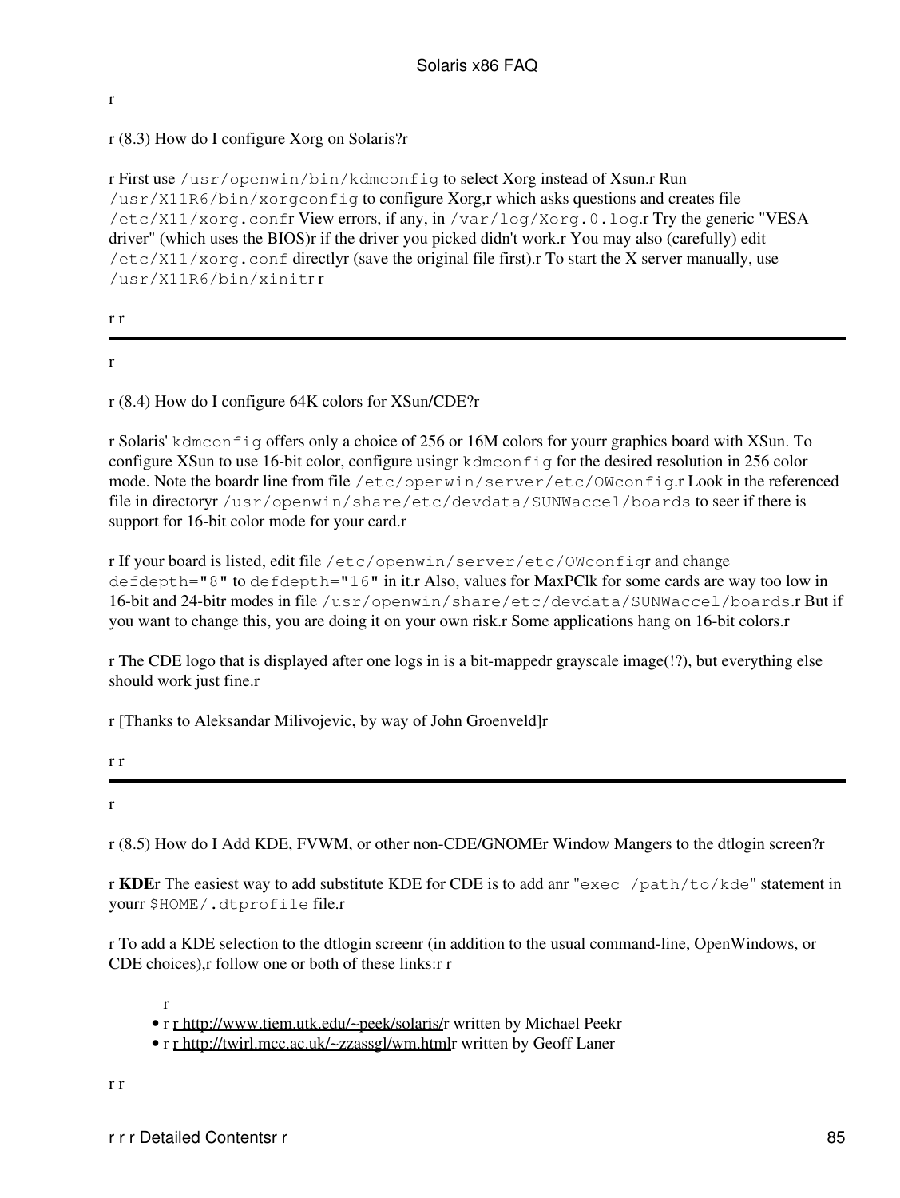r

r (8.3) How do I configure Xorg on Solaris?r

r First use `/usr/openwin/bin/kdmconfig` to select Xorg instead of Xsun.r Run `/usr/X11R6/bin/xorgconfig` to configure Xorg,r which asks questions and creates file `/etc/X11/xorg.conf`r View errors, if any, in `/var/log/Xorg.0.log`.r Try the generic "VESA driver" (which uses the BIOS)r if the driver you picked didn't work.r You may also (carefully) edit `/etc/X11/xorg.conf` directlyr (save the original file first).r To start the X server manually, use `/usr/X11R6/bin/xinit`r r

r r

---

r

r (8.4) How do I configure 64K colors for XSun/CDE?r

r Solaris' `kdmconfig` offers only a choice of 256 or 16M colors for yourr graphics board with XSun. To configure XSun to use 16-bit color, configure usingr `kdmconfig` for the desired resolution in 256 color mode. Note the boardr line from file `/etc/openwin/server/etc/OWconfig`.r Look in the referenced file in directoryr `/usr/openwin/share/etc/devdata/SUNWaccel/boards` to seer if there is support for 16-bit color mode for your card.r

r If your board is listed, edit file `/etc/openwin/server/etc/OWconfig`r and change `defdepth="8"` to `defdepth="16"` in it.r Also, values for MaxPClk for some cards are way too low in 16-bit and 24-bitr modes in file `/usr/openwin/share/etc/devdata/SUNWaccel/boards`.r But if you want to change this, you are doing it on your own risk.r Some applications hang on 16-bit colors.r

r The CDE logo that is displayed after one logs in is a bit-mappedr grayscale image(!?), but everything else should work just fine.r

r [Thanks to Aleksandar Milivojevic, by way of John Groenveld]r

r r

---

r

r (8.5) How do I Add KDE, FVWM, or other non-CDE/GNOMEr Window Mangers to the dtlogin screen?r

r **KDE**r The easiest way to add substitute KDE for CDE is to add anr "`exec /path/to/kde`" statement in yourr `$HOME/.dtprofile` file.r

r To add a KDE selection to the dtlogin screenr (in addition to the usual command-line, OpenWindows, or CDE choices),r follow one or both of these links:r r

r
- r r http://www.tiem.utk.edu/~peek/solaris/r written by Michael Peekr
- r r http://twirl.mcc.ac.uk/~zzassgl/wm.htmlr written by Geoff Laner

r r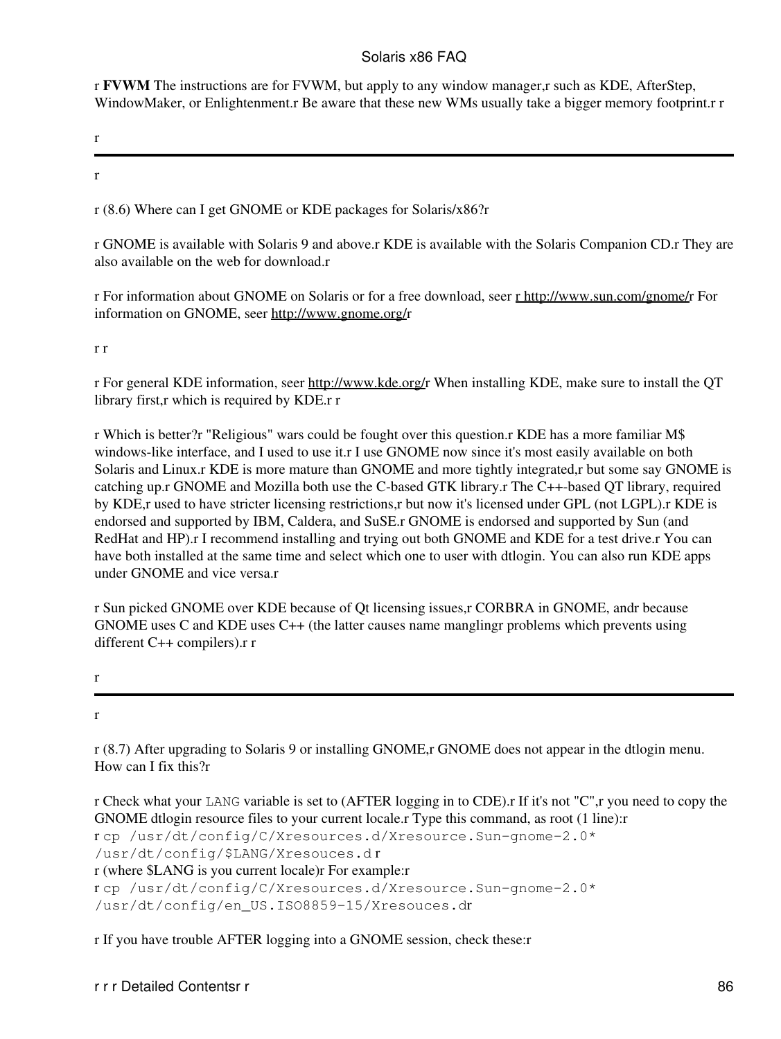r **FVWM** The instructions are for FVWM, but apply to any window manager,r such as KDE, AfterStep, WindowMaker, or Enlightenment.r Be aware that these new WMs usually take a bigger memory footprint.r r

r

---

r

r (8.6) Where can I get GNOME or KDE packages for Solaris/x86?r

r GNOME is available with Solaris 9 and above.r KDE is available with the Solaris Companion CD.r They are also available on the web for download.r

r For information about GNOME on Solaris or for a free download, seer r http://www.sun.com/gnome/r For information on GNOME, seer http://www.gnome.org/r

r r

r For general KDE information, seer http://www.kde.org/r When installing KDE, make sure to install the QT library first,r which is required by KDE.r r

r Which is better?r "Religious" wars could be fought over this question.r KDE has a more familiar M$ windows-like interface, and I used to use it.r I use GNOME now since it's most easily available on both Solaris and Linux.r KDE is more mature than GNOME and more tightly integrated,r but some say GNOME is catching up.r GNOME and Mozilla both use the C-based GTK library.r The C++-based QT library, required by KDE,r used to have stricter licensing restrictions,r but now it's licensed under GPL (not LGPL).r KDE is endorsed and supported by IBM, Caldera, and SuSE.r GNOME is endorsed and supported by Sun (and RedHat and HP).r I recommend installing and trying out both GNOME and KDE for a test drive.r You can have both installed at the same time and select which one to user with dtlogin. You can also run KDE apps under GNOME and vice versa.r

r Sun picked GNOME over KDE because of Qt licensing issues,r CORBRA in GNOME, andr because GNOME uses C and KDE uses C++ (the latter causes name manglingr problems which prevents using different C++ compilers).r r

r

---

r

r (8.7) After upgrading to Solaris 9 or installing GNOME,r GNOME does not appear in the dtlogin menu. How can I fix this?r

r Check what your `LANG` variable is set to (AFTER logging in to CDE).r If it's not "C",r you need to copy the GNOME dtlogin resource files to your current locale.r Type this command, as root (1 line):r
r `cp /usr/dt/config/C/Xresources.d/Xresource.Sun-gnome-2.0* /usr/dt/config/$LANG/Xresouces.d` r
r (where $LANG is you current locale)r For example:r
r `cp /usr/dt/config/C/Xresources.d/Xresource.Sun-gnome-2.0* /usr/dt/config/en_US.ISO8859-15/Xresouces.d`r

r If you have trouble AFTER logging into a GNOME session, check these:r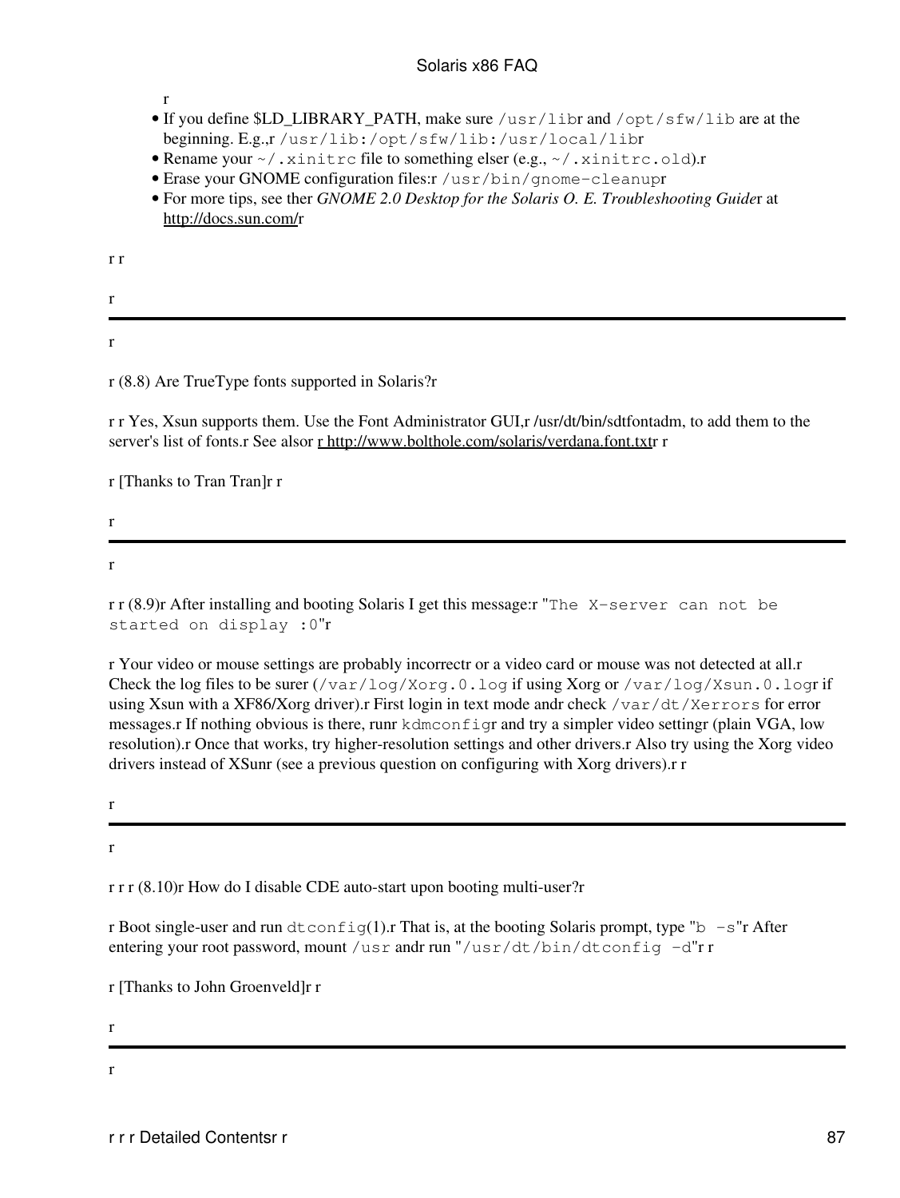r

- If you define $LD_LIBRARY_PATH, make sure `/usr/lib`r and `/opt/sfw/lib` are at the beginning. E.g.,r `/usr/lib:/opt/sfw/lib:/usr/local/lib`r
- Rename your `~/.xinitrc` file to something elser (e.g., `~/.xinitrc.old`).r
- Erase your GNOME configuration files:r `/usr/bin/gnome-cleanup`r
- For more tips, see ther *GNOME 2.0 Desktop for the Solaris O. E. Troubleshooting Guide*r at http://docs.sun.com/r

r r

r

---

r

r (8.8) Are TrueType fonts supported in Solaris?r

r r Yes, Xsun supports them. Use the Font Administrator GUI,r /usr/dt/bin/sdtfontadm, to add them to the server's list of fonts.r See alsor r http://www.bolthole.com/solaris/verdana.font.txtr r

r [Thanks to Tran Tran]r r

r

---

r

r r (8.9)r After installing and booting Solaris I get this message:r "`The X-server can not be started on display :0`"r

r Your video or mouse settings are probably incorrectr or a video card or mouse was not detected at all.r Check the log files to be surer (`/var/log/Xorg.0.log` if using Xorg or `/var/log/Xsun.0.log`r if using Xsun with a XF86/Xorg driver).r First login in text mode andr check `/var/dt/Xerrors` for error messages.r If nothing obvious is there, runr `kdmconfig`r and try a simpler video settingr (plain VGA, low resolution).r Once that works, try higher-resolution settings and other drivers.r Also try using the Xorg video drivers instead of XSunr (see a previous question on configuring with Xorg drivers).r r

r

---

r

r r r (8.10)r How do I disable CDE auto-start upon booting multi-user?r

r Boot single-user and run `dtconfig`(1).r That is, at the booting Solaris prompt, type "`b -s`"r After entering your root password, mount `/usr` andr run "`/usr/dt/bin/dtconfig -d`"r r

r [Thanks to John Groenveld]r r

r

---

r

r r r Detailed Contentsr r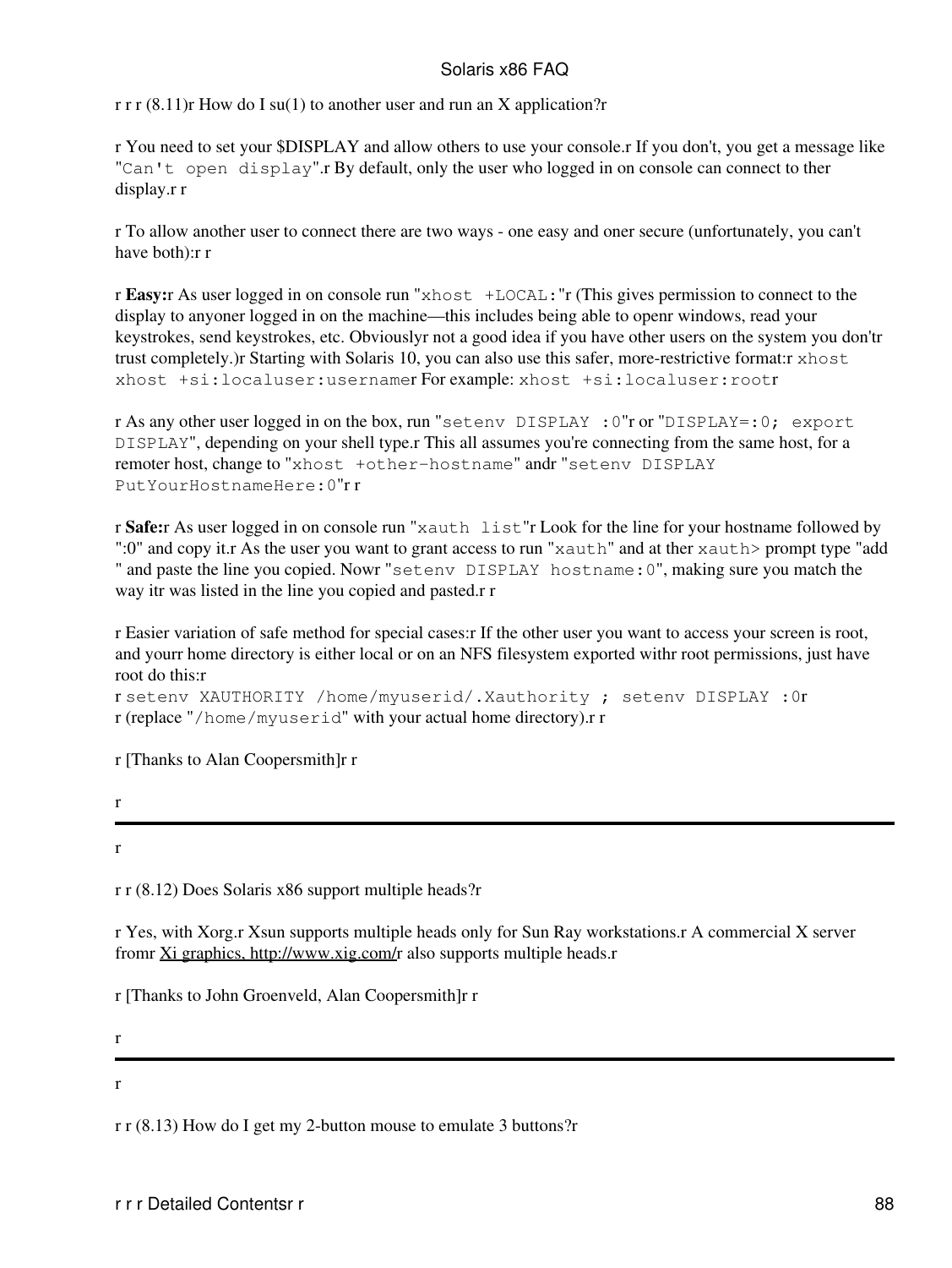r r r (8.11)r How do I su(1) to another user and run an X application?r

r You need to set your $DISPLAY and allow others to use your console.r If you don't, you get a message like "`Can't open display`".r By default, only the user who logged in on console can connect to ther display.r r

r To allow another user to connect there are two ways - one easy and oner secure (unfortunately, you can't have both):r r

r **Easy:**r As user logged in on console run "`xhost +LOCAL:`"r (This gives permission to connect to the display to anyoner logged in on the machine—this includes being able to openr windows, read your keystrokes, send keystrokes, etc. Obviouslyr not a good idea if you have other users on the system you don'tr trust completely.)r Starting with Solaris 10, you can also use this safer, more-restrictive format:r `xhost xhost +si:localuser:username`r For example: `xhost +si:localuser:root`r

r As any other user logged in on the box, run "`setenv DISPLAY :0`"r or "`DISPLAY=:0; export DISPLAY`", depending on your shell type.r This all assumes you're connecting from the same host, for a remoter host, change to "`xhost +other-hostname`" andr "`setenv DISPLAY PutYourHostnameHere:0`"r r

r **Safe:**r As user logged in on console run "`xauth list`"r Look for the line for your hostname followed by ":0" and copy it.r As the user you want to grant access to run "`xauth`" and at ther `xauth>` prompt type "add " and paste the line you copied. Nowr "`setenv DISPLAY hostname:0`", making sure you match the way itr was listed in the line you copied and pasted.r r

r Easier variation of safe method for special cases:r If the other user you want to access your screen is root, and yourr home directory is either local or on an NFS filesystem exported withr root permissions, just have root do this:r
r `setenv XAUTHORITY /home/myuserid/.Xauthority ; setenv DISPLAY :0`r
r (replace "`/home/myuserid`" with your actual home directory).r r

r [Thanks to Alan Coopersmith]r r

r

---

r

r r (8.12) Does Solaris x86 support multiple heads?r

r Yes, with Xorg.r Xsun supports multiple heads only for Sun Ray workstations.r A commercial X server fromr Xi graphics, http://www.xig.com/r also supports multiple heads.r

r [Thanks to John Groenveld, Alan Coopersmith]r r

r

---

r

r r (8.13) How do I get my 2-button mouse to emulate 3 buttons?r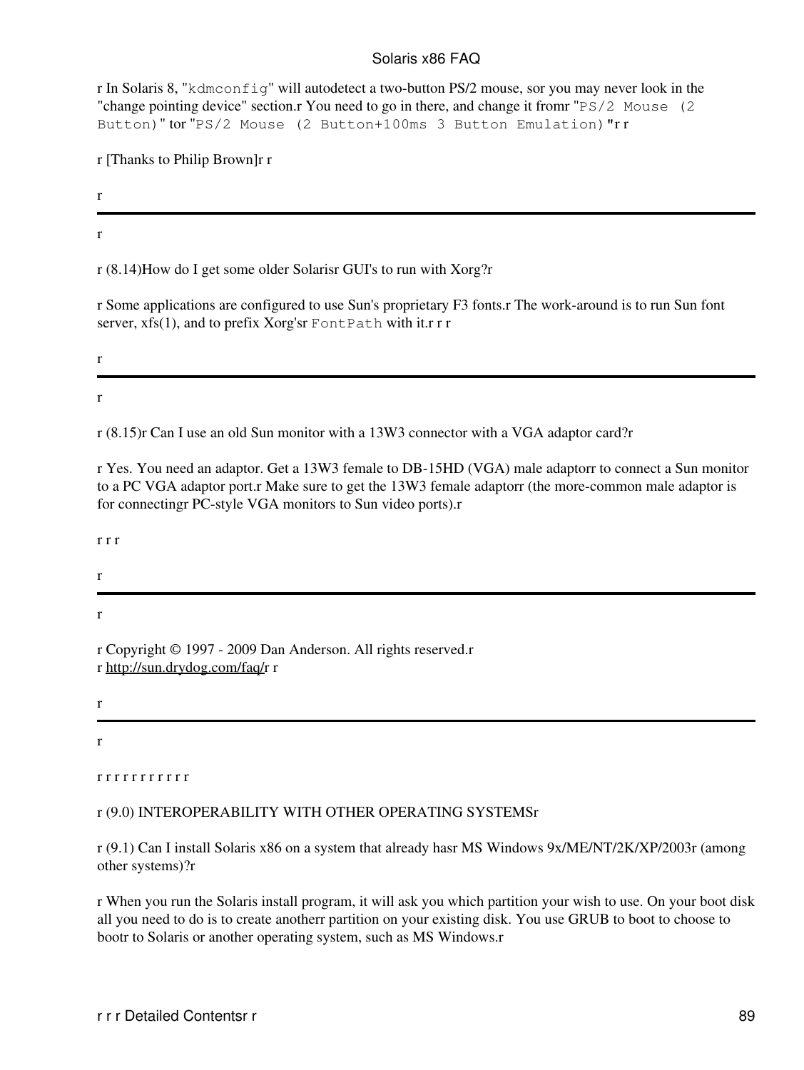r In Solaris 8, "`kdmconfig`" will autodetect a two-button PS/2 mouse, sor you may never look in the "change pointing device" section.r You need to go in there, and change it fromr "`PS/2 Mouse (2 Button)`" tor "`PS/2 Mouse (2 Button+100ms 3 Button Emulation)`"r r

r [Thanks to Philip Brown]r r

r

---

r

r (8.14)How do I get some older Solarisr GUI's to run with Xorg?r

r Some applications are configured to use Sun's proprietary F3 fonts.r The work-around is to run Sun font server, xfs(1), and to prefix Xorg'sr `FontPath` with it.r r r

r

---

r

r (8.15)r Can I use an old Sun monitor with a 13W3 connector with a VGA adaptor card?r

r Yes. You need an adaptor. Get a 13W3 female to DB-15HD (VGA) male adaptorr to connect a Sun monitor to a PC VGA adaptor port.r Make sure to get the 13W3 female adaptorr (the more-common male adaptor is for connectingr PC-style VGA monitors to Sun video ports).r

r r r

r

---

r

r Copyright © 1997 - 2009 Dan Anderson. All rights reserved.r
r http://sun.drydog.com/faq/r r

r

---

r

r r r r r r r r r r r

r (9.0) INTEROPERABILITY WITH OTHER OPERATING SYSTEMSr

r (9.1) Can I install Solaris x86 on a system that already hasr MS Windows 9x/ME/NT/2K/XP/2003r (among other systems)?r

r When you run the Solaris install program, it will ask you which partition your wish to use. On your boot disk all you need to do is to create anotherr partition on your existing disk. You use GRUB to boot to choose to bootr to Solaris or another operating system, such as MS Windows.r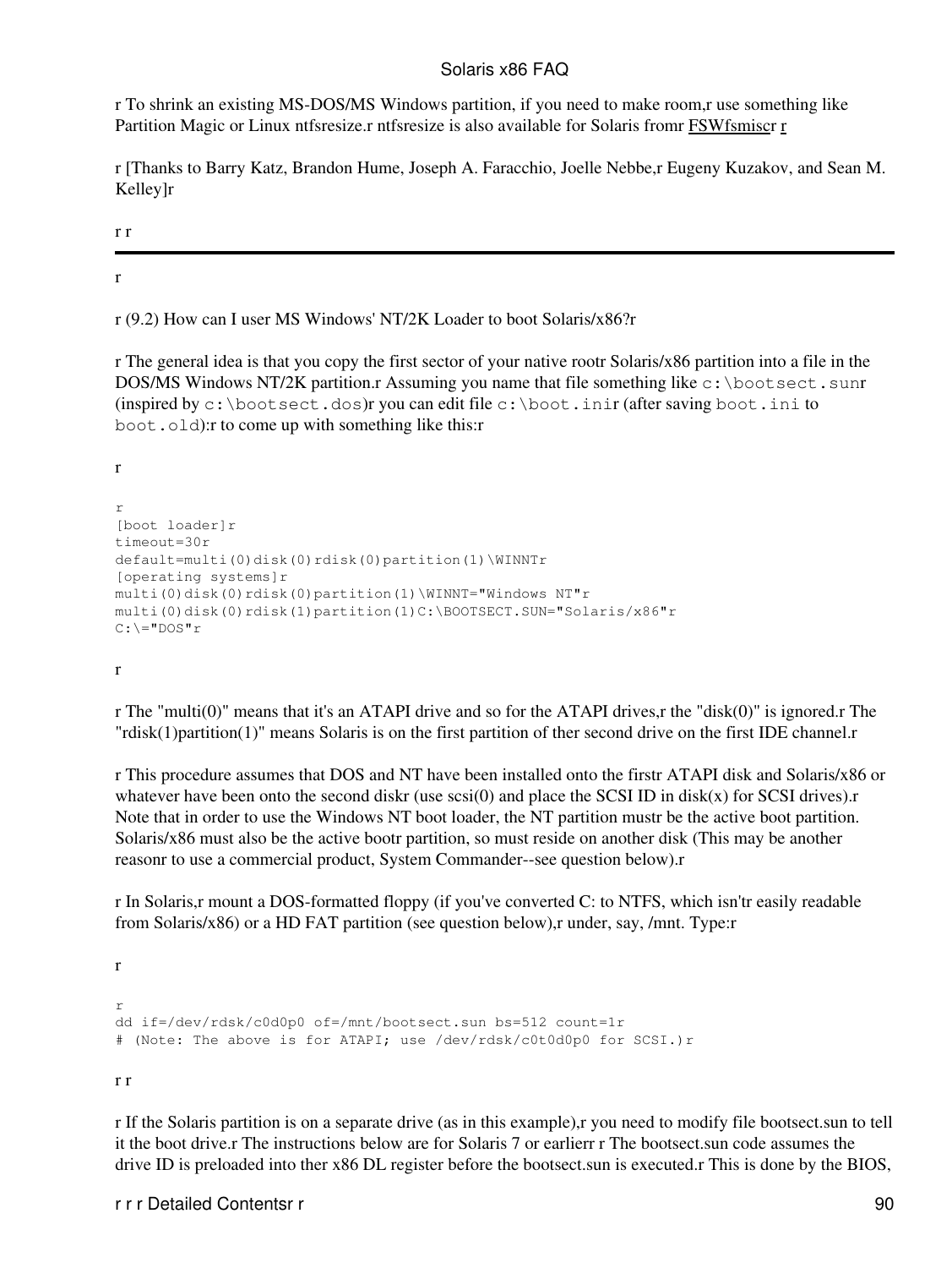r To shrink an existing MS-DOS/MS Windows partition, if you need to make room,r use something like Partition Magic or Linux ntfsresize.r ntfsresize is also available for Solaris fromr FSWfsmiscr r

r [Thanks to Barry Katz, Brandon Hume, Joseph A. Faracchio, Joelle Nebbe,r Eugeny Kuzakov, and Sean M. Kelley]r

r r

---

r

r (9.2) How can I user MS Windows' NT/2K Loader to boot Solaris/x86?r

r The general idea is that you copy the first sector of your native rootr Solaris/x86 partition into a file in the DOS/MS Windows NT/2K partition.r Assuming you name that file something like `c:\bootsect.sun`r (inspired by `c:\bootsect.dos`)r you can edit file `c:\boot.ini`r (after saving `boot.ini` to `boot.old`):r to come up with something like this:r

r

```
r
[boot loader]r
timeout=30r
default=multi(0)disk(0)rdisk(0)partition(1)\WINNTr
[operating systems]r
multi(0)disk(0)rdisk(0)partition(1)\WINNT="Windows NT"r
multi(0)disk(0)rdisk(1)partition(1)C:\BOOTSECT.SUN="Solaris/x86"r
C:\="DOS"r
```

r

r The "multi(0)" means that it's an ATAPI drive and so for the ATAPI drives,r the "disk(0)" is ignored.r The "rdisk(1)partition(1)" means Solaris is on the first partition of ther second drive on the first IDE channel.r

r This procedure assumes that DOS and NT have been installed onto the firstr ATAPI disk and Solaris/x86 or whatever have been onto the second diskr (use scsi(0) and place the SCSI ID in disk(x) for SCSI drives).r Note that in order to use the Windows NT boot loader, the NT partition mustr be the active boot partition. Solaris/x86 must also be the active bootr partition, so must reside on another disk (This may be another reasonr to use a commercial product, System Commander--see question below).r

r In Solaris,r mount a DOS-formatted floppy (if you've converted C: to NTFS, which isn'tr easily readable from Solaris/x86) or a HD FAT partition (see question below),r under, say, /mnt. Type:r

r

```
r
dd if=/dev/rdsk/c0d0p0 of=/mnt/bootsect.sun bs=512 count=1r
# (Note: The above is for ATAPI; use /dev/rdsk/c0t0d0p0 for SCSI.)r
```

r r

r If the Solaris partition is on a separate drive (as in this example),r you need to modify file bootsect.sun to tell it the boot drive.r The instructions below are for Solaris 7 or earlierr r The bootsect.sun code assumes the drive ID is preloaded into ther x86 DL register before the bootsect.sun is executed.r This is done by the BIOS,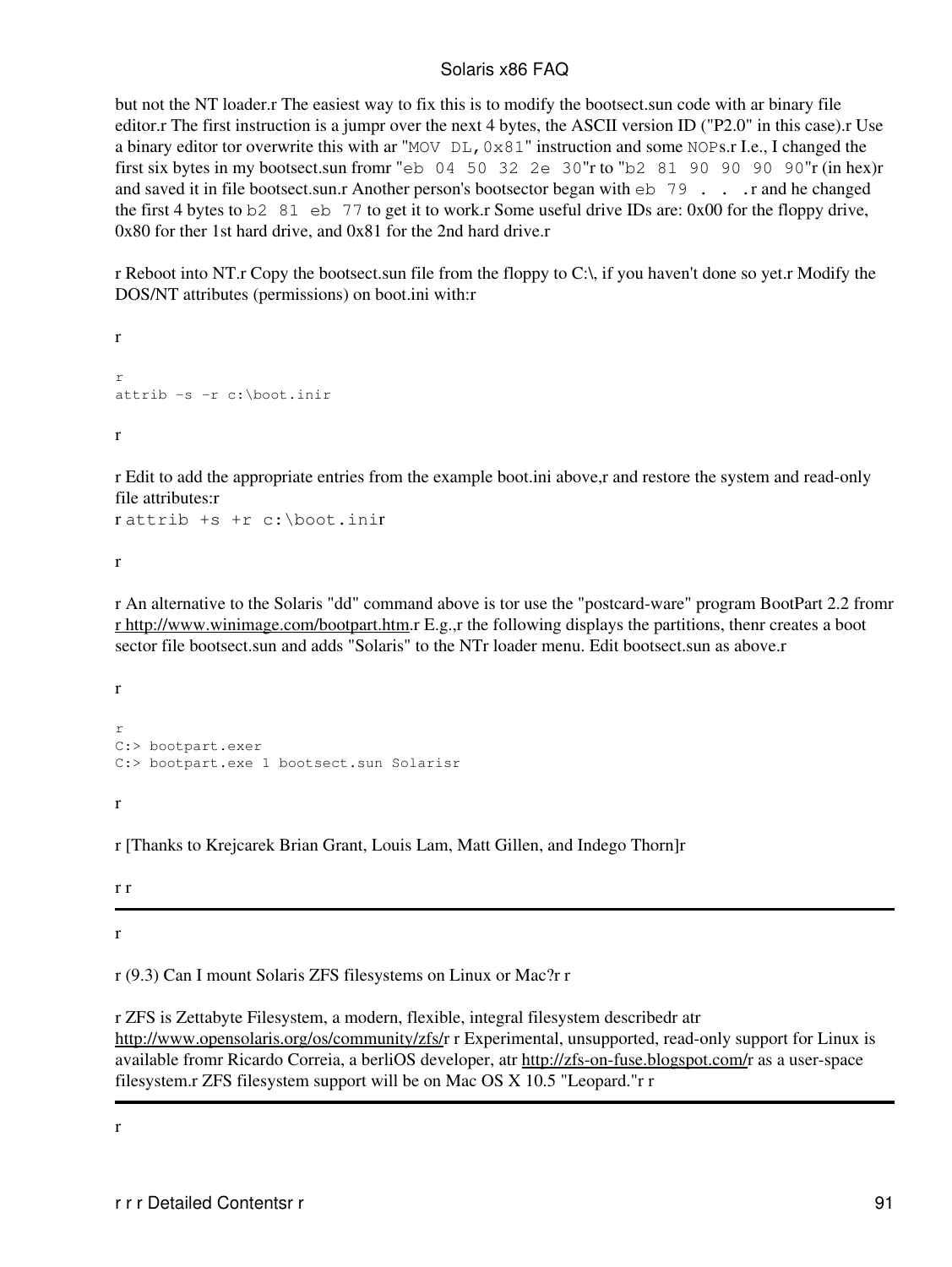but not the NT loader.r The easiest way to fix this is to modify the bootsect.sun code with ar binary file editor.r The first instruction is a jumpr over the next 4 bytes, the ASCII version ID ("P2.0" in this case).r Use a binary editor tor overwrite this with ar "`MOV DL,0x81`" instruction and some `NOP`s.r I.e., I changed the first six bytes in my bootsect.sun fromr "`eb 04 50 32 2e 30`"r to "`b2 81 90 90 90 90`"r (in hex)r and saved it in file bootsect.sun.r Another person's bootsector began with `eb 79 . . .` r and he changed the first 4 bytes to `b2 81 eb 77` to get it to work.r Some useful drive IDs are: 0x00 for the floppy drive, 0x80 for ther 1st hard drive, and 0x81 for the 2nd hard drive.r

r Reboot into NT.r Copy the bootsect.sun file from the floppy to C:\, if you haven't done so yet.r Modify the DOS/NT attributes (permissions) on boot.ini with:r

r

```
r
attrib -s -r c:\boot.inir
```

r

r Edit to add the appropriate entries from the example boot.ini above,r and restore the system and read-only file attributes:r
r `attrib +s +r c:\boot.ini`r

r

r An alternative to the Solaris "dd" command above is tor use the "postcard-ware" program BootPart 2.2 fromr r http://www.winimage.com/bootpart.htm.r E.g.,r the following displays the partitions, thenr creates a boot sector file bootsect.sun and adds "Solaris" to the NTr loader menu. Edit bootsect.sun as above.r

r

```
r
C:> bootpart.exer
C:> bootpart.exe 1 bootsect.sun Solarisr
```

r

r [Thanks to Krejcarek Brian Grant, Louis Lam, Matt Gillen, and Indego Thorn]r

r r

---

r

r (9.3) Can I mount Solaris ZFS filesystems on Linux or Mac?r r

r ZFS is Zettabyte Filesystem, a modern, flexible, integral filesystem describedr atr http://www.opensolaris.org/os/community/zfs/r r Experimental, unsupported, read-only support for Linux is available fromr Ricardo Correia, a berliOS developer, atr http://zfs-on-fuse.blogspot.com/r as a user-space filesystem.r ZFS filesystem support will be on Mac OS X 10.5 "Leopard."r r

---

r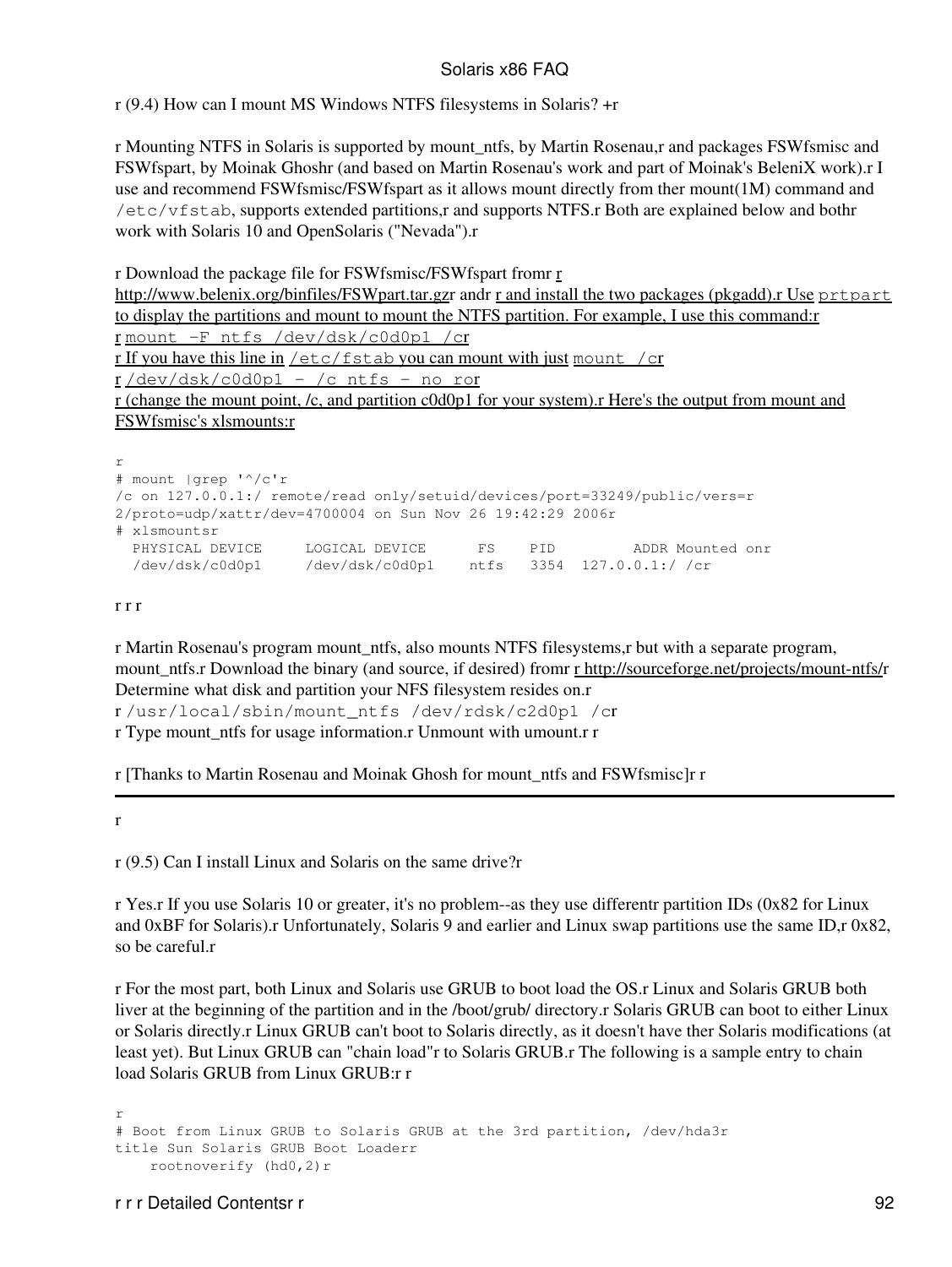r (9.4) How can I mount MS Windows NTFS filesystems in Solaris? +r

r Mounting NTFS in Solaris is supported by mount_ntfs, by Martin Rosenau,r and packages FSWfsmisc and FSWfspart, by Moinak Ghoshr (and based on Martin Rosenau's work and part of Moinak's BeleniX work).r I use and recommend FSWfsmisc/FSWfspart as it allows mount directly from ther mount(1M) command and `/etc/vfstab`, supports extended partitions,r and supports NTFS.r Both are explained below and bothr work with Solaris 10 and OpenSolaris ("Nevada").r

r Download the package file for FSWfsmisc/FSWfspart fromr r http://www.belenix.org/binfiles/FSWpart.tar.gzr andr r and install the two packages (pkgadd).r Use `prtpart` to display the partitions and mount to mount the NTFS partition. For example, I use this command:r
r `mount -F ntfs /dev/dsk/c0d0p1 /c`r
r If you have this line in `/etc/fstab` you can mount with just `mount /c`r
r `/dev/dsk/c0d0p1 - /c ntfs - no ro`r
r (change the mount point, /c, and partition c0d0p1 for your system).r Here's the output from mount and FSWfsmisc's xlsmounts:r

```
r
# mount |grep '^/c'r
/c on 127.0.0.1:/ remote/read only/setuid/devices/port=33249/public/vers=r
2/proto=udp/xattr/dev=4700004 on Sun Nov 26 19:42:29 2006r
# xlsmountsr
  PHYSICAL DEVICE     LOGICAL DEVICE      FS    PID         ADDR Mounted onr
  /dev/dsk/c0d0p1     /dev/dsk/c0d0p1    ntfs   3354  127.0.0.1:/ /cr
```

r r r

r Martin Rosenau's program mount_ntfs, also mounts NTFS filesystems,r but with a separate program, mount_ntfs.r Download the binary (and source, if desired) fromr r http://sourceforge.net/projects/mount-ntfs/r Determine what disk and partition your NFS filesystem resides on.r
r `/usr/local/sbin/mount_ntfs /dev/rdsk/c2d0p1 /c`r
r Type mount_ntfs for usage information.r Unmount with umount.r r

r [Thanks to Martin Rosenau and Moinak Ghosh for mount_ntfs and FSWfsmisc]r r

---

r

r (9.5) Can I install Linux and Solaris on the same drive?r

r Yes.r If you use Solaris 10 or greater, it's no problem--as they use differentr partition IDs (0x82 for Linux and 0xBF for Solaris).r Unfortunately, Solaris 9 and earlier and Linux swap partitions use the same ID,r 0x82, so be careful.r

r For the most part, both Linux and Solaris use GRUB to boot load the OS.r Linux and Solaris GRUB both liver at the beginning of the partition and in the /boot/grub/ directory.r Solaris GRUB can boot to either Linux or Solaris directly.r Linux GRUB can't boot to Solaris directly, as it doesn't have ther Solaris modifications (at least yet). But Linux GRUB can "chain load"r to Solaris GRUB.r The following is a sample entry to chain load Solaris GRUB from Linux GRUB:r r

```
r
# Boot from Linux GRUB to Solaris GRUB at the 3rd partition, /dev/hda3r
title Sun Solaris GRUB Boot Loaderr
    rootnoverify (hd0,2)r
```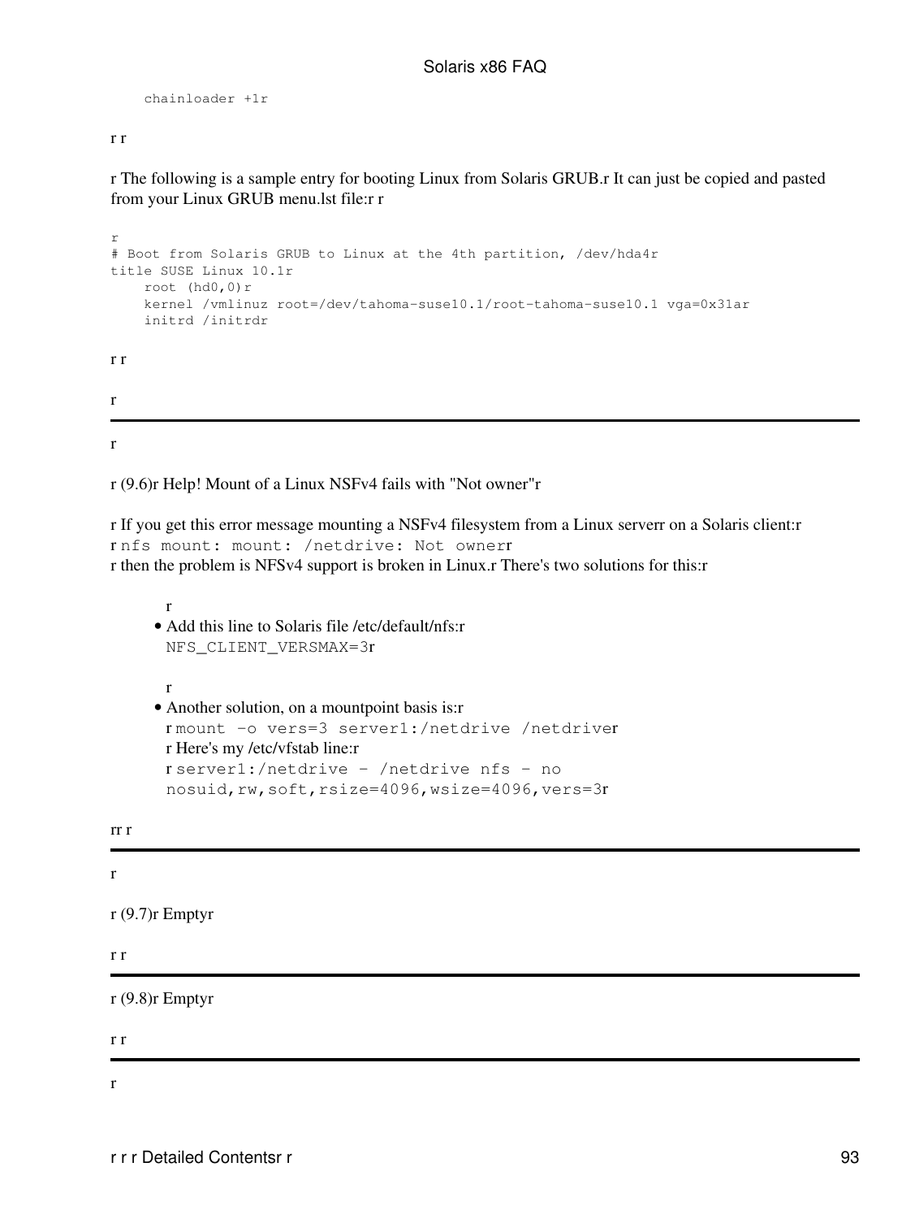```
    chainloader +1r
```

r r

r The following is a sample entry for booting Linux from Solaris GRUB.r It can just be copied and pasted from your Linux GRUB menu.lst file:r r

```
r
# Boot from Solaris GRUB to Linux at the 4th partition, /dev/hda4r
title SUSE Linux 10.1r
    root (hd0,0)r
    kernel /vmlinuz root=/dev/tahoma-suse10.1/root-tahoma-suse10.1 vga=0x31ar
    initrd /initrdr
```

r r

r

---

r

r (9.6)r Help! Mount of a Linux NSFv4 fails with "Not owner"r

r If you get this error message mounting a NSFv4 filesystem from a Linux serverr on a Solaris client:r
r `nfs mount: mount: /netdrive: Not ownerr`
r then the problem is NFSv4 support is broken in Linux.r There's two solutions for this:r

r
- Add this line to Solaris file /etc/default/nfs:r
  `NFS_CLIENT_VERSMAX=3r`

  r
- Another solution, on a mountpoint basis is:r
  r `mount -o vers=3 server1:/netdrive /netdriver`
  r Here's my /etc/vfstab line:r
  r `server1:/netdrive - /netdrive nfs - no nosuid,rw,soft,rsize=4096,wsize=4096,vers=3r`

rr r

---

r

r (9.7)r Emptyr

r r

---

r (9.8)r Emptyr

r r

---

r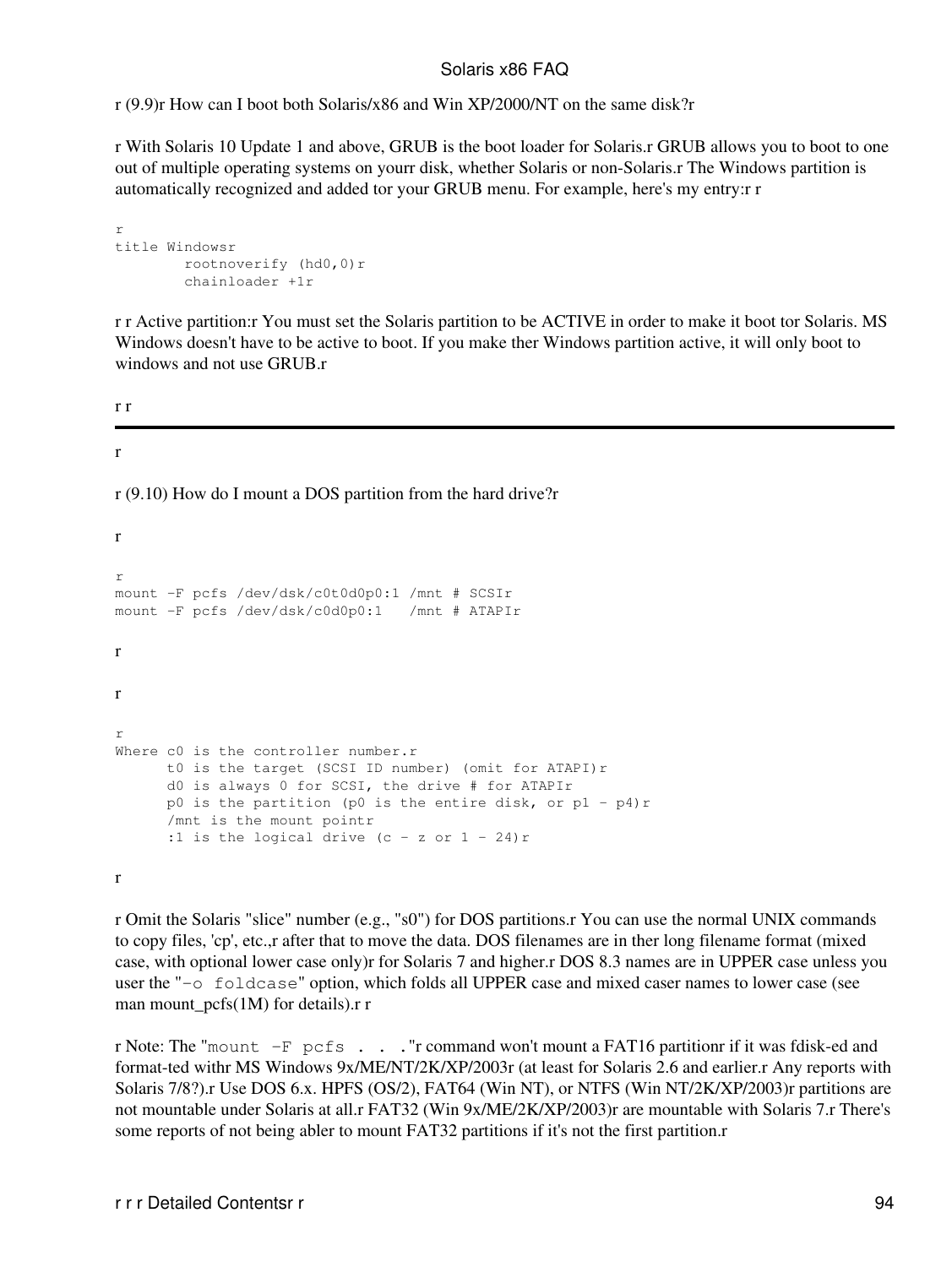r (9.9)r How can I boot both Solaris/x86 and Win XP/2000/NT on the same disk?r

r With Solaris 10 Update 1 and above, GRUB is the boot loader for Solaris.r GRUB allows you to boot to one out of multiple operating systems on yourr disk, whether Solaris or non-Solaris.r The Windows partition is automatically recognized and added tor your GRUB menu. For example, here's my entry:r r

```
r
title Windowsr
        rootnoverify (hd0,0)r
        chainloader +1r
```

r r Active partition:r You must set the Solaris partition to be ACTIVE in order to make it boot tor Solaris. MS Windows doesn't have to be active to boot. If you make ther Windows partition active, it will only boot to windows and not use GRUB.r

r r

---

r

r (9.10) How do I mount a DOS partition from the hard drive?r

r

```
r
mount -F pcfs /dev/dsk/c0t0d0p0:1 /mnt # SCSIr
mount -F pcfs /dev/dsk/c0d0p0:1   /mnt # ATAPIr
```

r

r

```
r
Where c0 is the controller number.r
      t0 is the target (SCSI ID number) (omit for ATAPI)r
      d0 is always 0 for SCSI, the drive # for ATAPIr
      p0 is the partition (p0 is the entire disk, or p1 - p4)r
      /mnt is the mount pointr
      :1 is the logical drive (c - z or 1 - 24)r
```

r

r Omit the Solaris "slice" number (e.g., "s0") for DOS partitions.r You can use the normal UNIX commands to copy files, 'cp', etc.,r after that to move the data. DOS filenames are in ther long filename format (mixed case, with optional lower case only)r for Solaris 7 and higher.r DOS 8.3 names are in UPPER case unless you user the "`-o foldcase`" option, which folds all UPPER case and mixed caser names to lower case (see man mount_pcfs(1M) for details).r r

r Note: The "`mount -F pcfs . . .`"r command won't mount a FAT16 partitionr if it was fdisk-ed and format-ted withr MS Windows 9x/ME/NT/2K/XP/2003r (at least for Solaris 2.6 and earlier.r Any reports with Solaris 7/8?).r Use DOS 6.x. HPFS (OS/2), FAT64 (Win NT), or NTFS (Win NT/2K/XP/2003)r partitions are not mountable under Solaris at all.r FAT32 (Win 9x/ME/2K/XP/2003)r are mountable with Solaris 7.r There's some reports of not being abler to mount FAT32 partitions if it's not the first partition.r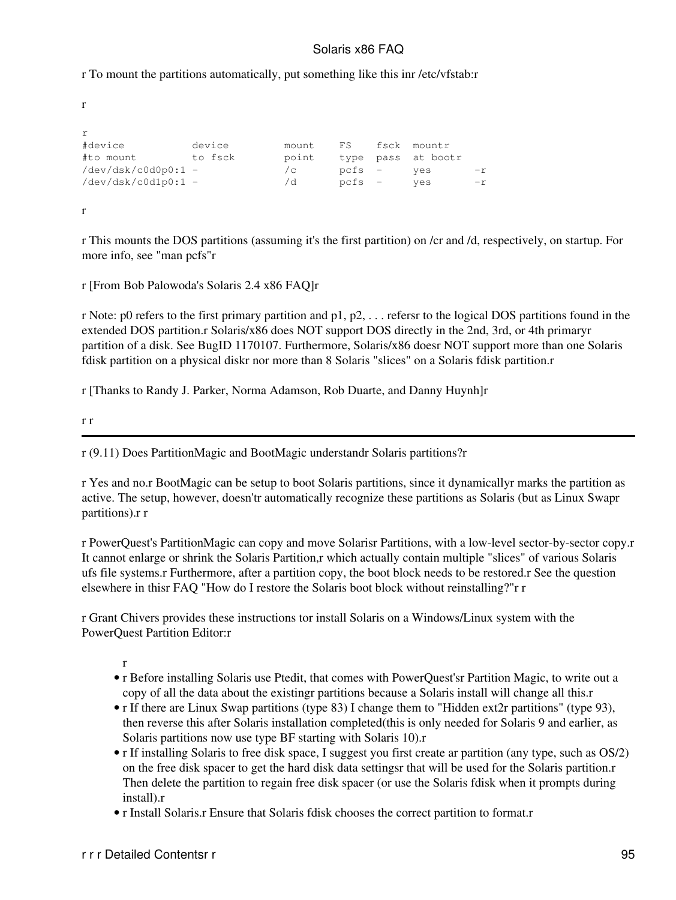r To mount the partitions automatically, put something like this inr /etc/vfstab:r

r

```
r
#device           device         mount    FS    fsck  mountr
#to mount         to fsck        point    type  pass  at bootr
/dev/dsk/c0d0p0:1 -              /c       pcfs  -     yes       -r
/dev/dsk/c0d1p0:1 -              /d       pcfs  -     yes       -r
```

r

r This mounts the DOS partitions (assuming it's the first partition) on /cr and /d, respectively, on startup. For more info, see "man pcfs"r

r [From Bob Palowoda's Solaris 2.4 x86 FAQ]r

r Note: p0 refers to the first primary partition and p1, p2, . . . refersr to the logical DOS partitions found in the extended DOS partition.r Solaris/x86 does NOT support DOS directly in the 2nd, 3rd, or 4th primaryr partition of a disk. See BugID 1170107. Furthermore, Solaris/x86 doesr NOT support more than one Solaris fdisk partition on a physical diskr nor more than 8 Solaris "slices" on a Solaris fdisk partition.r

r [Thanks to Randy J. Parker, Norma Adamson, Rob Duarte, and Danny Huynh]r

r r

---

r (9.11) Does PartitionMagic and BootMagic understandr Solaris partitions?r

r Yes and no.r BootMagic can be setup to boot Solaris partitions, since it dynamicallyr marks the partition as active. The setup, however, doesn'tr automatically recognize these partitions as Solaris (but as Linux Swapr partitions).r r

r PowerQuest's PartitionMagic can copy and move Solarisr Partitions, with a low-level sector-by-sector copy.r It cannot enlarge or shrink the Solaris Partition,r which actually contain multiple "slices" of various Solaris ufs file systems.r Furthermore, after a partition copy, the boot block needs to be restored.r See the question elsewhere in thisr FAQ "How do I restore the Solaris boot block without reinstalling?"r r

r Grant Chivers provides these instructions tor install Solaris on a Windows/Linux system with the PowerQuest Partition Editor:r

r

- r Before installing Solaris use Ptedit, that comes with PowerQuest'sr Partition Magic, to write out a copy of all the data about the existingr partitions because a Solaris install will change all this.r
- r If there are Linux Swap partitions (type 83) I change them to "Hidden ext2r partitions" (type 93), then reverse this after Solaris installation completed(this is only needed for Solaris 9 and earlier, as Solaris partitions now use type BF starting with Solaris 10).r
- r If installing Solaris to free disk space, I suggest you first create ar partition (any type, such as OS/2) on the free disk spacer to get the hard disk data settingsr that will be used for the Solaris partition.r Then delete the partition to regain free disk spacer (or use the Solaris fdisk when it prompts during install).r
- r Install Solaris.r Ensure that Solaris fdisk chooses the correct partition to format.r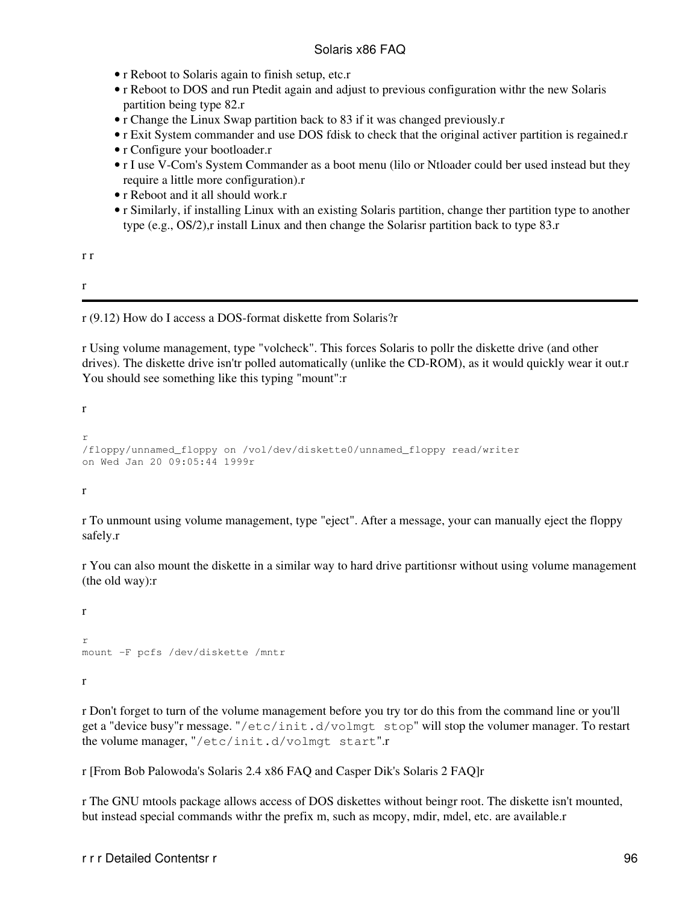- r Reboot to Solaris again to finish setup, etc.r
- r Reboot to DOS and run Ptedit again and adjust to previous configuration withr the new Solaris partition being type 82.r
- r Change the Linux Swap partition back to 83 if it was changed previously.r
- r Exit System commander and use DOS fdisk to check that the original activer partition is regained.r
- r Configure your bootloader.r
- r I use V-Com's System Commander as a boot menu (lilo or Ntloader could ber used instead but they require a little more configuration).r
- r Reboot and it all should work.r
- r Similarly, if installing Linux with an existing Solaris partition, change ther partition type to another type (e.g., OS/2),r install Linux and then change the Solarisr partition back to type 83.r

r r

r

---

r (9.12) How do I access a DOS-format diskette from Solaris?r

r Using volume management, type "volcheck". This forces Solaris to pollr the diskette drive (and other drives). The diskette drive isn'tr polled automatically (unlike the CD-ROM), as it would quickly wear it out.r You should see something like this typing "mount":r

r

```
r
/floppy/unnamed_floppy on /vol/dev/diskette0/unnamed_floppy read/writer
on Wed Jan 20 09:05:44 1999r
```

r

r To unmount using volume management, type "eject". After a message, your can manually eject the floppy safely.r

r You can also mount the diskette in a similar way to hard drive partitionsr without using volume management (the old way):r

r

```
r
mount -F pcfs /dev/diskette /mntr
```

r

r Don't forget to turn of the volume management before you try tor do this from the command line or you'll get a "device busy"r message. "`/etc/init.d/volmgt stop`" will stop the volumer manager. To restart the volume manager, "`/etc/init.d/volmgt start`".r

r [From Bob Palowoda's Solaris 2.4 x86 FAQ and Casper Dik's Solaris 2 FAQ]r

r The GNU mtools package allows access of DOS diskettes without beingr root. The diskette isn't mounted, but instead special commands withr the prefix m, such as mcopy, mdir, mdel, etc. are available.r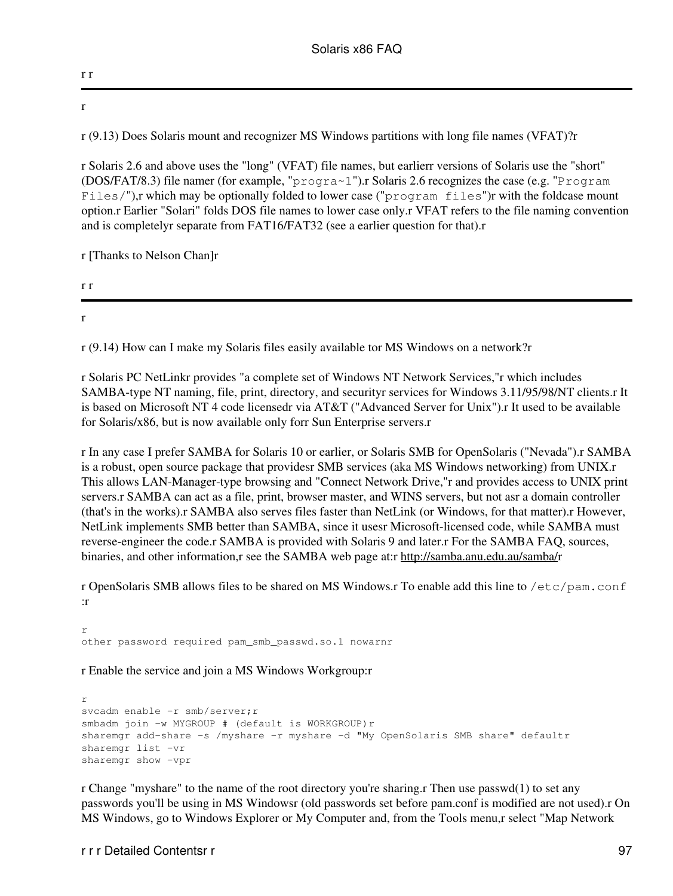r r

---

r

r (9.13) Does Solaris mount and recognizer MS Windows partitions with long file names (VFAT)?r

r Solaris 2.6 and above uses the "long" (VFAT) file names, but earlierr versions of Solaris use the "short" (DOS/FAT/8.3) file namer (for example, "`progra~1`").r Solaris 2.6 recognizes the case (e.g. "`Program Files/`"),r which may be optionally folded to lower case ("`program files`")r with the foldcase mount option.r Earlier "Solari" folds DOS file names to lower case only.r VFAT refers to the file naming convention and is completelyr separate from FAT16/FAT32 (see a earlier question for that).r

r [Thanks to Nelson Chan]r

r r

---

r

r (9.14) How can I make my Solaris files easily available tor MS Windows on a network?r

r Solaris PC NetLinkr provides "a complete set of Windows NT Network Services,"r which includes SAMBA-type NT naming, file, print, directory, and securityr services for Windows 3.11/95/98/NT clients.r It is based on Microsoft NT 4 code licensedr via AT&T ("Advanced Server for Unix").r It used to be available for Solaris/x86, but is now available only forr Sun Enterprise servers.r

r In any case I prefer SAMBA for Solaris 10 or earlier, or Solaris SMB for OpenSolaris ("Nevada").r SAMBA is a robust, open source package that providesr SMB services (aka MS Windows networking) from UNIX.r This allows LAN-Manager-type browsing and "Connect Network Drive,"r and provides access to UNIX print servers.r SAMBA can act as a file, print, browser master, and WINS servers, but not asr a domain controller (that's in the works).r SAMBA also serves files faster than NetLink (or Windows, for that matter).r However, NetLink implements SMB better than SAMBA, since it usesr Microsoft-licensed code, while SAMBA must reverse-engineer the code.r SAMBA is provided with Solaris 9 and later.r For the SAMBA FAQ, sources, binaries, and other information,r see the SAMBA web page at:r http://samba.anu.edu.au/samba/r

r OpenSolaris SMB allows files to be shared on MS Windows.r To enable add this line to `/etc/pam.conf` :r

```
r
other password required pam_smb_passwd.so.1 nowarnr
```

r Enable the service and join a MS Windows Workgroup:r

```
r
svcadm enable -r smb/server;r
smbadm join -w MYGROUP # (default is WORKGROUP)r
sharemgr add-share -s /myshare -r myshare -d "My OpenSolaris SMB share" defaultr
sharemgr list -vr
sharemgr show -vpr
```

r Change "myshare" to the name of the root directory you're sharing.r Then use passwd(1) to set any passwords you'll be using in MS Windowsr (old passwords set before pam.conf is modified are not used).r On MS Windows, go to Windows Explorer or My Computer and, from the Tools menu,r select "Map Network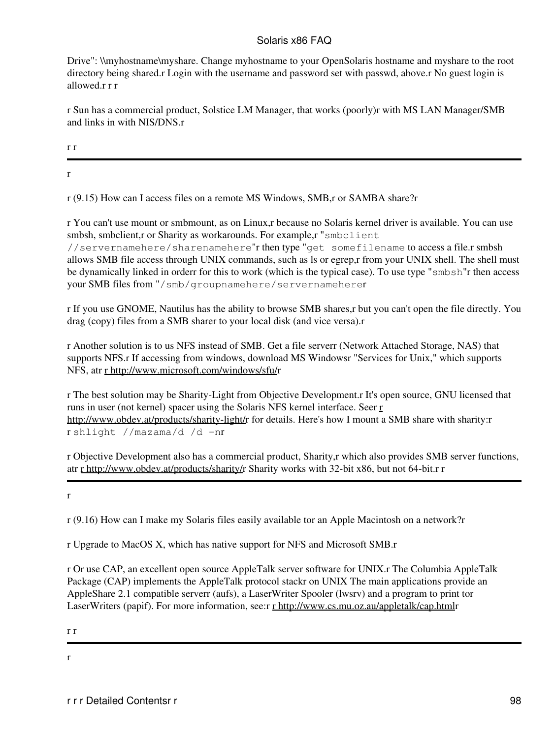Drive": \\myhostname\myshare. Change myhostname to your OpenSolaris hostname and myshare to the root directory being shared.r Login with the username and password set with passwd, above.r No guest login is allowed.r r r

r Sun has a commercial product, Solstice LM Manager, that works (poorly)r with MS LAN Manager/SMB and links in with NIS/DNS.r

r r

---

r

r (9.15) How can I access files on a remote MS Windows, SMB,r or SAMBA share?r

r You can't use mount or smbmount, as on Linux,r because no Solaris kernel driver is available. You can use smbsh, smbclient,r or Sharity as workarounds. For example,r "`smbclient //servernamehere/sharenamehere`"r then type "`get somefilename` to access a file.r smbsh allows SMB file access through UNIX commands, such as ls or egrep,r from your UNIX shell. The shell must be dynamically linked in orderr for this to work (which is the typical case). To use type "`smbsh`"r then access your SMB files from "`/smb/groupnamehere/servernamehere`r

r If you use GNOME, Nautilus has the ability to browse SMB shares,r but you can't open the file directly. You drag (copy) files from a SMB sharer to your local disk (and vice versa).r

r Another solution is to us NFS instead of SMB. Get a file serverr (Network Attached Storage, NAS) that supports NFS.r If accessing from windows, download MS Windowsr "Services for Unix," which supports NFS, atr r http://www.microsoft.com/windows/sfu/r

r The best solution may be Sharity-Light from Objective Development.r It's open source, GNU licensed that runs in user (not kernel) spacer using the Solaris NFS kernel interface. Seer r http://www.obdev.at/products/sharity-light/r for details. Here's how I mount a SMB share with sharity:r r `shlight //mazama/d /d -n`r

r Objective Development also has a commercial product, Sharity,r which also provides SMB server functions, atr r http://www.obdev.at/products/sharity/r Sharity works with 32-bit x86, but not 64-bit.r r

---

r

r (9.16) How can I make my Solaris files easily available tor an Apple Macintosh on a network?r

r Upgrade to MacOS X, which has native support for NFS and Microsoft SMB.r

r Or use CAP, an excellent open source AppleTalk server software for UNIX.r The Columbia AppleTalk Package (CAP) implements the AppleTalk protocol stackr on UNIX The main applications provide an AppleShare 2.1 compatible serverr (aufs), a LaserWriter Spooler (lwsrv) and a program to print tor LaserWriters (papif). For more information, see:r r http://www.cs.mu.oz.au/appletalk/cap.htmlr

r r

---

r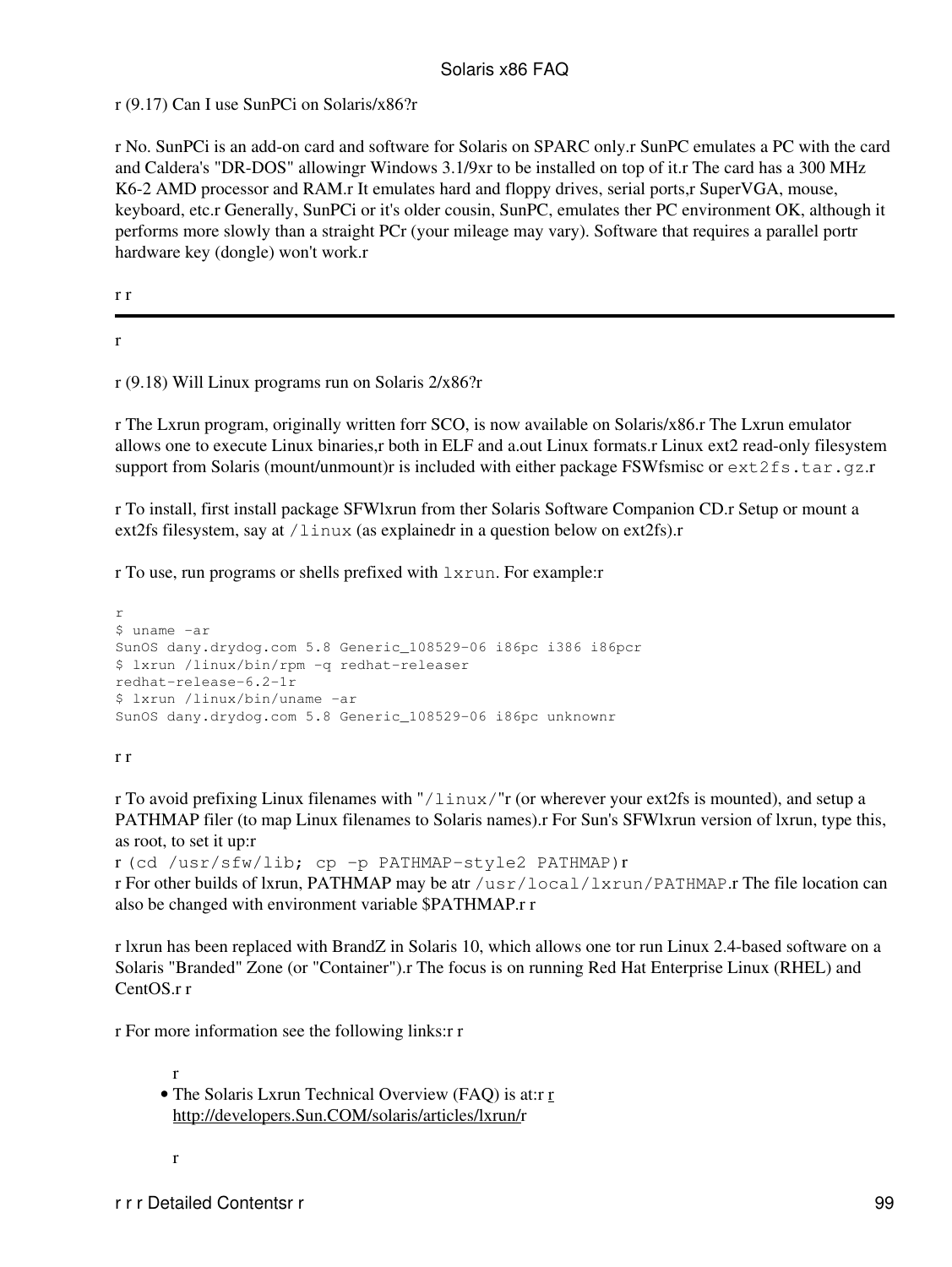r (9.17) Can I use SunPCi on Solaris/x86?r

r No. SunPCi is an add-on card and software for Solaris on SPARC only.r SunPC emulates a PC with the card and Caldera's "DR-DOS" allowingr Windows 3.1/9xr to be installed on top of it.r The card has a 300 MHz K6-2 AMD processor and RAM.r It emulates hard and floppy drives, serial ports,r SuperVGA, mouse, keyboard, etc.r Generally, SunPCi or it's older cousin, SunPC, emulates ther PC environment OK, although it performs more slowly than a straight PCr (your mileage may vary). Software that requires a parallel portr hardware key (dongle) won't work.r

r r

---

r

r (9.18) Will Linux programs run on Solaris 2/x86?r

r The Lxrun program, originally written forr SCO, is now available on Solaris/x86.r The Lxrun emulator allows one to execute Linux binaries,r both in ELF and a.out Linux formats.r Linux ext2 read-only filesystem support from Solaris (mount/unmount)r is included with either package FSWfsmisc or `ext2fs.tar.gz`.r

r To install, first install package SFWlxrun from ther Solaris Software Companion CD.r Setup or mount a ext2fs filesystem, say at `/linux` (as explainedr in a question below on ext2fs).r

r To use, run programs or shells prefixed with `lxrun`. For example:r

```
r
$ uname -ar
SunOS dany.drydog.com 5.8 Generic_108529-06 i86pc i386 i86pcr
$ lxrun /linux/bin/rpm -q redhat-releaser
redhat-release-6.2-1r
$ lxrun /linux/bin/uname -ar
SunOS dany.drydog.com 5.8 Generic_108529-06 i86pc unknownr
```

r r

r To avoid prefixing Linux filenames with "`/linux/`"r (or wherever your ext2fs is mounted), and setup a PATHMAP filer (to map Linux filenames to Solaris names).r For Sun's SFWlxrun version of lxrun, type this, as root, to set it up:r
r `(cd /usr/sfw/lib; cp -p PATHMAP-style2 PATHMAP)`r
r For other builds of lxrun, PATHMAP may be atr `/usr/local/lxrun/PATHMAP`.r The file location can also be changed with environment variable $PATHMAP.r r

r lxrun has been replaced with BrandZ in Solaris 10, which allows one tor run Linux 2.4-based software on a Solaris "Branded" Zone (or "Container").r The focus is on running Red Hat Enterprise Linux (RHEL) and CentOS.r r

r For more information see the following links:r r

r
- The Solaris Lxrun Technical Overview (FAQ) is at:r r http://developers.Sun.COM/solaris/articles/lxrun/r

r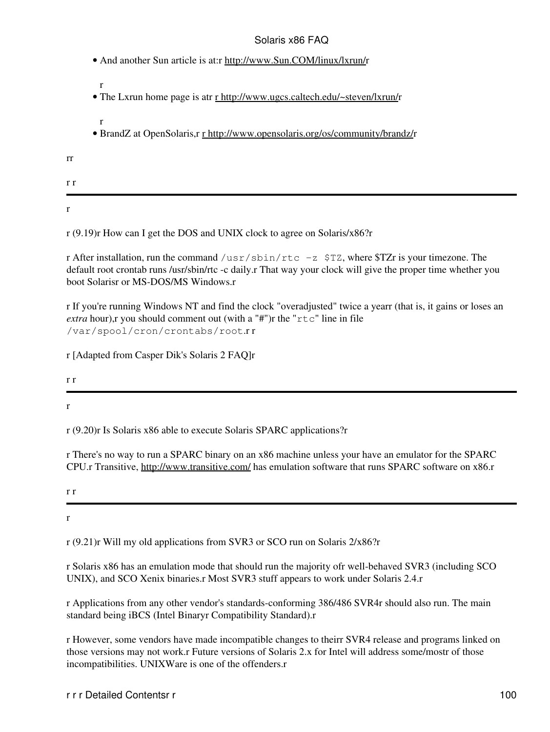- And another Sun article is at:r http://www.Sun.COM/linux/lxrun/r

  r
- The Lxrun home page is atr r http://www.ugcs.caltech.edu/~steven/lxrun/r

  r
- BrandZ at OpenSolaris,r r http://www.opensolaris.org/os/community/brandz/r

rr

r r

---

r

r (9.19)r How can I get the DOS and UNIX clock to agree on Solaris/x86?r

r After installation, run the command `/usr/sbin/rtc -z $TZ`, where $TZr is your timezone. The default root crontab runs /usr/sbin/rtc -c daily.r That way your clock will give the proper time whether you boot Solarisr or MS-DOS/MS Windows.r

r If you're running Windows NT and find the clock "overadjusted" twice a yearr (that is, it gains or loses an *extra* hour),r you should comment out (with a "#")r the "`rtc`" line in file `/var/spool/cron/crontabs/root`.r r

r [Adapted from Casper Dik's Solaris 2 FAQ]r

r r

---

r

r (9.20)r Is Solaris x86 able to execute Solaris SPARC applications?r

r There's no way to run a SPARC binary on an x86 machine unless your have an emulator for the SPARC CPU.r Transitive, http://www.transitive.com/ has emulation software that runs SPARC software on x86.r

r r

---

r

r (9.21)r Will my old applications from SVR3 or SCO run on Solaris 2/x86?r

r Solaris x86 has an emulation mode that should run the majority ofr well-behaved SVR3 (including SCO UNIX), and SCO Xenix binaries.r Most SVR3 stuff appears to work under Solaris 2.4.r

r Applications from any other vendor's standards-conforming 386/486 SVR4r should also run. The main standard being iBCS (Intel Binaryr Compatibility Standard).r

r However, some vendors have made incompatible changes to theirr SVR4 release and programs linked on those versions may not work.r Future versions of Solaris 2.x for Intel will address some/mostr of those incompatibilities. UNIXWare is one of the offenders.r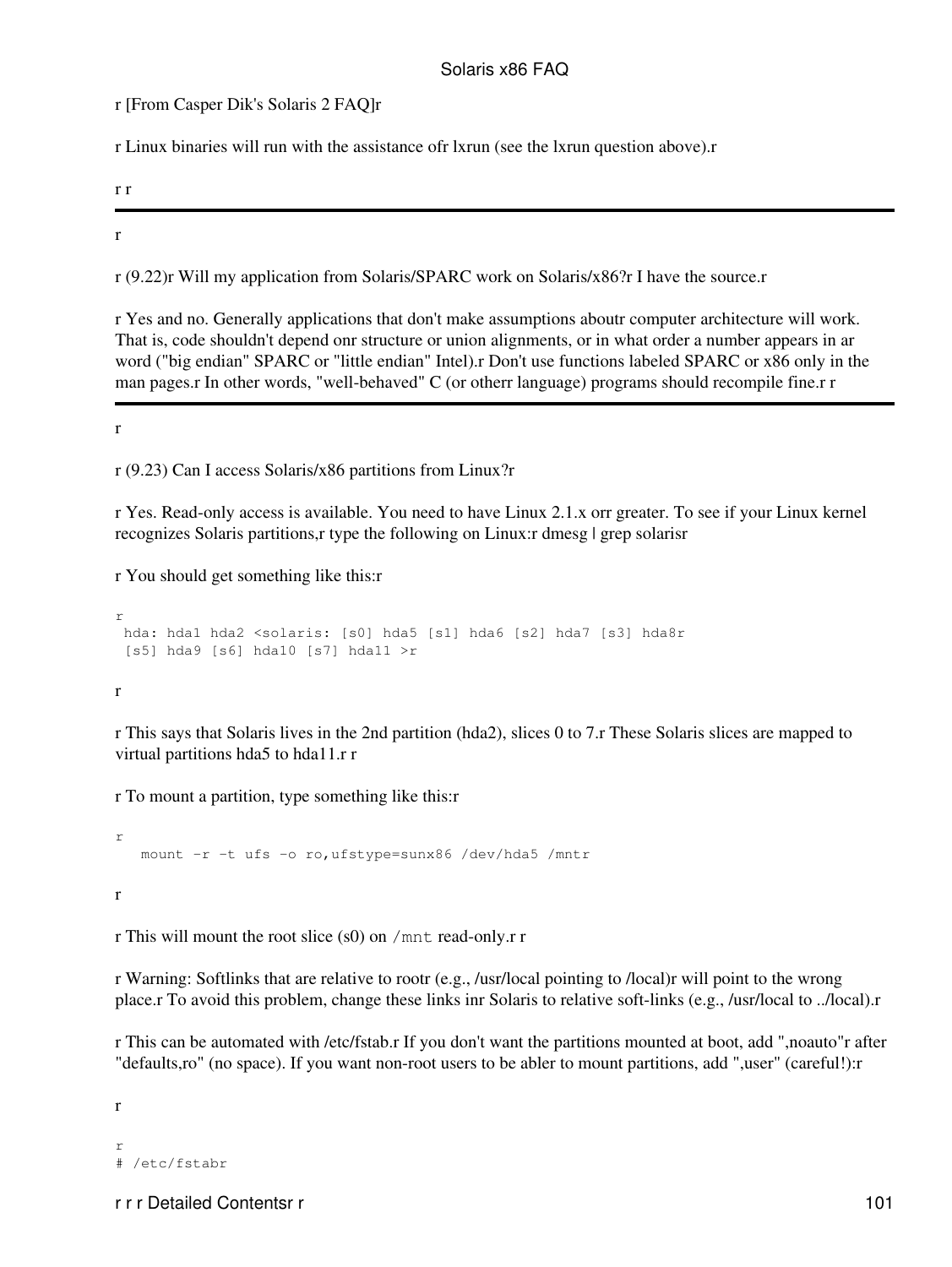r [From Casper Dik's Solaris 2 FAQ]r

r Linux binaries will run with the assistance ofr lxrun (see the lxrun question above).r

r r

---

r

r (9.22)r Will my application from Solaris/SPARC work on Solaris/x86?r I have the source.r

r Yes and no. Generally applications that don't make assumptions aboutr computer architecture will work. That is, code shouldn't depend onr structure or union alignments, or in what order a number appears in ar word ("big endian" SPARC or "little endian" Intel).r Don't use functions labeled SPARC or x86 only in the man pages.r In other words, "well-behaved" C (or otherr language) programs should recompile fine.r r

---

r

r (9.23) Can I access Solaris/x86 partitions from Linux?r

r Yes. Read-only access is available. You need to have Linux 2.1.x orr greater. To see if your Linux kernel recognizes Solaris partitions,r type the following on Linux:r dmesg | grep solarisr

r You should get something like this:r

```
r
 hda: hda1 hda2 <solaris: [s0] hda5 [s1] hda6 [s2] hda7 [s3] hda8r
 [s5] hda9 [s6] hda10 [s7] hda11 >r
```

r

r This says that Solaris lives in the 2nd partition (hda2), slices 0 to 7.r These Solaris slices are mapped to virtual partitions hda5 to hda11.r r

r To mount a partition, type something like this:r

```
r
   mount -r -t ufs -o ro,ufstype=sunx86 /dev/hda5 /mntr
```

r

r This will mount the root slice (s0) on `/mnt` read-only.r r

r Warning: Softlinks that are relative to rootr (e.g., /usr/local pointing to /local)r will point to the wrong place.r To avoid this problem, change these links inr Solaris to relative soft-links (e.g., /usr/local to ../local).r

r This can be automated with /etc/fstab.r If you don't want the partitions mounted at boot, add ",noauto"r after "defaults,ro" (no space). If you want non-root users to be abler to mount partitions, add ",user" (careful!):r

r

```
r
# /etc/fstabr
```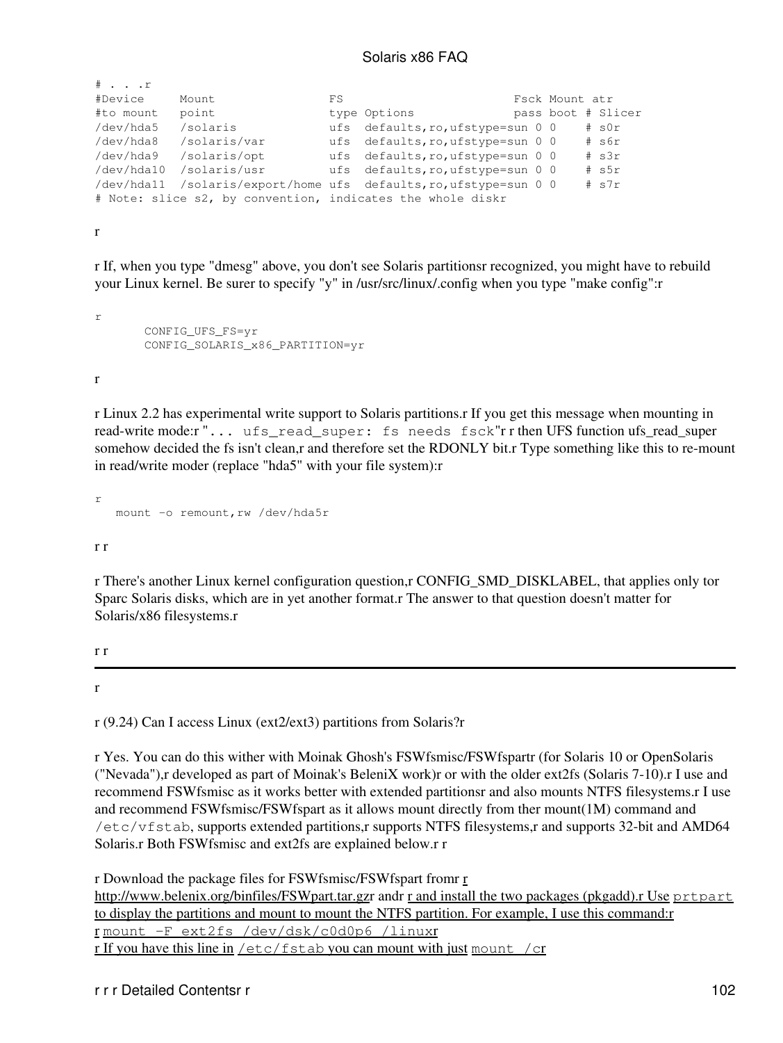```
# . . .r
#Device     Mount                FS                         Fsck Mount atr
#to mount   point                type Options               pass boot # Slicer
/dev/hda5   /solaris             ufs  defaults,ro,ufstype=sun 0 0    # s0r
/dev/hda8   /solaris/var         ufs  defaults,ro,ufstype=sun 0 0    # s6r
/dev/hda9   /solaris/opt         ufs  defaults,ro,ufstype=sun 0 0    # s3r
/dev/hda10  /solaris/usr         ufs  defaults,ro,ufstype=sun 0 0    # s5r
/dev/hda11  /solaris/export/home ufs  defaults,ro,ufstype=sun 0 0    # s7r
# Note: slice s2, by convention, indicates the whole diskr
```

r

r If, when you type "dmesg" above, you don't see Solaris partitionsr recognized, you might have to rebuild your Linux kernel. Be surer to specify "y" in /usr/src/linux/.config when you type "make config":r

```
r
       CONFIG_UFS_FS=yr
       CONFIG_SOLARIS_x86_PARTITION=yr
```

r

r Linux 2.2 has experimental write support to Solaris partitions.r If you get this message when mounting in read-write mode:r "`... ufs_read_super: fs needs fsck`"r r then UFS function ufs_read_super somehow decided the fs isn't clean,r and therefore set the RDONLY bit.r Type something like this to re-mount in read/write moder (replace "hda5" with your file system):r

```
r
   mount -o remount,rw /dev/hda5r
```

r r

r There's another Linux kernel configuration question,r CONFIG_SMD_DISKLABEL, that applies only tor Sparc Solaris disks, which are in yet another format.r The answer to that question doesn't matter for Solaris/x86 filesystems.r

r r

---

r

r (9.24) Can I access Linux (ext2/ext3) partitions from Solaris?r

r Yes. You can do this wither with Moinak Ghosh's FSWfsmisc/FSWfspartr (for Solaris 10 or OpenSolaris ("Nevada"),r developed as part of Moinak's BeleniX work)r or with the older ext2fs (Solaris 7-10).r I use and recommend FSWfsmisc as it works better with extended partitionsr and also mounts NTFS filesystems.r I use and recommend FSWfsmisc/FSWfspart as it allows mount directly from ther mount(1M) command and `/etc/vfstab`, supports extended partitions,r supports NTFS filesystems,r and supports 32-bit and AMD64 Solaris.r Both FSWfsmisc and ext2fs are explained below.r r

r Download the package files for FSWfsmisc/FSWfspart fromr r http://www.belenix.org/binfiles/FSWpart.tar.gzr andr r and install the two packages (pkgadd).r Use `prtpart` to display the partitions and mount to mount the NTFS partition. For example, I use this command:r r `mount -F ext2fs /dev/dsk/c0d0p6 /linux`r
r If you have this line in `/etc/fstab` you can mount with just `mount /c`r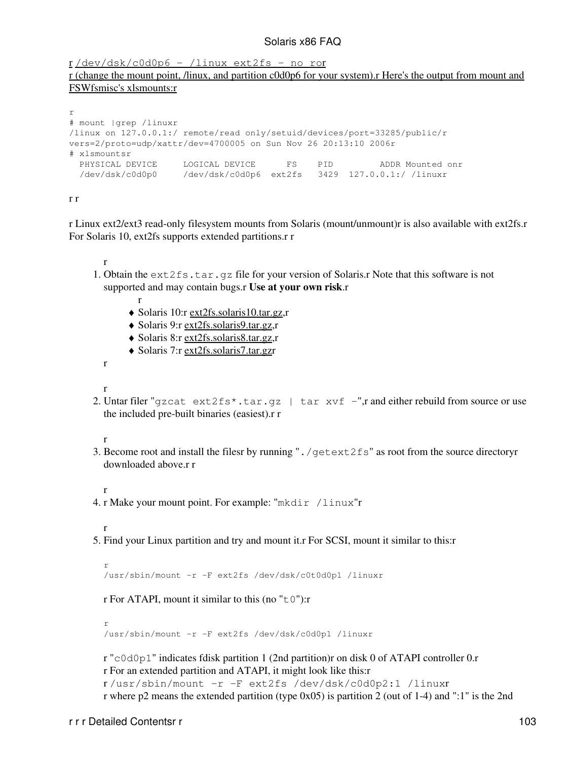r /dev/dsk/c0d0p6 - /linux ext2fs - no ror
r (change the mount point, /linux, and partition c0d0p6 for your system).r Here's the output from mount and FSWfsmisc's xlsmounts:r

```
r
# mount |grep /linuxr
/linux on 127.0.0.1:/ remote/read only/setuid/devices/port=33285/public/r
vers=2/proto=udp/xattr/dev=4700005 on Sun Nov 26 20:13:10 2006r
# xlsmountsr
  PHYSICAL DEVICE     LOGICAL DEVICE      FS    PID         ADDR Mounted onr
  /dev/dsk/c0d0p0     /dev/dsk/c0d0p6  ext2fs   3429  127.0.0.1:/ /linuxr
```

r r

r Linux ext2/ext3 read-only filesystem mounts from Solaris (mount/unmount)r is also available with ext2fs.r For Solaris 10, ext2fs supports extended partitions.r r

r

1. Obtain the `ext2fs.tar.gz` file for your version of Solaris.r Note that this software is not supported and may contain bugs.r **Use at your own risk**.r
   r
   - Solaris 10:r ext2fs.solaris10.tar.gz,r
   - Solaris 9:r ext2fs.solaris9.tar.gz,r
   - Solaris 8:r ext2fs.solaris8.tar.gz,r
   - Solaris 7:r ext2fs.solaris7.tar.gzr

   r

   r
2. Untar filer "`gzcat ext2fs*.tar.gz | tar xvf -`",r and either rebuild from source or use the included pre-built binaries (easiest).r r

   r
3. Become root and install the filesr by running "`./getext2fs`" as root from the source directoryr downloaded above.r r

   r
4. r Make your mount point. For example: "`mkdir /linux`"r

   r
5. Find your Linux partition and try and mount it.r For SCSI, mount it similar to this:r

   ```
   r
   /usr/sbin/mount -r -F ext2fs /dev/dsk/c0t0d0p1 /linuxr
   ```

   r For ATAPI, mount it similar to this (no "`t0`"):r

   ```
   r
   /usr/sbin/mount -r -F ext2fs /dev/dsk/c0d0p1 /linuxr
   ```

   r "`c0d0p1`" indicates fdisk partition 1 (2nd partition)r on disk 0 of ATAPI controller 0.r
   r For an extended partition and ATAPI, it might look like this:r
   r `/usr/sbin/mount -r -F ext2fs /dev/dsk/c0d0p2:1 /linux`r
   r where p2 means the extended partition (type 0x05) is partition 2 (out of 1-4) and ":1" is the 2nd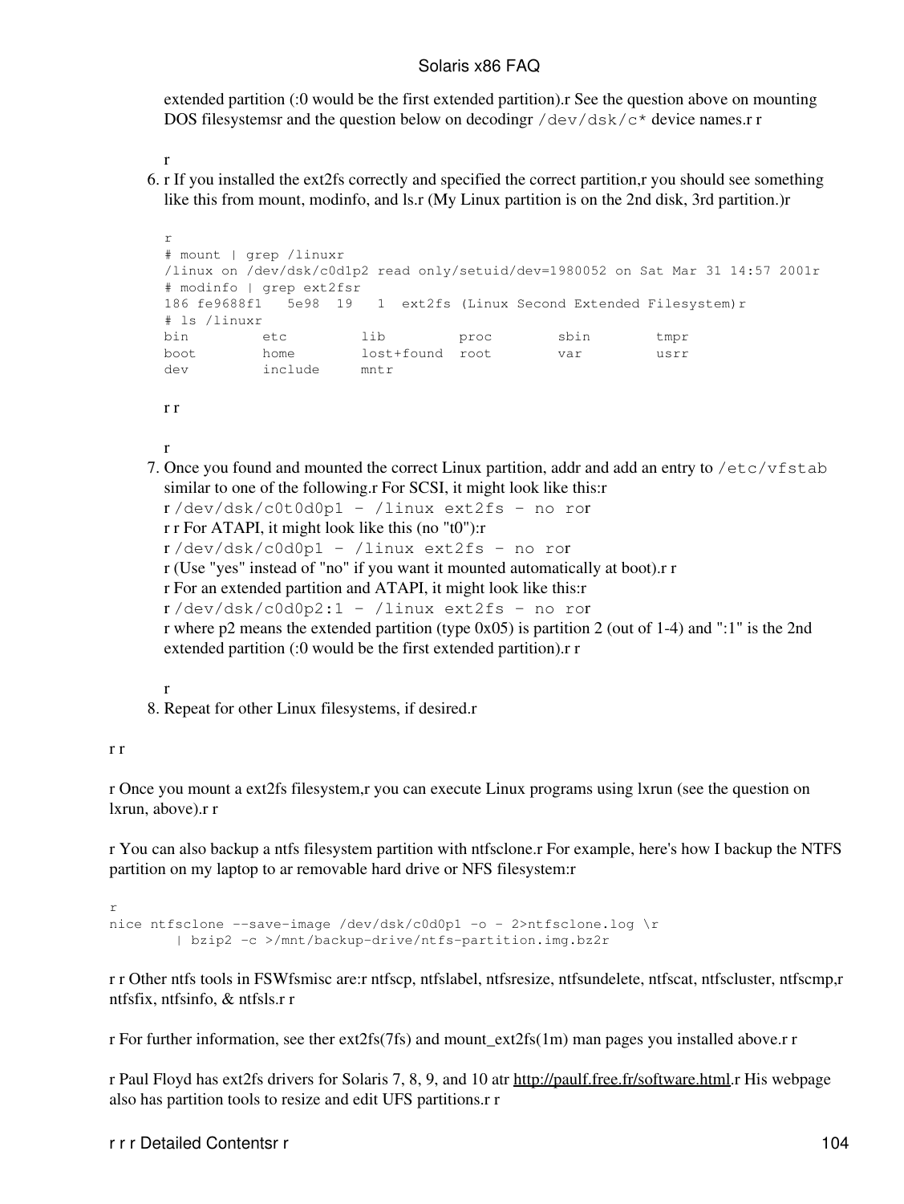extended partition (:0 would be the first extended partition).r See the question above on mounting DOS filesystemsr and the question below on decodingr `/dev/dsk/c*` device names.r r

r

6. r If you installed the ext2fs correctly and specified the correct partition,r you should see something like this from mount, modinfo, and ls.r (My Linux partition is on the 2nd disk, 3rd partition.)r

   ```
   r
   # mount | grep /linuxr
   /linux on /dev/dsk/c0d1p2 read only/setuid/dev=1980052 on Sat Mar 31 14:57 2001r
   # modinfo | grep ext2fsr
   186 fe9688f1   5e98  19   1  ext2fs (Linux Second Extended Filesystem)r
   # ls /linuxr
   bin         etc         lib         proc        sbin        tmpr
   boot        home        lost+found  root        var         usrr
   dev         include     mntr
   ```

   r r

   r
7. Once you found and mounted the correct Linux partition, addr and add an entry to `/etc/vfstab` similar to one of the following.r For SCSI, it might look like this:r
   r `/dev/dsk/c0t0d0p1 - /linux ext2fs - no ro`r
   r r For ATAPI, it might look like this (no "t0"):r
   r `/dev/dsk/c0d0p1 - /linux ext2fs - no ro`r
   r (Use "yes" instead of "no" if you want it mounted automatically at boot).r r
   r For an extended partition and ATAPI, it might look like this:r
   r `/dev/dsk/c0d0p2:1 - /linux ext2fs - no ro`r
   r where p2 means the extended partition (type 0x05) is partition 2 (out of 1-4) and ":1" is the 2nd extended partition (:0 would be the first extended partition).r r

   r
8. Repeat for other Linux filesystems, if desired.r

r r

r Once you mount a ext2fs filesystem,r you can execute Linux programs using lxrun (see the question on lxrun, above).r r

r You can also backup a ntfs filesystem partition with ntfsclone.r For example, here's how I backup the NTFS partition on my laptop to ar removable hard drive or NFS filesystem:r

```
r
nice ntfsclone --save-image /dev/dsk/c0d0p1 -o - 2>ntfsclone.log \r
        | bzip2 -c >/mnt/backup-drive/ntfs-partition.img.bz2r
```

r r Other ntfs tools in FSWfsmisc are:r ntfscp, ntfslabel, ntfsresize, ntfsundelete, ntfscat, ntfscluster, ntfscmp,r ntfsfix, ntfsinfo, & ntfsls.r r

r For further information, see ther ext2fs(7fs) and mount_ext2fs(1m) man pages you installed above.r r

r Paul Floyd has ext2fs drivers for Solaris 7, 8, 9, and 10 atr http://paulf.free.fr/software.html.r His webpage also has partition tools to resize and edit UFS partitions.r r

r r r Detailed Contentsr r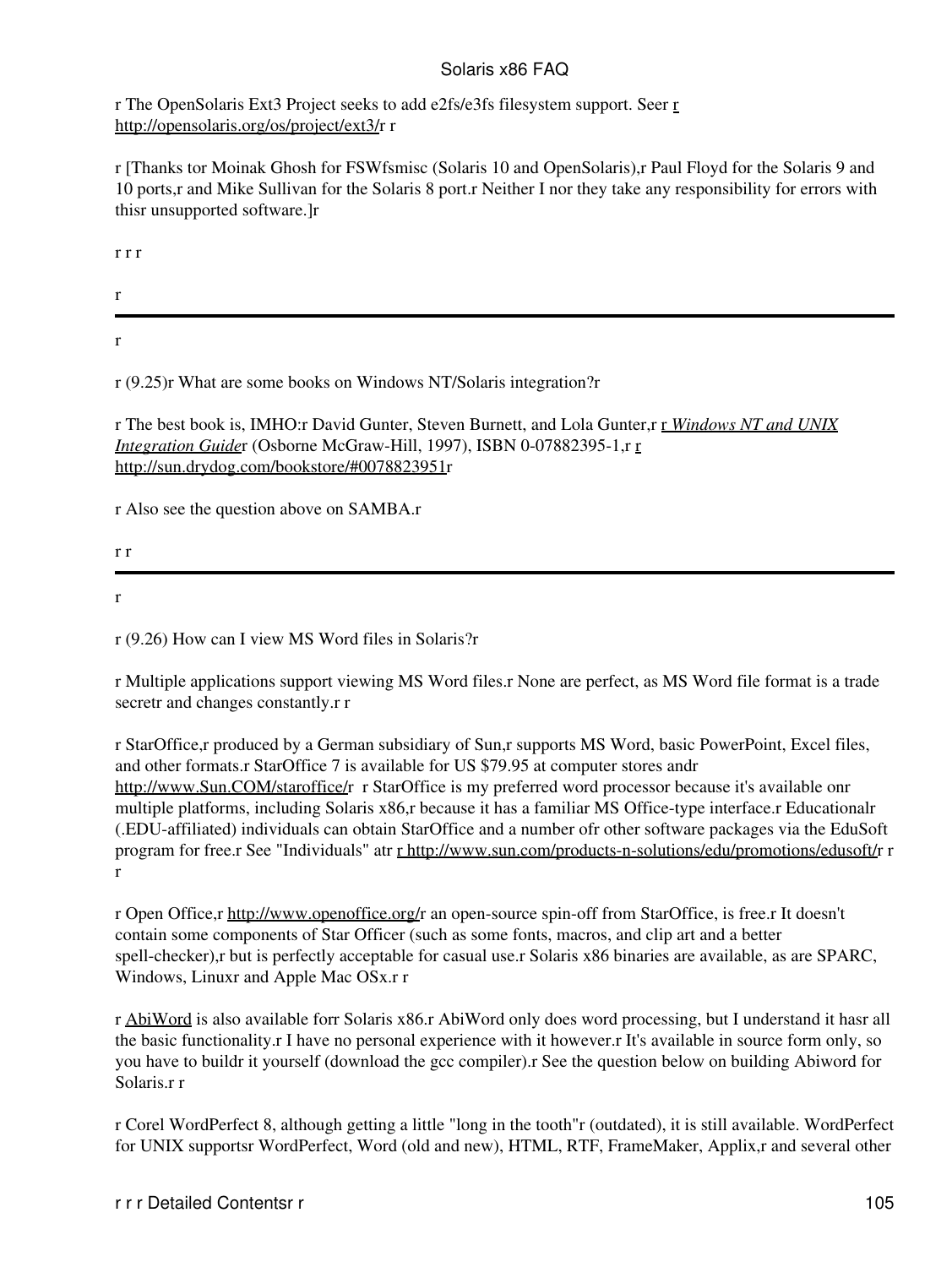r The OpenSolaris Ext3 Project seeks to add e2fs/e3fs filesystem support. Seer r http://opensolaris.org/os/project/ext3/r r

r [Thanks tor Moinak Ghosh for FSWfsmisc (Solaris 10 and OpenSolaris),r Paul Floyd for the Solaris 9 and 10 ports,r and Mike Sullivan for the Solaris 8 port.r Neither I nor they take any responsibility for errors with thisr unsupported software.]r

r r r

r

---

r

r (9.25)r What are some books on Windows NT/Solaris integration?r

r The best book is, IMHO:r David Gunter, Steven Burnett, and Lola Gunter,r r *Windows NT and UNIX Integration Guide*r (Osborne McGraw-Hill, 1997), ISBN 0-07882395-1,r r http://sun.drydog.com/bookstore/#0078823951r

r Also see the question above on SAMBA.r

r r

---

r

r (9.26) How can I view MS Word files in Solaris?r

r Multiple applications support viewing MS Word files.r None are perfect, as MS Word file format is a trade secretr and changes constantly.r r

r StarOffice,r produced by a German subsidiary of Sun,r supports MS Word, basic PowerPoint, Excel files, and other formats.r StarOffice 7 is available for US $79.95 at computer stores andr http://www.Sun.COM/staroffice/r r StarOffice is my preferred word processor because it's available onr multiple platforms, including Solaris x86,r because it has a familiar MS Office-type interface.r Educationalr (.EDU-affiliated) individuals can obtain StarOffice and a number ofr other software packages via the EduSoft program for free.r See "Individuals" atr r http://www.sun.com/products-n-solutions/edu/promotions/edusoft/r r r

r Open Office,r http://www.openoffice.org/r an open-source spin-off from StarOffice, is free.r It doesn't contain some components of Star Officer (such as some fonts, macros, and clip art and a better spell-checker),r but is perfectly acceptable for casual use.r Solaris x86 binaries are available, as are SPARC, Windows, Linuxr and Apple Mac OSx.r r

r AbiWord is also available forr Solaris x86.r AbiWord only does word processing, but I understand it hasr all the basic functionality.r I have no personal experience with it however.r It's available in source form only, so you have to buildr it yourself (download the gcc compiler).r See the question below on building Abiword for Solaris.r r

r Corel WordPerfect 8, although getting a little "long in the tooth"r (outdated), it is still available. WordPerfect for UNIX supportsr WordPerfect, Word (old and new), HTML, RTF, FrameMaker, Applix,r and several other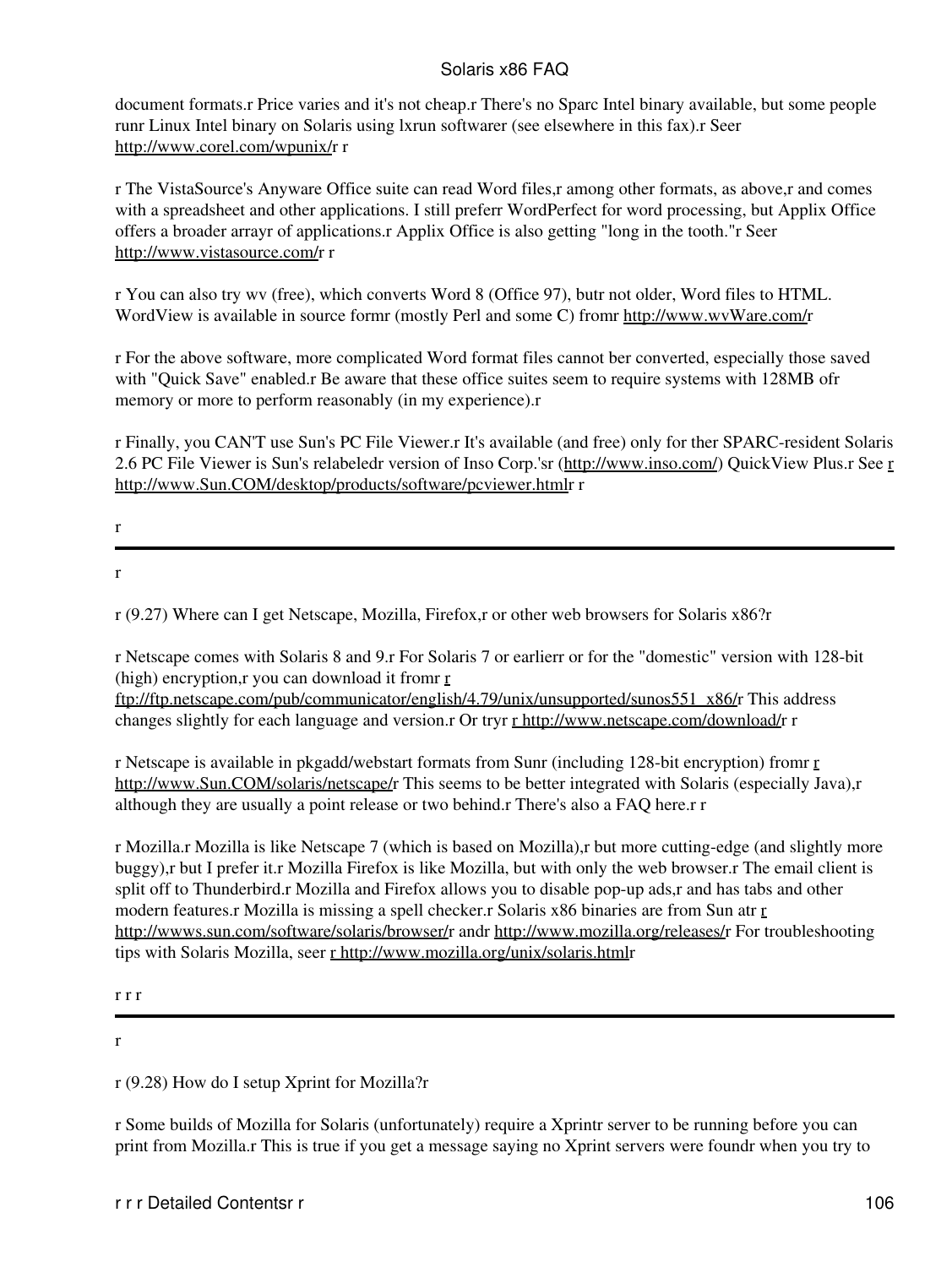document formats.r Price varies and it's not cheap.r There's no Sparc Intel binary available, but some people runr Linux Intel binary on Solaris using lxrun softwarer (see elsewhere in this fax).r Seer http://www.corel.com/wpunix/r r

r The VistaSource's Anyware Office suite can read Word files,r among other formats, as above,r and comes with a spreadsheet and other applications. I still preferr WordPerfect for word processing, but Applix Office offers a broader arrayr of applications.r Applix Office is also getting "long in the tooth."r Seer http://www.vistasource.com/r r

r You can also try wv (free), which converts Word 8 (Office 97), butr not older, Word files to HTML. WordView is available in source formr (mostly Perl and some C) fromr http://www.wvWare.com/r

r For the above software, more complicated Word format files cannot ber converted, especially those saved with "Quick Save" enabled.r Be aware that these office suites seem to require systems with 128MB ofr memory or more to perform reasonably (in my experience).r

r Finally, you CAN'T use Sun's PC File Viewer.r It's available (and free) only for ther SPARC-resident Solaris 2.6 PC File Viewer is Sun's relabeledr version of Inso Corp.'sr (http://www.inso.com/) QuickView Plus.r See r http://www.Sun.COM/desktop/products/software/pcviewer.htmlr r

r

---

r

r (9.27) Where can I get Netscape, Mozilla, Firefox,r or other web browsers for Solaris x86?r

r Netscape comes with Solaris 8 and 9.r For Solaris 7 or earlierr or for the "domestic" version with 128-bit (high) encryption,r you can download it fromr r ftp://ftp.netscape.com/pub/communicator/english/4.79/unix/unsupported/sunos551_x86/r This address changes slightly for each language and version.r Or tryr r http://www.netscape.com/download/r r

r Netscape is available in pkgadd/webstart formats from Sunr (including 128-bit encryption) fromr r http://www.Sun.COM/solaris/netscape/r This seems to be better integrated with Solaris (especially Java),r although they are usually a point release or two behind.r There's also a FAQ here.r r

r Mozilla.r Mozilla is like Netscape 7 (which is based on Mozilla),r but more cutting-edge (and slightly more buggy),r but I prefer it.r Mozilla Firefox is like Mozilla, but with only the web browser.r The email client is split off to Thunderbird.r Mozilla and Firefox allows you to disable pop-up ads,r and has tabs and other modern features.r Mozilla is missing a spell checker.r Solaris x86 binaries are from Sun atr r http://wwws.sun.com/software/solaris/browser/r andr http://www.mozilla.org/releases/r For troubleshooting tips with Solaris Mozilla, seer r http://www.mozilla.org/unix/solaris.htmlr

r r r

---

r

r (9.28) How do I setup Xprint for Mozilla?r

r Some builds of Mozilla for Solaris (unfortunately) require a Xprintr server to be running before you can print from Mozilla.r This is true if you get a message saying no Xprint servers were foundr when you try to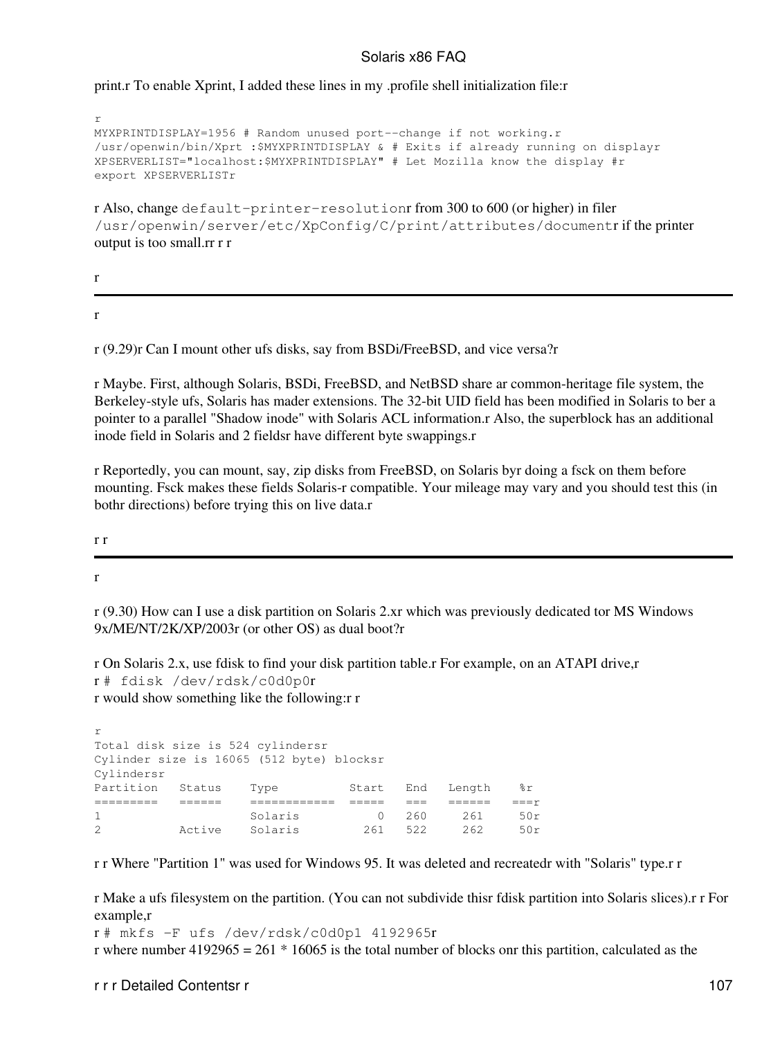print.r To enable Xprint, I added these lines in my .profile shell initialization file:r

```
r
MYXPRINTDISPLAY=1956 # Random unused port--change if not working.r
/usr/openwin/bin/Xprt :$MYXPRINTDISPLAY & # Exits if already running on displayr
XPSERVERLIST="localhost:$MYXPRINTDISPLAY" # Let Mozilla know the display #r
export XPSERVERLISTr
```

r Also, change `default-printer-resolution`r from 300 to 600 (or higher) in filer `/usr/openwin/server/etc/XpConfig/C/print/attributes/document`r if the printer output is too small.rr r r

r

---

r

r (9.29)r Can I mount other ufs disks, say from BSDi/FreeBSD, and vice versa?r

r Maybe. First, although Solaris, BSDi, FreeBSD, and NetBSD share ar common-heritage file system, the Berkeley-style ufs, Solaris has mader extensions. The 32-bit UID field has been modified in Solaris to ber a pointer to a parallel "Shadow inode" with Solaris ACL information.r Also, the superblock has an additional inode field in Solaris and 2 fieldsr have different byte swappings.r

r Reportedly, you can mount, say, zip disks from FreeBSD, on Solaris byr doing a fsck on them before mounting. Fsck makes these fields Solaris-r compatible. Your mileage may vary and you should test this (in bothr directions) before trying this on live data.r

r r

---

r

r (9.30) How can I use a disk partition on Solaris 2.xr which was previously dedicated tor MS Windows 9x/ME/NT/2K/XP/2003r (or other OS) as dual boot?r

r On Solaris 2.x, use fdisk to find your disk partition table.r For example, on an ATAPI drive,r
r `# fdisk /dev/rdsk/c0d0p0`r
r would show something like the following:r r

```
r
Total disk size is 524 cylindersr
Cylinder size is 16065 (512 byte) blocksr
Cylindersr
Partition   Status    Type          Start   End   Length    %r
=========   ======    ============  =====   ===   ======   ===r
1                     Solaris           0   260     261     50r
2           Active    Solaris         261   522     262     50r
```

r r Where "Partition 1" was used for Windows 95. It was deleted and recreatedr with "Solaris" type.r r

r Make a ufs filesystem on the partition. (You can not subdivide thisr fdisk partition into Solaris slices).r r For example,r
r `# mkfs -F ufs /dev/rdsk/c0d0p1 4192965`r
r where number 4192965 = 261 * 16065 is the total number of blocks onr this partition, calculated as the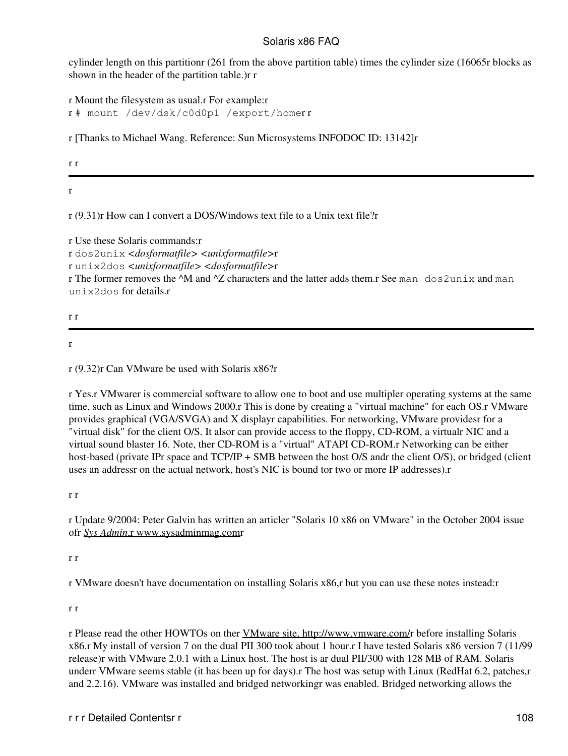cylinder length on this partitionr (261 from the above partition table) times the cylinder size (16065r blocks as shown in the header of the partition table.)r r

r Mount the filesystem as usual.r For example:r
r `# mount /dev/dsk/c0d0p1 /export/home`r r

r [Thanks to Michael Wang. Reference: Sun Microsystems INFODOC ID: 13142]r

r r

---

r

r (9.31)r How can I convert a DOS/Windows text file to a Unix text file?r

r Use these Solaris commands:r
r `dos2unix` <*dosformatfile*> <*unixformatfile*>r
r `unix2dos` <*unixformatfile*> <*dosformatfile*>r
r The former removes the ^M and ^Z characters and the latter adds them.r See `man dos2unix` and `man unix2dos` for details.r

r r

---

r

r (9.32)r Can VMware be used with Solaris x86?r

r Yes.r VMwarer is commercial software to allow one to boot and use multipler operating systems at the same time, such as Linux and Windows 2000.r This is done by creating a "virtual machine" for each OS.r VMware provides graphical (VGA/SVGA) and X displayr capabilities. For networking, VMware providesr for a "virtual disk" for the client O/S. It alsor can provide access to the floppy, CD-ROM, a virtualr NIC and a virtual sound blaster 16. Note, ther CD-ROM is a "virtual" ATAPI CD-ROM.r Networking can be either host-based (private IPr space and TCP/IP + SMB between the host O/S andr the client O/S), or bridged (client uses an addressr on the actual network, host's NIC is bound tor two or more IP addresses).r

r r

r Update 9/2004: Peter Galvin has written an articler "Solaris 10 x86 on VMware" in the October 2004 issue ofr *Sys Admin*,r www.sysadminmag.comr

r r

r VMware doesn't have documentation on installing Solaris x86,r but you can use these notes instead:r

r r

r Please read the other HOWTOs on ther VMware site, http://www.vmware.com/r before installing Solaris x86.r My install of version 7 on the dual PII 300 took about 1 hour.r I have tested Solaris x86 version 7 (11/99 release)r with VMware 2.0.1 with a Linux host. The host is ar dual PII/300 with 128 MB of RAM. Solaris underr VMware seems stable (it has been up for days).r The host was setup with Linux (RedHat 6.2, patches,r and 2.2.16). VMware was installed and bridged networkingr was enabled. Bridged networking allows the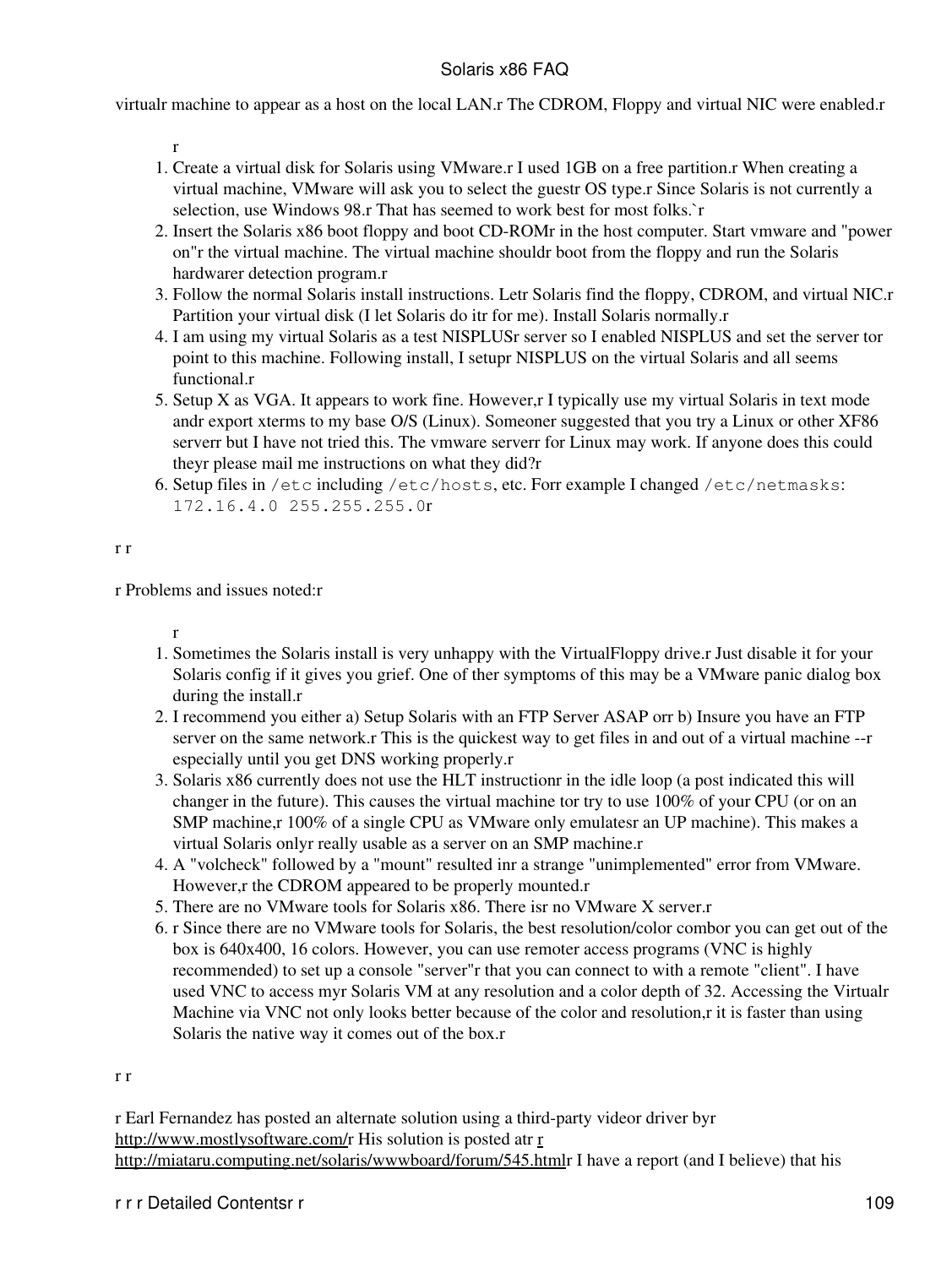virtualr machine to appear as a host on the local LAN.r The CDROM, Floppy and virtual NIC were enabled.r

r

1. Create a virtual disk for Solaris using VMware.r I used 1GB on a free partition.r When creating a virtual machine, VMware will ask you to select the guestr OS type.r Since Solaris is not currently a selection, use Windows 98.r That has seemed to work best for most folks.`r
2. Insert the Solaris x86 boot floppy and boot CD-ROMr in the host computer. Start vmware and "power on"r the virtual machine. The virtual machine shouldr boot from the floppy and run the Solaris hardwarer detection program.r
3. Follow the normal Solaris install instructions. Letr Solaris find the floppy, CDROM, and virtual NIC.r Partition your virtual disk (I let Solaris do itr for me). Install Solaris normally.r
4. I am using my virtual Solaris as a test NISPLUSr server so I enabled NISPLUS and set the server tor point to this machine. Following install, I setupr NISPLUS on the virtual Solaris and all seems functional.r
5. Setup X as VGA. It appears to work fine. However,r I typically use my virtual Solaris in text mode andr export xterms to my base O/S (Linux). Someoner suggested that you try a Linux or other XF86 serverr but I have not tried this. The vmware serverr for Linux may work. If anyone does this could theyr please mail me instructions on what they did?r
6. Setup files in `/etc` including `/etc/hosts`, etc. Forr example I changed `/etc/netmasks`: `172.16.4.0 255.255.255.0`r

r r

r Problems and issues noted:r

r

1. Sometimes the Solaris install is very unhappy with the VirtualFloppy drive.r Just disable it for your Solaris config if it gives you grief. One of ther symptoms of this may be a VMware panic dialog box during the install.r
2. I recommend you either a) Setup Solaris with an FTP Server ASAP orr b) Insure you have an FTP server on the same network.r This is the quickest way to get files in and out of a virtual machine --r especially until you get DNS working properly.r
3. Solaris x86 currently does not use the HLT instructionr in the idle loop (a post indicated this will changer in the future). This causes the virtual machine tor try to use 100% of your CPU (or on an SMP machine,r 100% of a single CPU as VMware only emulatesr an UP machine). This makes a virtual Solaris onlyr really usable as a server on an SMP machine.r
4. A "volcheck" followed by a "mount" resulted inr a strange "unimplemented" error from VMware. However,r the CDROM appeared to be properly mounted.r
5. There are no VMware tools for Solaris x86. There isr no VMware X server.r
6. r Since there are no VMware tools for Solaris, the best resolution/color combor you can get out of the box is 640x400, 16 colors. However, you can use remoter access programs (VNC is highly recommended) to set up a console "server"r that you can connect to with a remote "client". I have used VNC to access myr Solaris VM at any resolution and a color depth of 32. Accessing the Virtualr Machine via VNC not only looks better because of the color and resolution,r it is faster than using Solaris the native way it comes out of the box.r

r r

r Earl Fernandez has posted an alternate solution using a third-party videor driver byr http://www.mostlysoftware.com/r His solution is posted atr r http://miataru.computing.net/solaris/wwwboard/forum/545.htmlr I have a report (and I believe) that his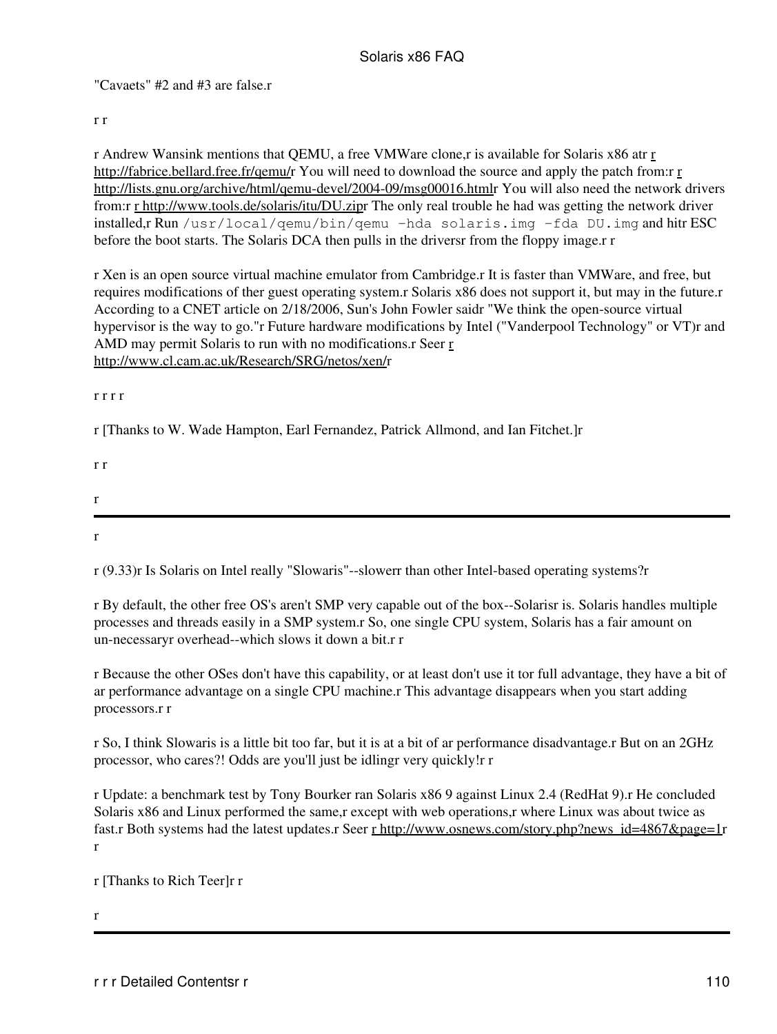"Cavaets" #2 and #3 are false.r

r r

r Andrew Wansink mentions that QEMU, a free VMWare clone,r is available for Solaris x86 atr r http://fabrice.bellard.free.fr/qemu/r You will need to download the source and apply the patch from:r r http://lists.gnu.org/archive/html/qemu-devel/2004-09/msg00016.htmlr You will also need the network drivers from:r r http://www.tools.de/solaris/itu/DU.zipr The only real trouble he had was getting the network driver installed,r Run `/usr/local/qemu/bin/qemu -hda solaris.img -fda DU.img` and hitr ESC before the boot starts. The Solaris DCA then pulls in the driversr from the floppy image.r r

r Xen is an open source virtual machine emulator from Cambridge.r It is faster than VMWare, and free, but requires modifications of ther guest operating system.r Solaris x86 does not support it, but may in the future.r According to a CNET article on 2/18/2006, Sun's John Fowler saidr "We think the open-source virtual hypervisor is the way to go."r Future hardware modifications by Intel ("Vanderpool Technology" or VT)r and AMD may permit Solaris to run with no modifications.r Seer r http://www.cl.cam.ac.uk/Research/SRG/netos/xen/r

r r r r

r [Thanks to W. Wade Hampton, Earl Fernandez, Patrick Allmond, and Ian Fitchet.]r

r r

r

---

r

r (9.33)r Is Solaris on Intel really "Slowaris"--slowerr than other Intel-based operating systems?r

r By default, the other free OS's aren't SMP very capable out of the box--Solarisr is. Solaris handles multiple processes and threads easily in a SMP system.r So, one single CPU system, Solaris has a fair amount on un-necessaryr overhead--which slows it down a bit.r r

r Because the other OSes don't have this capability, or at least don't use it tor full advantage, they have a bit of ar performance advantage on a single CPU machine.r This advantage disappears when you start adding processors.r r

r So, I think Slowaris is a little bit too far, but it is at a bit of ar performance disadvantage.r But on an 2GHz processor, who cares?! Odds are you'll just be idlingr very quickly!r r

r Update: a benchmark test by Tony Bourker ran Solaris x86 9 against Linux 2.4 (RedHat 9).r He concluded Solaris x86 and Linux performed the same,r except with web operations,r where Linux was about twice as fast.r Both systems had the latest updates.r Seer r http://www.osnews.com/story.php?news_id=4867&page=1r r

r [Thanks to Rich Teer]r r

r

---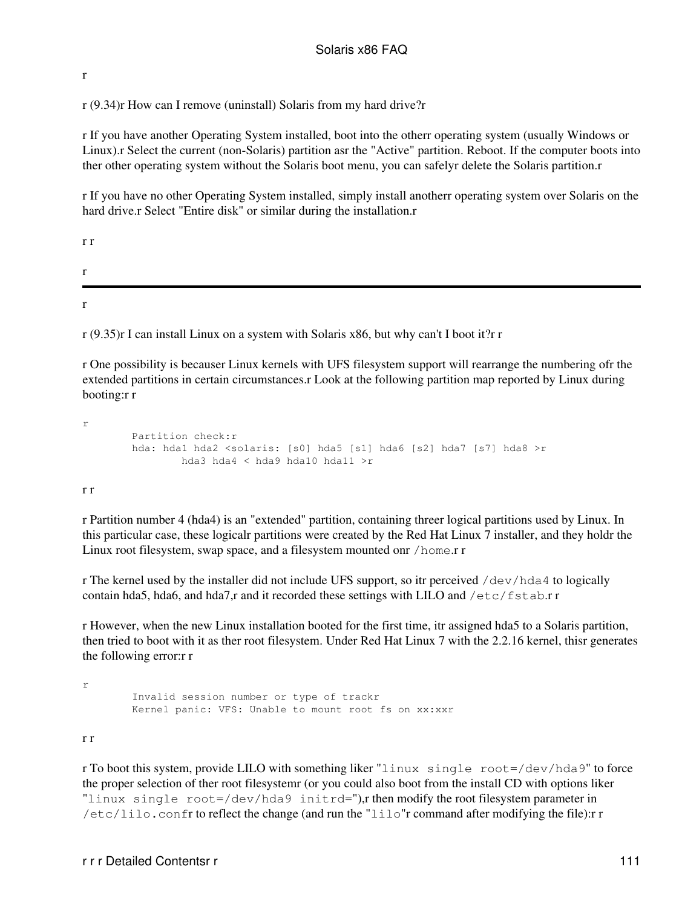r

r (9.34)r How can I remove (uninstall) Solaris from my hard drive?r

r If you have another Operating System installed, boot into the otherr operating system (usually Windows or Linux).r Select the current (non-Solaris) partition asr the "Active" partition. Reboot. If the computer boots into ther other operating system without the Solaris boot menu, you can safelyr delete the Solaris partition.r

r If you have no other Operating System installed, simply install anotherr operating system over Solaris on the hard drive.r Select "Entire disk" or similar during the installation.r

r r

r

---

r

r (9.35)r I can install Linux on a system with Solaris x86, but why can't I boot it?r r

r One possibility is becauser Linux kernels with UFS filesystem support will rearrange the numbering ofr the extended partitions in certain circumstances.r Look at the following partition map reported by Linux during booting:r r

```
r
        Partition check:r
        hda: hda1 hda2 <solaris: [s0] hda5 [s1] hda6 [s2] hda7 [s7] hda8 >r
                hda3 hda4 < hda9 hda10 hda11 >r
```

r r

r Partition number 4 (hda4) is an "extended" partition, containing threer logical partitions used by Linux. In this particular case, these logicalr partitions were created by the Red Hat Linux 7 installer, and they holdr the Linux root filesystem, swap space, and a filesystem mounted onr `/home`.r r

r The kernel used by the installer did not include UFS support, so itr perceived `/dev/hda4` to logically contain hda5, hda6, and hda7,r and it recorded these settings with LILO and `/etc/fstab`.r r

r However, when the new Linux installation booted for the first time, itr assigned hda5 to a Solaris partition, then tried to boot with it as ther root filesystem. Under Red Hat Linux 7 with the 2.2.16 kernel, thisr generates the following error:r r

```
r
        Invalid session number or type of trackr
        Kernel panic: VFS: Unable to mount root fs on xx:xxr
```

r r

r To boot this system, provide LILO with something liker "`linux single root=/dev/hda9`" to force the proper selection of ther root filesystemr (or you could also boot from the install CD with options liker "`linux single root=/dev/hda9 initrd=`"),r then modify the root filesystem parameter in `/etc/lilo.conf`r to reflect the change (and run the "`lilo`"r command after modifying the file):r r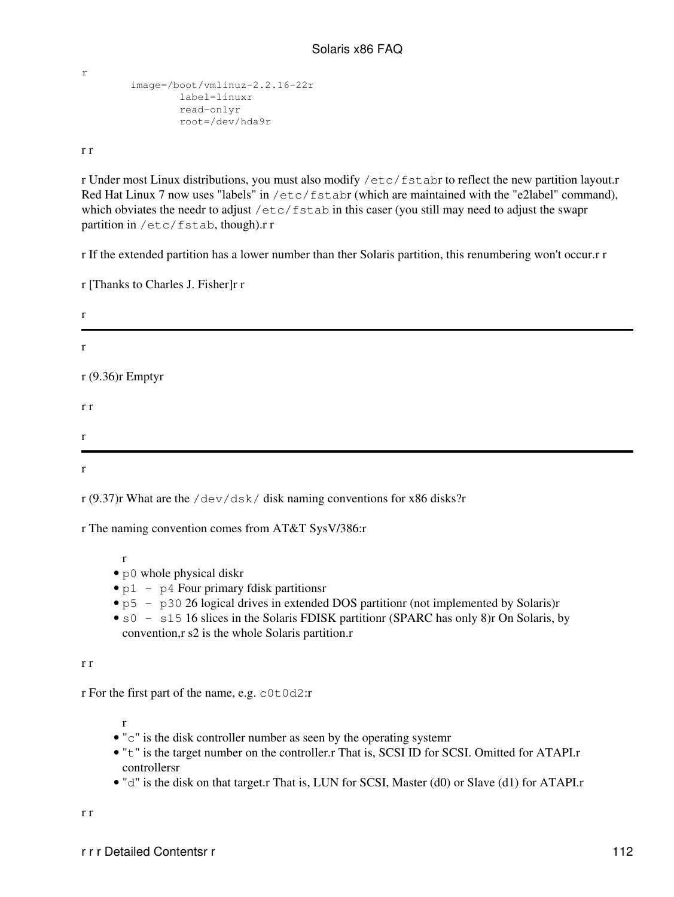```
r
        image=/boot/vmlinuz-2.2.16-22r
                label=linuxr
                read-onlyr
                root=/dev/hda9r
```

r r

r Under most Linux distributions, you must also modify `/etc/fstab`r to reflect the new partition layout.r Red Hat Linux 7 now uses "labels" in `/etc/fstab`r (which are maintained with the "e2label" command), which obviates the needr to adjust `/etc/fstab` in this caser (you still may need to adjust the swapr partition in `/etc/fstab`, though).r r

r If the extended partition has a lower number than ther Solaris partition, this renumbering won't occur.r r

r [Thanks to Charles J. Fisher]r r

r

---

r

r (9.36)r Emptyr

r r

r

---

r

r (9.37)r What are the `/dev/dsk/` disk naming conventions for x86 disks?r

r The naming convention comes from AT&T SysV/386:r

r
- `p0` whole physical diskr
- `p1 - p4` Four primary fdisk partitionsr
- `p5 - p30` 26 logical drives in extended DOS partitionr (not implemented by Solaris)r
- `s0 - s15` 16 slices in the Solaris FDISK partitionr (SPARC has only 8)r On Solaris, by convention,r s2 is the whole Solaris partition.r

r r

r For the first part of the name, e.g. `c0t0d2`:r

r
- "`c`" is the disk controller number as seen by the operating systemr
- "`t`" is the target number on the controller.r That is, SCSI ID for SCSI. Omitted for ATAPI.r controllersr
- "`d`" is the disk on that target.r That is, LUN for SCSI, Master (d0) or Slave (d1) for ATAPI.r

r r

r r r Detailed Contentsr r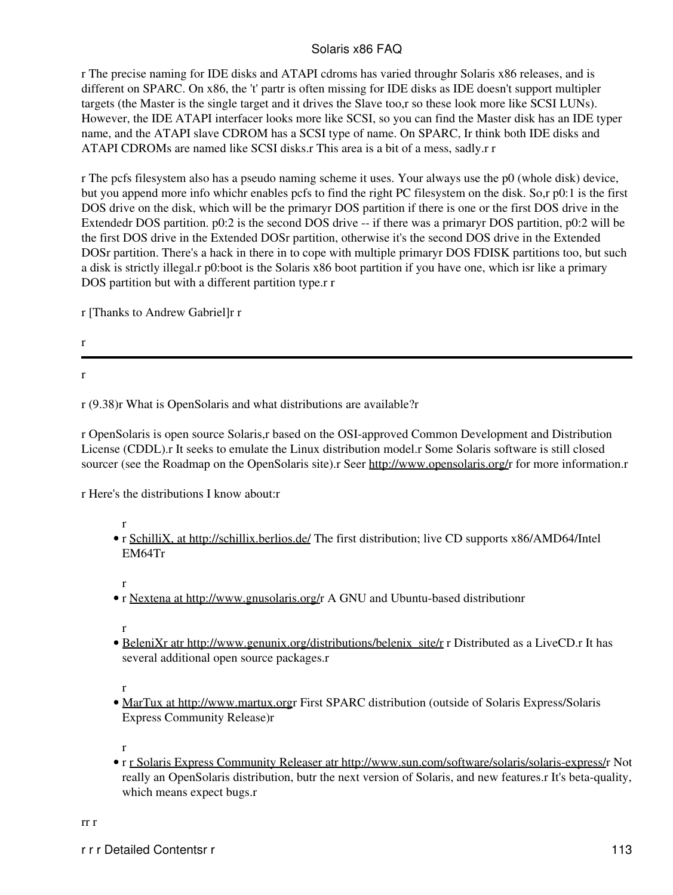r The precise naming for IDE disks and ATAPI cdroms has varied throughr Solaris x86 releases, and is different on SPARC. On x86, the 't' partr is often missing for IDE disks as IDE doesn't support multipler targets (the Master is the single target and it drives the Slave too,r so these look more like SCSI LUNs). However, the IDE ATAPI interfacer looks more like SCSI, so you can find the Master disk has an IDE typer name, and the ATAPI slave CDROM has a SCSI type of name. On SPARC, Ir think both IDE disks and ATAPI CDROMs are named like SCSI disks.r This area is a bit of a mess, sadly.r r

r The pcfs filesystem also has a pseudo naming scheme it uses. Your always use the p0 (whole disk) device, but you append more info whichr enables pcfs to find the right PC filesystem on the disk. So,r p0:1 is the first DOS drive on the disk, which will be the primaryr DOS partition if there is one or the first DOS drive in the Extendedr DOS partition. p0:2 is the second DOS drive -- if there was a primaryr DOS partition, p0:2 will be the first DOS drive in the Extended DOSr partition, otherwise it's the second DOS drive in the Extended DOSr partition. There's a hack in there in to cope with multiple primaryr DOS FDISK partitions too, but such a disk is strictly illegal.r p0:boot is the Solaris x86 boot partition if you have one, which isr like a primary DOS partition but with a different partition type.r r

r [Thanks to Andrew Gabriel]r r

r

---

r

r (9.38)r What is OpenSolaris and what distributions are available?r

r OpenSolaris is open source Solaris,r based on the OSI-approved Common Development and Distribution License (CDDL).r It seeks to emulate the Linux distribution model.r Some Solaris software is still closed sourcer (see the Roadmap on the OpenSolaris site).r Seer http://www.opensolaris.org/r for more information.r

r Here's the distributions I know about:r

r
- r SchilliX, at http://schillix.berlios.de/ The first distribution; live CD supports x86/AMD64/Intel EM64Tr

r
- r Nextena at http://www.gnusolaris.org/r A GNU and Ubuntu-based distributionr

r
- BeleniXr atr http://www.genunix.org/distributions/belenix_site/r r Distributed as a LiveCD.r It has several additional open source packages.r

r
- MarTux at http://www.martux.orgr First SPARC distribution (outside of Solaris Express/Solaris Express Community Release)r

r
- r r Solaris Express Community Releaser atr http://www.sun.com/software/solaris/solaris-express/r Not really an OpenSolaris distribution, butr the next version of Solaris, and new features.r It's beta-quality, which means expect bugs.r

rr r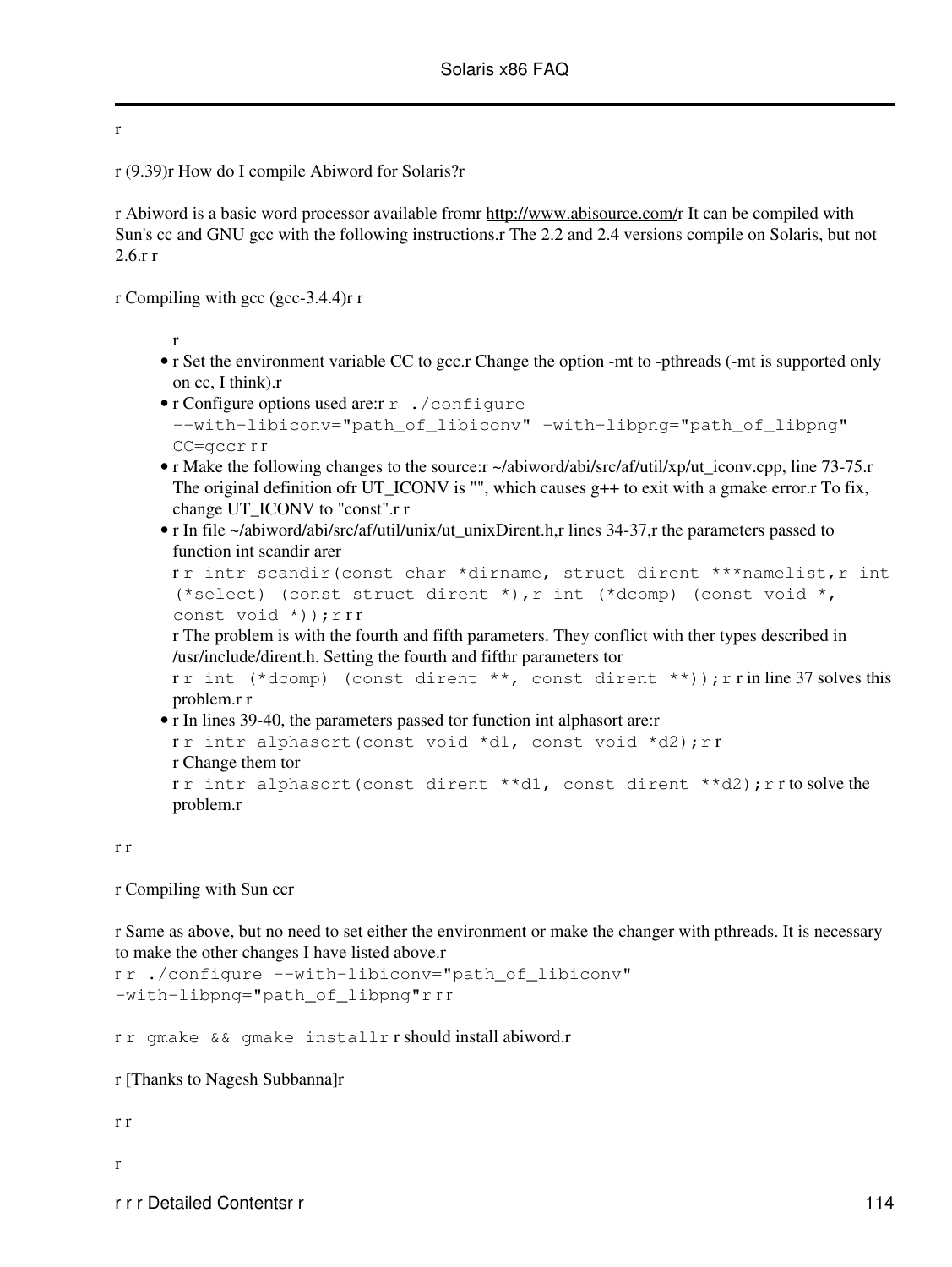r

r (9.39)r How do I compile Abiword for Solaris?r

r Abiword is a basic word processor available fromr http://www.abisource.com/r It can be compiled with Sun's cc and GNU gcc with the following instructions.r The 2.2 and 2.4 versions compile on Solaris, but not 2.6.r r

r Compiling with gcc (gcc-3.4.4)r r

r

- r Set the environment variable CC to gcc.r Change the option -mt to -pthreads (-mt is supported only on cc, I think).r
- r Configure options used are:r `r ./configure --with-libiconv="path_of_libiconv" -with-libpng="path_of_libpng" CC=gccr` r r
- r Make the following changes to the source:r ~/abiword/abi/src/af/util/xp/ut_iconv.cpp, line 73-75.r The original definition ofr UT_ICONV is "", which causes g++ to exit with a gmake error.r To fix, change UT_ICONV to "const".r r
- r In file ~/abiword/abi/src/af/util/unix/ut_unixDirent.h,r lines 34-37,r the parameters passed to function int scandir arer
  r `r intr scandir(const char *dirname, struct dirent ***namelist,r int (*select) (const struct dirent *),r int (*dcomp) (const void *, const void *));r` r r
  r The problem is with the fourth and fifth parameters. They conflict with ther types described in /usr/include/dirent.h. Setting the fourth and fifthr parameters tor
  r `r int (*dcomp) (const dirent **, const dirent **));r` r in line 37 solves this problem.r r
- r In lines 39-40, the parameters passed tor function int alphasort are:r
  r `r intr alphasort(const void *d1, const void *d2);r` r
  r Change them tor
  r `r intr alphasort(const dirent **d1, const dirent **d2);r` r to solve the problem.r

r r

r Compiling with Sun ccr

r Same as above, but no need to set either the environment or make the changer with pthreads. It is necessary to make the other changes I have listed above.r
r `r ./configure --with-libiconv="path_of_libiconv" -with-libpng="path_of_libpng"r` r r

r `r gmake && gmake installr` r should install abiword.r

r [Thanks to Nagesh Subbanna]r

r r

r

r r r Detailed Contentsr r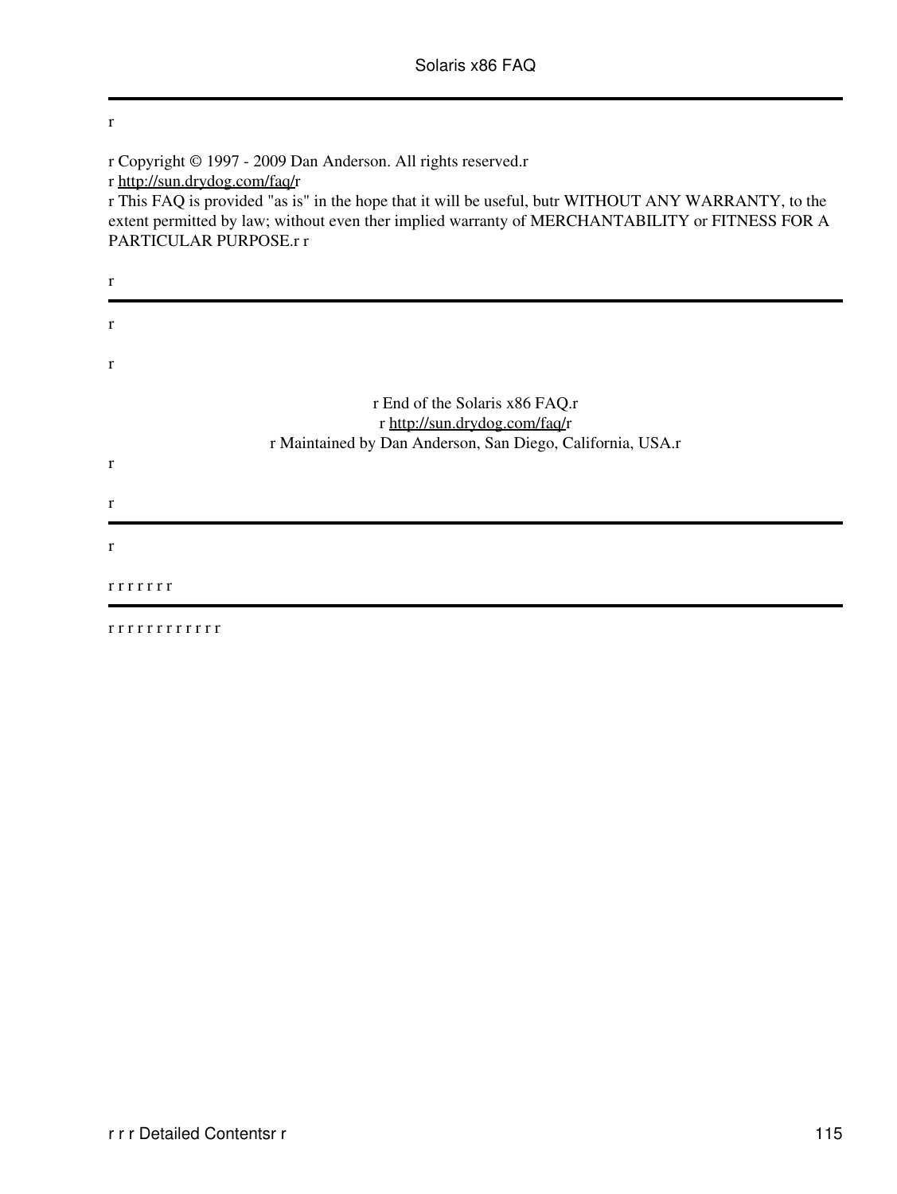r

---

r Copyright © 1997 - 2009 Dan Anderson. All rights reserved.r
r http://sun.drydog.com/faq/r
r This FAQ is provided "as is" in the hope that it will be useful, butr WITHOUT ANY WARRANTY, to the extent permitted by law; without even ther implied warranty of MERCHANTABILITY or FITNESS FOR A PARTICULAR PURPOSE.r r

r

---

r

r

r End of the Solaris x86 FAQ.r
r http://sun.drydog.com/faq/r
r Maintained by Dan Anderson, San Diego, California, USA.r

r

r

---

r

r r r r r r r

---

r r r r r r r r r r r r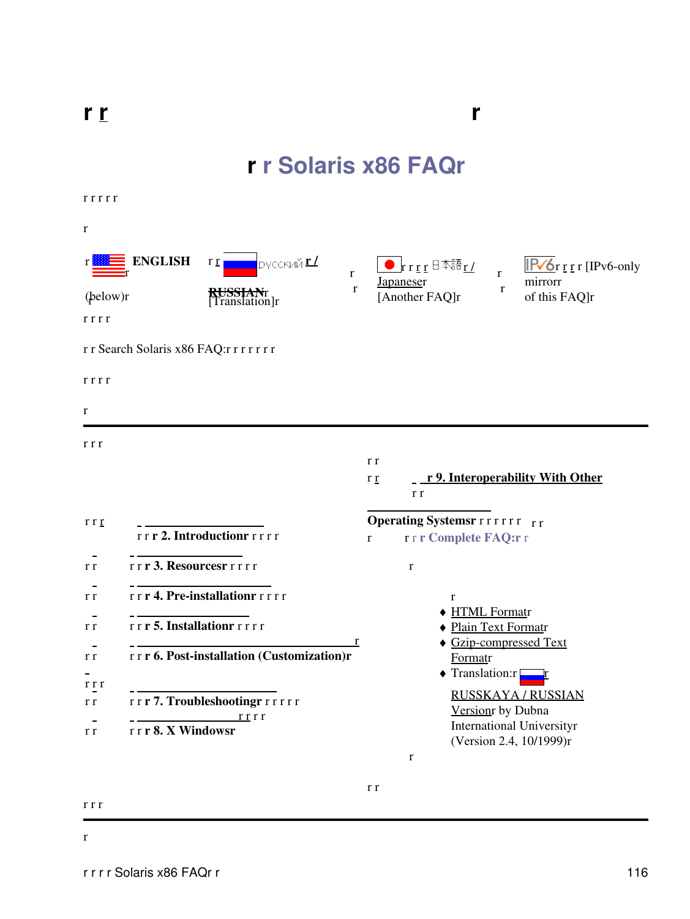# Solaris x86 FAQ

ENGLISH (below)

русский / RUSSIAN [Translation]

日本語 / Japanese [Another FAQ]

[IPv6-only mirror of this FAQ]

Search Solaris x86 FAQ:

---

**2. Introduction**

**3. Resources**

**4. Pre-installation**

**5. Installation**

**6. Post-installation (Customization)**

**7. Troubleshooting**

**8. X Windows**

**9. Interoperability With Other Operating Systems**

**Complete FAQ:**

- HTML Format
- Plain Text Format
- Gzip-compressed Text Format
- Translation: RUSSKAYA / RUSSIAN Version by Dubna International University (Version 2.4, 10/1999)

---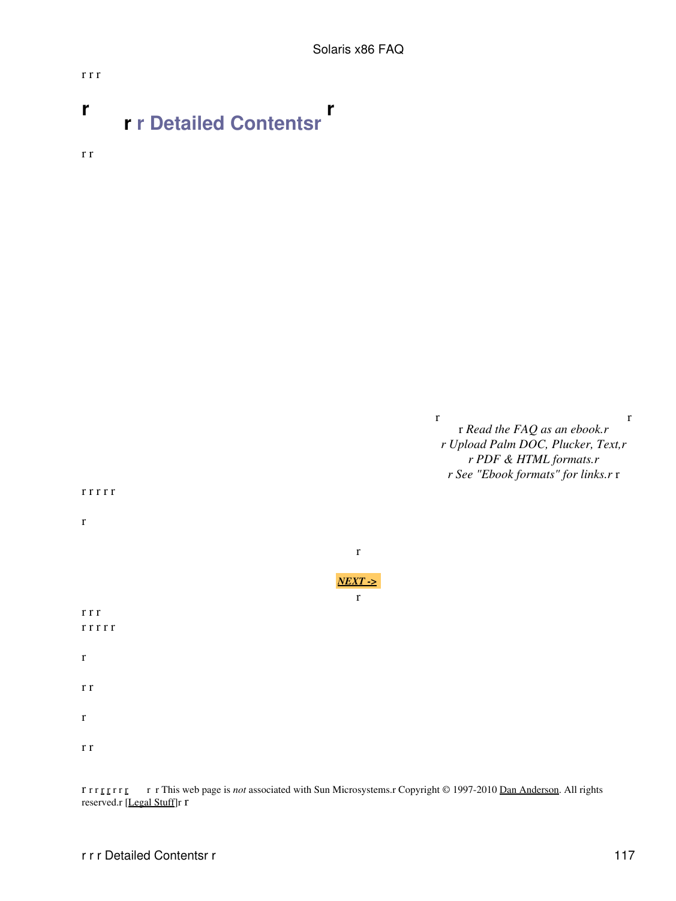# Detailed Contents

*Read the FAQ as an ebook.*
*Upload Palm DOC, Plucker, Text,*
*PDF & HTML formats.*
*See "Ebook formats" for links.*

***NEXT ->***

This web page is *not* associated with Sun Microsystems. Copyright © 1997-2010 Dan Anderson. All rights reserved. [Legal Stuff]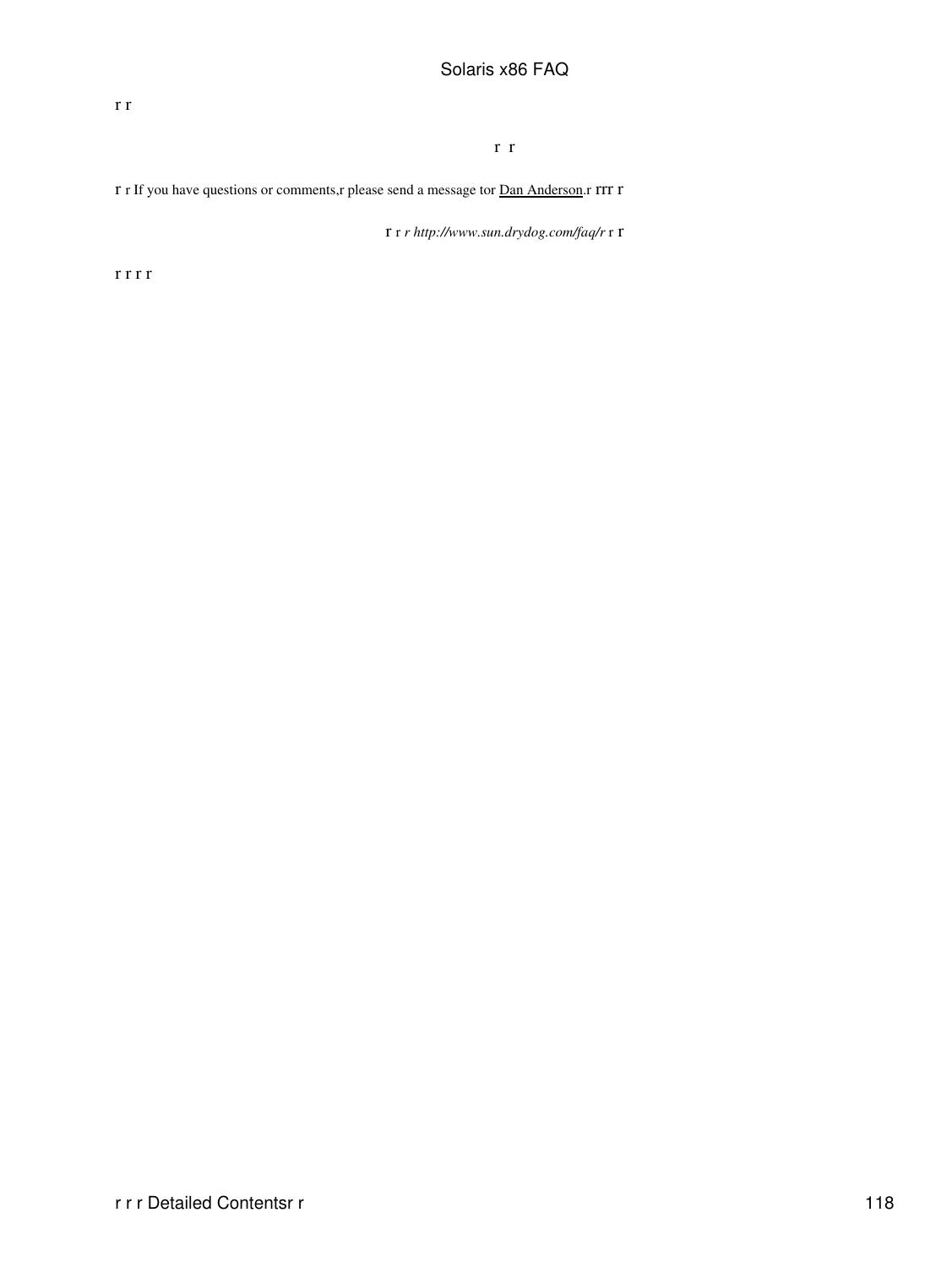r r

r r

r r If you have questions or comments,r please send a message tor Dan Anderson.r rrr r

r r *r http://www.sun.drydog.com/faq/r* r r

r r r r